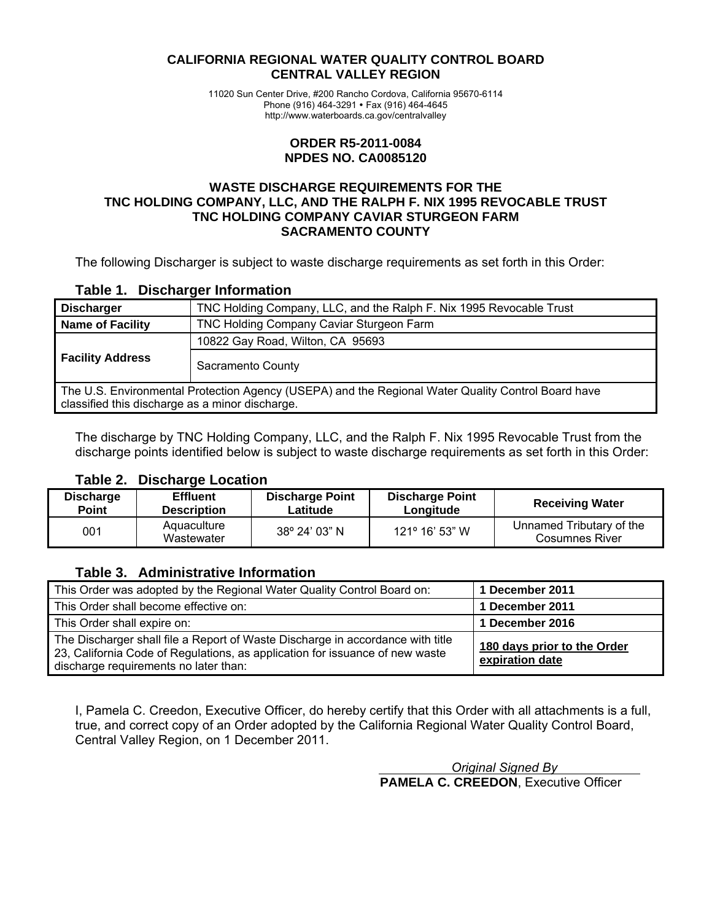**CALIFORNIA REGIONAL WATER QUALITY CONTROL BOARD**
**CENTRAL VALLEY REGION**

11020 Sun Center Drive, #200 Rancho Cordova, California 95670-6114
Phone (916) 464-3291 • Fax (916) 464-4645
http://www.waterboards.ca.gov/centralvalley

**ORDER R5-2011-0084**
**NPDES NO. CA0085120**

**WASTE DISCHARGE REQUIREMENTS FOR THE**
**TNC HOLDING COMPANY, LLC, AND THE RALPH F. NIX 1995 REVOCABLE TRUST**
**TNC HOLDING COMPANY CAVIAR STURGEON FARM**
**SACRAMENTO COUNTY**

The following Discharger is subject to waste discharge requirements as set forth in this Order:

**Table 1. Discharger Information**

| | |
|---|---|
| **Discharger** | TNC Holding Company, LLC, and the Ralph F. Nix 1995 Revocable Trust |
| **Name of Facility** | TNC Holding Company Caviar Sturgeon Farm |
| **Facility Address** | 10822 Gay Road, Wilton, CA 95693 |
| | Sacramento County |
| The U.S. Environmental Protection Agency (USEPA) and the Regional Water Quality Control Board have classified this discharge as a minor discharge. | |

The discharge by TNC Holding Company, LLC, and the Ralph F. Nix 1995 Revocable Trust from the discharge points identified below is subject to waste discharge requirements as set forth in this Order:

**Table 2. Discharge Location**

| Discharge Point | Effluent Description | Discharge Point Latitude | Discharge Point Longitude | Receiving Water |
|---|---|---|---|---|
| 001 | Aquaculture Wastewater | 38º 24' 03" N | 121º 16' 53" W | Unnamed Tributary of the Cosumnes River |

**Table 3. Administrative Information**

| | |
|---|---|
| This Order was adopted by the Regional Water Quality Control Board on: | **1 December 2011** |
| This Order shall become effective on: | **1 December 2011** |
| This Order shall expire on: | **1 December 2016** |
| The Discharger shall file a Report of Waste Discharge in accordance with title 23, California Code of Regulations, as application for issuance of new waste discharge requirements no later than: | **180 days prior to the Order expiration date** |

I, Pamela C. Creedon, Executive Officer, do hereby certify that this Order with all attachments is a full, true, and correct copy of an Order adopted by the California Regional Water Quality Control Board, Central Valley Region, on 1 December 2011.

*Original Signed By*
**PAMELA C. CREEDON**, Executive Officer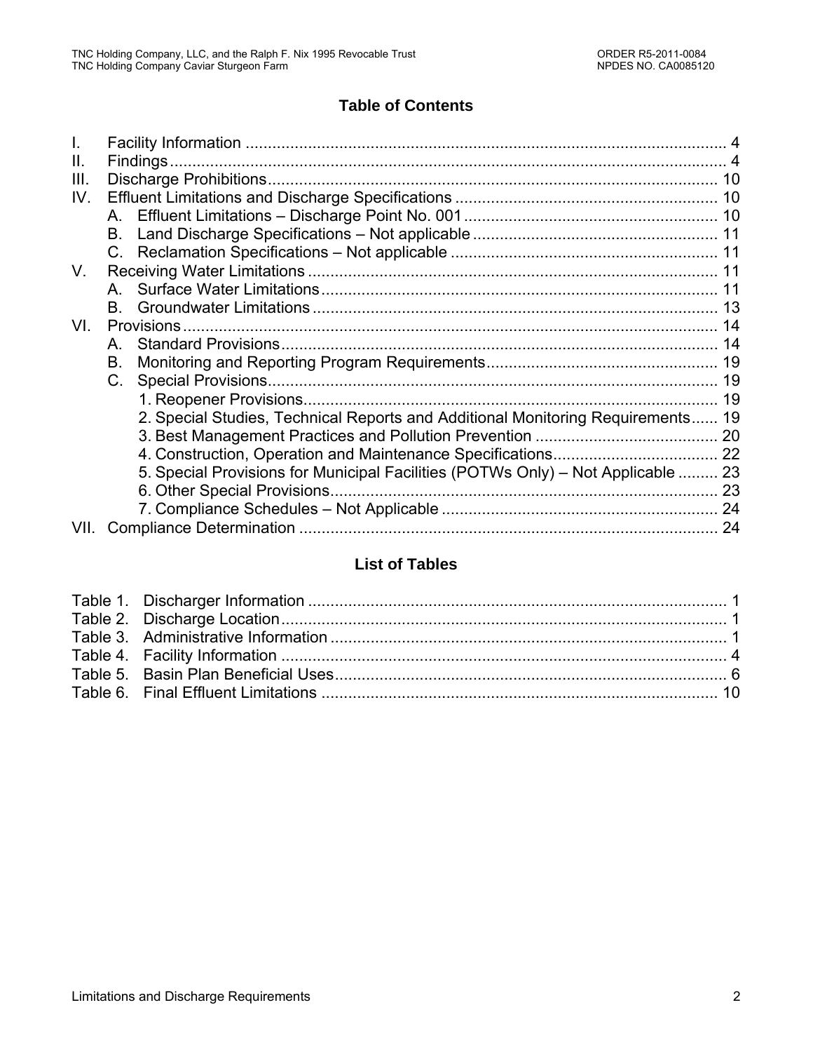## Table of Contents

I. Facility Information ............................................................................................................ 4
II. Findings ............................................................................................................................. 4
III. Discharge Prohibitions ..................................................................................................... 10
IV. Effluent Limitations and Discharge Specifications .......................................................... 10
  A. Effluent Limitations – Discharge Point No. 001 ......................................................... 10
  B. Land Discharge Specifications – Not applicable ....................................................... 11
  C. Reclamation Specifications – Not applicable ............................................................ 11
V. Receiving Water Limitations ............................................................................................ 11
  A. Surface Water Limitations ......................................................................................... 11
  B. Groundwater Limitations ........................................................................................... 13
VI. Provisions ........................................................................................................................ 14
  A. Standard Provisions .................................................................................................. 14
  B. Monitoring and Reporting Program Requirements .................................................... 19
  C. Special Provisions ..................................................................................................... 19
    1. Reopener Provisions ............................................................................................. 19
    2. Special Studies, Technical Reports and Additional Monitoring Requirements ...... 19
    3. Best Management Practices and Pollution Prevention ......................................... 20
    4. Construction, Operation and Maintenance Specifications ..................................... 22
    5. Special Provisions for Municipal Facilities (POTWs Only) – Not Applicable ......... 23
    6. Other Special Provisions ....................................................................................... 23
    7. Compliance Schedules – Not Applicable .............................................................. 24
VII. Compliance Determination .............................................................................................. 24

## List of Tables

Table 1. Discharger Information ............................................................................................. 1
Table 2. Discharge Location ................................................................................................... 1
Table 3. Administrative Information ........................................................................................ 1
Table 4. Facility Information ................................................................................................... 4
Table 5. Basin Plan Beneficial Uses ....................................................................................... 6
Table 6. Final Effluent Limitations ......................................................................................... 10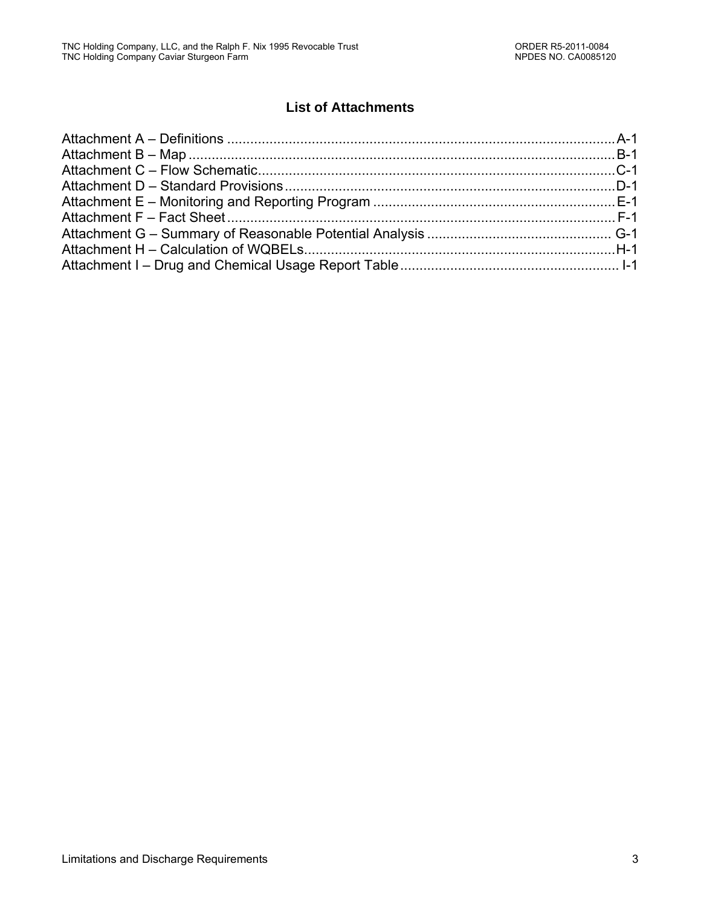## List of Attachments

Attachment A – Definitions ........................................................................................................ A-1
Attachment B – Map .................................................................................................................. B-1
Attachment C – Flow Schematic ................................................................................................ C-1
Attachment D – Standard Provisions ........................................................................................ D-1
Attachment E – Monitoring and Reporting Program ................................................................ E-1
Attachment F – Fact Sheet ....................................................................................................... F-1
Attachment G – Summary of Reasonable Potential Analysis ................................................... G-1
Attachment H – Calculation of WQBELs ................................................................................... H-1
Attachment I – Drug and Chemical Usage Report Table ........................................................... I-1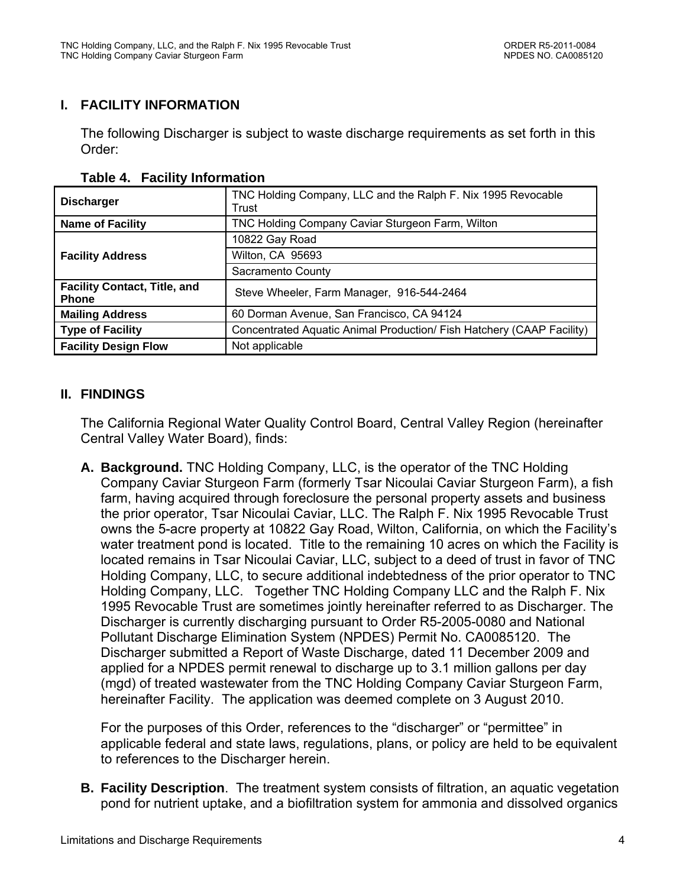## I. FACILITY INFORMATION

The following Discharger is subject to waste discharge requirements as set forth in this Order:

**Table 4. Facility Information**

| | |
|---|---|
| **Discharger** | TNC Holding Company, LLC and the Ralph F. Nix 1995 Revocable Trust |
| **Name of Facility** | TNC Holding Company Caviar Sturgeon Farm, Wilton |
| **Facility Address** | 10822 Gay Road |
| | Wilton, CA 95693 |
| | Sacramento County |
| **Facility Contact, Title, and Phone** | Steve Wheeler, Farm Manager, 916-544-2464 |
| **Mailing Address** | 60 Dorman Avenue, San Francisco, CA 94124 |
| **Type of Facility** | Concentrated Aquatic Animal Production/ Fish Hatchery (CAAP Facility) |
| **Facility Design Flow** | Not applicable |

## II. FINDINGS

The California Regional Water Quality Control Board, Central Valley Region (hereinafter Central Valley Water Board), finds:

**A. Background.** TNC Holding Company, LLC, is the operator of the TNC Holding Company Caviar Sturgeon Farm (formerly Tsar Nicoulai Caviar Sturgeon Farm), a fish farm, having acquired through foreclosure the personal property assets and business the prior operator, Tsar Nicoulai Caviar, LLC. The Ralph F. Nix 1995 Revocable Trust owns the 5-acre property at 10822 Gay Road, Wilton, California, on which the Facility's water treatment pond is located. Title to the remaining 10 acres on which the Facility is located remains in Tsar Nicoulai Caviar, LLC, subject to a deed of trust in favor of TNC Holding Company, LLC, to secure additional indebtedness of the prior operator to TNC Holding Company, LLC. Together TNC Holding Company LLC and the Ralph F. Nix 1995 Revocable Trust are sometimes jointly hereinafter referred to as Discharger. The Discharger is currently discharging pursuant to Order R5-2005-0080 and National Pollutant Discharge Elimination System (NPDES) Permit No. CA0085120. The Discharger submitted a Report of Waste Discharge, dated 11 December 2009 and applied for a NPDES permit renewal to discharge up to 3.1 million gallons per day (mgd) of treated wastewater from the TNC Holding Company Caviar Sturgeon Farm, hereinafter Facility. The application was deemed complete on 3 August 2010.

For the purposes of this Order, references to the "discharger" or "permittee" in applicable federal and state laws, regulations, plans, or policy are held to be equivalent to references to the Discharger herein.

**B. Facility Description**. The treatment system consists of filtration, an aquatic vegetation pond for nutrient uptake, and a biofiltration system for ammonia and dissolved organics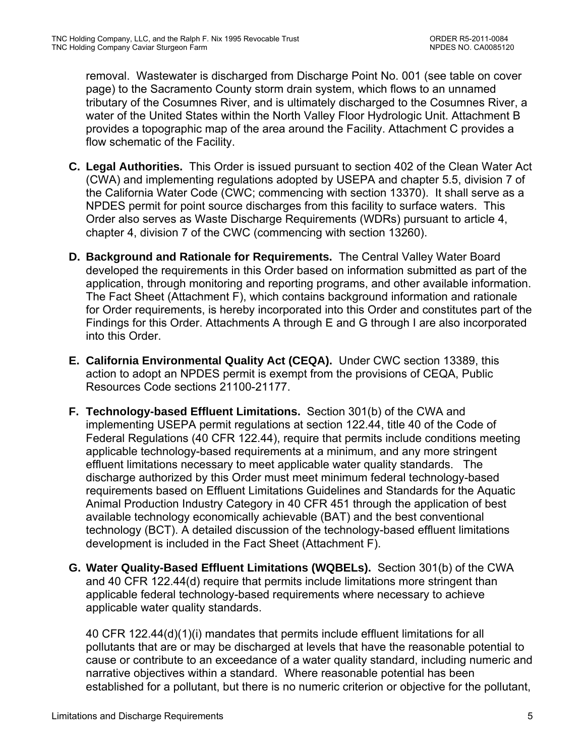removal. Wastewater is discharged from Discharge Point No. 001 (see table on cover page) to the Sacramento County storm drain system, which flows to an unnamed tributary of the Cosumnes River, and is ultimately discharged to the Cosumnes River, a water of the United States within the North Valley Floor Hydrologic Unit. Attachment B provides a topographic map of the area around the Facility. Attachment C provides a flow schematic of the Facility.

**C. Legal Authorities.** This Order is issued pursuant to section 402 of the Clean Water Act (CWA) and implementing regulations adopted by USEPA and chapter 5.5, division 7 of the California Water Code (CWC; commencing with section 13370). It shall serve as a NPDES permit for point source discharges from this facility to surface waters. This Order also serves as Waste Discharge Requirements (WDRs) pursuant to article 4, chapter 4, division 7 of the CWC (commencing with section 13260).

**D. Background and Rationale for Requirements.** The Central Valley Water Board developed the requirements in this Order based on information submitted as part of the application, through monitoring and reporting programs, and other available information. The Fact Sheet (Attachment F), which contains background information and rationale for Order requirements, is hereby incorporated into this Order and constitutes part of the Findings for this Order. Attachments A through E and G through I are also incorporated into this Order.

**E. California Environmental Quality Act (CEQA).** Under CWC section 13389, this action to adopt an NPDES permit is exempt from the provisions of CEQA, Public Resources Code sections 21100-21177.

**F. Technology-based Effluent Limitations.** Section 301(b) of the CWA and implementing USEPA permit regulations at section 122.44, title 40 of the Code of Federal Regulations (40 CFR 122.44), require that permits include conditions meeting applicable technology-based requirements at a minimum, and any more stringent effluent limitations necessary to meet applicable water quality standards. The discharge authorized by this Order must meet minimum federal technology-based requirements based on Effluent Limitations Guidelines and Standards for the Aquatic Animal Production Industry Category in 40 CFR 451 through the application of best available technology economically achievable (BAT) and the best conventional technology (BCT). A detailed discussion of the technology-based effluent limitations development is included in the Fact Sheet (Attachment F).

**G. Water Quality-Based Effluent Limitations (WQBELs).** Section 301(b) of the CWA and 40 CFR 122.44(d) require that permits include limitations more stringent than applicable federal technology-based requirements where necessary to achieve applicable water quality standards.

40 CFR 122.44(d)(1)(i) mandates that permits include effluent limitations for all pollutants that are or may be discharged at levels that have the reasonable potential to cause or contribute to an exceedance of a water quality standard, including numeric and narrative objectives within a standard. Where reasonable potential has been established for a pollutant, but there is no numeric criterion or objective for the pollutant,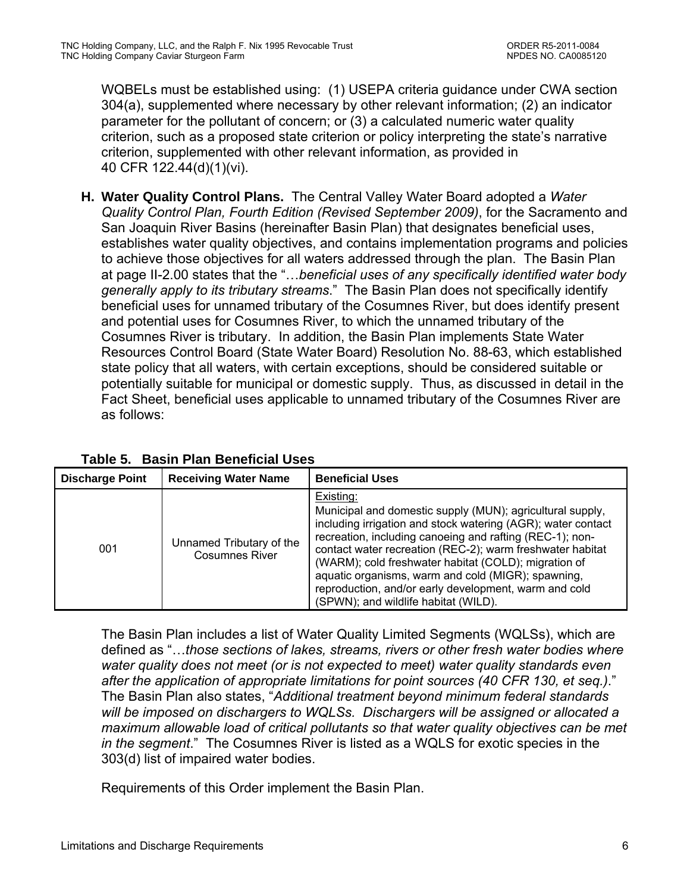WQBELs must be established using: (1) USEPA criteria guidance under CWA section 304(a), supplemented where necessary by other relevant information; (2) an indicator parameter for the pollutant of concern; or (3) a calculated numeric water quality criterion, such as a proposed state criterion or policy interpreting the state's narrative criterion, supplemented with other relevant information, as provided in 40 CFR 122.44(d)(1)(vi).

**H. Water Quality Control Plans.** The Central Valley Water Board adopted a *Water Quality Control Plan, Fourth Edition (Revised September 2009)*, for the Sacramento and San Joaquin River Basins (hereinafter Basin Plan) that designates beneficial uses, establishes water quality objectives, and contains implementation programs and policies to achieve those objectives for all waters addressed through the plan. The Basin Plan at page II-2.00 states that the "…*beneficial uses of any specifically identified water body generally apply to its tributary streams*." The Basin Plan does not specifically identify beneficial uses for unnamed tributary of the Cosumnes River, but does identify present and potential uses for Cosumnes River, to which the unnamed tributary of the Cosumnes River is tributary. In addition, the Basin Plan implements State Water Resources Control Board (State Water Board) Resolution No. 88-63, which established state policy that all waters, with certain exceptions, should be considered suitable or potentially suitable for municipal or domestic supply. Thus, as discussed in detail in the Fact Sheet, beneficial uses applicable to unnamed tributary of the Cosumnes River are as follows:

**Table 5. Basin Plan Beneficial Uses**

| Discharge Point | Receiving Water Name | Beneficial Uses |
|---|---|---|
| 001 | Unnamed Tributary of the Cosumnes River | Existing: Municipal and domestic supply (MUN); agricultural supply, including irrigation and stock watering (AGR); water contact recreation, including canoeing and rafting (REC-1); non-contact water recreation (REC-2); warm freshwater habitat (WARM); cold freshwater habitat (COLD); migration of aquatic organisms, warm and cold (MIGR); spawning, reproduction, and/or early development, warm and cold (SPWN); and wildlife habitat (WILD). |

The Basin Plan includes a list of Water Quality Limited Segments (WQLSs), which are defined as "…*those sections of lakes, streams, rivers or other fresh water bodies where water quality does not meet (or is not expected to meet) water quality standards even after the application of appropriate limitations for point sources (40 CFR 130, et seq.)*." The Basin Plan also states, "*Additional treatment beyond minimum federal standards will be imposed on dischargers to WQLSs. Dischargers will be assigned or allocated a maximum allowable load of critical pollutants so that water quality objectives can be met in the segment*." The Cosumnes River is listed as a WQLS for exotic species in the 303(d) list of impaired water bodies.

Requirements of this Order implement the Basin Plan.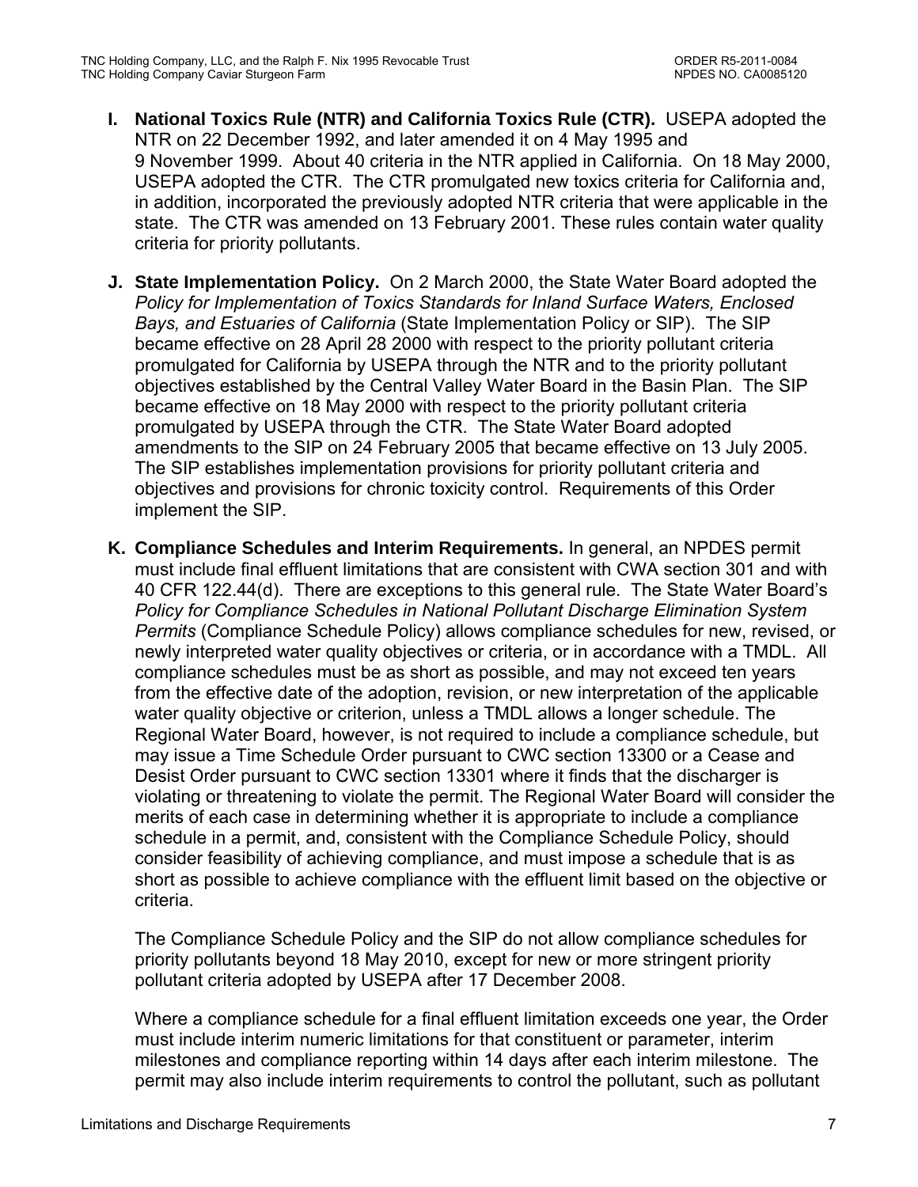**I. National Toxics Rule (NTR) and California Toxics Rule (CTR).** USEPA adopted the NTR on 22 December 1992, and later amended it on 4 May 1995 and 9 November 1999. About 40 criteria in the NTR applied in California. On 18 May 2000, USEPA adopted the CTR. The CTR promulgated new toxics criteria for California and, in addition, incorporated the previously adopted NTR criteria that were applicable in the state. The CTR was amended on 13 February 2001. These rules contain water quality criteria for priority pollutants.

**J. State Implementation Policy.** On 2 March 2000, the State Water Board adopted the *Policy for Implementation of Toxics Standards for Inland Surface Waters, Enclosed Bays, and Estuaries of California* (State Implementation Policy or SIP). The SIP became effective on 28 April 28 2000 with respect to the priority pollutant criteria promulgated for California by USEPA through the NTR and to the priority pollutant objectives established by the Central Valley Water Board in the Basin Plan. The SIP became effective on 18 May 2000 with respect to the priority pollutant criteria promulgated by USEPA through the CTR. The State Water Board adopted amendments to the SIP on 24 February 2005 that became effective on 13 July 2005. The SIP establishes implementation provisions for priority pollutant criteria and objectives and provisions for chronic toxicity control. Requirements of this Order implement the SIP.

**K. Compliance Schedules and Interim Requirements.** In general, an NPDES permit must include final effluent limitations that are consistent with CWA section 301 and with 40 CFR 122.44(d). There are exceptions to this general rule. The State Water Board's *Policy for Compliance Schedules in National Pollutant Discharge Elimination System Permits* (Compliance Schedule Policy) allows compliance schedules for new, revised, or newly interpreted water quality objectives or criteria, or in accordance with a TMDL. All compliance schedules must be as short as possible, and may not exceed ten years from the effective date of the adoption, revision, or new interpretation of the applicable water quality objective or criterion, unless a TMDL allows a longer schedule. The Regional Water Board, however, is not required to include a compliance schedule, but may issue a Time Schedule Order pursuant to CWC section 13300 or a Cease and Desist Order pursuant to CWC section 13301 where it finds that the discharger is violating or threatening to violate the permit. The Regional Water Board will consider the merits of each case in determining whether it is appropriate to include a compliance schedule in a permit, and, consistent with the Compliance Schedule Policy, should consider feasibility of achieving compliance, and must impose a schedule that is as short as possible to achieve compliance with the effluent limit based on the objective or criteria.

The Compliance Schedule Policy and the SIP do not allow compliance schedules for priority pollutants beyond 18 May 2010, except for new or more stringent priority pollutant criteria adopted by USEPA after 17 December 2008.

Where a compliance schedule for a final effluent limitation exceeds one year, the Order must include interim numeric limitations for that constituent or parameter, interim milestones and compliance reporting within 14 days after each interim milestone. The permit may also include interim requirements to control the pollutant, such as pollutant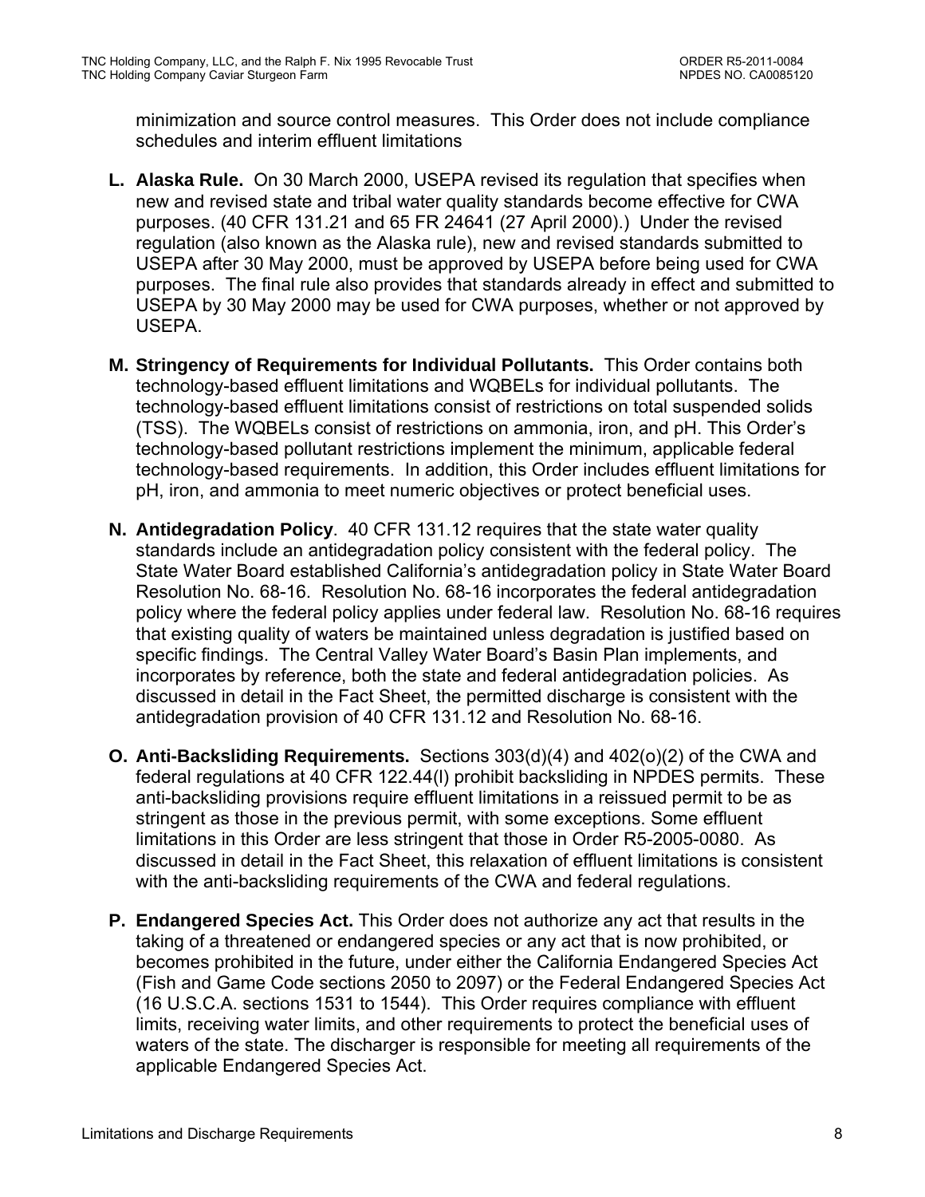minimization and source control measures. This Order does not include compliance schedules and interim effluent limitations

**L. Alaska Rule.** On 30 March 2000, USEPA revised its regulation that specifies when new and revised state and tribal water quality standards become effective for CWA purposes. (40 CFR 131.21 and 65 FR 24641 (27 April 2000).) Under the revised regulation (also known as the Alaska rule), new and revised standards submitted to USEPA after 30 May 2000, must be approved by USEPA before being used for CWA purposes. The final rule also provides that standards already in effect and submitted to USEPA by 30 May 2000 may be used for CWA purposes, whether or not approved by USEPA.

**M. Stringency of Requirements for Individual Pollutants.** This Order contains both technology-based effluent limitations and WQBELs for individual pollutants. The technology-based effluent limitations consist of restrictions on total suspended solids (TSS). The WQBELs consist of restrictions on ammonia, iron, and pH. This Order's technology-based pollutant restrictions implement the minimum, applicable federal technology-based requirements. In addition, this Order includes effluent limitations for pH, iron, and ammonia to meet numeric objectives or protect beneficial uses.

**N. Antidegradation Policy**. 40 CFR 131.12 requires that the state water quality standards include an antidegradation policy consistent with the federal policy. The State Water Board established California's antidegradation policy in State Water Board Resolution No. 68-16. Resolution No. 68-16 incorporates the federal antidegradation policy where the federal policy applies under federal law. Resolution No. 68-16 requires that existing quality of waters be maintained unless degradation is justified based on specific findings. The Central Valley Water Board's Basin Plan implements, and incorporates by reference, both the state and federal antidegradation policies. As discussed in detail in the Fact Sheet, the permitted discharge is consistent with the antidegradation provision of 40 CFR 131.12 and Resolution No. 68-16.

**O. Anti-Backsliding Requirements.** Sections 303(d)(4) and 402(o)(2) of the CWA and federal regulations at 40 CFR 122.44(l) prohibit backsliding in NPDES permits. These anti-backsliding provisions require effluent limitations in a reissued permit to be as stringent as those in the previous permit, with some exceptions. Some effluent limitations in this Order are less stringent that those in Order R5-2005-0080. As discussed in detail in the Fact Sheet, this relaxation of effluent limitations is consistent with the anti-backsliding requirements of the CWA and federal regulations.

**P. Endangered Species Act.** This Order does not authorize any act that results in the taking of a threatened or endangered species or any act that is now prohibited, or becomes prohibited in the future, under either the California Endangered Species Act (Fish and Game Code sections 2050 to 2097) or the Federal Endangered Species Act (16 U.S.C.A. sections 1531 to 1544). This Order requires compliance with effluent limits, receiving water limits, and other requirements to protect the beneficial uses of waters of the state. The discharger is responsible for meeting all requirements of the applicable Endangered Species Act.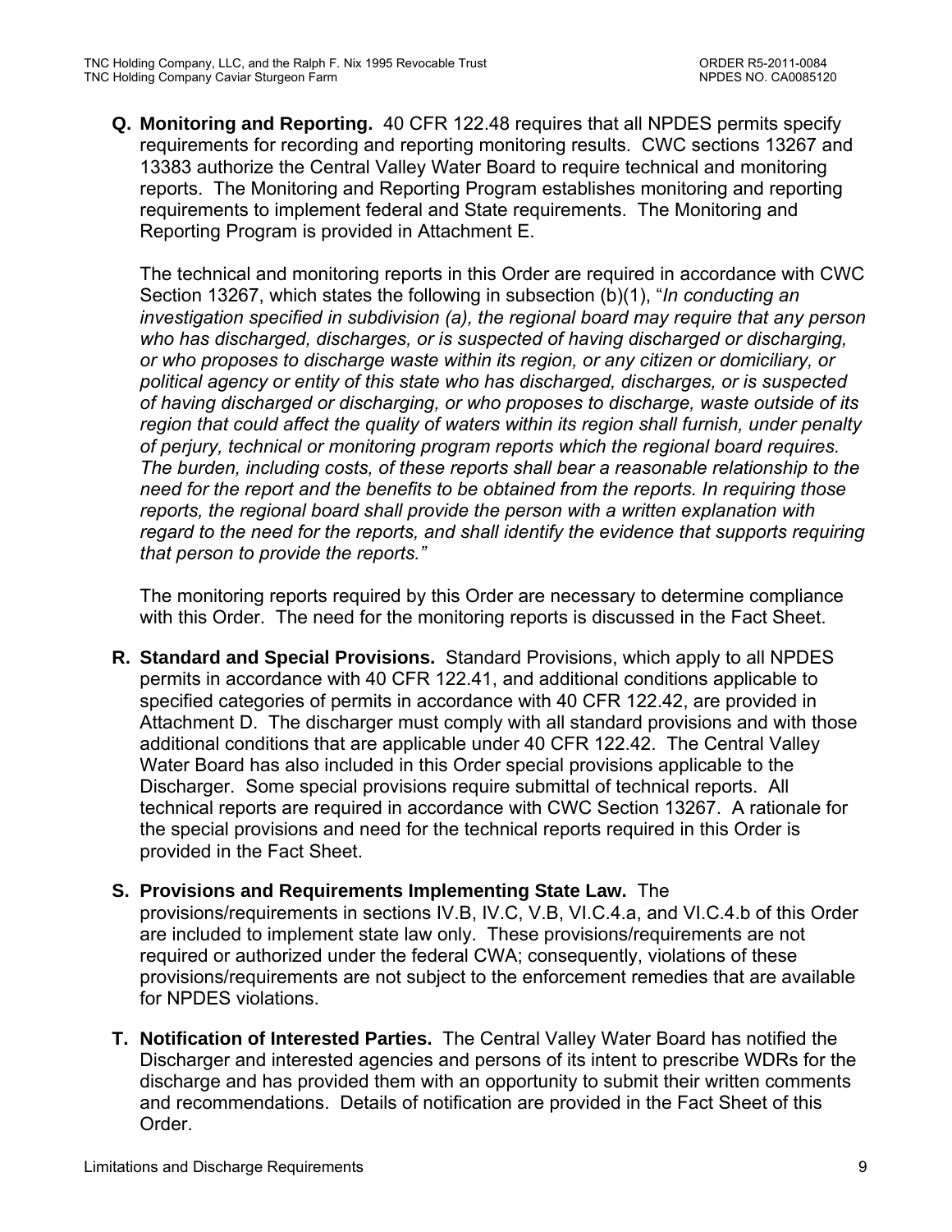**Q. Monitoring and Reporting.** 40 CFR 122.48 requires that all NPDES permits specify requirements for recording and reporting monitoring results. CWC sections 13267 and 13383 authorize the Central Valley Water Board to require technical and monitoring reports. The Monitoring and Reporting Program establishes monitoring and reporting requirements to implement federal and State requirements. The Monitoring and Reporting Program is provided in Attachment E.

The technical and monitoring reports in this Order are required in accordance with CWC Section 13267, which states the following in subsection (b)(1), "*In conducting an investigation specified in subdivision (a), the regional board may require that any person who has discharged, discharges, or is suspected of having discharged or discharging, or who proposes to discharge waste within its region, or any citizen or domiciliary, or political agency or entity of this state who has discharged, discharges, or is suspected of having discharged or discharging, or who proposes to discharge, waste outside of its region that could affect the quality of waters within its region shall furnish, under penalty of perjury, technical or monitoring program reports which the regional board requires. The burden, including costs, of these reports shall bear a reasonable relationship to the need for the report and the benefits to be obtained from the reports. In requiring those reports, the regional board shall provide the person with a written explanation with regard to the need for the reports, and shall identify the evidence that supports requiring that person to provide the reports.*"

The monitoring reports required by this Order are necessary to determine compliance with this Order. The need for the monitoring reports is discussed in the Fact Sheet.

**R. Standard and Special Provisions.** Standard Provisions, which apply to all NPDES permits in accordance with 40 CFR 122.41, and additional conditions applicable to specified categories of permits in accordance with 40 CFR 122.42, are provided in Attachment D. The discharger must comply with all standard provisions and with those additional conditions that are applicable under 40 CFR 122.42. The Central Valley Water Board has also included in this Order special provisions applicable to the Discharger. Some special provisions require submittal of technical reports. All technical reports are required in accordance with CWC Section 13267. A rationale for the special provisions and need for the technical reports required in this Order is provided in the Fact Sheet.

**S. Provisions and Requirements Implementing State Law.** The provisions/requirements in sections IV.B, IV.C, V.B, VI.C.4.a, and VI.C.4.b of this Order are included to implement state law only. These provisions/requirements are not required or authorized under the federal CWA; consequently, violations of these provisions/requirements are not subject to the enforcement remedies that are available for NPDES violations.

**T. Notification of Interested Parties.** The Central Valley Water Board has notified the Discharger and interested agencies and persons of its intent to prescribe WDRs for the discharge and has provided them with an opportunity to submit their written comments and recommendations. Details of notification are provided in the Fact Sheet of this Order.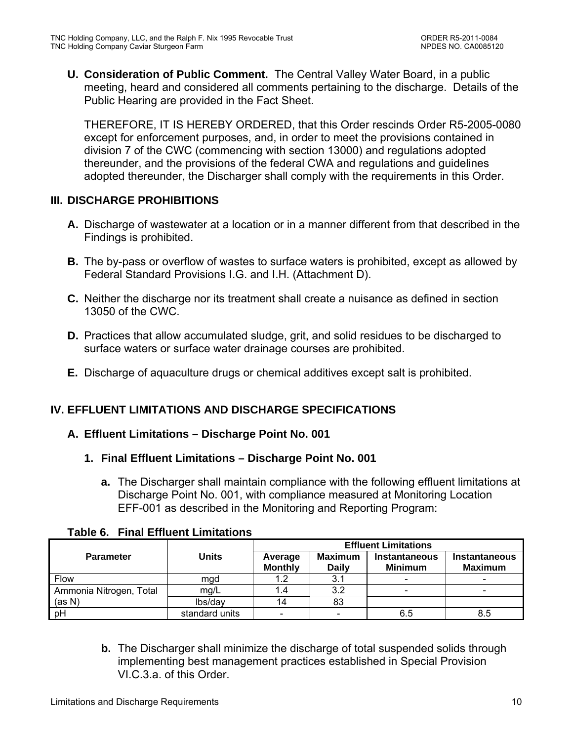**U. Consideration of Public Comment.** The Central Valley Water Board, in a public meeting, heard and considered all comments pertaining to the discharge. Details of the Public Hearing are provided in the Fact Sheet.

THEREFORE, IT IS HEREBY ORDERED, that this Order rescinds Order R5-2005-0080 except for enforcement purposes, and, in order to meet the provisions contained in division 7 of the CWC (commencing with section 13000) and regulations adopted thereunder, and the provisions of the federal CWA and regulations and guidelines adopted thereunder, the Discharger shall comply with the requirements in this Order.

## III. DISCHARGE PROHIBITIONS

**A.** Discharge of wastewater at a location or in a manner different from that described in the Findings is prohibited.

**B.** The by-pass or overflow of wastes to surface waters is prohibited, except as allowed by Federal Standard Provisions I.G. and I.H. (Attachment D).

**C.** Neither the discharge nor its treatment shall create a nuisance as defined in section 13050 of the CWC.

**D.** Practices that allow accumulated sludge, grit, and solid residues to be discharged to surface waters or surface water drainage courses are prohibited.

**E.** Discharge of aquaculture drugs or chemical additives except salt is prohibited.

## IV. EFFLUENT LIMITATIONS AND DISCHARGE SPECIFICATIONS

### A. Effluent Limitations – Discharge Point No. 001

#### 1. Final Effluent Limitations – Discharge Point No. 001

**a.** The Discharger shall maintain compliance with the following effluent limitations at Discharge Point No. 001, with compliance measured at Monitoring Location EFF-001 as described in the Monitoring and Reporting Program:

**Table 6. Final Effluent Limitations**

| Parameter | Units | Effluent Limitations | | | |
|---|---|---|---|---|---|
| | | Average Monthly | Maximum Daily | Instantaneous Minimum | Instantaneous Maximum |
| Flow | mgd | 1.2 | 3.1 | - | - |
| Ammonia Nitrogen, Total (as N) | mg/L | 1.4 | 3.2 | - | - |
| | lbs/day | 14 | 83 | | |
| pH | standard units | - | - | 6.5 | 8.5 |

**b.** The Discharger shall minimize the discharge of total suspended solids through implementing best management practices established in Special Provision VI.C.3.a. of this Order.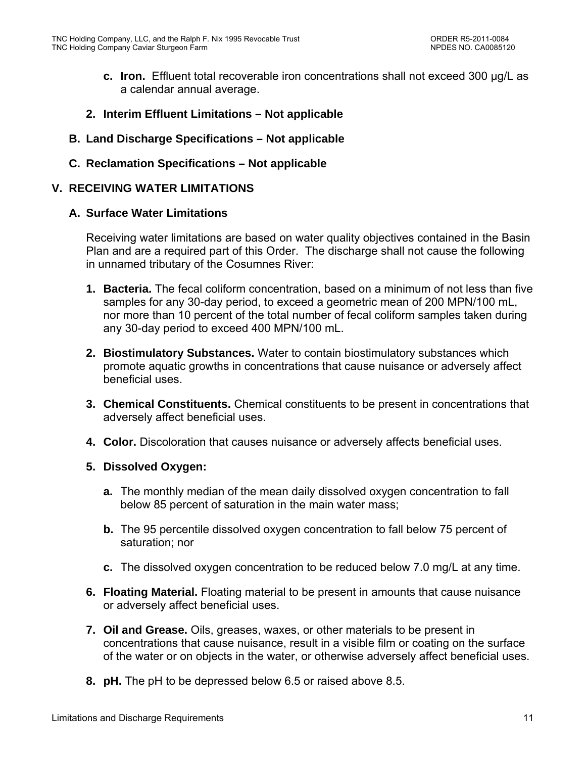c. **Iron.** Effluent total recoverable iron concentrations shall not exceed 300 µg/L as a calendar annual average.

2. **Interim Effluent Limitations – Not applicable**

**B. Land Discharge Specifications – Not applicable**

**C. Reclamation Specifications – Not applicable**

## V. RECEIVING WATER LIMITATIONS

### A. Surface Water Limitations

Receiving water limitations are based on water quality objectives contained in the Basin Plan and are a required part of this Order. The discharge shall not cause the following in unnamed tributary of the Cosumnes River:

1. **Bacteria.** The fecal coliform concentration, based on a minimum of not less than five samples for any 30-day period, to exceed a geometric mean of 200 MPN/100 mL, nor more than 10 percent of the total number of fecal coliform samples taken during any 30-day period to exceed 400 MPN/100 mL.

2. **Biostimulatory Substances.** Water to contain biostimulatory substances which promote aquatic growths in concentrations that cause nuisance or adversely affect beneficial uses.

3. **Chemical Constituents.** Chemical constituents to be present in concentrations that adversely affect beneficial uses.

4. **Color.** Discoloration that causes nuisance or adversely affects beneficial uses.

5. **Dissolved Oxygen:**

   a. The monthly median of the mean daily dissolved oxygen concentration to fall below 85 percent of saturation in the main water mass;

   b. The 95 percentile dissolved oxygen concentration to fall below 75 percent of saturation; nor

   c. The dissolved oxygen concentration to be reduced below 7.0 mg/L at any time.

6. **Floating Material.** Floating material to be present in amounts that cause nuisance or adversely affect beneficial uses.

7. **Oil and Grease.** Oils, greases, waxes, or other materials to be present in concentrations that cause nuisance, result in a visible film or coating on the surface of the water or on objects in the water, or otherwise adversely affect beneficial uses.

8. **pH.** The pH to be depressed below 6.5 or raised above 8.5.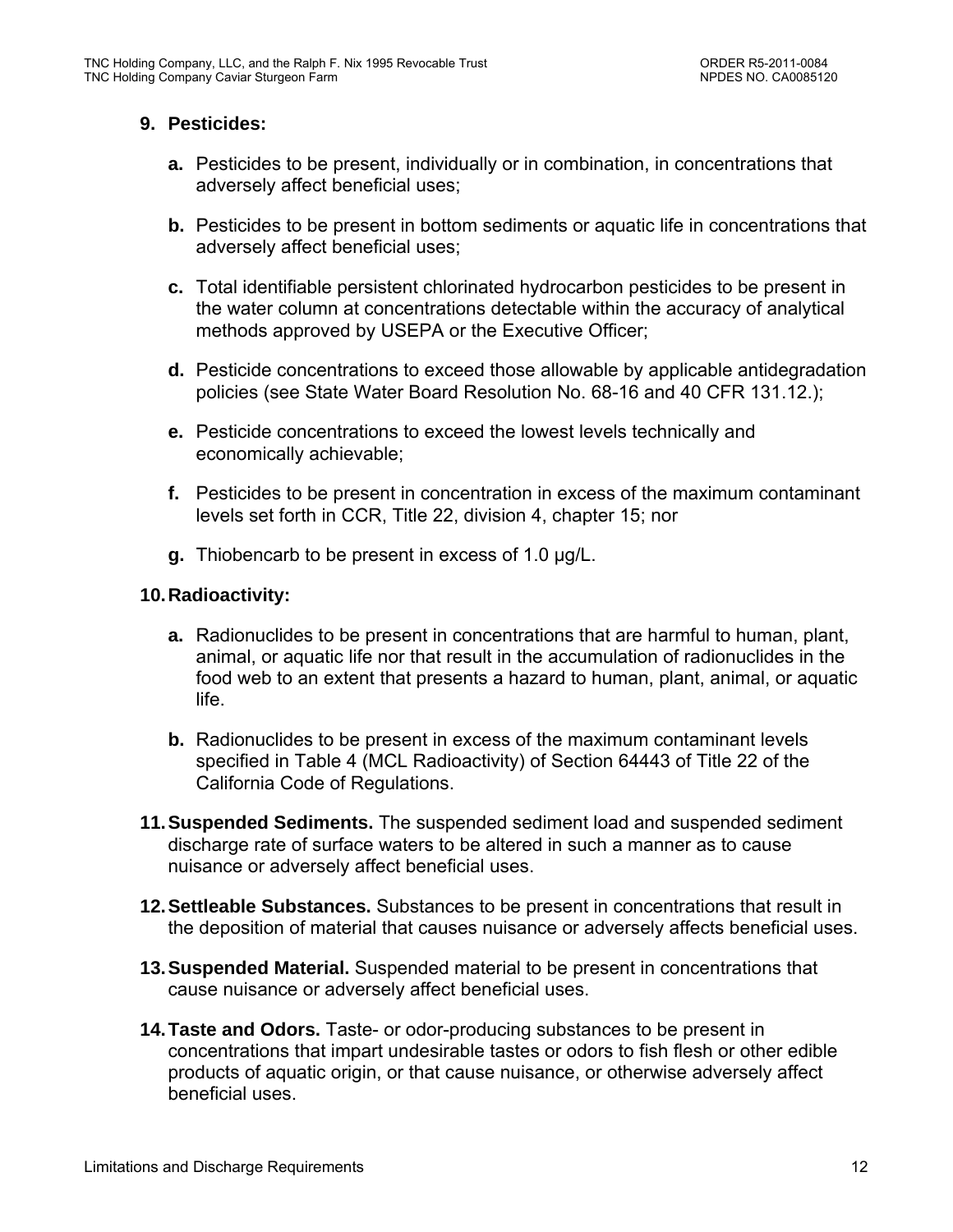9. **Pesticides:**

   a. Pesticides to be present, individually or in combination, in concentrations that adversely affect beneficial uses;

   b. Pesticides to be present in bottom sediments or aquatic life in concentrations that adversely affect beneficial uses;

   c. Total identifiable persistent chlorinated hydrocarbon pesticides to be present in the water column at concentrations detectable within the accuracy of analytical methods approved by USEPA or the Executive Officer;

   d. Pesticide concentrations to exceed those allowable by applicable antidegradation policies (see State Water Board Resolution No. 68-16 and 40 CFR 131.12.);

   e. Pesticide concentrations to exceed the lowest levels technically and economically achievable;

   f. Pesticides to be present in concentration in excess of the maximum contaminant levels set forth in CCR, Title 22, division 4, chapter 15; nor

   g. Thiobencarb to be present in excess of 1.0 µg/L.

10. **Radioactivity:**

    a. Radionuclides to be present in concentrations that are harmful to human, plant, animal, or aquatic life nor that result in the accumulation of radionuclides in the food web to an extent that presents a hazard to human, plant, animal, or aquatic life.

    b. Radionuclides to be present in excess of the maximum contaminant levels specified in Table 4 (MCL Radioactivity) of Section 64443 of Title 22 of the California Code of Regulations.

11. **Suspended Sediments.** The suspended sediment load and suspended sediment discharge rate of surface waters to be altered in such a manner as to cause nuisance or adversely affect beneficial uses.

12. **Settleable Substances.** Substances to be present in concentrations that result in the deposition of material that causes nuisance or adversely affects beneficial uses.

13. **Suspended Material.** Suspended material to be present in concentrations that cause nuisance or adversely affect beneficial uses.

14. **Taste and Odors.** Taste- or odor-producing substances to be present in concentrations that impart undesirable tastes or odors to fish flesh or other edible products of aquatic origin, or that cause nuisance, or otherwise adversely affect beneficial uses.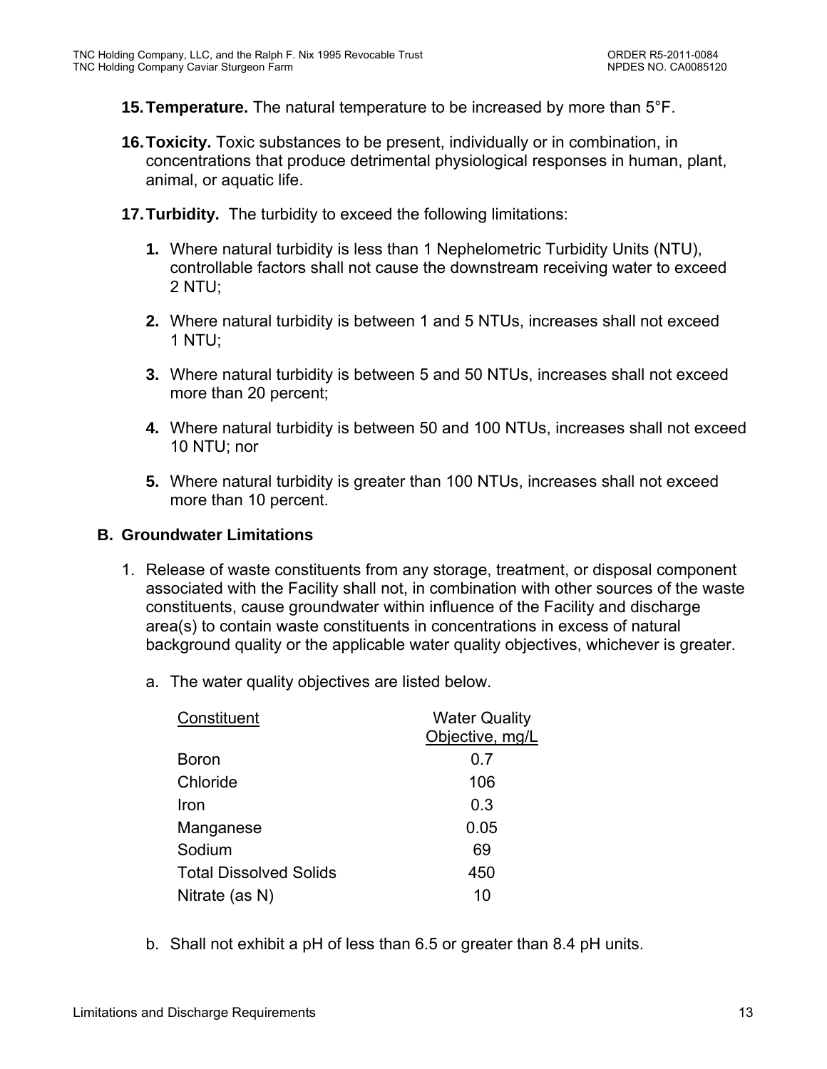15. **Temperature.** The natural temperature to be increased by more than 5°F.

16. **Toxicity.** Toxic substances to be present, individually or in combination, in concentrations that produce detrimental physiological responses in human, plant, animal, or aquatic life.

17. **Turbidity.** The turbidity to exceed the following limitations:

    1. Where natural turbidity is less than 1 Nephelometric Turbidity Units (NTU), controllable factors shall not cause the downstream receiving water to exceed 2 NTU;

    2. Where natural turbidity is between 1 and 5 NTUs, increases shall not exceed 1 NTU;

    3. Where natural turbidity is between 5 and 50 NTUs, increases shall not exceed more than 20 percent;

    4. Where natural turbidity is between 50 and 100 NTUs, increases shall not exceed 10 NTU; nor

    5. Where natural turbidity is greater than 100 NTUs, increases shall not exceed more than 10 percent.

### B. Groundwater Limitations

1. Release of waste constituents from any storage, treatment, or disposal component associated with the Facility shall not, in combination with other sources of the waste constituents, cause groundwater within influence of the Facility and discharge area(s) to contain waste constituents in concentrations in excess of natural background quality or the applicable water quality objectives, whichever is greater.

   a. The water quality objectives are listed below.

   | Constituent | Water Quality Objective, mg/L |
   |---|---|
   | Boron | 0.7 |
   | Chloride | 106 |
   | Iron | 0.3 |
   | Manganese | 0.05 |
   | Sodium | 69 |
   | Total Dissolved Solids | 450 |
   | Nitrate (as N) | 10 |

   b. Shall not exhibit a pH of less than 6.5 or greater than 8.4 pH units.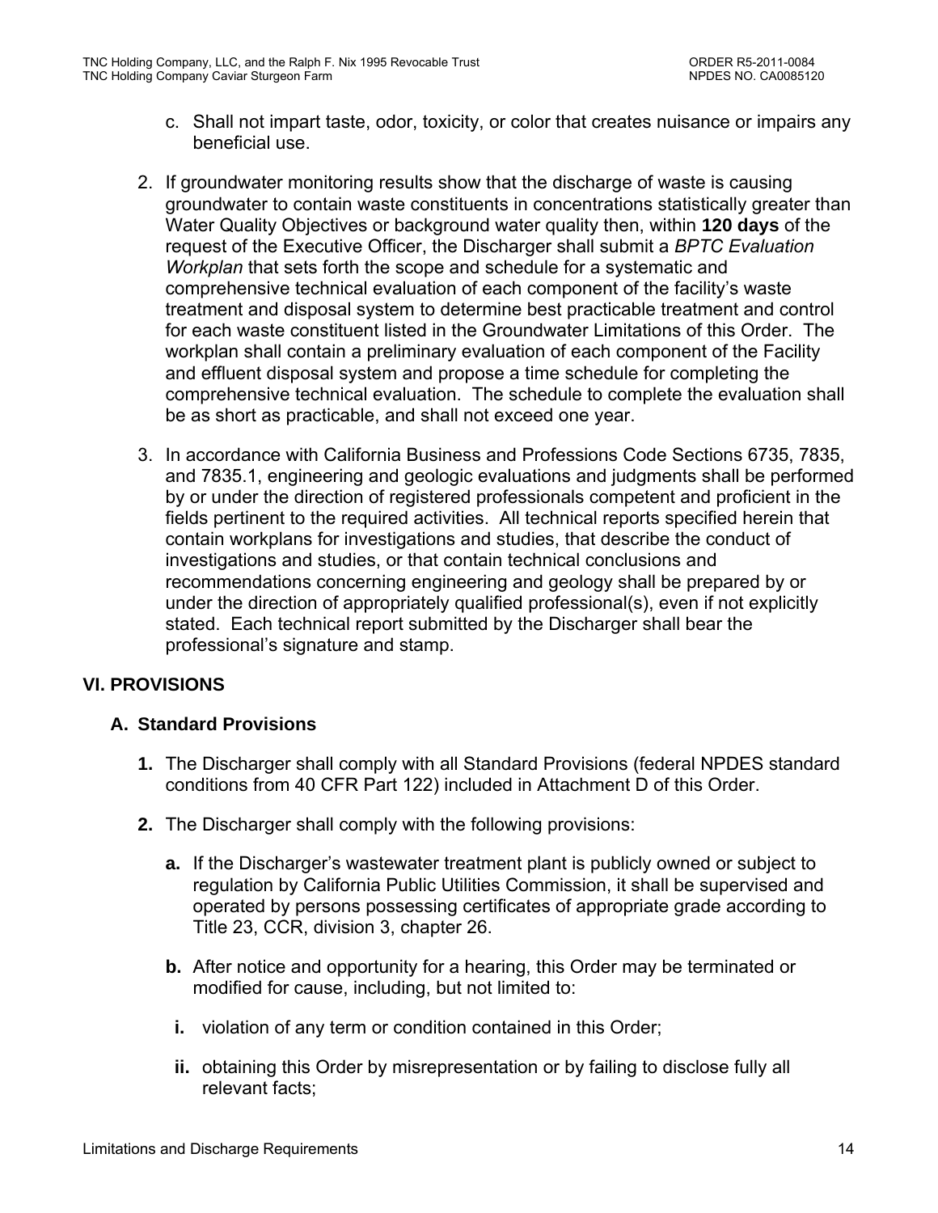c. Shall not impart taste, odor, toxicity, or color that creates nuisance or impairs any beneficial use.

2. If groundwater monitoring results show that the discharge of waste is causing groundwater to contain waste constituents in concentrations statistically greater than Water Quality Objectives or background water quality then, within **120 days** of the request of the Executive Officer, the Discharger shall submit a *BPTC Evaluation Workplan* that sets forth the scope and schedule for a systematic and comprehensive technical evaluation of each component of the facility's waste treatment and disposal system to determine best practicable treatment and control for each waste constituent listed in the Groundwater Limitations of this Order. The workplan shall contain a preliminary evaluation of each component of the Facility and effluent disposal system and propose a time schedule for completing the comprehensive technical evaluation. The schedule to complete the evaluation shall be as short as practicable, and shall not exceed one year.

3. In accordance with California Business and Professions Code Sections 6735, 7835, and 7835.1, engineering and geologic evaluations and judgments shall be performed by or under the direction of registered professionals competent and proficient in the fields pertinent to the required activities. All technical reports specified herein that contain workplans for investigations and studies, that describe the conduct of investigations and studies, or that contain technical conclusions and recommendations concerning engineering and geology shall be prepared by or under the direction of appropriately qualified professional(s), even if not explicitly stated. Each technical report submitted by the Discharger shall bear the professional's signature and stamp.

## VI. PROVISIONS

### A. Standard Provisions

**1.** The Discharger shall comply with all Standard Provisions (federal NPDES standard conditions from 40 CFR Part 122) included in Attachment D of this Order.

**2.** The Discharger shall comply with the following provisions:

**a.** If the Discharger's wastewater treatment plant is publicly owned or subject to regulation by California Public Utilities Commission, it shall be supervised and operated by persons possessing certificates of appropriate grade according to Title 23, CCR, division 3, chapter 26.

**b.** After notice and opportunity for a hearing, this Order may be terminated or modified for cause, including, but not limited to:

**i.** violation of any term or condition contained in this Order;

**ii.** obtaining this Order by misrepresentation or by failing to disclose fully all relevant facts;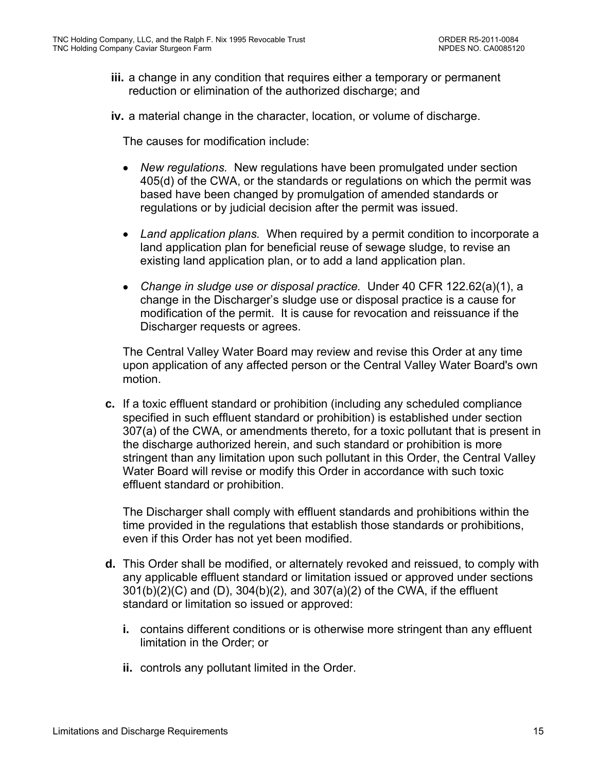**iii.** a change in any condition that requires either a temporary or permanent reduction or elimination of the authorized discharge; and

**iv.** a material change in the character, location, or volume of discharge.

The causes for modification include:

- *New regulations.* New regulations have been promulgated under section 405(d) of the CWA, or the standards or regulations on which the permit was based have been changed by promulgation of amended standards or regulations or by judicial decision after the permit was issued.
- *Land application plans.* When required by a permit condition to incorporate a land application plan for beneficial reuse of sewage sludge, to revise an existing land application plan, or to add a land application plan.
- *Change in sludge use or disposal practice.* Under 40 CFR 122.62(a)(1), a change in the Discharger's sludge use or disposal practice is a cause for modification of the permit. It is cause for revocation and reissuance if the Discharger requests or agrees.

The Central Valley Water Board may review and revise this Order at any time upon application of any affected person or the Central Valley Water Board's own motion.

**c.** If a toxic effluent standard or prohibition (including any scheduled compliance specified in such effluent standard or prohibition) is established under section 307(a) of the CWA, or amendments thereto, for a toxic pollutant that is present in the discharge authorized herein, and such standard or prohibition is more stringent than any limitation upon such pollutant in this Order, the Central Valley Water Board will revise or modify this Order in accordance with such toxic effluent standard or prohibition.

The Discharger shall comply with effluent standards and prohibitions within the time provided in the regulations that establish those standards or prohibitions, even if this Order has not yet been modified.

**d.** This Order shall be modified, or alternately revoked and reissued, to comply with any applicable effluent standard or limitation issued or approved under sections 301(b)(2)(C) and (D), 304(b)(2), and 307(a)(2) of the CWA, if the effluent standard or limitation so issued or approved:

**i.** contains different conditions or is otherwise more stringent than any effluent limitation in the Order; or

**ii.** controls any pollutant limited in the Order.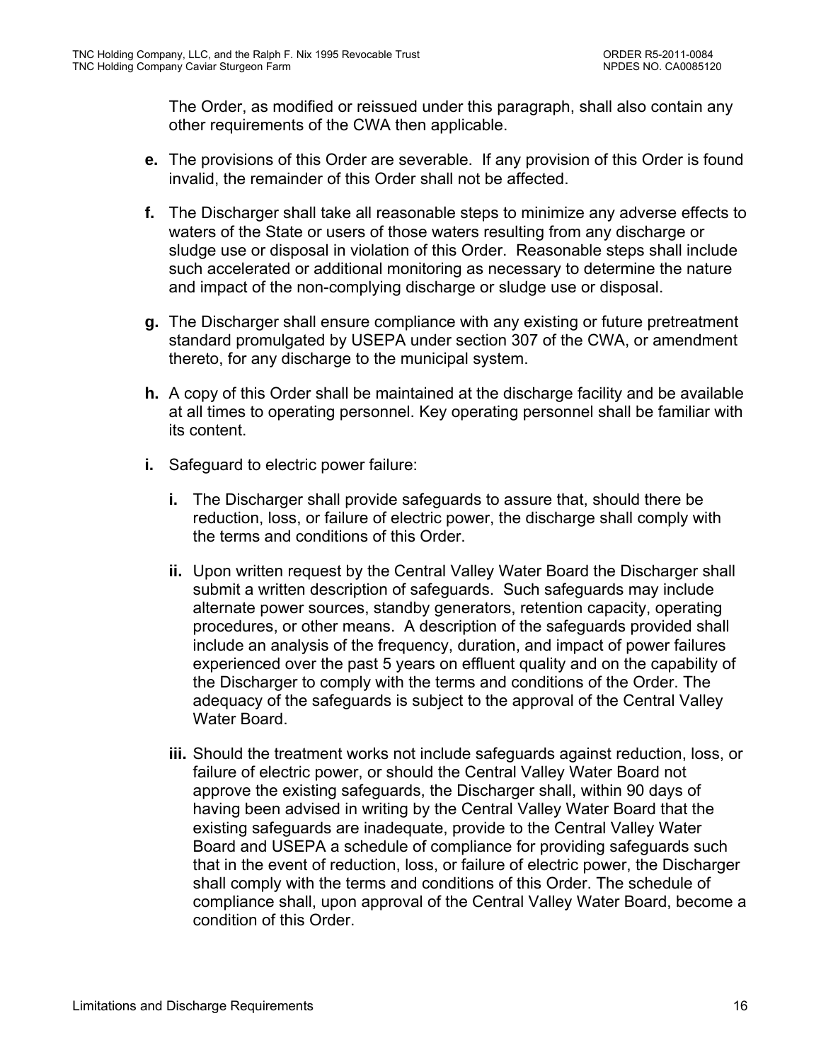The Order, as modified or reissued under this paragraph, shall also contain any other requirements of the CWA then applicable.

**e.** The provisions of this Order are severable. If any provision of this Order is found invalid, the remainder of this Order shall not be affected.

**f.** The Discharger shall take all reasonable steps to minimize any adverse effects to waters of the State or users of those waters resulting from any discharge or sludge use or disposal in violation of this Order. Reasonable steps shall include such accelerated or additional monitoring as necessary to determine the nature and impact of the non-complying discharge or sludge use or disposal.

**g.** The Discharger shall ensure compliance with any existing or future pretreatment standard promulgated by USEPA under section 307 of the CWA, or amendment thereto, for any discharge to the municipal system.

**h.** A copy of this Order shall be maintained at the discharge facility and be available at all times to operating personnel. Key operating personnel shall be familiar with its content.

**i.** Safeguard to electric power failure:

  **i.** The Discharger shall provide safeguards to assure that, should there be reduction, loss, or failure of electric power, the discharge shall comply with the terms and conditions of this Order.

  **ii.** Upon written request by the Central Valley Water Board the Discharger shall submit a written description of safeguards. Such safeguards may include alternate power sources, standby generators, retention capacity, operating procedures, or other means. A description of the safeguards provided shall include an analysis of the frequency, duration, and impact of power failures experienced over the past 5 years on effluent quality and on the capability of the Discharger to comply with the terms and conditions of the Order. The adequacy of the safeguards is subject to the approval of the Central Valley Water Board.

  **iii.** Should the treatment works not include safeguards against reduction, loss, or failure of electric power, or should the Central Valley Water Board not approve the existing safeguards, the Discharger shall, within 90 days of having been advised in writing by the Central Valley Water Board that the existing safeguards are inadequate, provide to the Central Valley Water Board and USEPA a schedule of compliance for providing safeguards such that in the event of reduction, loss, or failure of electric power, the Discharger shall comply with the terms and conditions of this Order. The schedule of compliance shall, upon approval of the Central Valley Water Board, become a condition of this Order.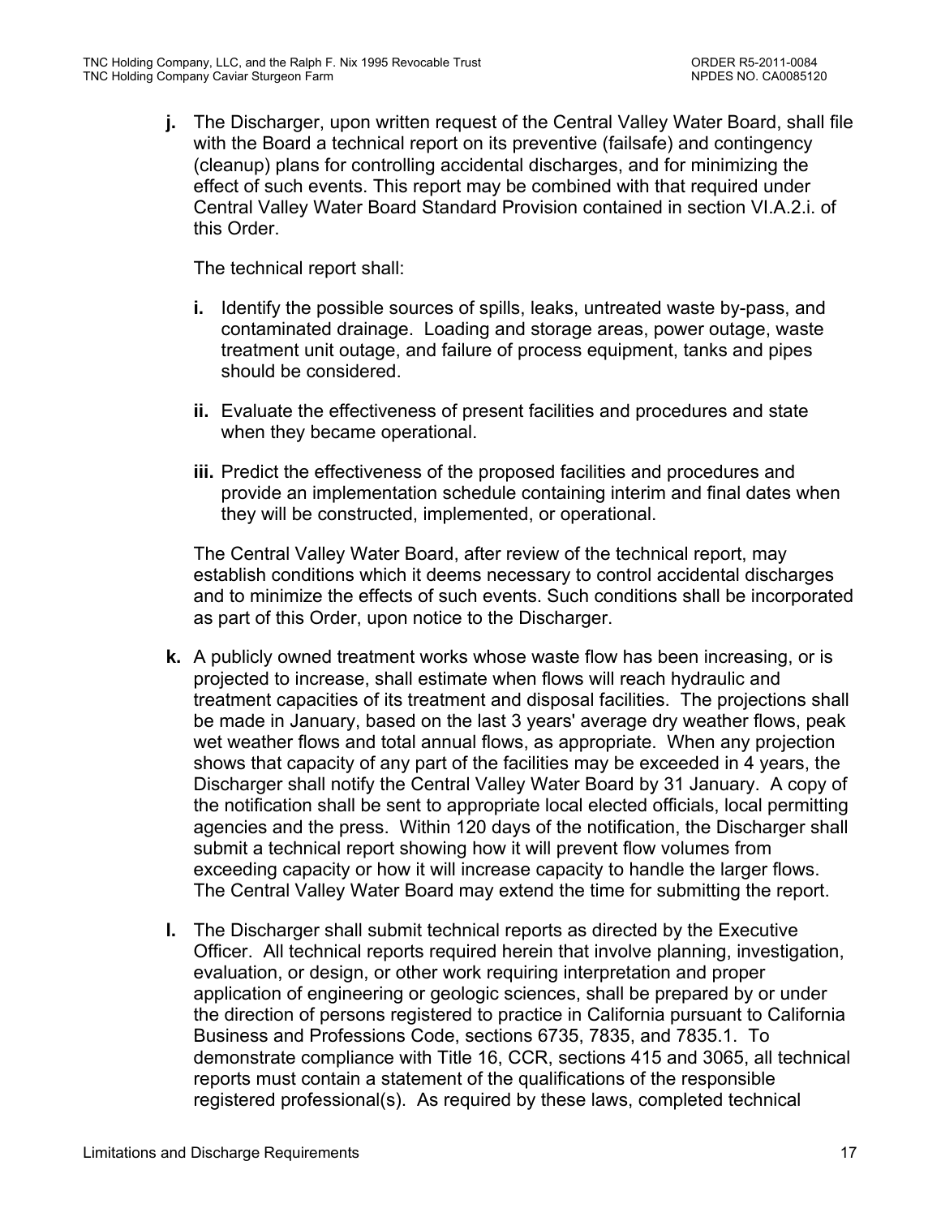**j.** The Discharger, upon written request of the Central Valley Water Board, shall file with the Board a technical report on its preventive (failsafe) and contingency (cleanup) plans for controlling accidental discharges, and for minimizing the effect of such events. This report may be combined with that required under Central Valley Water Board Standard Provision contained in section VI.A.2.i. of this Order.

The technical report shall:

**i.** Identify the possible sources of spills, leaks, untreated waste by-pass, and contaminated drainage. Loading and storage areas, power outage, waste treatment unit outage, and failure of process equipment, tanks and pipes should be considered.

**ii.** Evaluate the effectiveness of present facilities and procedures and state when they became operational.

**iii.** Predict the effectiveness of the proposed facilities and procedures and provide an implementation schedule containing interim and final dates when they will be constructed, implemented, or operational.

The Central Valley Water Board, after review of the technical report, may establish conditions which it deems necessary to control accidental discharges and to minimize the effects of such events. Such conditions shall be incorporated as part of this Order, upon notice to the Discharger.

**k.** A publicly owned treatment works whose waste flow has been increasing, or is projected to increase, shall estimate when flows will reach hydraulic and treatment capacities of its treatment and disposal facilities. The projections shall be made in January, based on the last 3 years' average dry weather flows, peak wet weather flows and total annual flows, as appropriate. When any projection shows that capacity of any part of the facilities may be exceeded in 4 years, the Discharger shall notify the Central Valley Water Board by 31 January. A copy of the notification shall be sent to appropriate local elected officials, local permitting agencies and the press. Within 120 days of the notification, the Discharger shall submit a technical report showing how it will prevent flow volumes from exceeding capacity or how it will increase capacity to handle the larger flows. The Central Valley Water Board may extend the time for submitting the report.

**l.** The Discharger shall submit technical reports as directed by the Executive Officer. All technical reports required herein that involve planning, investigation, evaluation, or design, or other work requiring interpretation and proper application of engineering or geologic sciences, shall be prepared by or under the direction of persons registered to practice in California pursuant to California Business and Professions Code, sections 6735, 7835, and 7835.1. To demonstrate compliance with Title 16, CCR, sections 415 and 3065, all technical reports must contain a statement of the qualifications of the responsible registered professional(s). As required by these laws, completed technical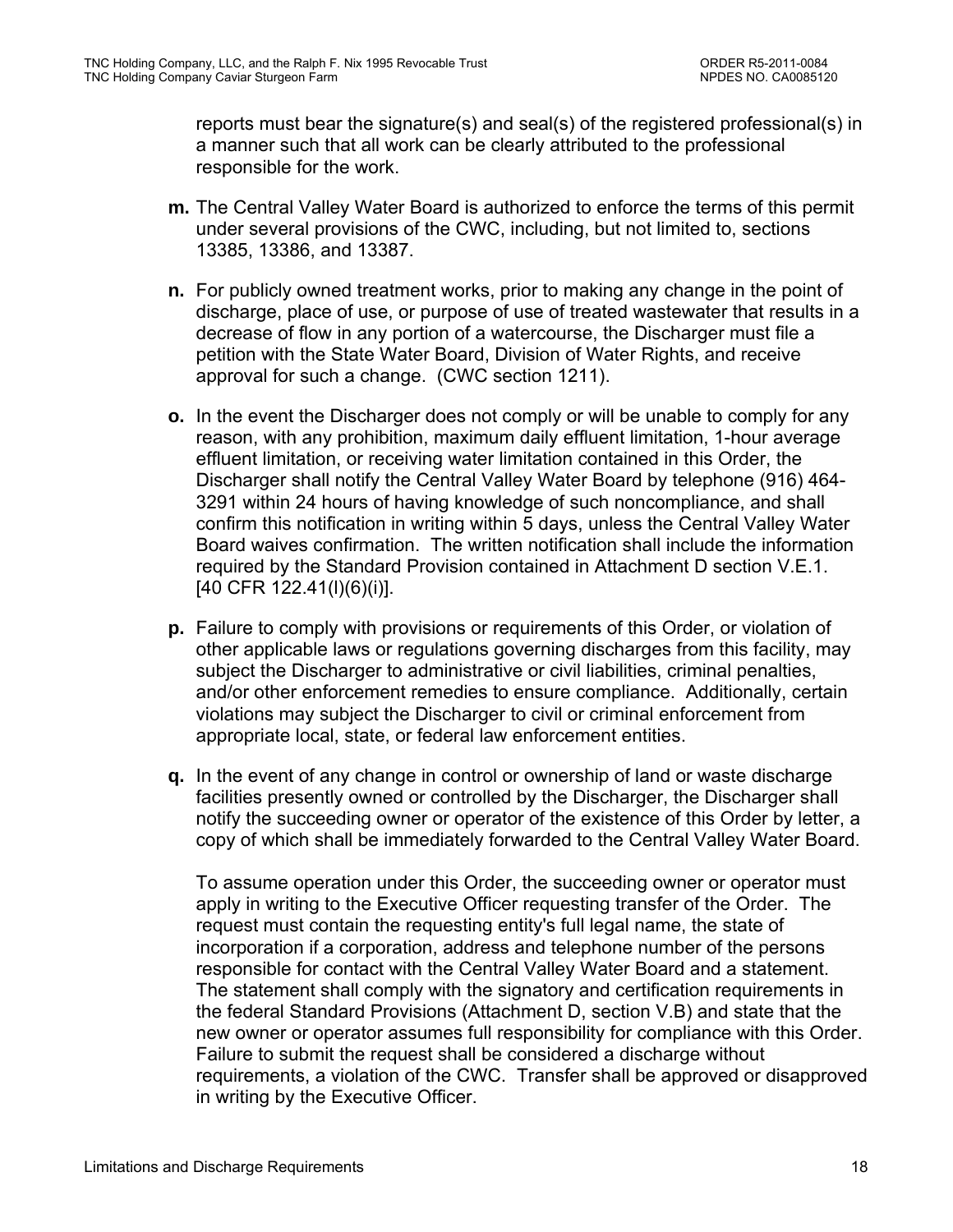reports must bear the signature(s) and seal(s) of the registered professional(s) in a manner such that all work can be clearly attributed to the professional responsible for the work.

**m.** The Central Valley Water Board is authorized to enforce the terms of this permit under several provisions of the CWC, including, but not limited to, sections 13385, 13386, and 13387.

**n.** For publicly owned treatment works, prior to making any change in the point of discharge, place of use, or purpose of use of treated wastewater that results in a decrease of flow in any portion of a watercourse, the Discharger must file a petition with the State Water Board, Division of Water Rights, and receive approval for such a change. (CWC section 1211).

**o.** In the event the Discharger does not comply or will be unable to comply for any reason, with any prohibition, maximum daily effluent limitation, 1-hour average effluent limitation, or receiving water limitation contained in this Order, the Discharger shall notify the Central Valley Water Board by telephone (916) 464-3291 within 24 hours of having knowledge of such noncompliance, and shall confirm this notification in writing within 5 days, unless the Central Valley Water Board waives confirmation. The written notification shall include the information required by the Standard Provision contained in Attachment D section V.E.1. [40 CFR 122.41(l)(6)(i)].

**p.** Failure to comply with provisions or requirements of this Order, or violation of other applicable laws or regulations governing discharges from this facility, may subject the Discharger to administrative or civil liabilities, criminal penalties, and/or other enforcement remedies to ensure compliance. Additionally, certain violations may subject the Discharger to civil or criminal enforcement from appropriate local, state, or federal law enforcement entities.

**q.** In the event of any change in control or ownership of land or waste discharge facilities presently owned or controlled by the Discharger, the Discharger shall notify the succeeding owner or operator of the existence of this Order by letter, a copy of which shall be immediately forwarded to the Central Valley Water Board.

To assume operation under this Order, the succeeding owner or operator must apply in writing to the Executive Officer requesting transfer of the Order. The request must contain the requesting entity's full legal name, the state of incorporation if a corporation, address and telephone number of the persons responsible for contact with the Central Valley Water Board and a statement. The statement shall comply with the signatory and certification requirements in the federal Standard Provisions (Attachment D, section V.B) and state that the new owner or operator assumes full responsibility for compliance with this Order. Failure to submit the request shall be considered a discharge without requirements, a violation of the CWC. Transfer shall be approved or disapproved in writing by the Executive Officer.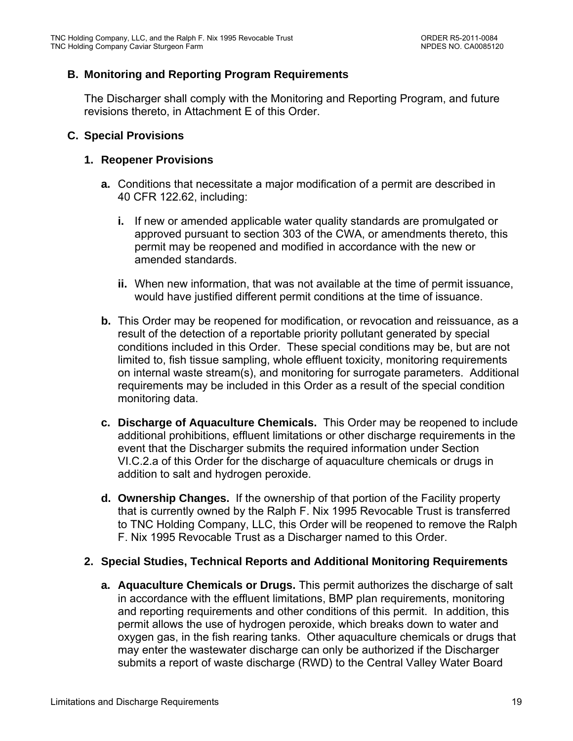## B. Monitoring and Reporting Program Requirements

The Discharger shall comply with the Monitoring and Reporting Program, and future revisions thereto, in Attachment E of this Order.

## C. Special Provisions

### 1. Reopener Provisions

**a.** Conditions that necessitate a major modification of a permit are described in 40 CFR 122.62, including:

**i.** If new or amended applicable water quality standards are promulgated or approved pursuant to section 303 of the CWA, or amendments thereto, this permit may be reopened and modified in accordance with the new or amended standards.

**ii.** When new information, that was not available at the time of permit issuance, would have justified different permit conditions at the time of issuance.

**b.** This Order may be reopened for modification, or revocation and reissuance, as a result of the detection of a reportable priority pollutant generated by special conditions included in this Order. These special conditions may be, but are not limited to, fish tissue sampling, whole effluent toxicity, monitoring requirements on internal waste stream(s), and monitoring for surrogate parameters. Additional requirements may be included in this Order as a result of the special condition monitoring data.

**c. Discharge of Aquaculture Chemicals.** This Order may be reopened to include additional prohibitions, effluent limitations or other discharge requirements in the event that the Discharger submits the required information under Section VI.C.2.a of this Order for the discharge of aquaculture chemicals or drugs in addition to salt and hydrogen peroxide.

**d. Ownership Changes.** If the ownership of that portion of the Facility property that is currently owned by the Ralph F. Nix 1995 Revocable Trust is transferred to TNC Holding Company, LLC, this Order will be reopened to remove the Ralph F. Nix 1995 Revocable Trust as a Discharger named to this Order.

### 2. Special Studies, Technical Reports and Additional Monitoring Requirements

**a. Aquaculture Chemicals or Drugs.** This permit authorizes the discharge of salt in accordance with the effluent limitations, BMP plan requirements, monitoring and reporting requirements and other conditions of this permit. In addition, this permit allows the use of hydrogen peroxide, which breaks down to water and oxygen gas, in the fish rearing tanks. Other aquaculture chemicals or drugs that may enter the wastewater discharge can only be authorized if the Discharger submits a report of waste discharge (RWD) to the Central Valley Water Board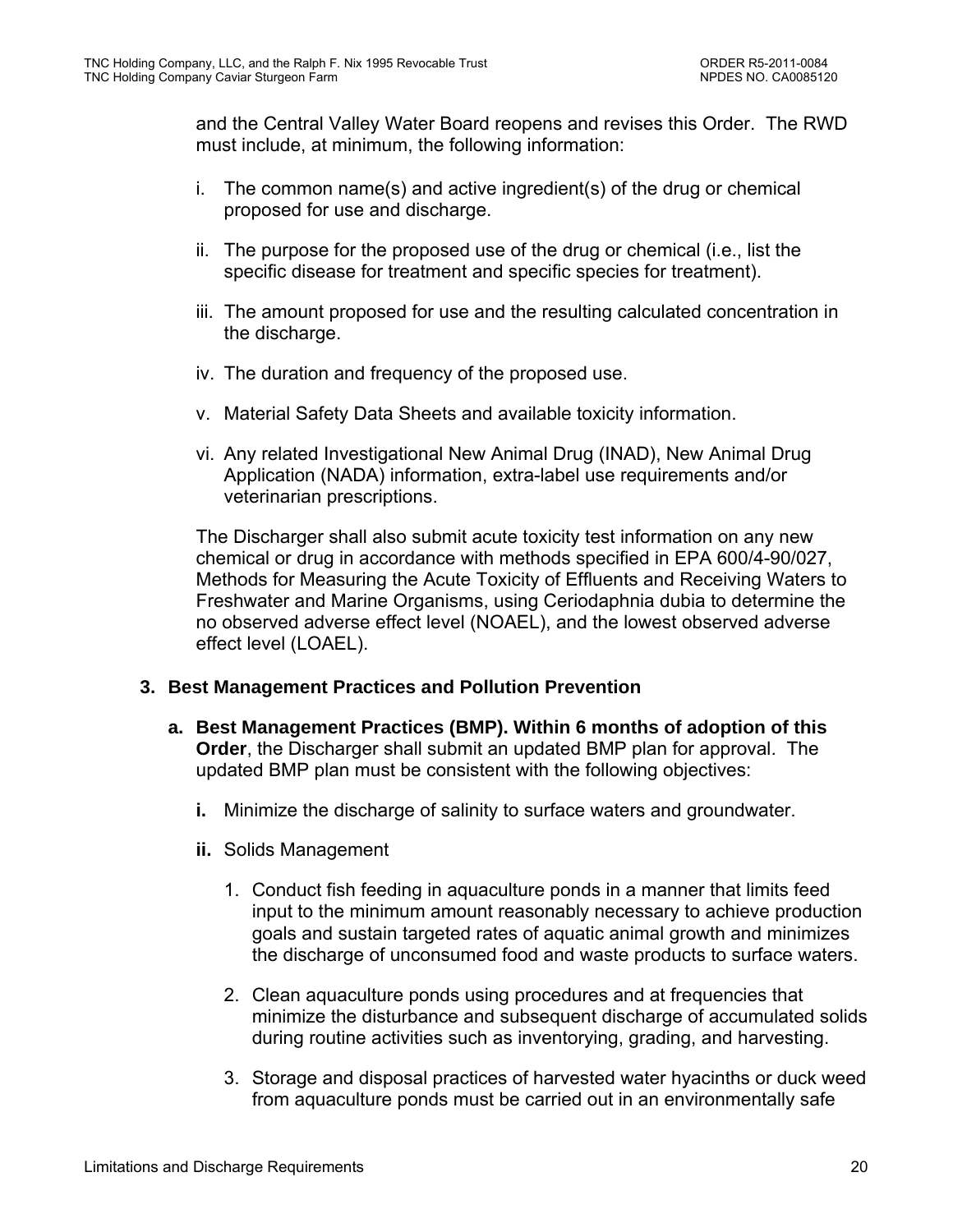and the Central Valley Water Board reopens and revises this Order. The RWD must include, at minimum, the following information:

i. The common name(s) and active ingredient(s) of the drug or chemical proposed for use and discharge.

ii. The purpose for the proposed use of the drug or chemical (i.e., list the specific disease for treatment and specific species for treatment).

iii. The amount proposed for use and the resulting calculated concentration in the discharge.

iv. The duration and frequency of the proposed use.

v. Material Safety Data Sheets and available toxicity information.

vi. Any related Investigational New Animal Drug (INAD), New Animal Drug Application (NADA) information, extra-label use requirements and/or veterinarian prescriptions.

The Discharger shall also submit acute toxicity test information on any new chemical or drug in accordance with methods specified in EPA 600/4-90/027, Methods for Measuring the Acute Toxicity of Effluents and Receiving Waters to Freshwater and Marine Organisms, using Ceriodaphnia dubia to determine the no observed adverse effect level (NOAEL), and the lowest observed adverse effect level (LOAEL).

**3. Best Management Practices and Pollution Prevention**

**a. Best Management Practices (BMP). Within 6 months of adoption of this Order**, the Discharger shall submit an updated BMP plan for approval. The updated BMP plan must be consistent with the following objectives:

**i.** Minimize the discharge of salinity to surface waters and groundwater.

**ii.** Solids Management

1. Conduct fish feeding in aquaculture ponds in a manner that limits feed input to the minimum amount reasonably necessary to achieve production goals and sustain targeted rates of aquatic animal growth and minimizes the discharge of unconsumed food and waste products to surface waters.

2. Clean aquaculture ponds using procedures and at frequencies that minimize the disturbance and subsequent discharge of accumulated solids during routine activities such as inventorying, grading, and harvesting.

3. Storage and disposal practices of harvested water hyacinths or duck weed from aquaculture ponds must be carried out in an environmentally safe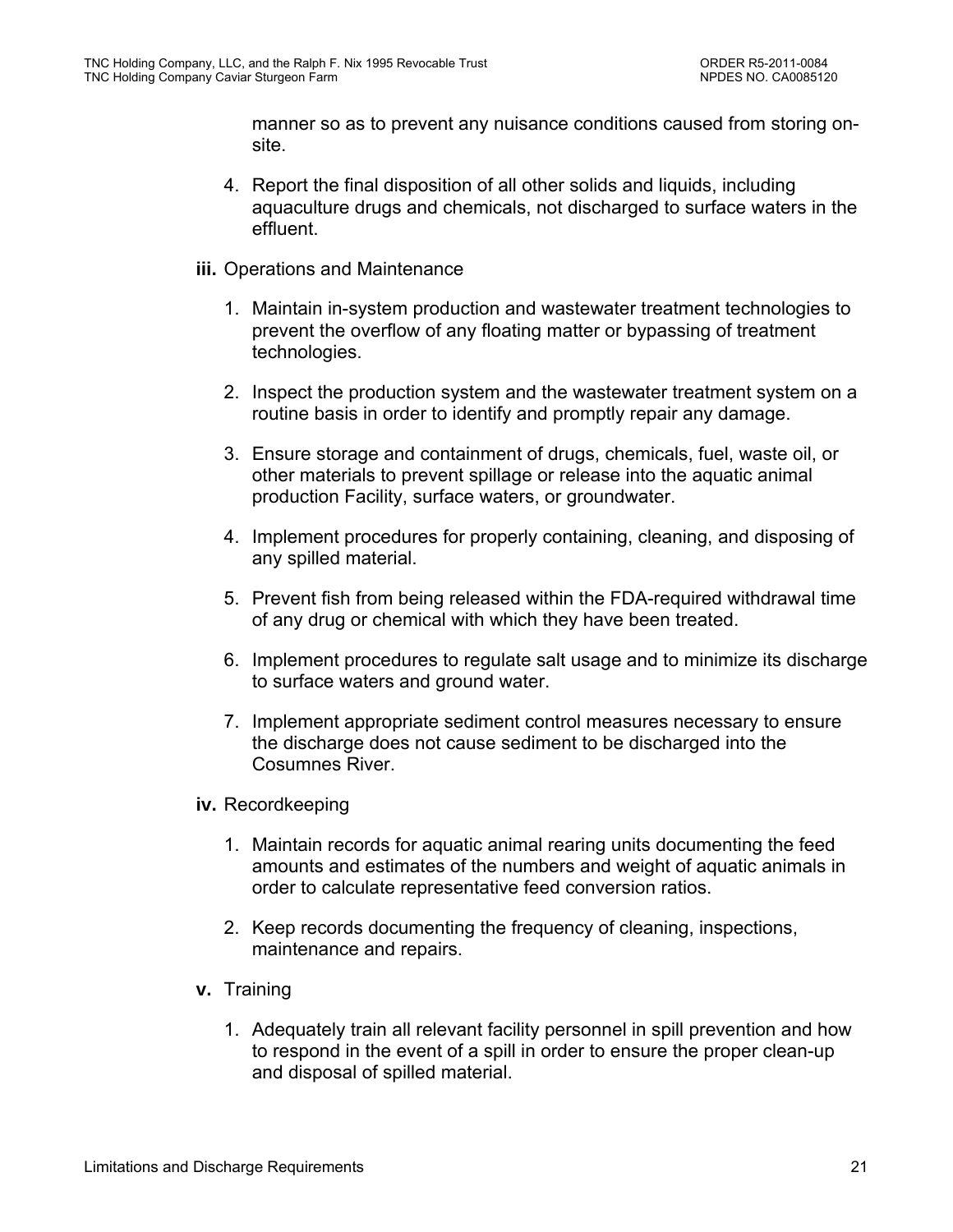manner so as to prevent any nuisance conditions caused from storing on-site.

4. Report the final disposition of all other solids and liquids, including aquaculture drugs and chemicals, not discharged to surface waters in the effluent.

**iii.** Operations and Maintenance

1. Maintain in-system production and wastewater treatment technologies to prevent the overflow of any floating matter or bypassing of treatment technologies.

2. Inspect the production system and the wastewater treatment system on a routine basis in order to identify and promptly repair any damage.

3. Ensure storage and containment of drugs, chemicals, fuel, waste oil, or other materials to prevent spillage or release into the aquatic animal production Facility, surface waters, or groundwater.

4. Implement procedures for properly containing, cleaning, and disposing of any spilled material.

5. Prevent fish from being released within the FDA-required withdrawal time of any drug or chemical with which they have been treated.

6. Implement procedures to regulate salt usage and to minimize its discharge to surface waters and ground water.

7. Implement appropriate sediment control measures necessary to ensure the discharge does not cause sediment to be discharged into the Cosumnes River.

**iv.** Recordkeeping

1. Maintain records for aquatic animal rearing units documenting the feed amounts and estimates of the numbers and weight of aquatic animals in order to calculate representative feed conversion ratios.

2. Keep records documenting the frequency of cleaning, inspections, maintenance and repairs.

**v.** Training

1. Adequately train all relevant facility personnel in spill prevention and how to respond in the event of a spill in order to ensure the proper clean-up and disposal of spilled material.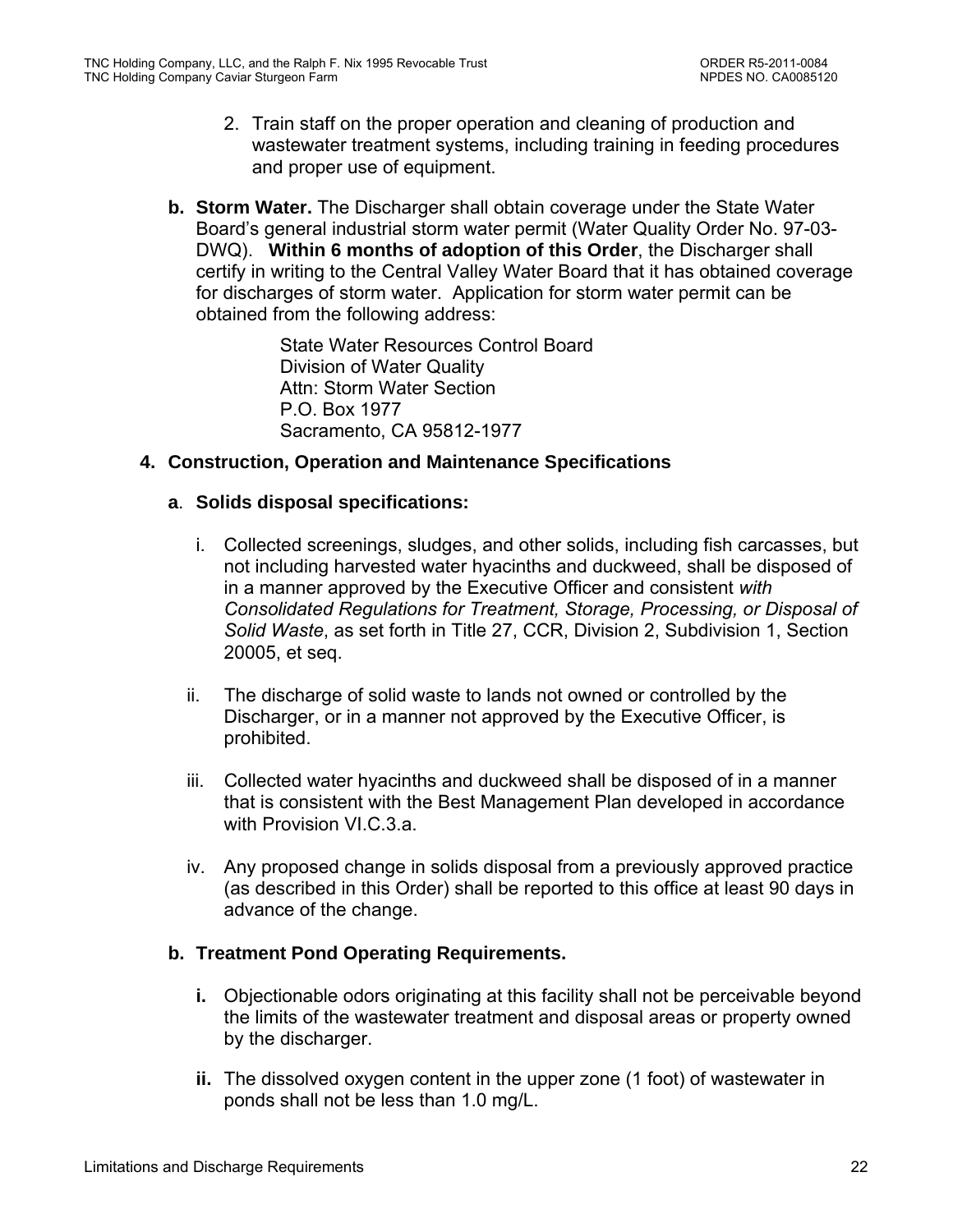2. Train staff on the proper operation and cleaning of production and wastewater treatment systems, including training in feeding procedures and proper use of equipment.

**b. Storm Water.** The Discharger shall obtain coverage under the State Water Board's general industrial storm water permit (Water Quality Order No. 97-03-DWQ). **Within 6 months of adoption of this Order**, the Discharger shall certify in writing to the Central Valley Water Board that it has obtained coverage for discharges of storm water. Application for storm water permit can be obtained from the following address:

State Water Resources Control Board
Division of Water Quality
Attn: Storm Water Section
P.O. Box 1977
Sacramento, CA 95812-1977

**4. Construction, Operation and Maintenance Specifications**

**a. Solids disposal specifications:**

i. Collected screenings, sludges, and other solids, including fish carcasses, but not including harvested water hyacinths and duckweed, shall be disposed of in a manner approved by the Executive Officer and consistent *with Consolidated Regulations for Treatment, Storage, Processing, or Disposal of Solid Waste*, as set forth in Title 27, CCR, Division 2, Subdivision 1, Section 20005, et seq.

ii. The discharge of solid waste to lands not owned or controlled by the Discharger, or in a manner not approved by the Executive Officer, is prohibited.

iii. Collected water hyacinths and duckweed shall be disposed of in a manner that is consistent with the Best Management Plan developed in accordance with Provision VI.C.3.a.

iv. Any proposed change in solids disposal from a previously approved practice (as described in this Order) shall be reported to this office at least 90 days in advance of the change.

**b. Treatment Pond Operating Requirements.**

**i.** Objectionable odors originating at this facility shall not be perceivable beyond the limits of the wastewater treatment and disposal areas or property owned by the discharger.

**ii.** The dissolved oxygen content in the upper zone (1 foot) of wastewater in ponds shall not be less than 1.0 mg/L.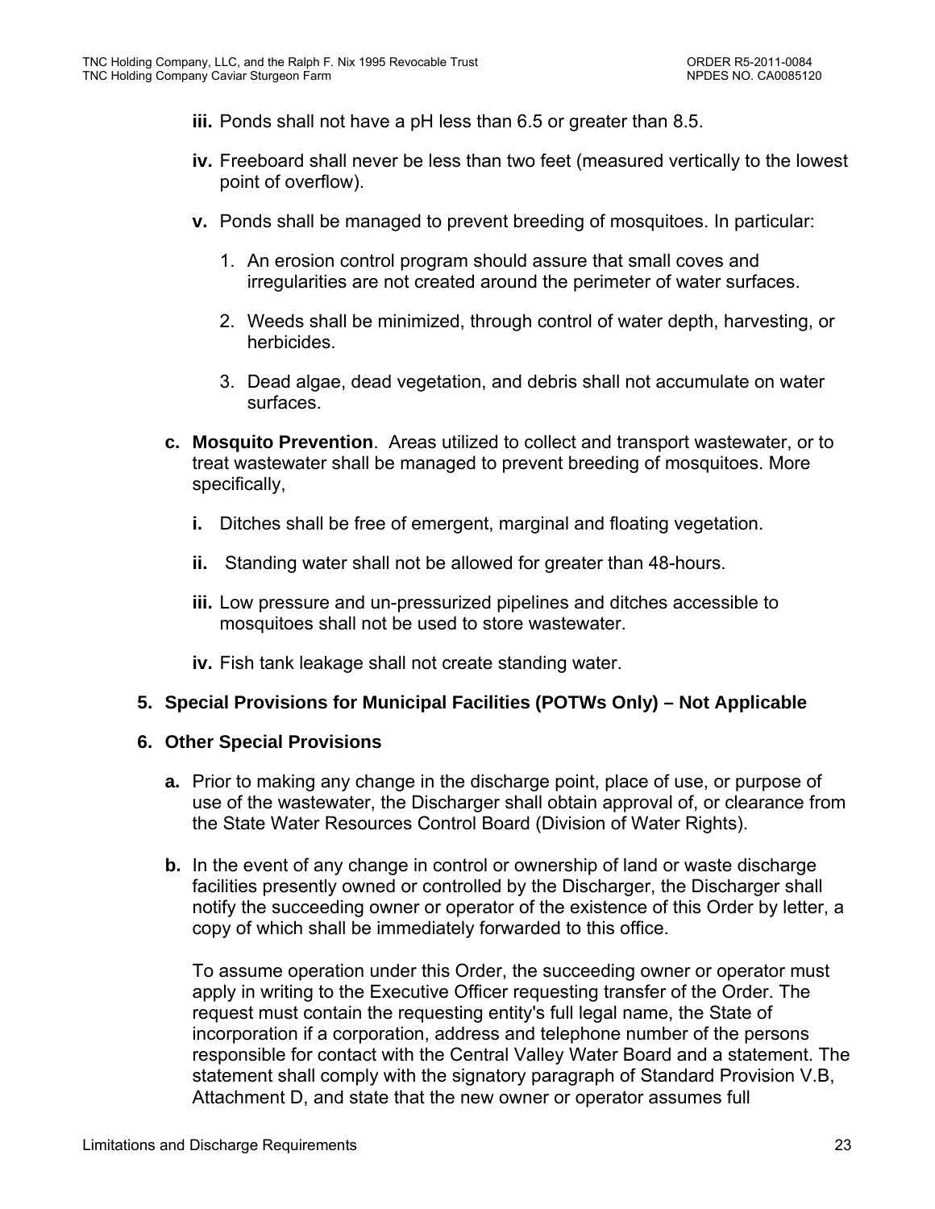**iii.** Ponds shall not have a pH less than 6.5 or greater than 8.5.

**iv.** Freeboard shall never be less than two feet (measured vertically to the lowest point of overflow).

**v.** Ponds shall be managed to prevent breeding of mosquitoes. In particular:

1. An erosion control program should assure that small coves and irregularities are not created around the perimeter of water surfaces.
2. Weeds shall be minimized, through control of water depth, harvesting, or herbicides.
3. Dead algae, dead vegetation, and debris shall not accumulate on water surfaces.

**c. Mosquito Prevention**. Areas utilized to collect and transport wastewater, or to treat wastewater shall be managed to prevent breeding of mosquitoes. More specifically,

**i.** Ditches shall be free of emergent, marginal and floating vegetation.

**ii.** Standing water shall not be allowed for greater than 48-hours.

**iii.** Low pressure and un-pressurized pipelines and ditches accessible to mosquitoes shall not be used to store wastewater.

**iv.** Fish tank leakage shall not create standing water.

### 5. Special Provisions for Municipal Facilities (POTWs Only) – Not Applicable

### 6. Other Special Provisions

**a.** Prior to making any change in the discharge point, place of use, or purpose of use of the wastewater, the Discharger shall obtain approval of, or clearance from the State Water Resources Control Board (Division of Water Rights).

**b.** In the event of any change in control or ownership of land or waste discharge facilities presently owned or controlled by the Discharger, the Discharger shall notify the succeeding owner or operator of the existence of this Order by letter, a copy of which shall be immediately forwarded to this office.

To assume operation under this Order, the succeeding owner or operator must apply in writing to the Executive Officer requesting transfer of the Order. The request must contain the requesting entity's full legal name, the State of incorporation if a corporation, address and telephone number of the persons responsible for contact with the Central Valley Water Board and a statement. The statement shall comply with the signatory paragraph of Standard Provision V.B, Attachment D, and state that the new owner or operator assumes full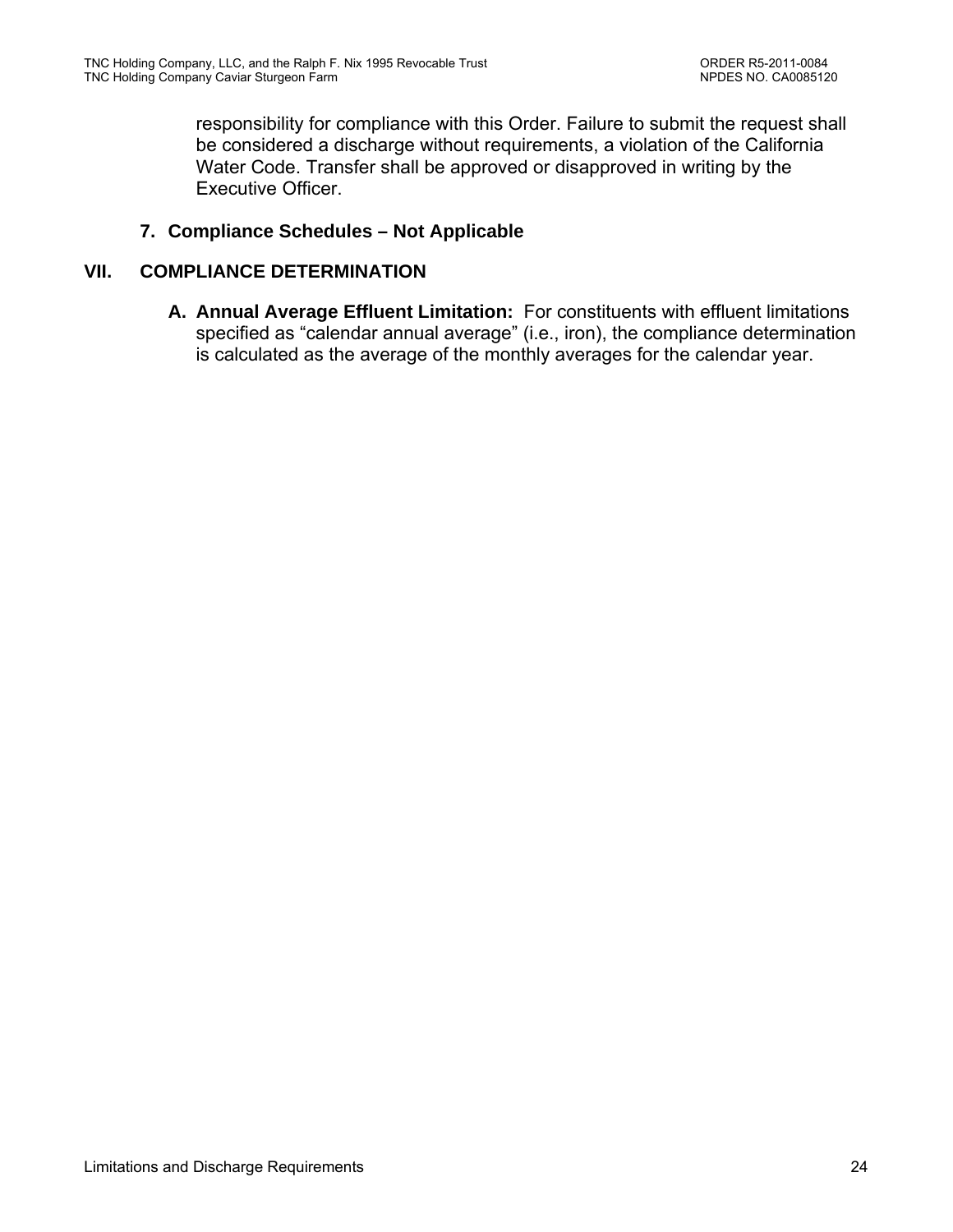responsibility for compliance with this Order. Failure to submit the request shall be considered a discharge without requirements, a violation of the California Water Code. Transfer shall be approved or disapproved in writing by the Executive Officer.

### 7. Compliance Schedules – Not Applicable

## VII. COMPLIANCE DETERMINATION

**A. Annual Average Effluent Limitation:** For constituents with effluent limitations specified as "calendar annual average" (i.e., iron), the compliance determination is calculated as the average of the monthly averages for the calendar year.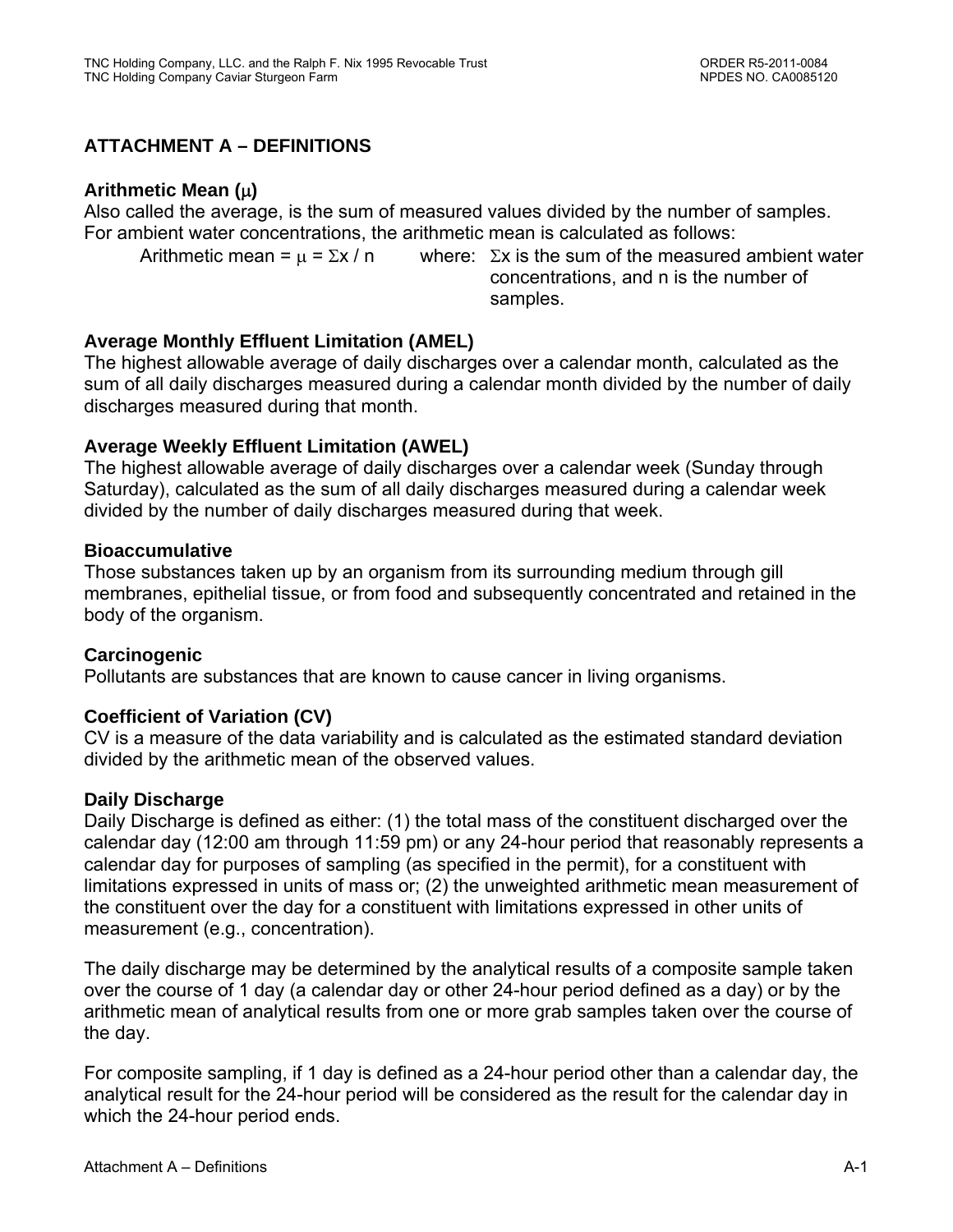## ATTACHMENT A – DEFINITIONS

### Arithmetic Mean ($\mu$)

Also called the average, is the sum of measured values divided by the number of samples. For ambient water concentrations, the arithmetic mean is calculated as follows:

Arithmetic mean = $\mu = \Sigma x / n$ where: $\Sigma x$ is the sum of the measured ambient water concentrations, and n is the number of samples.

### Average Monthly Effluent Limitation (AMEL)

The highest allowable average of daily discharges over a calendar month, calculated as the sum of all daily discharges measured during a calendar month divided by the number of daily discharges measured during that month.

### Average Weekly Effluent Limitation (AWEL)

The highest allowable average of daily discharges over a calendar week (Sunday through Saturday), calculated as the sum of all daily discharges measured during a calendar week divided by the number of daily discharges measured during that week.

### Bioaccumulative

Those substances taken up by an organism from its surrounding medium through gill membranes, epithelial tissue, or from food and subsequently concentrated and retained in the body of the organism.

### Carcinogenic

Pollutants are substances that are known to cause cancer in living organisms.

### Coefficient of Variation (CV)

CV is a measure of the data variability and is calculated as the estimated standard deviation divided by the arithmetic mean of the observed values.

### Daily Discharge

Daily Discharge is defined as either: (1) the total mass of the constituent discharged over the calendar day (12:00 am through 11:59 pm) or any 24-hour period that reasonably represents a calendar day for purposes of sampling (as specified in the permit), for a constituent with limitations expressed in units of mass or; (2) the unweighted arithmetic mean measurement of the constituent over the day for a constituent with limitations expressed in other units of measurement (e.g., concentration).

The daily discharge may be determined by the analytical results of a composite sample taken over the course of 1 day (a calendar day or other 24-hour period defined as a day) or by the arithmetic mean of analytical results from one or more grab samples taken over the course of the day.

For composite sampling, if 1 day is defined as a 24-hour period other than a calendar day, the analytical result for the 24-hour period will be considered as the result for the calendar day in which the 24-hour period ends.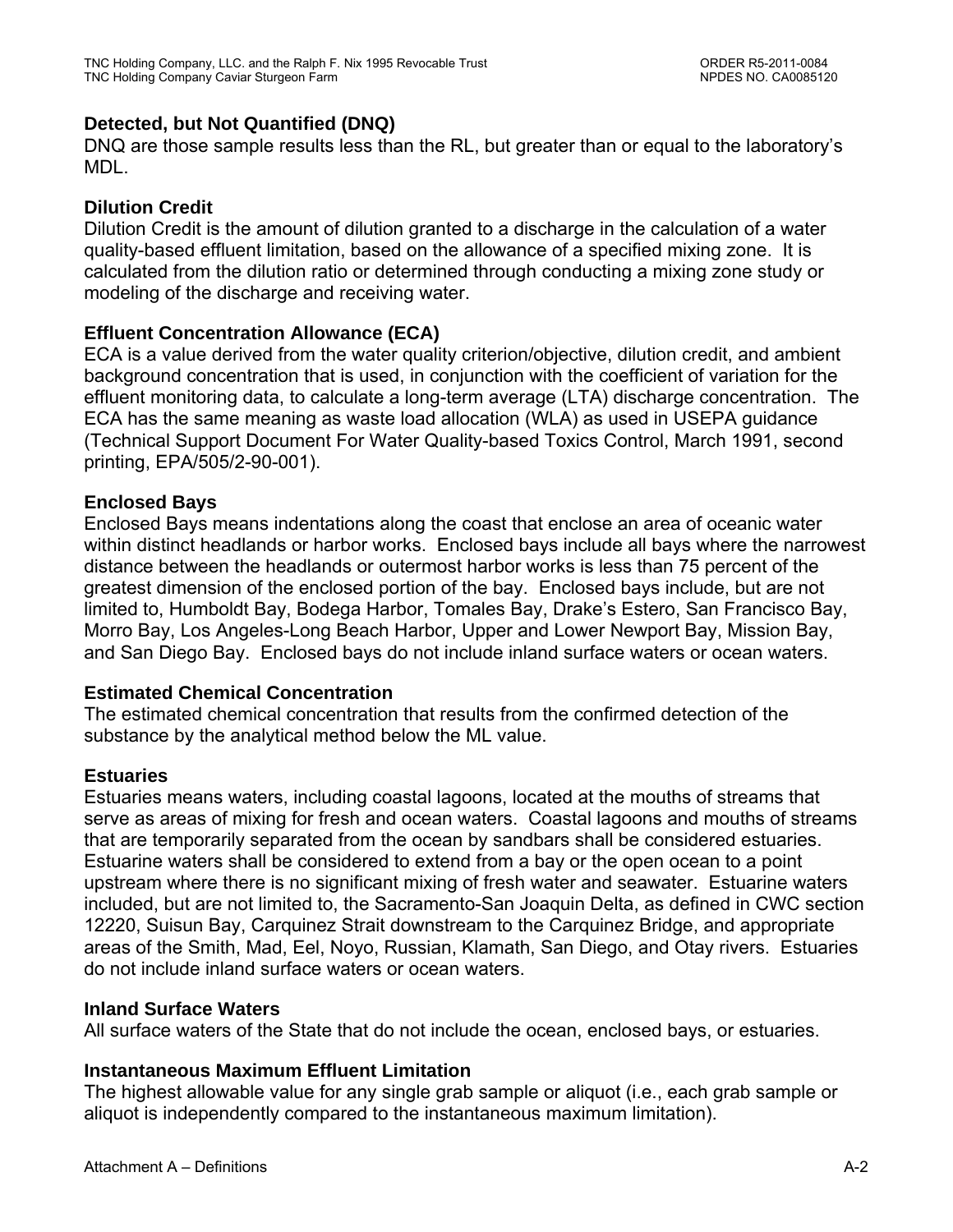**Detected, but Not Quantified (DNQ)**
DNQ are those sample results less than the RL, but greater than or equal to the laboratory's MDL.

**Dilution Credit**
Dilution Credit is the amount of dilution granted to a discharge in the calculation of a water quality-based effluent limitation, based on the allowance of a specified mixing zone. It is calculated from the dilution ratio or determined through conducting a mixing zone study or modeling of the discharge and receiving water.

**Effluent Concentration Allowance (ECA)**
ECA is a value derived from the water quality criterion/objective, dilution credit, and ambient background concentration that is used, in conjunction with the coefficient of variation for the effluent monitoring data, to calculate a long-term average (LTA) discharge concentration. The ECA has the same meaning as waste load allocation (WLA) as used in USEPA guidance (Technical Support Document For Water Quality-based Toxics Control, March 1991, second printing, EPA/505/2-90-001).

**Enclosed Bays**
Enclosed Bays means indentations along the coast that enclose an area of oceanic water within distinct headlands or harbor works. Enclosed bays include all bays where the narrowest distance between the headlands or outermost harbor works is less than 75 percent of the greatest dimension of the enclosed portion of the bay. Enclosed bays include, but are not limited to, Humboldt Bay, Bodega Harbor, Tomales Bay, Drake's Estero, San Francisco Bay, Morro Bay, Los Angeles-Long Beach Harbor, Upper and Lower Newport Bay, Mission Bay, and San Diego Bay. Enclosed bays do not include inland surface waters or ocean waters.

**Estimated Chemical Concentration**
The estimated chemical concentration that results from the confirmed detection of the substance by the analytical method below the ML value.

**Estuaries**
Estuaries means waters, including coastal lagoons, located at the mouths of streams that serve as areas of mixing for fresh and ocean waters. Coastal lagoons and mouths of streams that are temporarily separated from the ocean by sandbars shall be considered estuaries. Estuarine waters shall be considered to extend from a bay or the open ocean to a point upstream where there is no significant mixing of fresh water and seawater. Estuarine waters included, but are not limited to, the Sacramento-San Joaquin Delta, as defined in CWC section 12220, Suisun Bay, Carquinez Strait downstream to the Carquinez Bridge, and appropriate areas of the Smith, Mad, Eel, Noyo, Russian, Klamath, San Diego, and Otay rivers. Estuaries do not include inland surface waters or ocean waters.

**Inland Surface Waters**
All surface waters of the State that do not include the ocean, enclosed bays, or estuaries.

**Instantaneous Maximum Effluent Limitation**
The highest allowable value for any single grab sample or aliquot (i.e., each grab sample or aliquot is independently compared to the instantaneous maximum limitation).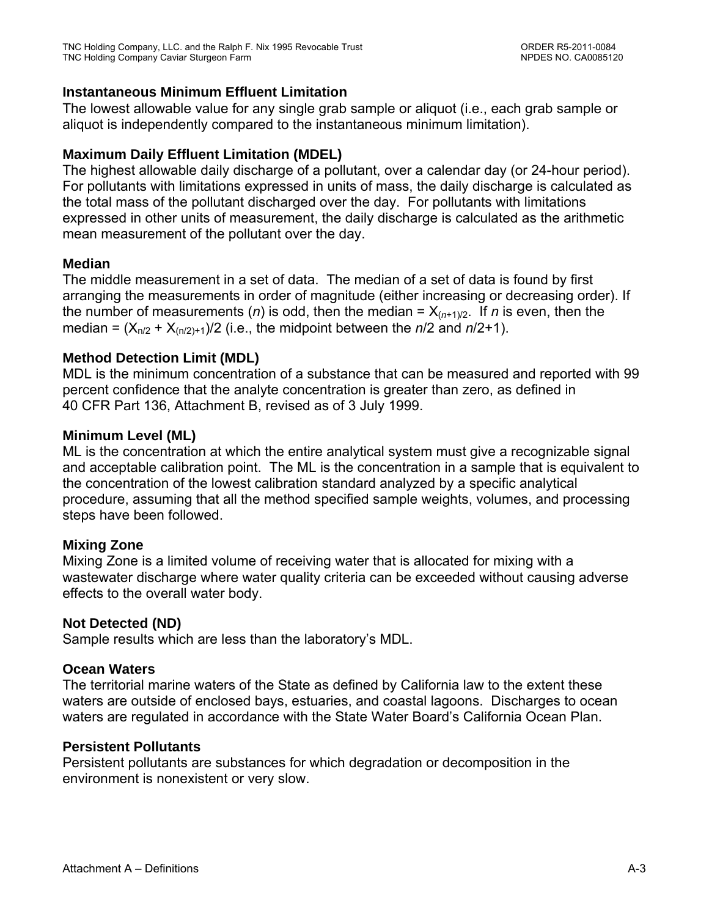**Instantaneous Minimum Effluent Limitation**

The lowest allowable value for any single grab sample or aliquot (i.e., each grab sample or aliquot is independently compared to the instantaneous minimum limitation).

**Maximum Daily Effluent Limitation (MDEL)**

The highest allowable daily discharge of a pollutant, over a calendar day (or 24-hour period). For pollutants with limitations expressed in units of mass, the daily discharge is calculated as the total mass of the pollutant discharged over the day. For pollutants with limitations expressed in other units of measurement, the daily discharge is calculated as the arithmetic mean measurement of the pollutant over the day.

**Median**

The middle measurement in a set of data. The median of a set of data is found by first arranging the measurements in order of magnitude (either increasing or decreasing order). If the number of measurements ($n$) is odd, then the median = $X_{(n+1)/2}$. If $n$ is even, then the median = $(X_{n/2} + X_{(n/2)+1})/2$ (i.e., the midpoint between the $n/2$ and $n/2+1$).

**Method Detection Limit (MDL)**

MDL is the minimum concentration of a substance that can be measured and reported with 99 percent confidence that the analyte concentration is greater than zero, as defined in 40 CFR Part 136, Attachment B, revised as of 3 July 1999.

**Minimum Level (ML)**

ML is the concentration at which the entire analytical system must give a recognizable signal and acceptable calibration point. The ML is the concentration in a sample that is equivalent to the concentration of the lowest calibration standard analyzed by a specific analytical procedure, assuming that all the method specified sample weights, volumes, and processing steps have been followed.

**Mixing Zone**

Mixing Zone is a limited volume of receiving water that is allocated for mixing with a wastewater discharge where water quality criteria can be exceeded without causing adverse effects to the overall water body.

**Not Detected (ND)**

Sample results which are less than the laboratory's MDL.

**Ocean Waters**

The territorial marine waters of the State as defined by California law to the extent these waters are outside of enclosed bays, estuaries, and coastal lagoons. Discharges to ocean waters are regulated in accordance with the State Water Board's California Ocean Plan.

**Persistent Pollutants**

Persistent pollutants are substances for which degradation or decomposition in the environment is nonexistent or very slow.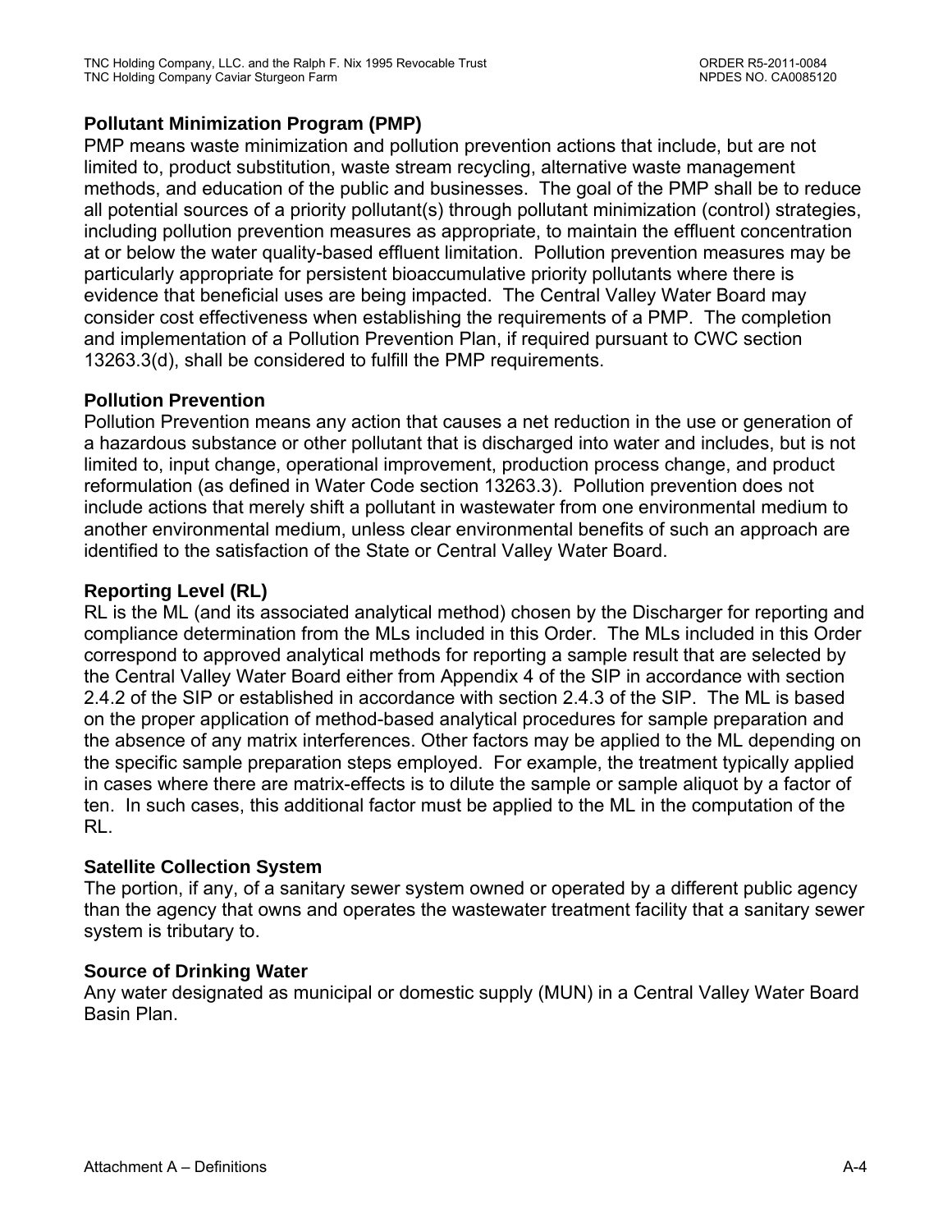**Pollutant Minimization Program (PMP)**
PMP means waste minimization and pollution prevention actions that include, but are not limited to, product substitution, waste stream recycling, alternative waste management methods, and education of the public and businesses. The goal of the PMP shall be to reduce all potential sources of a priority pollutant(s) through pollutant minimization (control) strategies, including pollution prevention measures as appropriate, to maintain the effluent concentration at or below the water quality-based effluent limitation. Pollution prevention measures may be particularly appropriate for persistent bioaccumulative priority pollutants where there is evidence that beneficial uses are being impacted. The Central Valley Water Board may consider cost effectiveness when establishing the requirements of a PMP. The completion and implementation of a Pollution Prevention Plan, if required pursuant to CWC section 13263.3(d), shall be considered to fulfill the PMP requirements.

**Pollution Prevention**
Pollution Prevention means any action that causes a net reduction in the use or generation of a hazardous substance or other pollutant that is discharged into water and includes, but is not limited to, input change, operational improvement, production process change, and product reformulation (as defined in Water Code section 13263.3). Pollution prevention does not include actions that merely shift a pollutant in wastewater from one environmental medium to another environmental medium, unless clear environmental benefits of such an approach are identified to the satisfaction of the State or Central Valley Water Board.

**Reporting Level (RL)**
RL is the ML (and its associated analytical method) chosen by the Discharger for reporting and compliance determination from the MLs included in this Order. The MLs included in this Order correspond to approved analytical methods for reporting a sample result that are selected by the Central Valley Water Board either from Appendix 4 of the SIP in accordance with section 2.4.2 of the SIP or established in accordance with section 2.4.3 of the SIP. The ML is based on the proper application of method-based analytical procedures for sample preparation and the absence of any matrix interferences. Other factors may be applied to the ML depending on the specific sample preparation steps employed. For example, the treatment typically applied in cases where there are matrix-effects is to dilute the sample or sample aliquot by a factor of ten. In such cases, this additional factor must be applied to the ML in the computation of the RL.

**Satellite Collection System**
The portion, if any, of a sanitary sewer system owned or operated by a different public agency than the agency that owns and operates the wastewater treatment facility that a sanitary sewer system is tributary to.

**Source of Drinking Water**
Any water designated as municipal or domestic supply (MUN) in a Central Valley Water Board Basin Plan.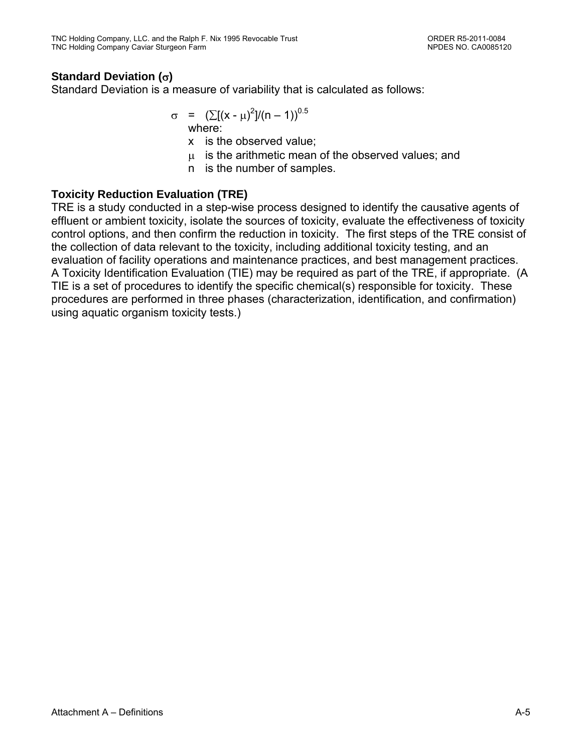**Standard Deviation ($\sigma$)**

Standard Deviation is a measure of variability that is calculated as follows:

$$\sigma = (\sum[(x - \mu)^2]/(n - 1))^{0.5}$$

where:

- $x$ is the observed value;
- $\mu$ is the arithmetic mean of the observed values; and
- $n$ is the number of samples.

**Toxicity Reduction Evaluation (TRE)**

TRE is a study conducted in a step-wise process designed to identify the causative agents of effluent or ambient toxicity, isolate the sources of toxicity, evaluate the effectiveness of toxicity control options, and then confirm the reduction in toxicity. The first steps of the TRE consist of the collection of data relevant to the toxicity, including additional toxicity testing, and an evaluation of facility operations and maintenance practices, and best management practices. A Toxicity Identification Evaluation (TIE) may be required as part of the TRE, if appropriate. (A TIE is a set of procedures to identify the specific chemical(s) responsible for toxicity. These procedures are performed in three phases (characterization, identification, and confirmation) using aquatic organism toxicity tests.)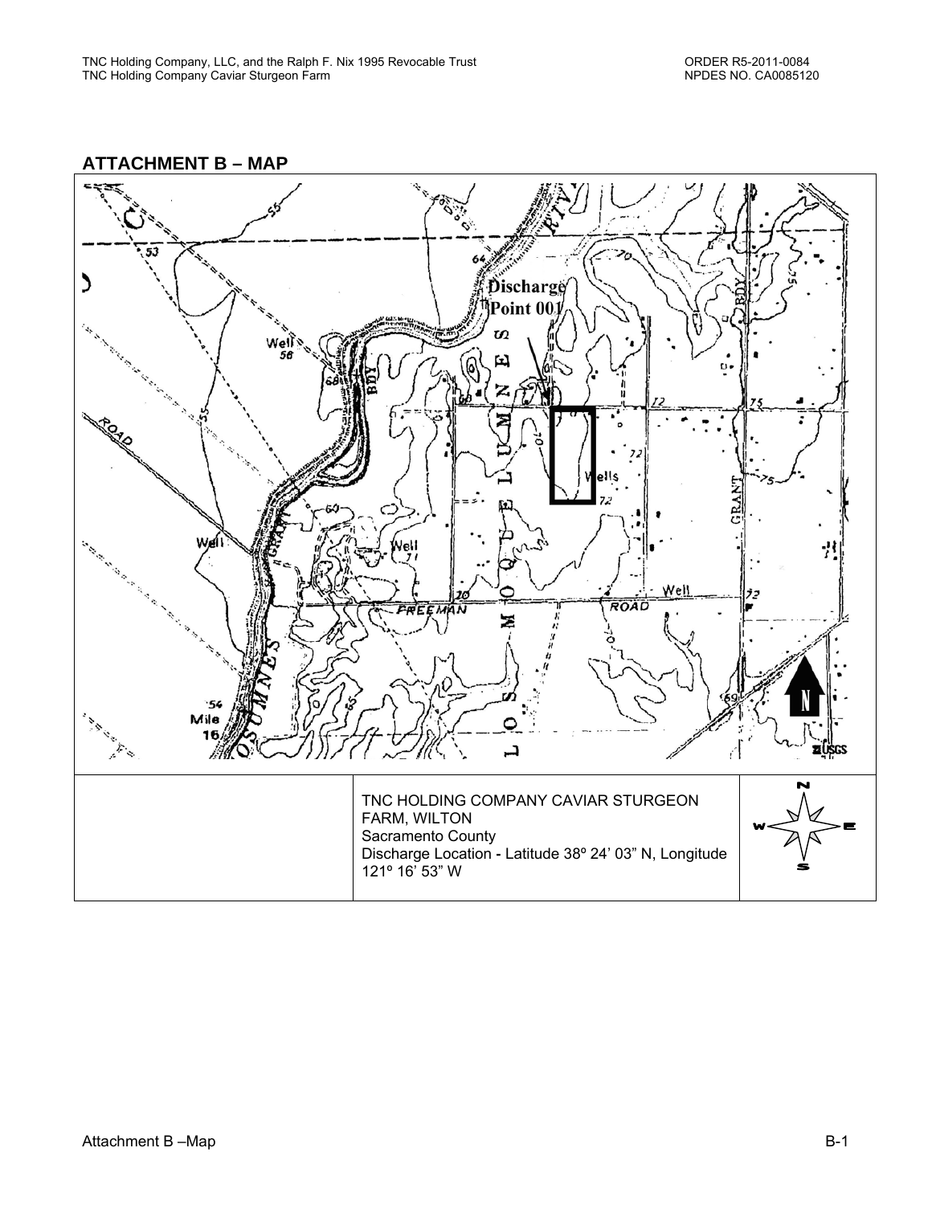## ATTACHMENT B – MAP

| | TNC HOLDING COMPANY CAVIAR STURGEON FARM, WILTON<br>Sacramento County<br>Discharge Location - Latitude 38º 24' 03" N, Longitude 121º 16' 53" W | |
|---|---|---|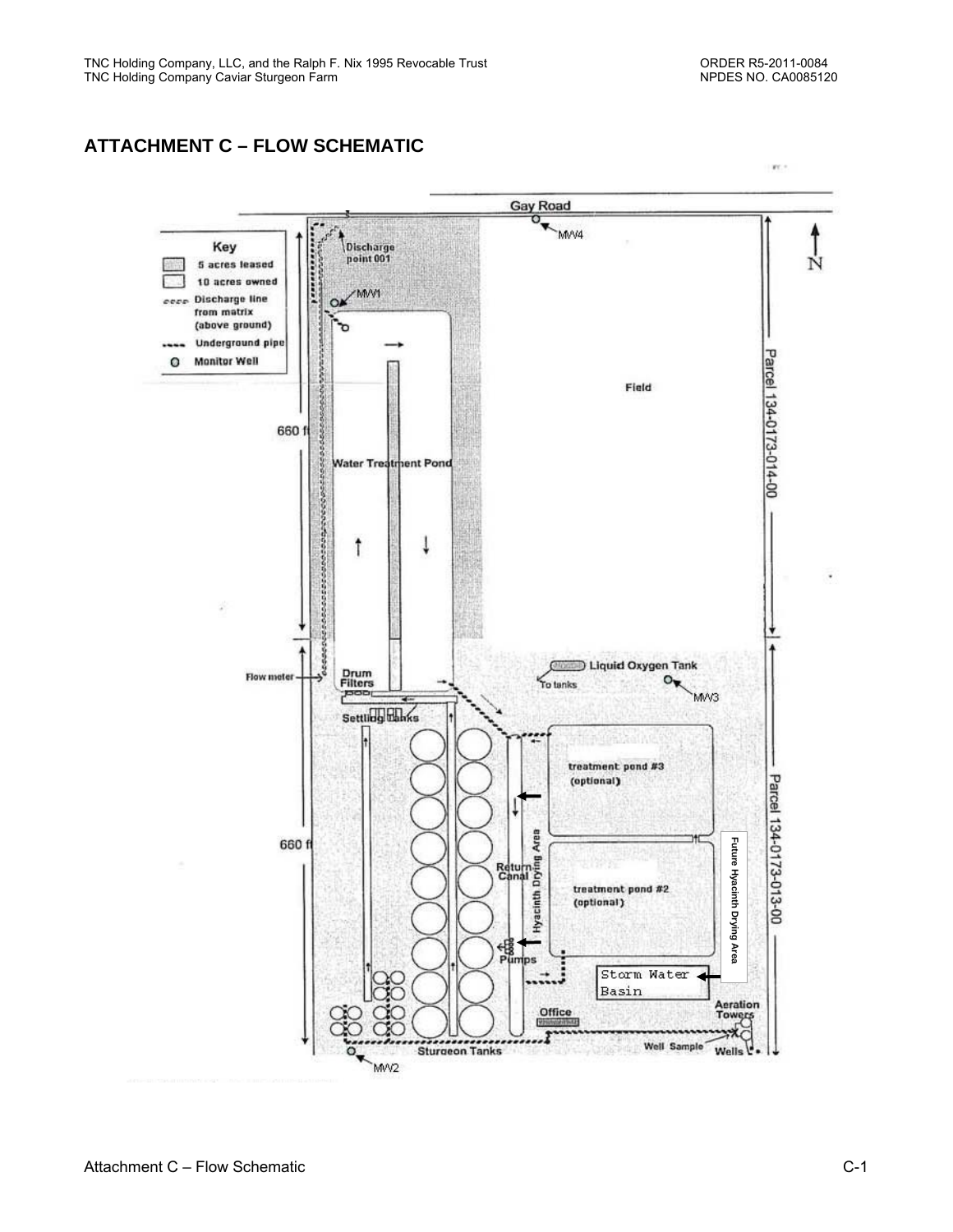## ATTACHMENT C – FLOW SCHEMATIC

Gay Road

Key
- 5 acres leased
- 10 acres owned
- Discharge line from matrix (above ground)
- Underground pipe
- Monitor Well

Discharge point 001

MW1

MW4

N

Field

Parcel 134-0173-014-00

660 ft

Water Treatment Pond

Flow meter

Drum Filters

Settling Tanks

Liquid Oxygen Tank

To tanks

MW3

treatment pond #3 (optional)

660 ft

Return Canal

Hyacinth Drying Area

treatment pond #2 (optional)

Future Hyacinth Drying Area

Parcel 134-0173-013-00

Pumps

Storm Water Basin

Office

Aeration Towers

Well Sample

Wells

Sturgeon Tanks

MW2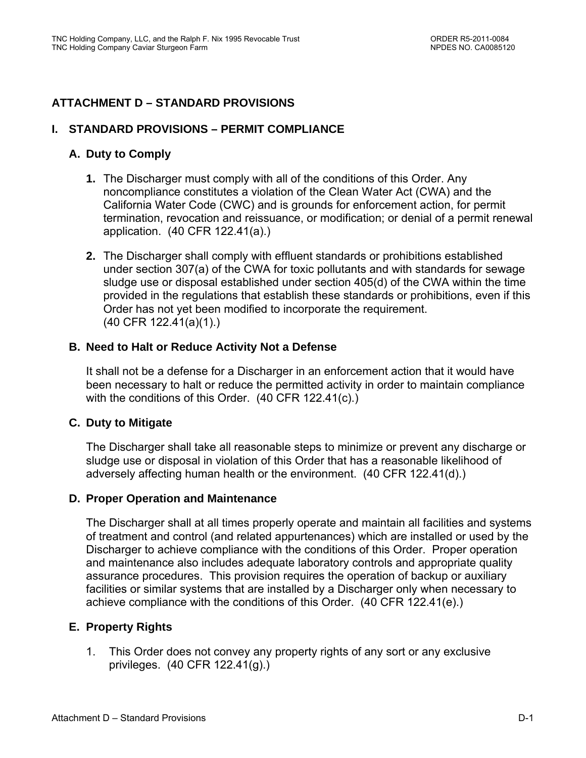## ATTACHMENT D – STANDARD PROVISIONS

### I. STANDARD PROVISIONS – PERMIT COMPLIANCE

#### A. Duty to Comply

1. The Discharger must comply with all of the conditions of this Order. Any noncompliance constitutes a violation of the Clean Water Act (CWA) and the California Water Code (CWC) and is grounds for enforcement action, for permit termination, revocation and reissuance, or modification; or denial of a permit renewal application. (40 CFR 122.41(a).)

2. The Discharger shall comply with effluent standards or prohibitions established under section 307(a) of the CWA for toxic pollutants and with standards for sewage sludge use or disposal established under section 405(d) of the CWA within the time provided in the regulations that establish these standards or prohibitions, even if this Order has not yet been modified to incorporate the requirement. (40 CFR 122.41(a)(1).)

#### B. Need to Halt or Reduce Activity Not a Defense

It shall not be a defense for a Discharger in an enforcement action that it would have been necessary to halt or reduce the permitted activity in order to maintain compliance with the conditions of this Order. (40 CFR 122.41(c).)

#### C. Duty to Mitigate

The Discharger shall take all reasonable steps to minimize or prevent any discharge or sludge use or disposal in violation of this Order that has a reasonable likelihood of adversely affecting human health or the environment. (40 CFR 122.41(d).)

#### D. Proper Operation and Maintenance

The Discharger shall at all times properly operate and maintain all facilities and systems of treatment and control (and related appurtenances) which are installed or used by the Discharger to achieve compliance with the conditions of this Order. Proper operation and maintenance also includes adequate laboratory controls and appropriate quality assurance procedures. This provision requires the operation of backup or auxiliary facilities or similar systems that are installed by a Discharger only when necessary to achieve compliance with the conditions of this Order. (40 CFR 122.41(e).)

#### E. Property Rights

1. This Order does not convey any property rights of any sort or any exclusive privileges. (40 CFR 122.41(g).)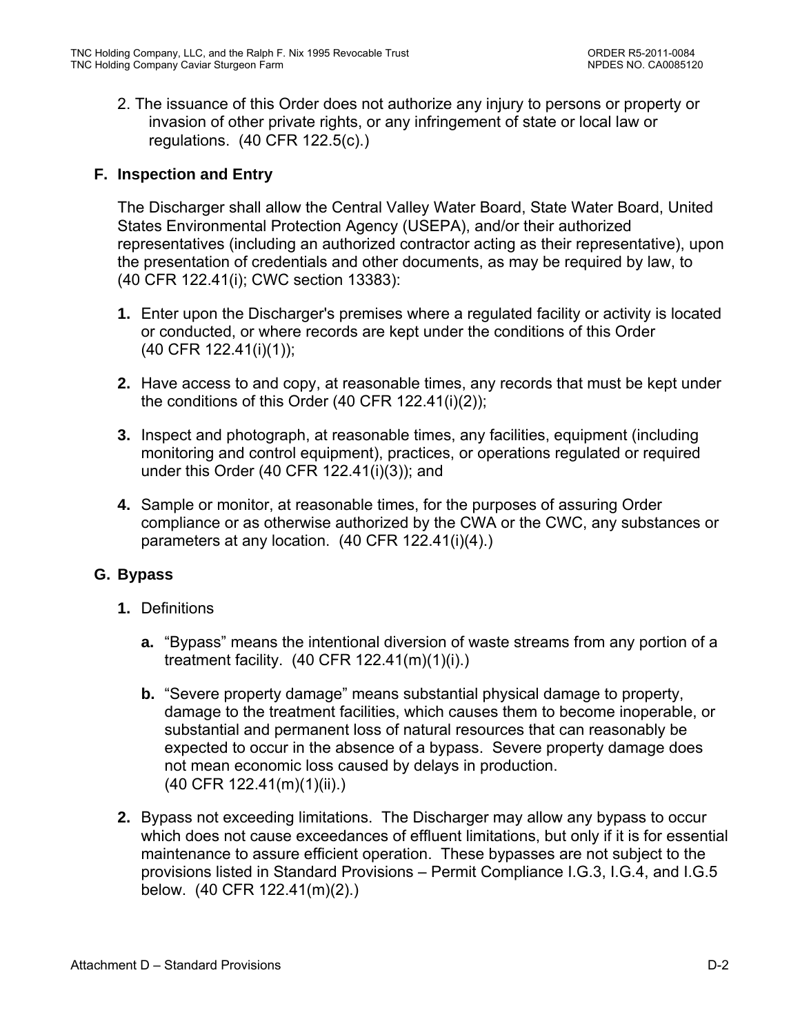2. The issuance of this Order does not authorize any injury to persons or property or invasion of other private rights, or any infringement of state or local law or regulations. (40 CFR 122.5(c).)

### F. Inspection and Entry

The Discharger shall allow the Central Valley Water Board, State Water Board, United States Environmental Protection Agency (USEPA), and/or their authorized representatives (including an authorized contractor acting as their representative), upon the presentation of credentials and other documents, as may be required by law, to (40 CFR 122.41(i); CWC section 13383):

**1.** Enter upon the Discharger's premises where a regulated facility or activity is located or conducted, or where records are kept under the conditions of this Order (40 CFR 122.41(i)(1));

**2.** Have access to and copy, at reasonable times, any records that must be kept under the conditions of this Order (40 CFR 122.41(i)(2));

**3.** Inspect and photograph, at reasonable times, any facilities, equipment (including monitoring and control equipment), practices, or operations regulated or required under this Order (40 CFR 122.41(i)(3)); and

**4.** Sample or monitor, at reasonable times, for the purposes of assuring Order compliance or as otherwise authorized by the CWA or the CWC, any substances or parameters at any location. (40 CFR 122.41(i)(4).)

### G. Bypass

**1.** Definitions

**a.** "Bypass" means the intentional diversion of waste streams from any portion of a treatment facility. (40 CFR 122.41(m)(1)(i).)

**b.** "Severe property damage" means substantial physical damage to property, damage to the treatment facilities, which causes them to become inoperable, or substantial and permanent loss of natural resources that can reasonably be expected to occur in the absence of a bypass. Severe property damage does not mean economic loss caused by delays in production. (40 CFR 122.41(m)(1)(ii).)

**2.** Bypass not exceeding limitations. The Discharger may allow any bypass to occur which does not cause exceedances of effluent limitations, but only if it is for essential maintenance to assure efficient operation. These bypasses are not subject to the provisions listed in Standard Provisions – Permit Compliance I.G.3, I.G.4, and I.G.5 below. (40 CFR 122.41(m)(2).)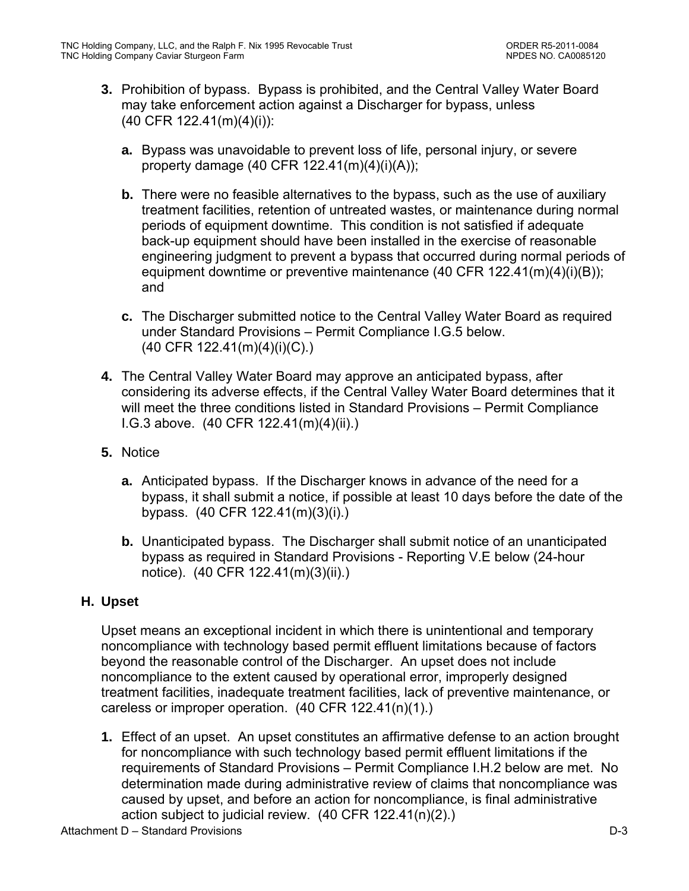3. **Prohibition of bypass.** Bypass is prohibited, and the Central Valley Water Board may take enforcement action against a Discharger for bypass, unless (40 CFR 122.41(m)(4)(i)):

   a. Bypass was unavoidable to prevent loss of life, personal injury, or severe property damage (40 CFR 122.41(m)(4)(i)(A));

   b. There were no feasible alternatives to the bypass, such as the use of auxiliary treatment facilities, retention of untreated wastes, or maintenance during normal periods of equipment downtime. This condition is not satisfied if adequate back-up equipment should have been installed in the exercise of reasonable engineering judgment to prevent a bypass that occurred during normal periods of equipment downtime or preventive maintenance (40 CFR 122.41(m)(4)(i)(B)); and

   c. The Discharger submitted notice to the Central Valley Water Board as required under Standard Provisions – Permit Compliance I.G.5 below. (40 CFR 122.41(m)(4)(i)(C).)

4. The Central Valley Water Board may approve an anticipated bypass, after considering its adverse effects, if the Central Valley Water Board determines that it will meet the three conditions listed in Standard Provisions – Permit Compliance I.G.3 above. (40 CFR 122.41(m)(4)(ii).)

5. Notice

   a. Anticipated bypass. If the Discharger knows in advance of the need for a bypass, it shall submit a notice, if possible at least 10 days before the date of the bypass. (40 CFR 122.41(m)(3)(i).)

   b. Unanticipated bypass. The Discharger shall submit notice of an unanticipated bypass as required in Standard Provisions - Reporting V.E below (24-hour notice). (40 CFR 122.41(m)(3)(ii).)

## H. Upset

Upset means an exceptional incident in which there is unintentional and temporary noncompliance with technology based permit effluent limitations because of factors beyond the reasonable control of the Discharger. An upset does not include noncompliance to the extent caused by operational error, improperly designed treatment facilities, inadequate treatment facilities, lack of preventive maintenance, or careless or improper operation. (40 CFR 122.41(n)(1).)

1. Effect of an upset. An upset constitutes an affirmative defense to an action brought for noncompliance with such technology based permit effluent limitations if the requirements of Standard Provisions – Permit Compliance I.H.2 below are met. No determination made during administrative review of claims that noncompliance was caused by upset, and before an action for noncompliance, is final administrative action subject to judicial review. (40 CFR 122.41(n)(2).)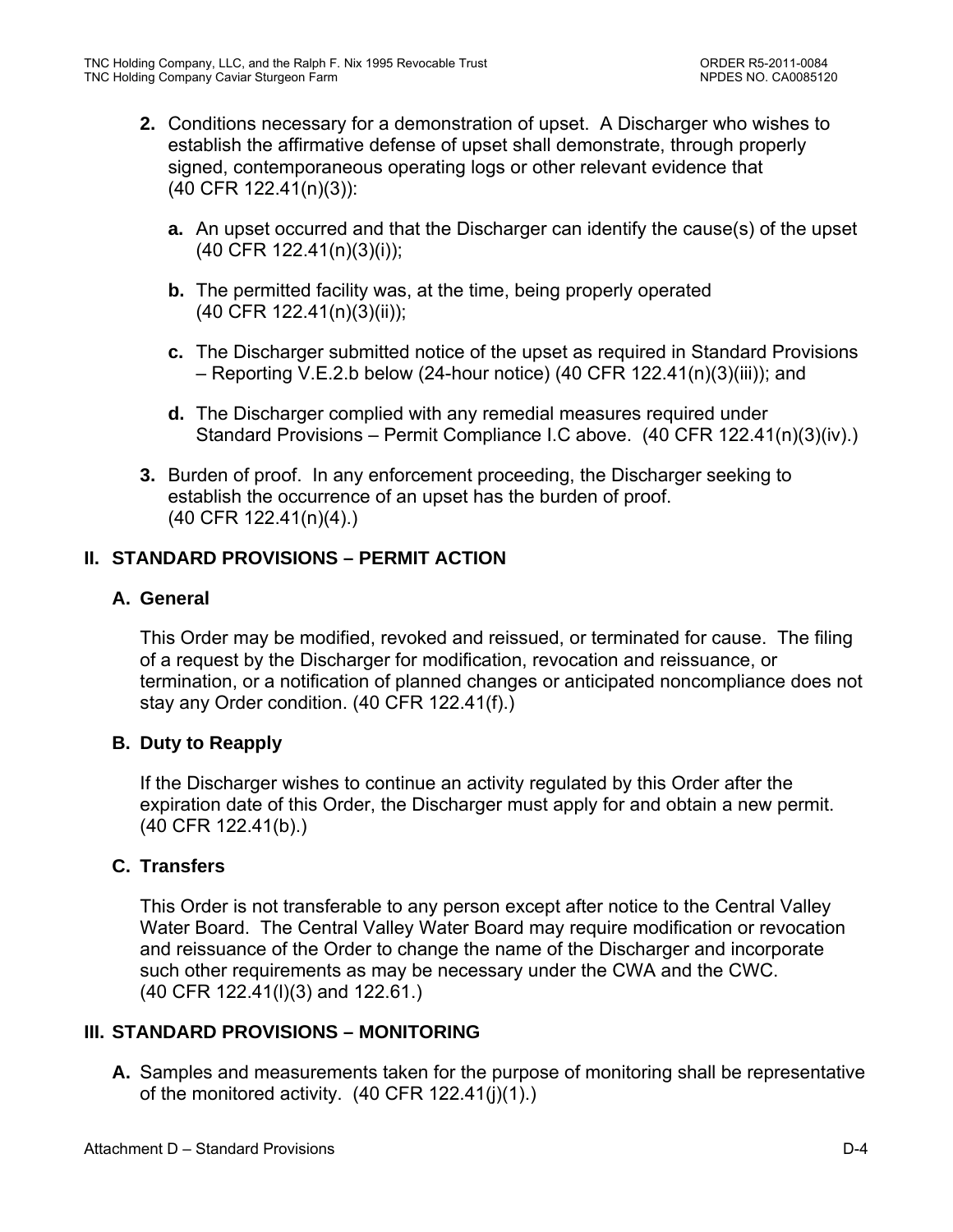2. Conditions necessary for a demonstration of upset. A Discharger who wishes to establish the affirmative defense of upset shall demonstrate, through properly signed, contemporaneous operating logs or other relevant evidence that (40 CFR 122.41(n)(3)):

   a. An upset occurred and that the Discharger can identify the cause(s) of the upset (40 CFR 122.41(n)(3)(i));

   b. The permitted facility was, at the time, being properly operated (40 CFR 122.41(n)(3)(ii));

   c. The Discharger submitted notice of the upset as required in Standard Provisions – Reporting V.E.2.b below (24-hour notice) (40 CFR 122.41(n)(3)(iii)); and

   d. The Discharger complied with any remedial measures required under Standard Provisions – Permit Compliance I.C above. (40 CFR 122.41(n)(3)(iv).)

3. Burden of proof. In any enforcement proceeding, the Discharger seeking to establish the occurrence of an upset has the burden of proof. (40 CFR 122.41(n)(4).)

## II. STANDARD PROVISIONS – PERMIT ACTION

### A. General

This Order may be modified, revoked and reissued, or terminated for cause. The filing of a request by the Discharger for modification, revocation and reissuance, or termination, or a notification of planned changes or anticipated noncompliance does not stay any Order condition. (40 CFR 122.41(f).)

### B. Duty to Reapply

If the Discharger wishes to continue an activity regulated by this Order after the expiration date of this Order, the Discharger must apply for and obtain a new permit. (40 CFR 122.41(b).)

### C. Transfers

This Order is not transferable to any person except after notice to the Central Valley Water Board. The Central Valley Water Board may require modification or revocation and reissuance of the Order to change the name of the Discharger and incorporate such other requirements as may be necessary under the CWA and the CWC. (40 CFR 122.41(l)(3) and 122.61.)

## III. STANDARD PROVISIONS – MONITORING

A. Samples and measurements taken for the purpose of monitoring shall be representative of the monitored activity. (40 CFR 122.41(j)(1).)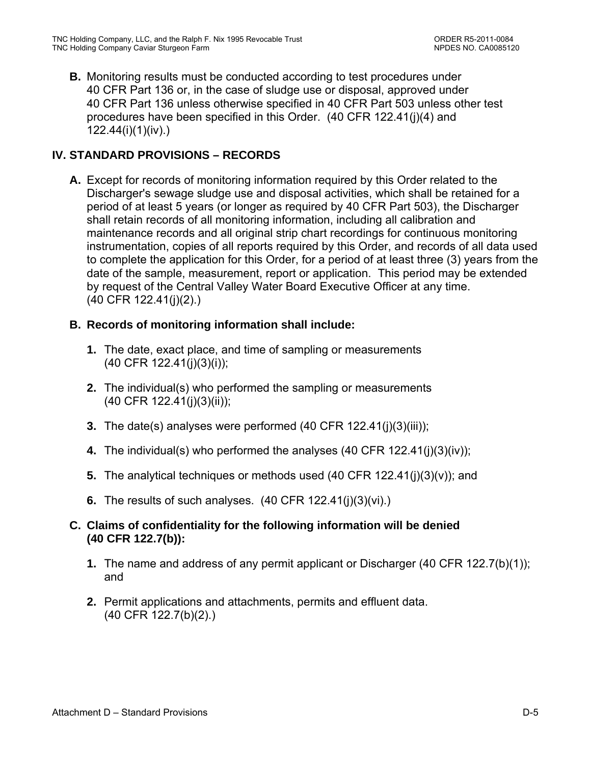**B.** Monitoring results must be conducted according to test procedures under 40 CFR Part 136 or, in the case of sludge use or disposal, approved under 40 CFR Part 136 unless otherwise specified in 40 CFR Part 503 unless other test procedures have been specified in this Order. (40 CFR 122.41(j)(4) and 122.44(i)(1)(iv).)

## IV. STANDARD PROVISIONS – RECORDS

**A.** Except for records of monitoring information required by this Order related to the Discharger's sewage sludge use and disposal activities, which shall be retained for a period of at least 5 years (or longer as required by 40 CFR Part 503), the Discharger shall retain records of all monitoring information, including all calibration and maintenance records and all original strip chart recordings for continuous monitoring instrumentation, copies of all reports required by this Order, and records of all data used to complete the application for this Order, for a period of at least three (3) years from the date of the sample, measurement, report or application. This period may be extended by request of the Central Valley Water Board Executive Officer at any time. (40 CFR 122.41(j)(2).)

**B. Records of monitoring information shall include:**

1. The date, exact place, and time of sampling or measurements (40 CFR 122.41(j)(3)(i));
2. The individual(s) who performed the sampling or measurements (40 CFR 122.41(j)(3)(ii));
3. The date(s) analyses were performed (40 CFR 122.41(j)(3)(iii));
4. The individual(s) who performed the analyses (40 CFR 122.41(j)(3)(iv));
5. The analytical techniques or methods used (40 CFR 122.41(j)(3)(v)); and
6. The results of such analyses. (40 CFR 122.41(j)(3)(vi).)

**C. Claims of confidentiality for the following information will be denied (40 CFR 122.7(b)):**

1. The name and address of any permit applicant or Discharger (40 CFR 122.7(b)(1)); and
2. Permit applications and attachments, permits and effluent data. (40 CFR 122.7(b)(2).)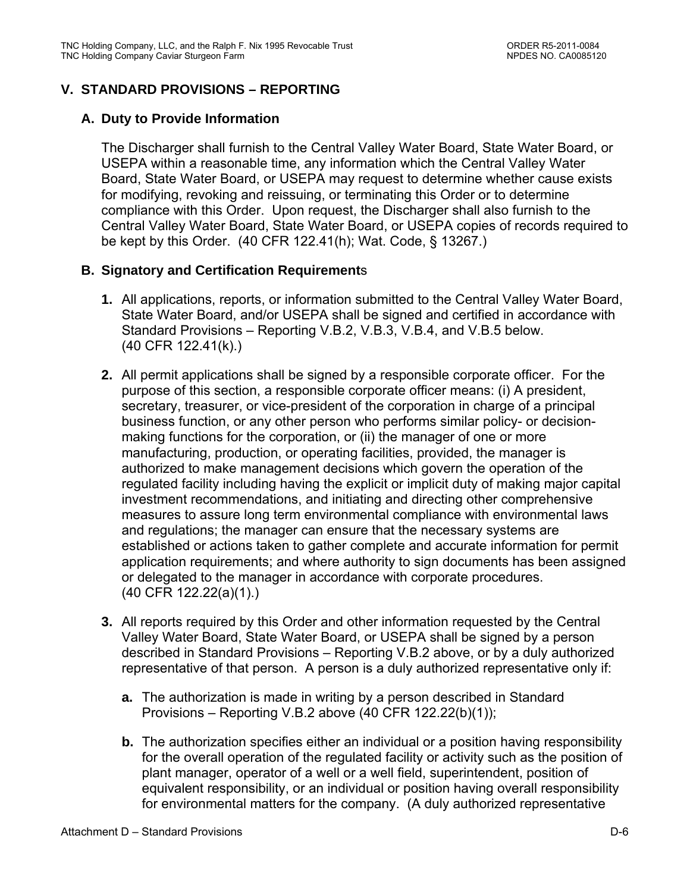## V. STANDARD PROVISIONS – REPORTING

### A. Duty to Provide Information

The Discharger shall furnish to the Central Valley Water Board, State Water Board, or USEPA within a reasonable time, any information which the Central Valley Water Board, State Water Board, or USEPA may request to determine whether cause exists for modifying, revoking and reissuing, or terminating this Order or to determine compliance with this Order. Upon request, the Discharger shall also furnish to the Central Valley Water Board, State Water Board, or USEPA copies of records required to be kept by this Order. (40 CFR 122.41(h); Wat. Code, § 13267.)

### B. Signatory and Certification Requirements

1. All applications, reports, or information submitted to the Central Valley Water Board, State Water Board, and/or USEPA shall be signed and certified in accordance with Standard Provisions – Reporting V.B.2, V.B.3, V.B.4, and V.B.5 below. (40 CFR 122.41(k).)

2. All permit applications shall be signed by a responsible corporate officer. For the purpose of this section, a responsible corporate officer means: (i) A president, secretary, treasurer, or vice-president of the corporation in charge of a principal business function, or any other person who performs similar policy- or decision-making functions for the corporation, or (ii) the manager of one or more manufacturing, production, or operating facilities, provided, the manager is authorized to make management decisions which govern the operation of the regulated facility including having the explicit or implicit duty of making major capital investment recommendations, and initiating and directing other comprehensive measures to assure long term environmental compliance with environmental laws and regulations; the manager can ensure that the necessary systems are established or actions taken to gather complete and accurate information for permit application requirements; and where authority to sign documents has been assigned or delegated to the manager in accordance with corporate procedures. (40 CFR 122.22(a)(1).)

3. All reports required by this Order and other information requested by the Central Valley Water Board, State Water Board, or USEPA shall be signed by a person described in Standard Provisions – Reporting V.B.2 above, or by a duly authorized representative of that person. A person is a duly authorized representative only if:

   a. The authorization is made in writing by a person described in Standard Provisions – Reporting V.B.2 above (40 CFR 122.22(b)(1));

   b. The authorization specifies either an individual or a position having responsibility for the overall operation of the regulated facility or activity such as the position of plant manager, operator of a well or a well field, superintendent, position of equivalent responsibility, or an individual or position having overall responsibility for environmental matters for the company. (A duly authorized representative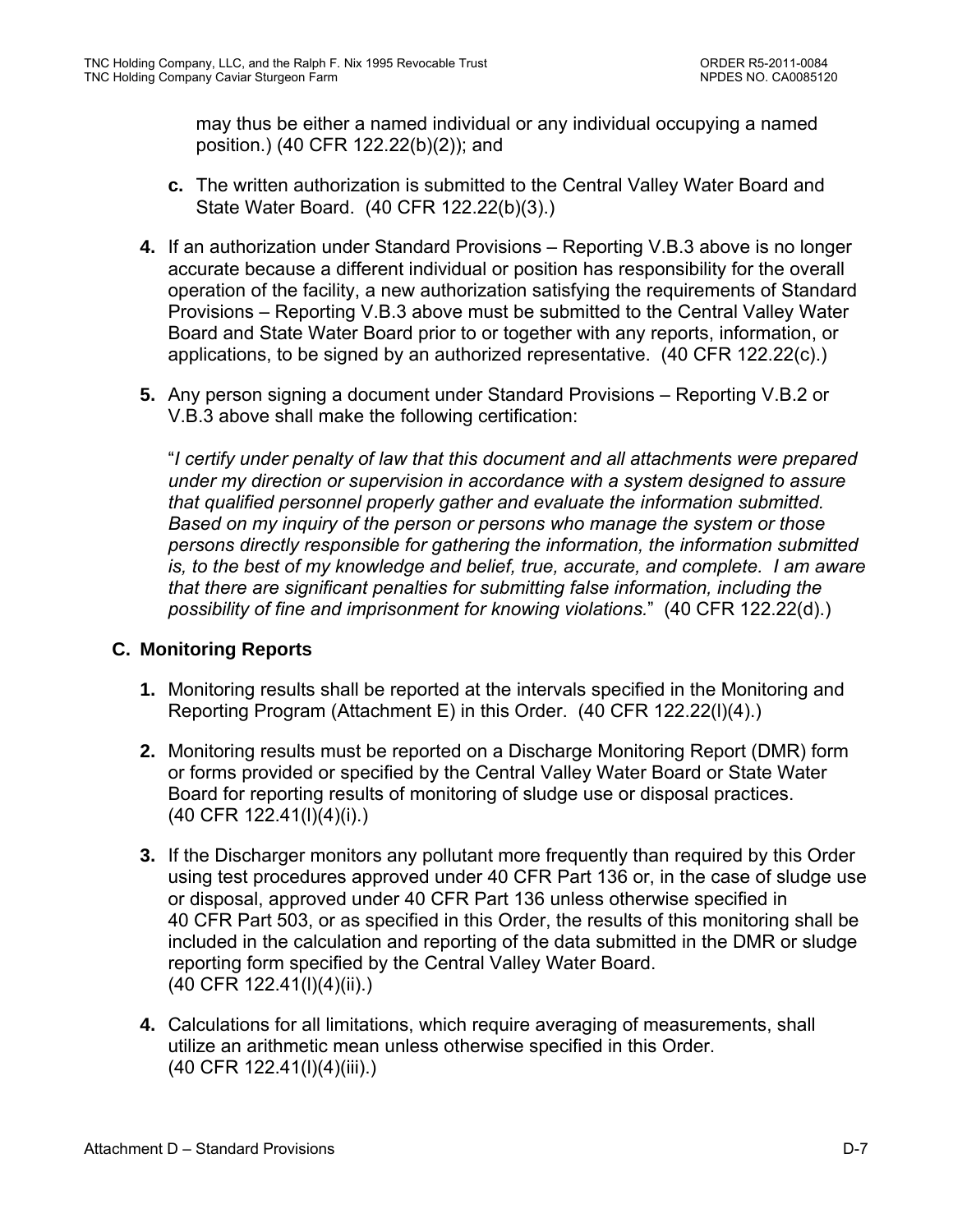may thus be either a named individual or any individual occupying a named position.) (40 CFR 122.22(b)(2)); and

**c.** The written authorization is submitted to the Central Valley Water Board and State Water Board. (40 CFR 122.22(b)(3).)

**4.** If an authorization under Standard Provisions – Reporting V.B.3 above is no longer accurate because a different individual or position has responsibility for the overall operation of the facility, a new authorization satisfying the requirements of Standard Provisions – Reporting V.B.3 above must be submitted to the Central Valley Water Board and State Water Board prior to or together with any reports, information, or applications, to be signed by an authorized representative. (40 CFR 122.22(c).)

**5.** Any person signing a document under Standard Provisions – Reporting V.B.2 or V.B.3 above shall make the following certification:

"*I certify under penalty of law that this document and all attachments were prepared under my direction or supervision in accordance with a system designed to assure that qualified personnel properly gather and evaluate the information submitted. Based on my inquiry of the person or persons who manage the system or those persons directly responsible for gathering the information, the information submitted is, to the best of my knowledge and belief, true, accurate, and complete. I am aware that there are significant penalties for submitting false information, including the possibility of fine and imprisonment for knowing violations.*" (40 CFR 122.22(d).)

### C. Monitoring Reports

**1.** Monitoring results shall be reported at the intervals specified in the Monitoring and Reporting Program (Attachment E) in this Order. (40 CFR 122.22(l)(4).)

**2.** Monitoring results must be reported on a Discharge Monitoring Report (DMR) form or forms provided or specified by the Central Valley Water Board or State Water Board for reporting results of monitoring of sludge use or disposal practices. (40 CFR 122.41(l)(4)(i).)

**3.** If the Discharger monitors any pollutant more frequently than required by this Order using test procedures approved under 40 CFR Part 136 or, in the case of sludge use or disposal, approved under 40 CFR Part 136 unless otherwise specified in 40 CFR Part 503, or as specified in this Order, the results of this monitoring shall be included in the calculation and reporting of the data submitted in the DMR or sludge reporting form specified by the Central Valley Water Board. (40 CFR 122.41(l)(4)(ii).)

**4.** Calculations for all limitations, which require averaging of measurements, shall utilize an arithmetic mean unless otherwise specified in this Order. (40 CFR 122.41(l)(4)(iii).)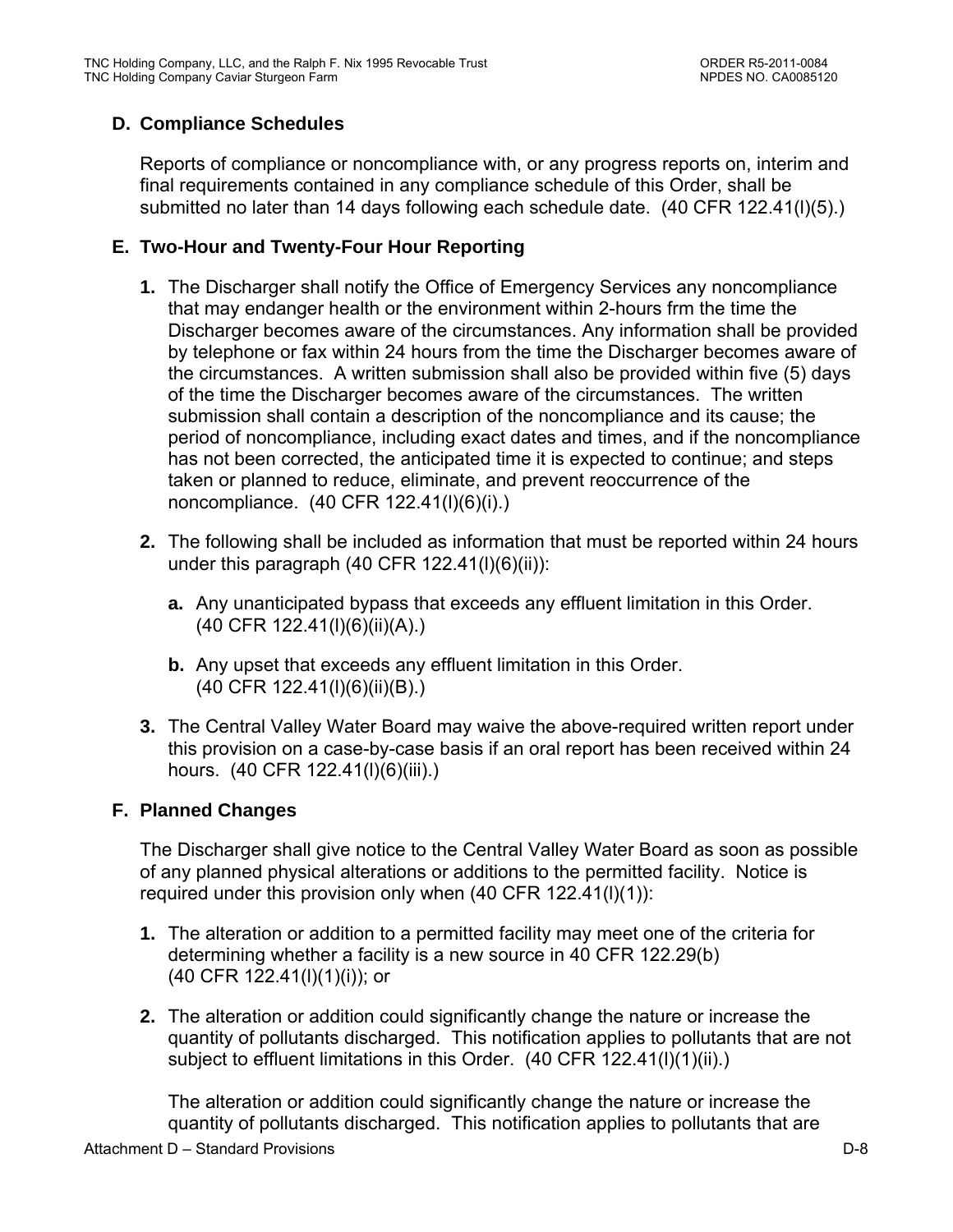## D. Compliance Schedules

Reports of compliance or noncompliance with, or any progress reports on, interim and final requirements contained in any compliance schedule of this Order, shall be submitted no later than 14 days following each schedule date. (40 CFR 122.41(l)(5).)

## E. Two-Hour and Twenty-Four Hour Reporting

**1.** The Discharger shall notify the Office of Emergency Services any noncompliance that may endanger health or the environment within 2-hours frm the time the Discharger becomes aware of the circumstances. Any information shall be provided by telephone or fax within 24 hours from the time the Discharger becomes aware of the circumstances. A written submission shall also be provided within five (5) days of the time the Discharger becomes aware of the circumstances. The written submission shall contain a description of the noncompliance and its cause; the period of noncompliance, including exact dates and times, and if the noncompliance has not been corrected, the anticipated time it is expected to continue; and steps taken or planned to reduce, eliminate, and prevent reoccurrence of the noncompliance. (40 CFR 122.41(l)(6)(i).)

**2.** The following shall be included as information that must be reported within 24 hours under this paragraph (40 CFR 122.41(l)(6)(ii)):

   **a.** Any unanticipated bypass that exceeds any effluent limitation in this Order. (40 CFR 122.41(l)(6)(ii)(A).)

   **b.** Any upset that exceeds any effluent limitation in this Order. (40 CFR 122.41(l)(6)(ii)(B).)

**3.** The Central Valley Water Board may waive the above-required written report under this provision on a case-by-case basis if an oral report has been received within 24 hours. (40 CFR 122.41(l)(6)(iii).)

## F. Planned Changes

The Discharger shall give notice to the Central Valley Water Board as soon as possible of any planned physical alterations or additions to the permitted facility. Notice is required under this provision only when (40 CFR 122.41(l)(1)):

**1.** The alteration or addition to a permitted facility may meet one of the criteria for determining whether a facility is a new source in 40 CFR 122.29(b) (40 CFR 122.41(l)(1)(i)); or

**2.** The alteration or addition could significantly change the nature or increase the quantity of pollutants discharged. This notification applies to pollutants that are not subject to effluent limitations in this Order. (40 CFR 122.41(l)(1)(ii).)

The alteration or addition could significantly change the nature or increase the quantity of pollutants discharged. This notification applies to pollutants that are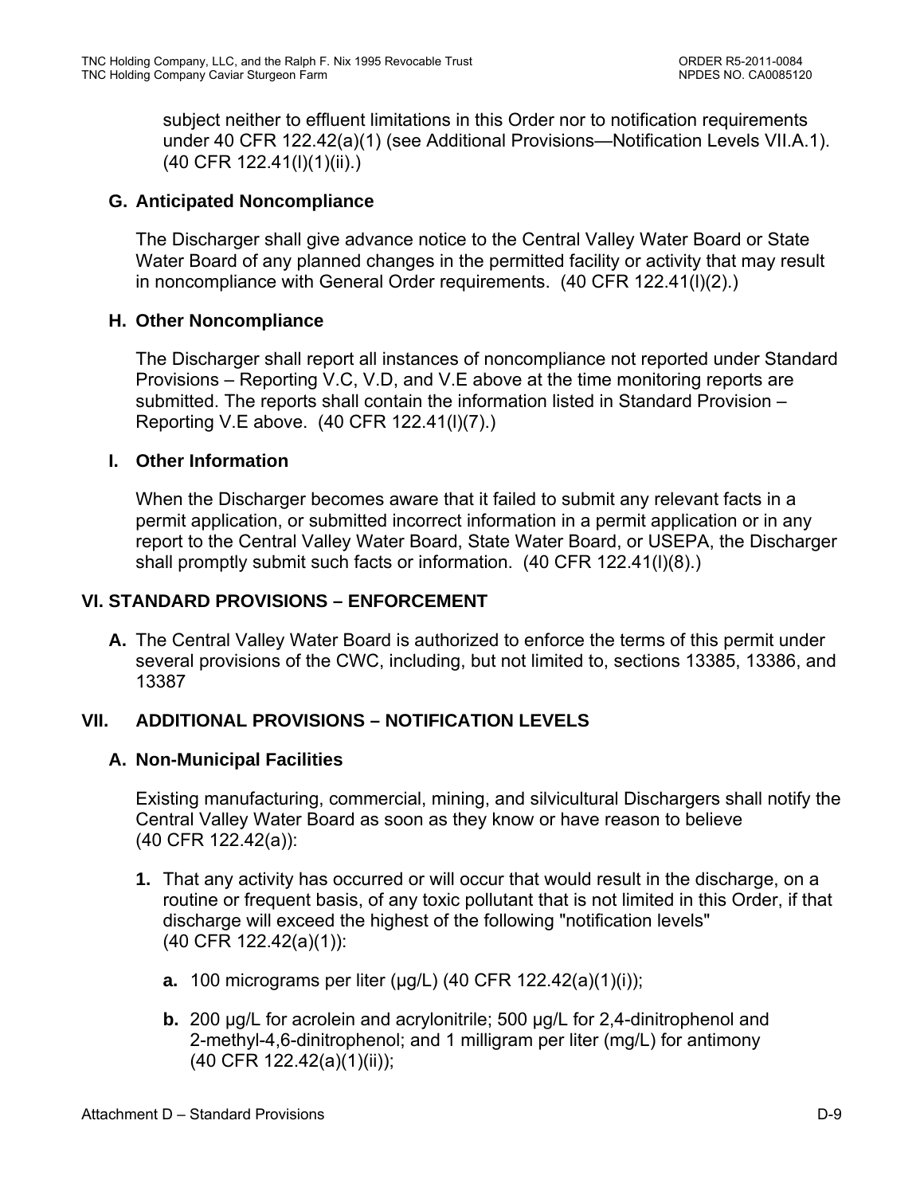subject neither to effluent limitations in this Order nor to notification requirements under 40 CFR 122.42(a)(1) (see Additional Provisions—Notification Levels VII.A.1). (40 CFR 122.41(l)(1)(ii).)

### G. Anticipated Noncompliance

The Discharger shall give advance notice to the Central Valley Water Board or State Water Board of any planned changes in the permitted facility or activity that may result in noncompliance with General Order requirements. (40 CFR 122.41(l)(2).)

### H. Other Noncompliance

The Discharger shall report all instances of noncompliance not reported under Standard Provisions – Reporting V.C, V.D, and V.E above at the time monitoring reports are submitted. The reports shall contain the information listed in Standard Provision – Reporting V.E above. (40 CFR 122.41(l)(7).)

### I. Other Information

When the Discharger becomes aware that it failed to submit any relevant facts in a permit application, or submitted incorrect information in a permit application or in any report to the Central Valley Water Board, State Water Board, or USEPA, the Discharger shall promptly submit such facts or information. (40 CFR 122.41(l)(8).)

## VI. STANDARD PROVISIONS – ENFORCEMENT

**A.** The Central Valley Water Board is authorized to enforce the terms of this permit under several provisions of the CWC, including, but not limited to, sections 13385, 13386, and 13387

## VII. ADDITIONAL PROVISIONS – NOTIFICATION LEVELS

### A. Non-Municipal Facilities

Existing manufacturing, commercial, mining, and silvicultural Dischargers shall notify the Central Valley Water Board as soon as they know or have reason to believe (40 CFR 122.42(a)):

**1.** That any activity has occurred or will occur that would result in the discharge, on a routine or frequent basis, of any toxic pollutant that is not limited in this Order, if that discharge will exceed the highest of the following "notification levels" (40 CFR 122.42(a)(1)):

**a.** 100 micrograms per liter (μg/L) (40 CFR 122.42(a)(1)(i));

**b.** 200 μg/L for acrolein and acrylonitrile; 500 μg/L for 2,4-dinitrophenol and 2-methyl-4,6-dinitrophenol; and 1 milligram per liter (mg/L) for antimony (40 CFR 122.42(a)(1)(ii));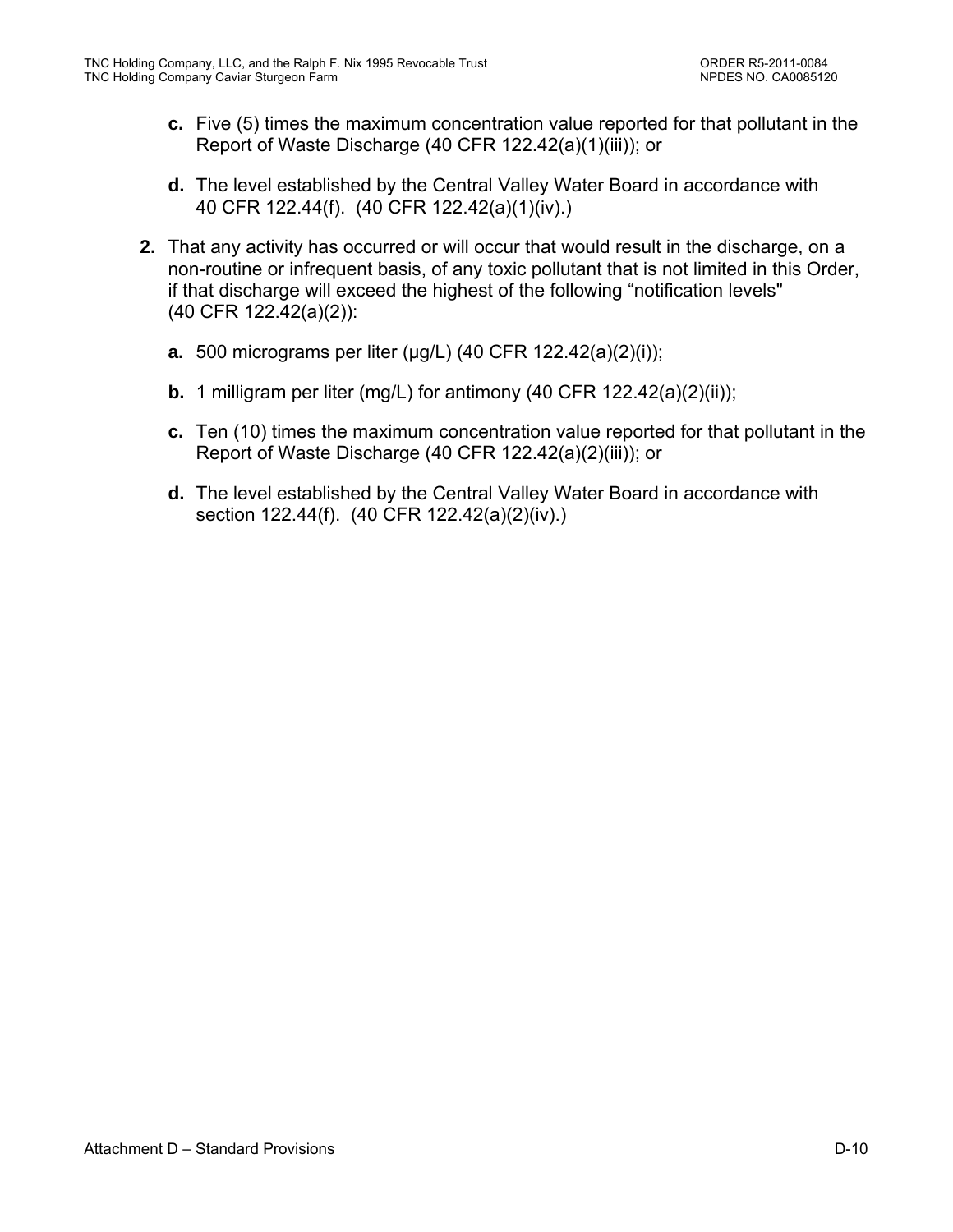**c.** Five (5) times the maximum concentration value reported for that pollutant in the Report of Waste Discharge (40 CFR 122.42(a)(1)(iii)); or

**d.** The level established by the Central Valley Water Board in accordance with 40 CFR 122.44(f). (40 CFR 122.42(a)(1)(iv).)

**2.** That any activity has occurred or will occur that would result in the discharge, on a non-routine or infrequent basis, of any toxic pollutant that is not limited in this Order, if that discharge will exceed the highest of the following "notification levels" (40 CFR 122.42(a)(2)):

**a.** 500 micrograms per liter (μg/L) (40 CFR 122.42(a)(2)(i));

**b.** 1 milligram per liter (mg/L) for antimony (40 CFR 122.42(a)(2)(ii));

**c.** Ten (10) times the maximum concentration value reported for that pollutant in the Report of Waste Discharge (40 CFR 122.42(a)(2)(iii)); or

**d.** The level established by the Central Valley Water Board in accordance with section 122.44(f). (40 CFR 122.42(a)(2)(iv).)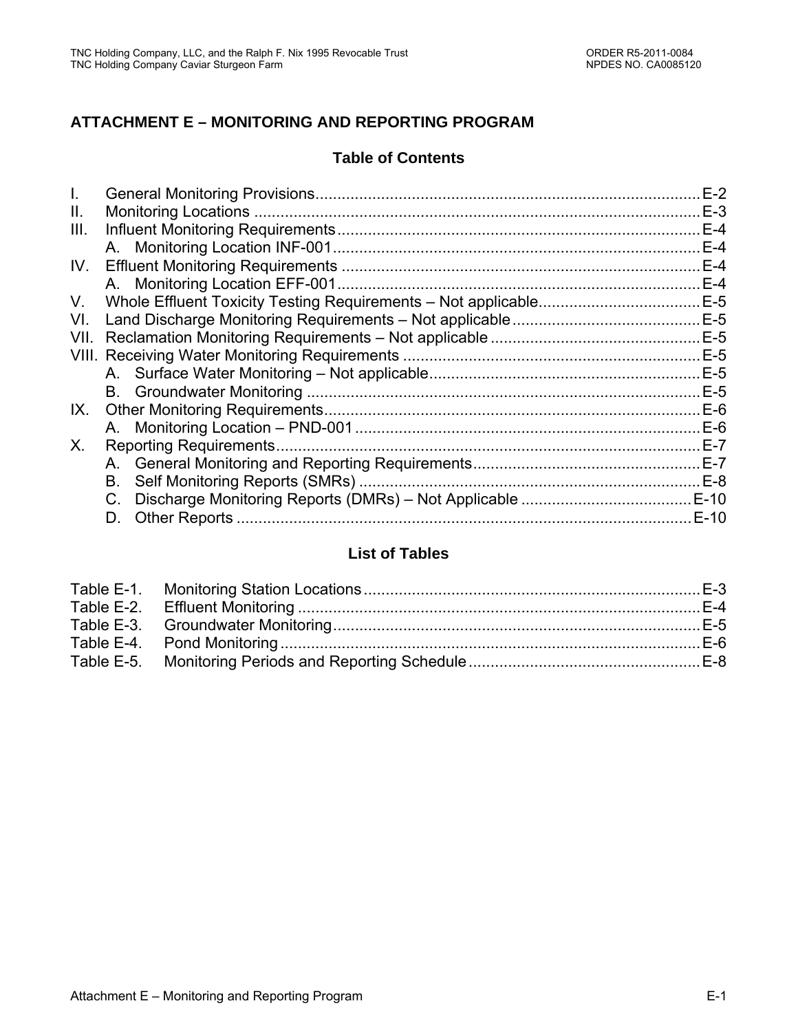# ATTACHMENT E – MONITORING AND REPORTING PROGRAM

## Table of Contents

I. General Monitoring Provisions........................................................................................ E-2
II. Monitoring Locations ...................................................................................................... E-3
III. Influent Monitoring Requirements.................................................................................. E-4
    A. Monitoring Location INF-001.................................................................................... E-4
IV. Effluent Monitoring Requirements ................................................................................. E-4
    A. Monitoring Location EFF-001................................................................................... E-4
V. Whole Effluent Toxicity Testing Requirements – Not applicable..................................... E-5
VI. Land Discharge Monitoring Requirements – Not applicable........................................... E-5
VII. Reclamation Monitoring Requirements – Not applicable ................................................ E-5
VIII. Receiving Water Monitoring Requirements .................................................................... E-5
    A. Surface Water Monitoring – Not applicable.............................................................. E-5
    B. Groundwater Monitoring .......................................................................................... E-5
IX. Other Monitoring Requirements...................................................................................... E-6
    A. Monitoring Location – PND-001............................................................................... E-6
X. Reporting Requirements.................................................................................................. E-7
    A. General Monitoring and Reporting Requirements.................................................... E-7
    B. Self Monitoring Reports (SMRs) .............................................................................. E-8
    C. Discharge Monitoring Reports (DMRs) – Not Applicable ....................................... E-10
    D. Other Reports ........................................................................................................ E-10

## List of Tables

Table E-1. Monitoring Station Locations............................................................................ E-3
Table E-2. Effluent Monitoring .......................................................................................... E-4
Table E-3. Groundwater Monitoring................................................................................... E-5
Table E-4. Pond Monitoring ............................................................................................... E-6
Table E-5. Monitoring Periods and Reporting Schedule .................................................... E-8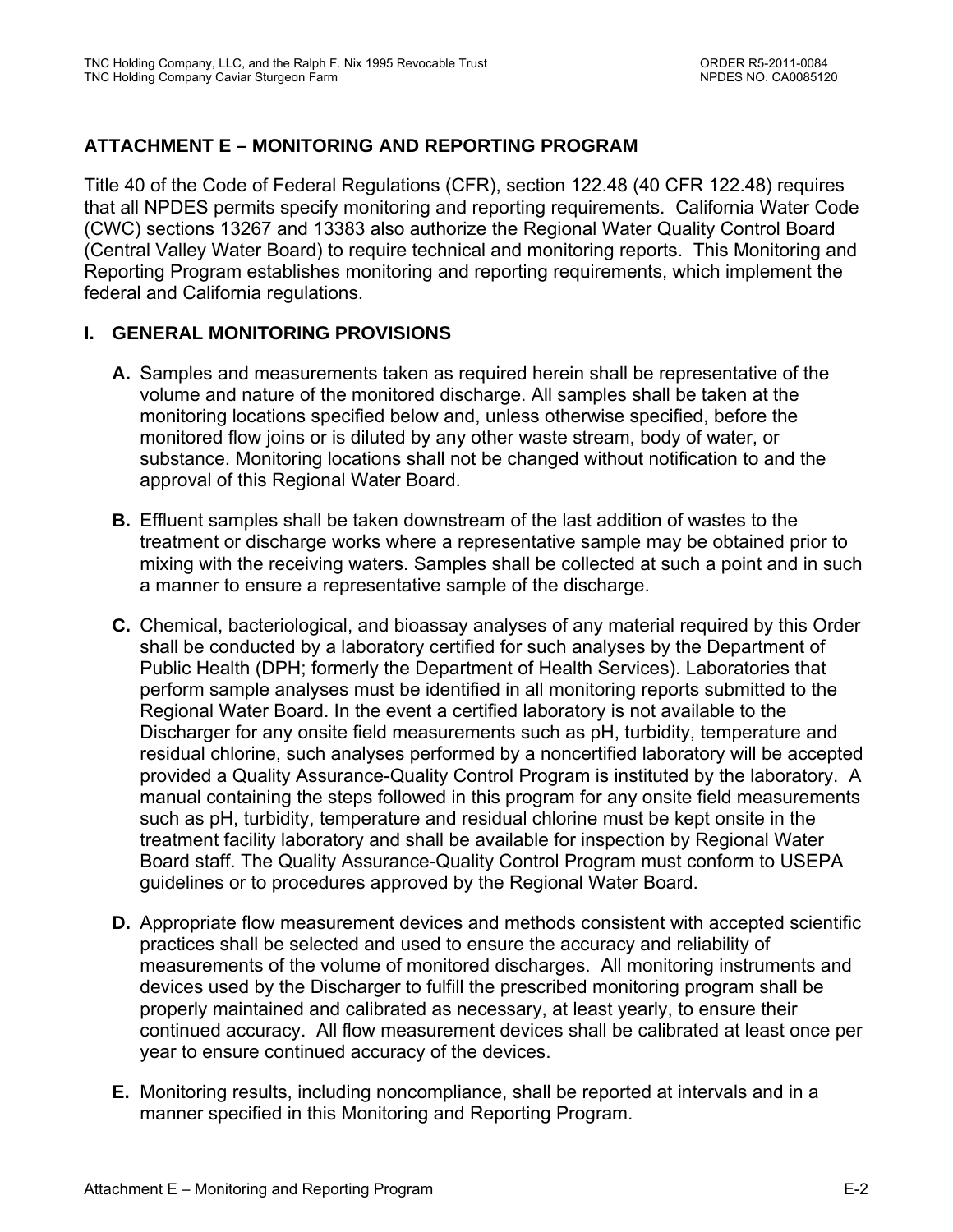## ATTACHMENT E – MONITORING AND REPORTING PROGRAM

Title 40 of the Code of Federal Regulations (CFR), section 122.48 (40 CFR 122.48) requires that all NPDES permits specify monitoring and reporting requirements. California Water Code (CWC) sections 13267 and 13383 also authorize the Regional Water Quality Control Board (Central Valley Water Board) to require technical and monitoring reports. This Monitoring and Reporting Program establishes monitoring and reporting requirements, which implement the federal and California regulations.

### I. GENERAL MONITORING PROVISIONS

**A.** Samples and measurements taken as required herein shall be representative of the volume and nature of the monitored discharge. All samples shall be taken at the monitoring locations specified below and, unless otherwise specified, before the monitored flow joins or is diluted by any other waste stream, body of water, or substance. Monitoring locations shall not be changed without notification to and the approval of this Regional Water Board.

**B.** Effluent samples shall be taken downstream of the last addition of wastes to the treatment or discharge works where a representative sample may be obtained prior to mixing with the receiving waters. Samples shall be collected at such a point and in such a manner to ensure a representative sample of the discharge.

**C.** Chemical, bacteriological, and bioassay analyses of any material required by this Order shall be conducted by a laboratory certified for such analyses by the Department of Public Health (DPH; formerly the Department of Health Services). Laboratories that perform sample analyses must be identified in all monitoring reports submitted to the Regional Water Board. In the event a certified laboratory is not available to the Discharger for any onsite field measurements such as pH, turbidity, temperature and residual chlorine, such analyses performed by a noncertified laboratory will be accepted provided a Quality Assurance-Quality Control Program is instituted by the laboratory. A manual containing the steps followed in this program for any onsite field measurements such as pH, turbidity, temperature and residual chlorine must be kept onsite in the treatment facility laboratory and shall be available for inspection by Regional Water Board staff. The Quality Assurance-Quality Control Program must conform to USEPA guidelines or to procedures approved by the Regional Water Board.

**D.** Appropriate flow measurement devices and methods consistent with accepted scientific practices shall be selected and used to ensure the accuracy and reliability of measurements of the volume of monitored discharges. All monitoring instruments and devices used by the Discharger to fulfill the prescribed monitoring program shall be properly maintained and calibrated as necessary, at least yearly, to ensure their continued accuracy. All flow measurement devices shall be calibrated at least once per year to ensure continued accuracy of the devices.

**E.** Monitoring results, including noncompliance, shall be reported at intervals and in a manner specified in this Monitoring and Reporting Program.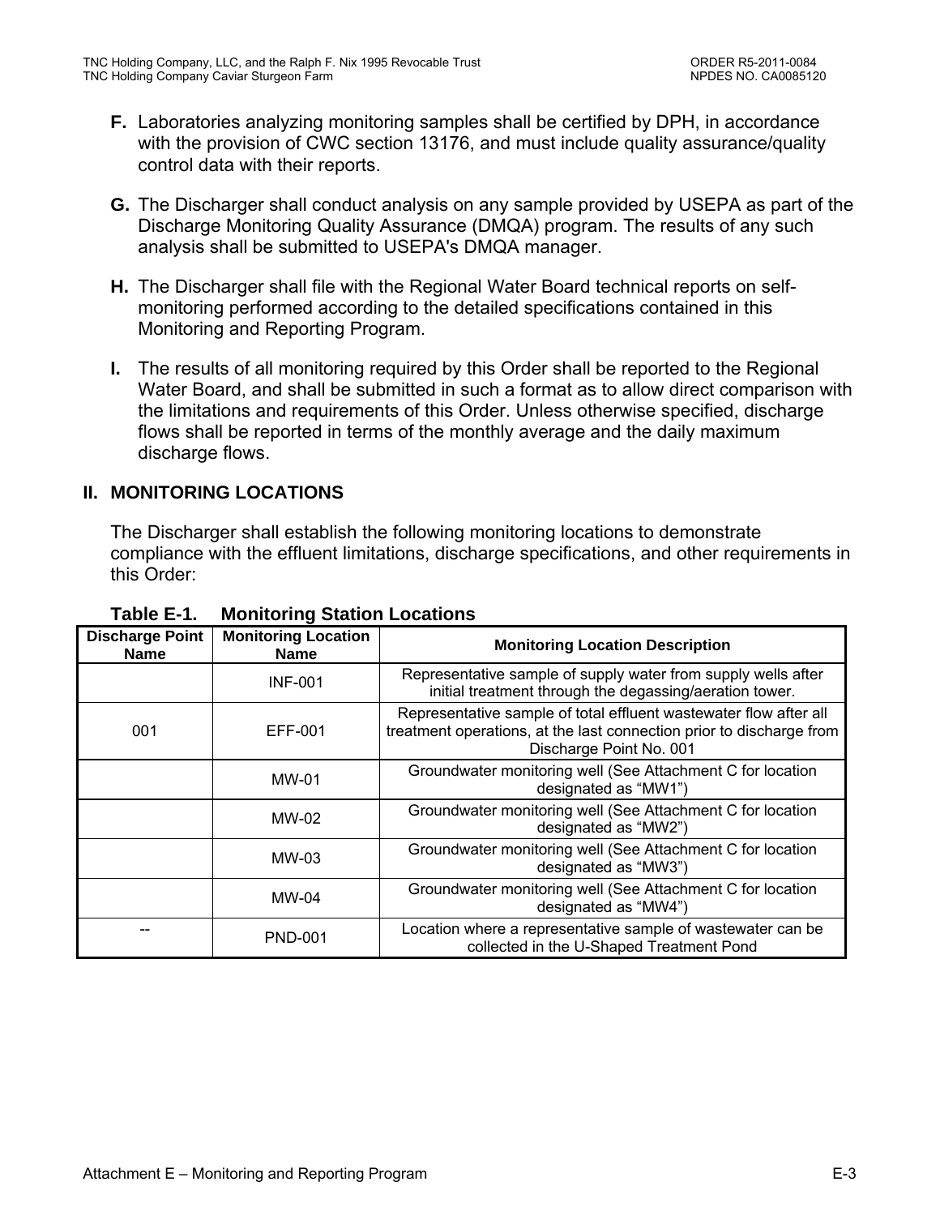**F.** Laboratories analyzing monitoring samples shall be certified by DPH, in accordance with the provision of CWC section 13176, and must include quality assurance/quality control data with their reports.

**G.** The Discharger shall conduct analysis on any sample provided by USEPA as part of the Discharge Monitoring Quality Assurance (DMQA) program. The results of any such analysis shall be submitted to USEPA's DMQA manager.

**H.** The Discharger shall file with the Regional Water Board technical reports on self-monitoring performed according to the detailed specifications contained in this Monitoring and Reporting Program.

**I.** The results of all monitoring required by this Order shall be reported to the Regional Water Board, and shall be submitted in such a format as to allow direct comparison with the limitations and requirements of this Order. Unless otherwise specified, discharge flows shall be reported in terms of the monthly average and the daily maximum discharge flows.

## II. MONITORING LOCATIONS

The Discharger shall establish the following monitoring locations to demonstrate compliance with the effluent limitations, discharge specifications, and other requirements in this Order:

**Table E-1. Monitoring Station Locations**

| Discharge Point Name | Monitoring Location Name | Monitoring Location Description |
|---|---|---|
| | INF-001 | Representative sample of supply water from supply wells after initial treatment through the degassing/aeration tower. |
| 001 | EFF-001 | Representative sample of total effluent wastewater flow after all treatment operations, at the last connection prior to discharge from Discharge Point No. 001 |
| | MW-01 | Groundwater monitoring well (See Attachment C for location designated as "MW1") |
| | MW-02 | Groundwater monitoring well (See Attachment C for location designated as "MW2") |
| | MW-03 | Groundwater monitoring well (See Attachment C for location designated as "MW3") |
| | MW-04 | Groundwater monitoring well (See Attachment C for location designated as "MW4") |
| -- | PND-001 | Location where a representative sample of wastewater can be collected in the U-Shaped Treatment Pond |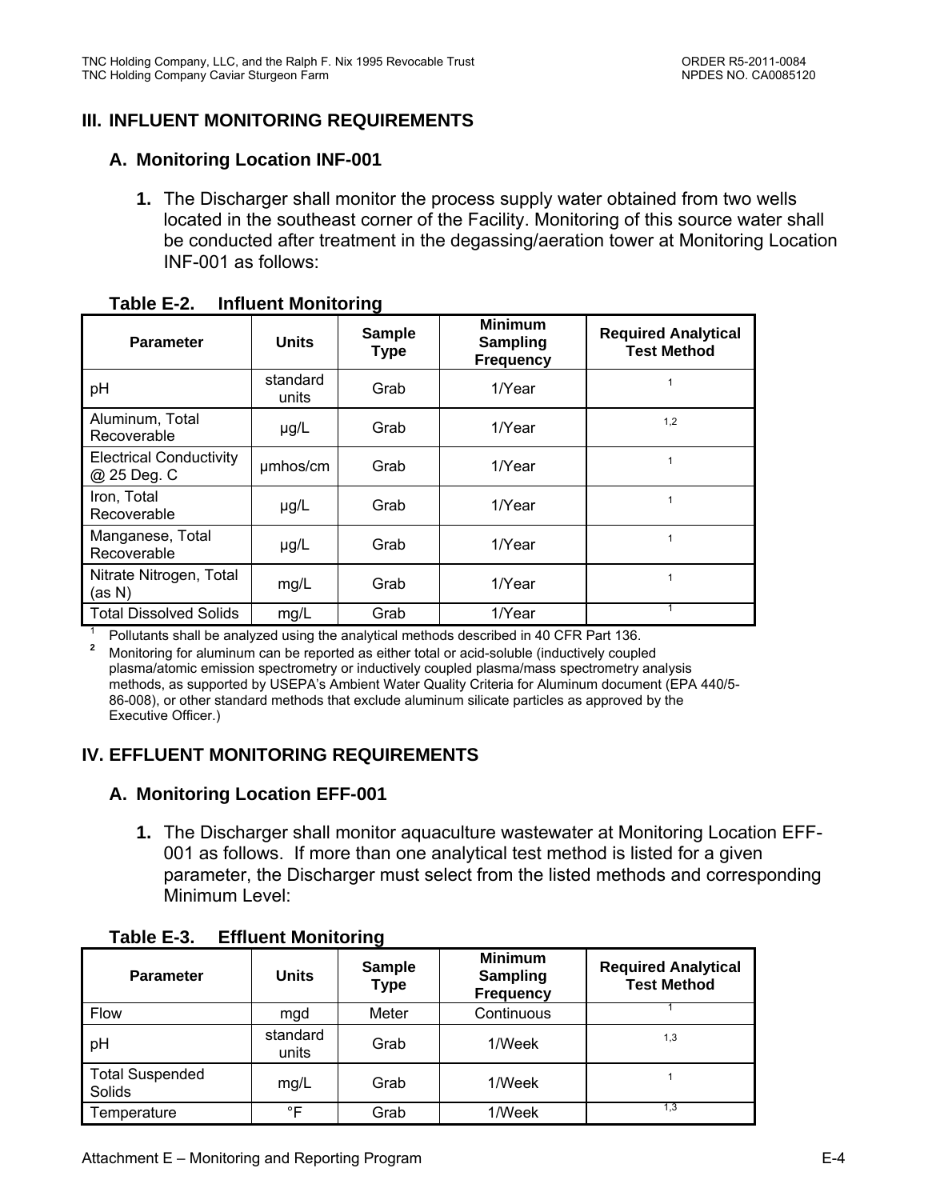## III. INFLUENT MONITORING REQUIREMENTS

### A. Monitoring Location INF-001

1. The Discharger shall monitor the process supply water obtained from two wells located in the southeast corner of the Facility. Monitoring of this source water shall be conducted after treatment in the degassing/aeration tower at Monitoring Location INF-001 as follows:

**Table E-2. Influent Monitoring**

| Parameter | Units | Sample Type | Minimum Sampling Frequency | Required Analytical Test Method |
|---|---|---|---|---|
| pH | standard units | Grab | 1/Year | [1] |
| Aluminum, Total Recoverable | µg/L | Grab | 1/Year | [1,2] |
| Electrical Conductivity @ 25 Deg. C | µmhos/cm | Grab | 1/Year | [1] |
| Iron, Total Recoverable | µg/L | Grab | 1/Year | [1] |
| Manganese, Total Recoverable | µg/L | Grab | 1/Year | [1] |
| Nitrate Nitrogen, Total (as N) | mg/L | Grab | 1/Year | [1] |
| Total Dissolved Solids | mg/L | Grab | 1/Year | [1] |

[1] Pollutants shall be analyzed using the analytical methods described in 40 CFR Part 136.

[2] Monitoring for aluminum can be reported as either total or acid-soluble (inductively coupled plasma/atomic emission spectrometry or inductively coupled plasma/mass spectrometry analysis methods, as supported by USEPA's Ambient Water Quality Criteria for Aluminum document (EPA 440/5-86-008), or other standard methods that exclude aluminum silicate particles as approved by the Executive Officer.)

## IV. EFFLUENT MONITORING REQUIREMENTS

### A. Monitoring Location EFF-001

1. The Discharger shall monitor aquaculture wastewater at Monitoring Location EFF-001 as follows. If more than one analytical test method is listed for a given parameter, the Discharger must select from the listed methods and corresponding Minimum Level:

**Table E-3. Effluent Monitoring**

| Parameter | Units | Sample Type | Minimum Sampling Frequency | Required Analytical Test Method |
|---|---|---|---|---|
| Flow | mgd | Meter | Continuous | [1] |
| pH | standard units | Grab | 1/Week | [1,3] |
| Total Suspended Solids | mg/L | Grab | 1/Week | [1] |
| Temperature | °F | Grab | 1/Week | [1,3] |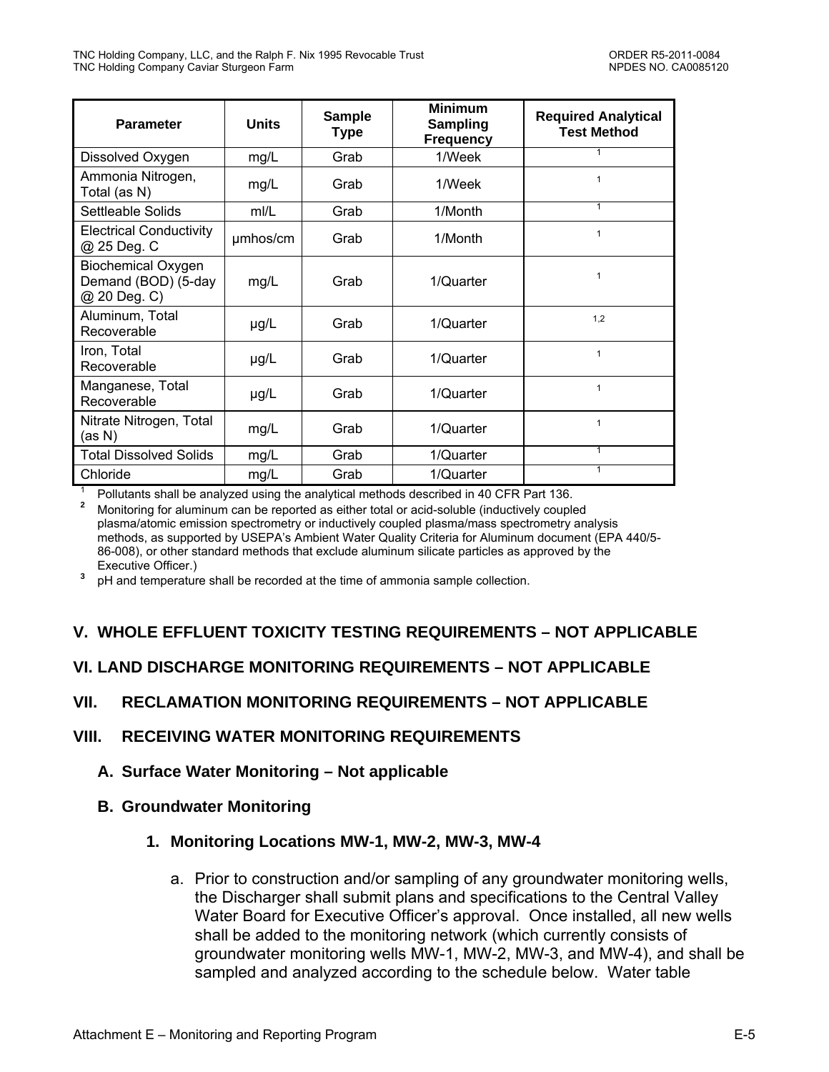| Parameter | Units | Sample Type | Minimum Sampling Frequency | Required Analytical Test Method |
|---|---|---|---|---|
| Dissolved Oxygen | mg/L | Grab | 1/Week | [1] |
| Ammonia Nitrogen, Total (as N) | mg/L | Grab | 1/Week | [1] |
| Settleable Solids | ml/L | Grab | 1/Month | [1] |
| Electrical Conductivity @ 25 Deg. C | µmhos/cm | Grab | 1/Month | [1] |
| Biochemical Oxygen Demand (BOD) (5-day @ 20 Deg. C) | mg/L | Grab | 1/Quarter | [1] |
| Aluminum, Total Recoverable | µg/L | Grab | 1/Quarter | [1,2] |
| Iron, Total Recoverable | µg/L | Grab | 1/Quarter | [1] |
| Manganese, Total Recoverable | µg/L | Grab | 1/Quarter | [1] |
| Nitrate Nitrogen, Total (as N) | mg/L | Grab | 1/Quarter | [1] |
| Total Dissolved Solids | mg/L | Grab | 1/Quarter | [1] |
| Chloride | mg/L | Grab | 1/Quarter | [1] |

[1] Pollutants shall be analyzed using the analytical methods described in 40 CFR Part 136.

[2] Monitoring for aluminum can be reported as either total or acid-soluble (inductively coupled plasma/atomic emission spectrometry or inductively coupled plasma/mass spectrometry analysis methods, as supported by USEPA's Ambient Water Quality Criteria for Aluminum document (EPA 440/5-86-008), or other standard methods that exclude aluminum silicate particles as approved by the Executive Officer.)

[3] pH and temperature shall be recorded at the time of ammonia sample collection.

## V. WHOLE EFFLUENT TOXICITY TESTING REQUIREMENTS – NOT APPLICABLE

## VI. LAND DISCHARGE MONITORING REQUIREMENTS – NOT APPLICABLE

## VII. RECLAMATION MONITORING REQUIREMENTS – NOT APPLICABLE

## VIII. RECEIVING WATER MONITORING REQUIREMENTS

### A. Surface Water Monitoring – Not applicable

### B. Groundwater Monitoring

#### 1. Monitoring Locations MW-1, MW-2, MW-3, MW-4

a. Prior to construction and/or sampling of any groundwater monitoring wells, the Discharger shall submit plans and specifications to the Central Valley Water Board for Executive Officer's approval. Once installed, all new wells shall be added to the monitoring network (which currently consists of groundwater monitoring wells MW-1, MW-2, MW-3, and MW-4), and shall be sampled and analyzed according to the schedule below. Water table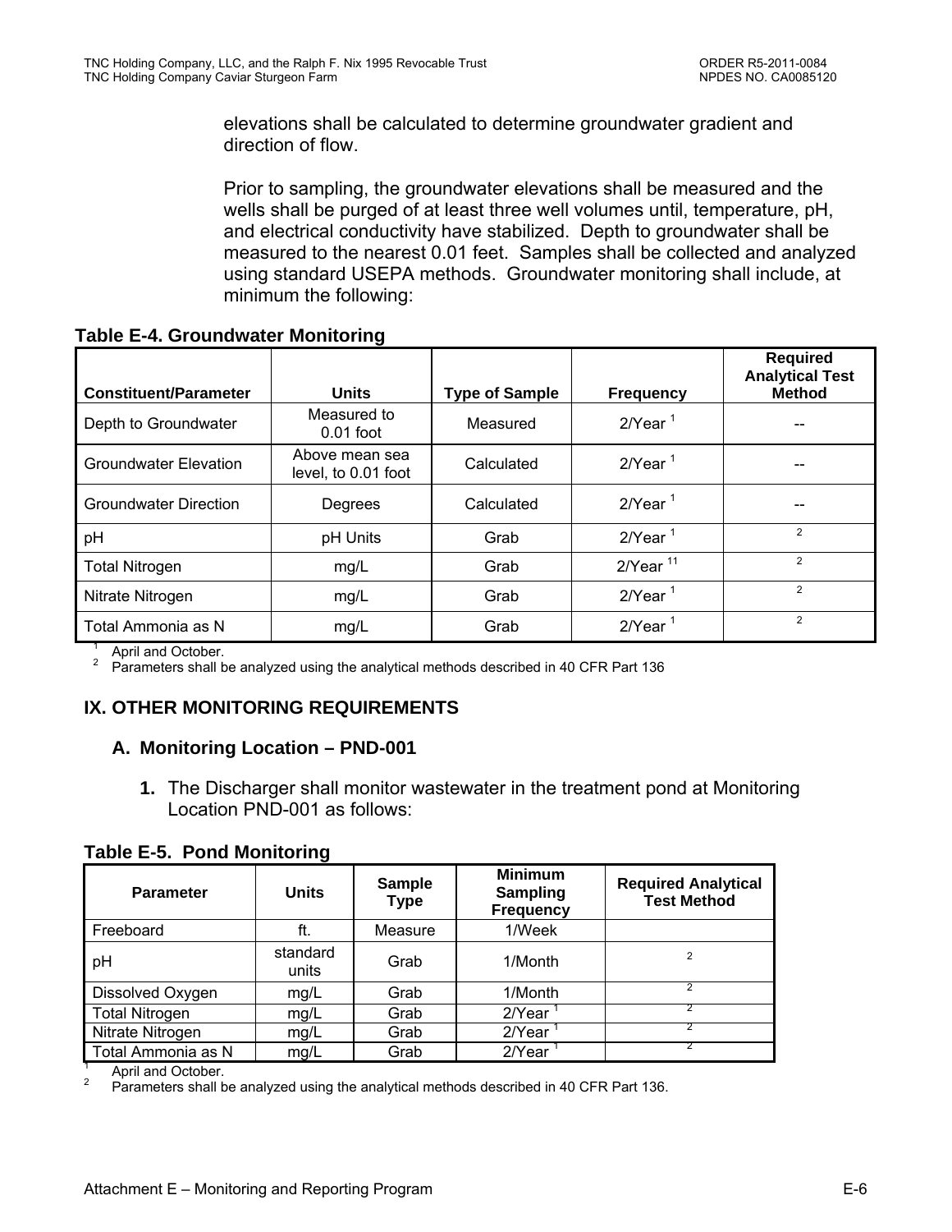elevations shall be calculated to determine groundwater gradient and direction of flow.

Prior to sampling, the groundwater elevations shall be measured and the wells shall be purged of at least three well volumes until, temperature, pH, and electrical conductivity have stabilized. Depth to groundwater shall be measured to the nearest 0.01 feet. Samples shall be collected and analyzed using standard USEPA methods. Groundwater monitoring shall include, at minimum the following:

**Table E-4. Groundwater Monitoring**

| Constituent/Parameter | Units | Type of Sample | Frequency | Required Analytical Test Method |
|---|---|---|---|---|
| Depth to Groundwater | Measured to 0.01 foot | Measured | 2/Year [1] | -- |
| Groundwater Elevation | Above mean sea level, to 0.01 foot | Calculated | 2/Year [1] | -- |
| Groundwater Direction | Degrees | Calculated | 2/Year [1] | -- |
| pH | pH Units | Grab | 2/Year [1] | [2] |
| Total Nitrogen | mg/L | Grab | 2/Year [11] | [2] |
| Nitrate Nitrogen | mg/L | Grab | 2/Year [1] | [2] |
| Total Ammonia as N | mg/L | Grab | 2/Year [1] | [2] |

[1] April and October.
[2] Parameters shall be analyzed using the analytical methods described in 40 CFR Part 136

## IX. OTHER MONITORING REQUIREMENTS

### A. Monitoring Location – PND-001

**1.** The Discharger shall monitor wastewater in the treatment pond at Monitoring Location PND-001 as follows:

**Table E-5. Pond Monitoring**

| Parameter | Units | Sample Type | Minimum Sampling Frequency | Required Analytical Test Method |
|---|---|---|---|---|
| Freeboard | ft. | Measure | 1/Week | |
| pH | standard units | Grab | 1/Month | [2] |
| Dissolved Oxygen | mg/L | Grab | 1/Month | [2] |
| Total Nitrogen | mg/L | Grab | 2/Year [1] | [2] |
| Nitrate Nitrogen | mg/L | Grab | 2/Year [1] | [2] |
| Total Ammonia as N | mg/L | Grab | 2/Year [1] | [2] |

[1] April and October.
[2] Parameters shall be analyzed using the analytical methods described in 40 CFR Part 136.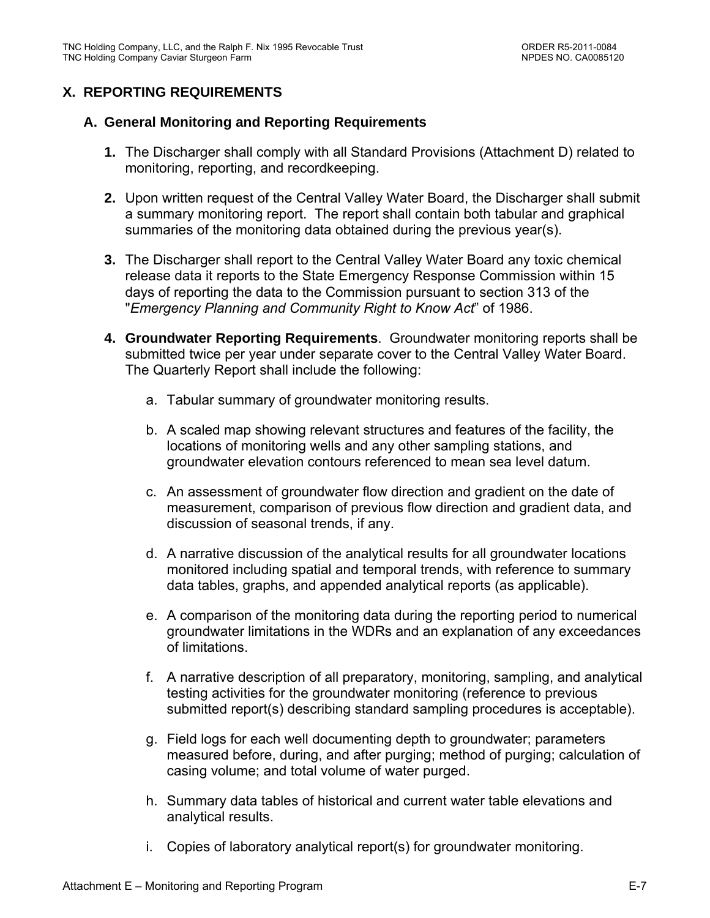## X. REPORTING REQUIREMENTS

### A. General Monitoring and Reporting Requirements

1. The Discharger shall comply with all Standard Provisions (Attachment D) related to monitoring, reporting, and recordkeeping.

2. Upon written request of the Central Valley Water Board, the Discharger shall submit a summary monitoring report. The report shall contain both tabular and graphical summaries of the monitoring data obtained during the previous year(s).

3. The Discharger shall report to the Central Valley Water Board any toxic chemical release data it reports to the State Emergency Response Commission within 15 days of reporting the data to the Commission pursuant to section 313 of the "*Emergency Planning and Community Right to Know Act*" of 1986.

4. **Groundwater Reporting Requirements**. Groundwater monitoring reports shall be submitted twice per year under separate cover to the Central Valley Water Board. The Quarterly Report shall include the following:

   a. Tabular summary of groundwater monitoring results.

   b. A scaled map showing relevant structures and features of the facility, the locations of monitoring wells and any other sampling stations, and groundwater elevation contours referenced to mean sea level datum.

   c. An assessment of groundwater flow direction and gradient on the date of measurement, comparison of previous flow direction and gradient data, and discussion of seasonal trends, if any.

   d. A narrative discussion of the analytical results for all groundwater locations monitored including spatial and temporal trends, with reference to summary data tables, graphs, and appended analytical reports (as applicable).

   e. A comparison of the monitoring data during the reporting period to numerical groundwater limitations in the WDRs and an explanation of any exceedances of limitations.

   f. A narrative description of all preparatory, monitoring, sampling, and analytical testing activities for the groundwater monitoring (reference to previous submitted report(s) describing standard sampling procedures is acceptable).

   g. Field logs for each well documenting depth to groundwater; parameters measured before, during, and after purging; method of purging; calculation of casing volume; and total volume of water purged.

   h. Summary data tables of historical and current water table elevations and analytical results.

   i. Copies of laboratory analytical report(s) for groundwater monitoring.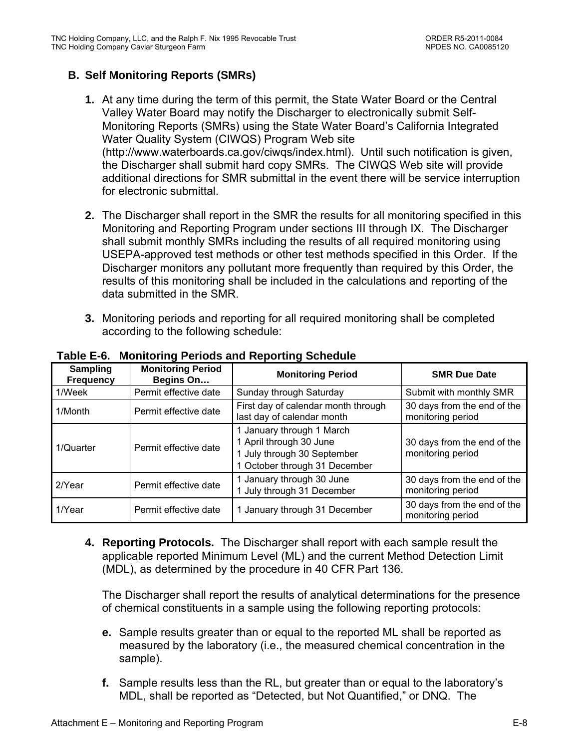### B. Self Monitoring Reports (SMRs)

1. At any time during the term of this permit, the State Water Board or the Central Valley Water Board may notify the Discharger to electronically submit Self-Monitoring Reports (SMRs) using the State Water Board's California Integrated Water Quality System (CIWQS) Program Web site (http://www.waterboards.ca.gov/ciwqs/index.html). Until such notification is given, the Discharger shall submit hard copy SMRs. The CIWQS Web site will provide additional directions for SMR submittal in the event there will be service interruption for electronic submittal.

2. The Discharger shall report in the SMR the results for all monitoring specified in this Monitoring and Reporting Program under sections III through IX. The Discharger shall submit monthly SMRs including the results of all required monitoring using USEPA-approved test methods or other test methods specified in this Order. If the Discharger monitors any pollutant more frequently than required by this Order, the results of this monitoring shall be included in the calculations and reporting of the data submitted in the SMR.

3. Monitoring periods and reporting for all required monitoring shall be completed according to the following schedule:

**Table E-6. Monitoring Periods and Reporting Schedule**

| Sampling Frequency | Monitoring Period Begins On… | Monitoring Period | SMR Due Date |
|---|---|---|---|
| 1/Week | Permit effective date | Sunday through Saturday | Submit with monthly SMR |
| 1/Month | Permit effective date | First day of calendar month through last day of calendar month | 30 days from the end of the monitoring period |
| 1/Quarter | Permit effective date | 1 January through 1 March<br>1 April through 30 June<br>1 July through 30 September<br>1 October through 31 December | 30 days from the end of the monitoring period |
| 2/Year | Permit effective date | 1 January through 30 June<br>1 July through 31 December | 30 days from the end of the monitoring period |
| 1/Year | Permit effective date | 1 January through 31 December | 30 days from the end of the monitoring period |

4. **Reporting Protocols.** The Discharger shall report with each sample result the applicable reported Minimum Level (ML) and the current Method Detection Limit (MDL), as determined by the procedure in 40 CFR Part 136.

   The Discharger shall report the results of analytical determinations for the presence of chemical constituents in a sample using the following reporting protocols:

   e. Sample results greater than or equal to the reported ML shall be reported as measured by the laboratory (i.e., the measured chemical concentration in the sample).

   f. Sample results less than the RL, but greater than or equal to the laboratory's MDL, shall be reported as "Detected, but Not Quantified," or DNQ. The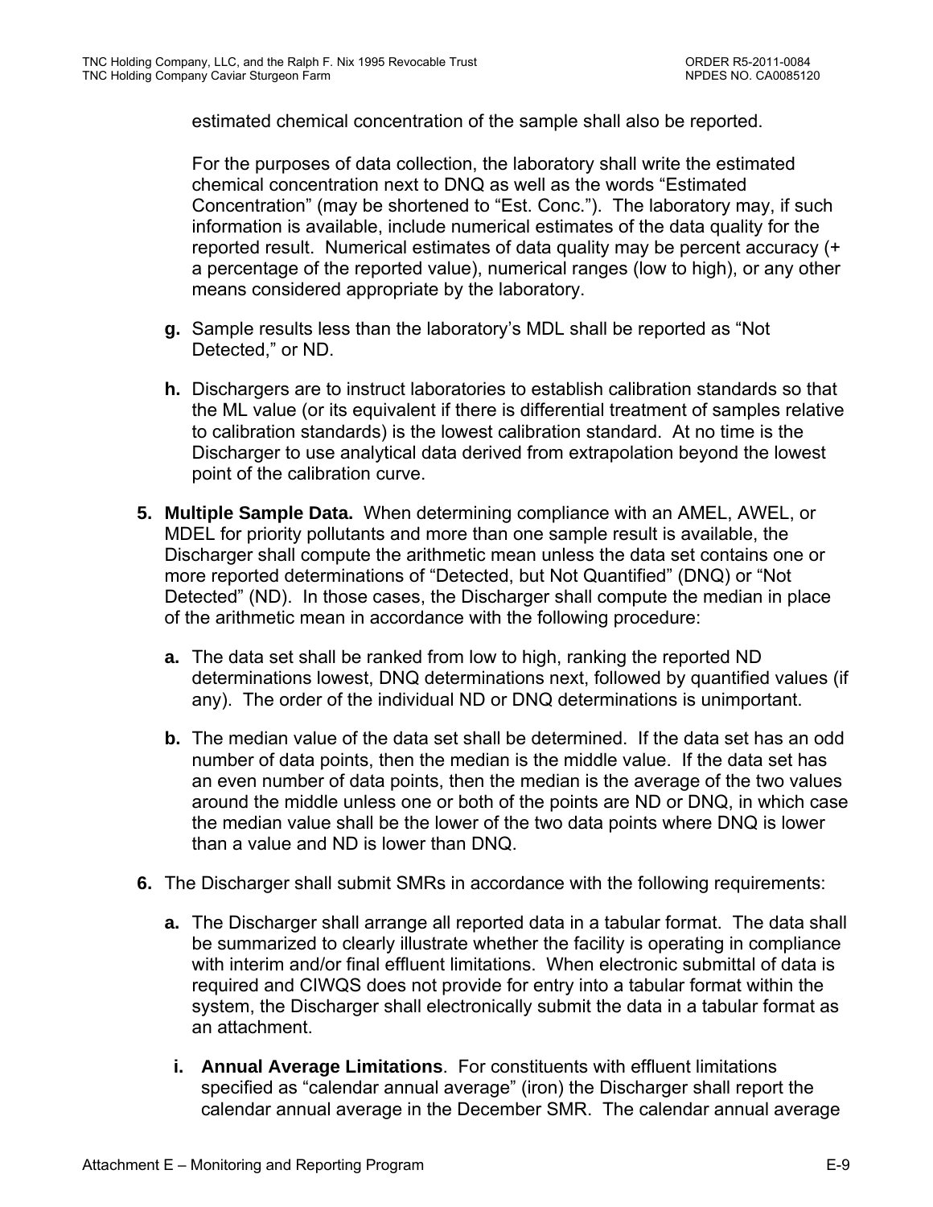estimated chemical concentration of the sample shall also be reported.

For the purposes of data collection, the laboratory shall write the estimated chemical concentration next to DNQ as well as the words "Estimated Concentration" (may be shortened to "Est. Conc."). The laboratory may, if such information is available, include numerical estimates of the data quality for the reported result. Numerical estimates of data quality may be percent accuracy (+ a percentage of the reported value), numerical ranges (low to high), or any other means considered appropriate by the laboratory.

**g.** Sample results less than the laboratory's MDL shall be reported as "Not Detected," or ND.

**h.** Dischargers are to instruct laboratories to establish calibration standards so that the ML value (or its equivalent if there is differential treatment of samples relative to calibration standards) is the lowest calibration standard. At no time is the Discharger to use analytical data derived from extrapolation beyond the lowest point of the calibration curve.

**5. Multiple Sample Data.** When determining compliance with an AMEL, AWEL, or MDEL for priority pollutants and more than one sample result is available, the Discharger shall compute the arithmetic mean unless the data set contains one or more reported determinations of "Detected, but Not Quantified" (DNQ) or "Not Detected" (ND). In those cases, the Discharger shall compute the median in place of the arithmetic mean in accordance with the following procedure:

**a.** The data set shall be ranked from low to high, ranking the reported ND determinations lowest, DNQ determinations next, followed by quantified values (if any). The order of the individual ND or DNQ determinations is unimportant.

**b.** The median value of the data set shall be determined. If the data set has an odd number of data points, then the median is the middle value. If the data set has an even number of data points, then the median is the average of the two values around the middle unless one or both of the points are ND or DNQ, in which case the median value shall be the lower of the two data points where DNQ is lower than a value and ND is lower than DNQ.

**6.** The Discharger shall submit SMRs in accordance with the following requirements:

**a.** The Discharger shall arrange all reported data in a tabular format. The data shall be summarized to clearly illustrate whether the facility is operating in compliance with interim and/or final effluent limitations. When electronic submittal of data is required and CIWQS does not provide for entry into a tabular format within the system, the Discharger shall electronically submit the data in a tabular format as an attachment.

**i. Annual Average Limitations**. For constituents with effluent limitations specified as "calendar annual average" (iron) the Discharger shall report the calendar annual average in the December SMR. The calendar annual average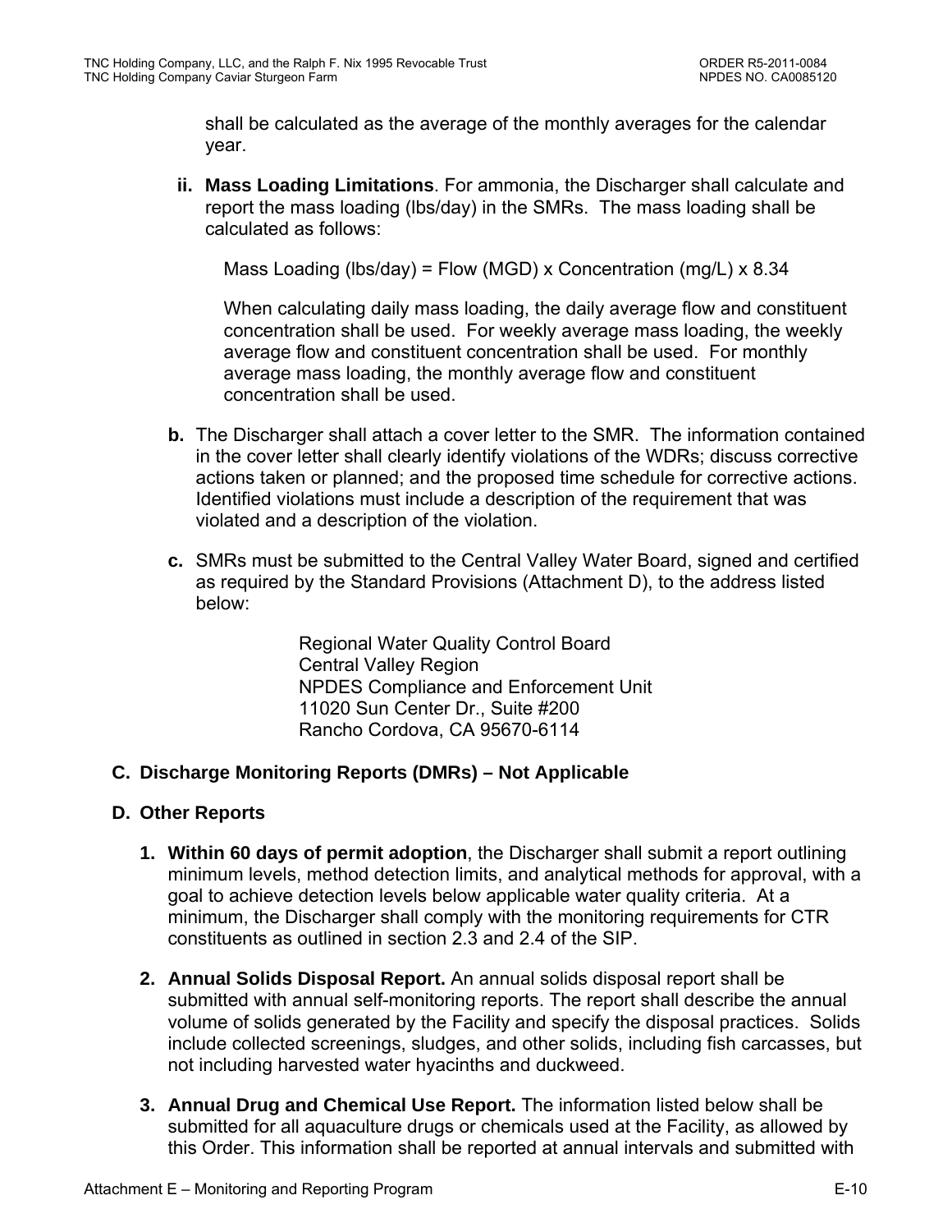shall be calculated as the average of the monthly averages for the calendar year.

ii. **Mass Loading Limitations**. For ammonia, the Discharger shall calculate and report the mass loading (lbs/day) in the SMRs. The mass loading shall be calculated as follows:

Mass Loading (lbs/day) = Flow (MGD) x Concentration (mg/L) x 8.34

When calculating daily mass loading, the daily average flow and constituent concentration shall be used. For weekly average mass loading, the weekly average flow and constituent concentration shall be used. For monthly average mass loading, the monthly average flow and constituent concentration shall be used.

**b.** The Discharger shall attach a cover letter to the SMR. The information contained in the cover letter shall clearly identify violations of the WDRs; discuss corrective actions taken or planned; and the proposed time schedule for corrective actions. Identified violations must include a description of the requirement that was violated and a description of the violation.

**c.** SMRs must be submitted to the Central Valley Water Board, signed and certified as required by the Standard Provisions (Attachment D), to the address listed below:

Regional Water Quality Control Board
Central Valley Region
NPDES Compliance and Enforcement Unit
11020 Sun Center Dr., Suite #200
Rancho Cordova, CA 95670-6114

## C. Discharge Monitoring Reports (DMRs) – Not Applicable

## D. Other Reports

1. **Within 60 days of permit adoption**, the Discharger shall submit a report outlining minimum levels, method detection limits, and analytical methods for approval, with a goal to achieve detection levels below applicable water quality criteria. At a minimum, the Discharger shall comply with the monitoring requirements for CTR constituents as outlined in section 2.3 and 2.4 of the SIP.

2. **Annual Solids Disposal Report.** An annual solids disposal report shall be submitted with annual self-monitoring reports. The report shall describe the annual volume of solids generated by the Facility and specify the disposal practices. Solids include collected screenings, sludges, and other solids, including fish carcasses, but not including harvested water hyacinths and duckweed.

3. **Annual Drug and Chemical Use Report.** The information listed below shall be submitted for all aquaculture drugs or chemicals used at the Facility, as allowed by this Order. This information shall be reported at annual intervals and submitted with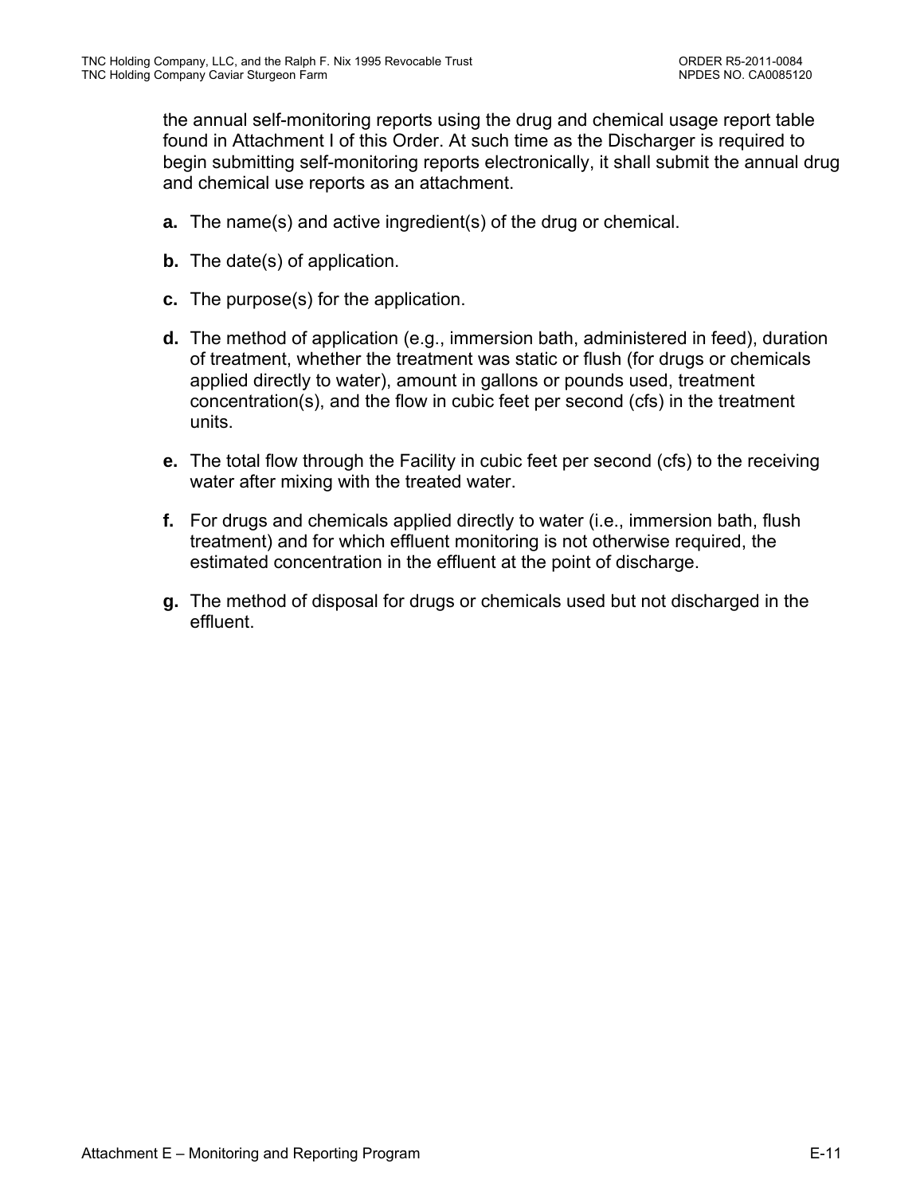the annual self-monitoring reports using the drug and chemical usage report table found in Attachment I of this Order. At such time as the Discharger is required to begin submitting self-monitoring reports electronically, it shall submit the annual drug and chemical use reports as an attachment.

**a.** The name(s) and active ingredient(s) of the drug or chemical.

**b.** The date(s) of application.

**c.** The purpose(s) for the application.

**d.** The method of application (e.g., immersion bath, administered in feed), duration of treatment, whether the treatment was static or flush (for drugs or chemicals applied directly to water), amount in gallons or pounds used, treatment concentration(s), and the flow in cubic feet per second (cfs) in the treatment units.

**e.** The total flow through the Facility in cubic feet per second (cfs) to the receiving water after mixing with the treated water.

**f.** For drugs and chemicals applied directly to water (i.e., immersion bath, flush treatment) and for which effluent monitoring is not otherwise required, the estimated concentration in the effluent at the point of discharge.

**g.** The method of disposal for drugs or chemicals used but not discharged in the effluent.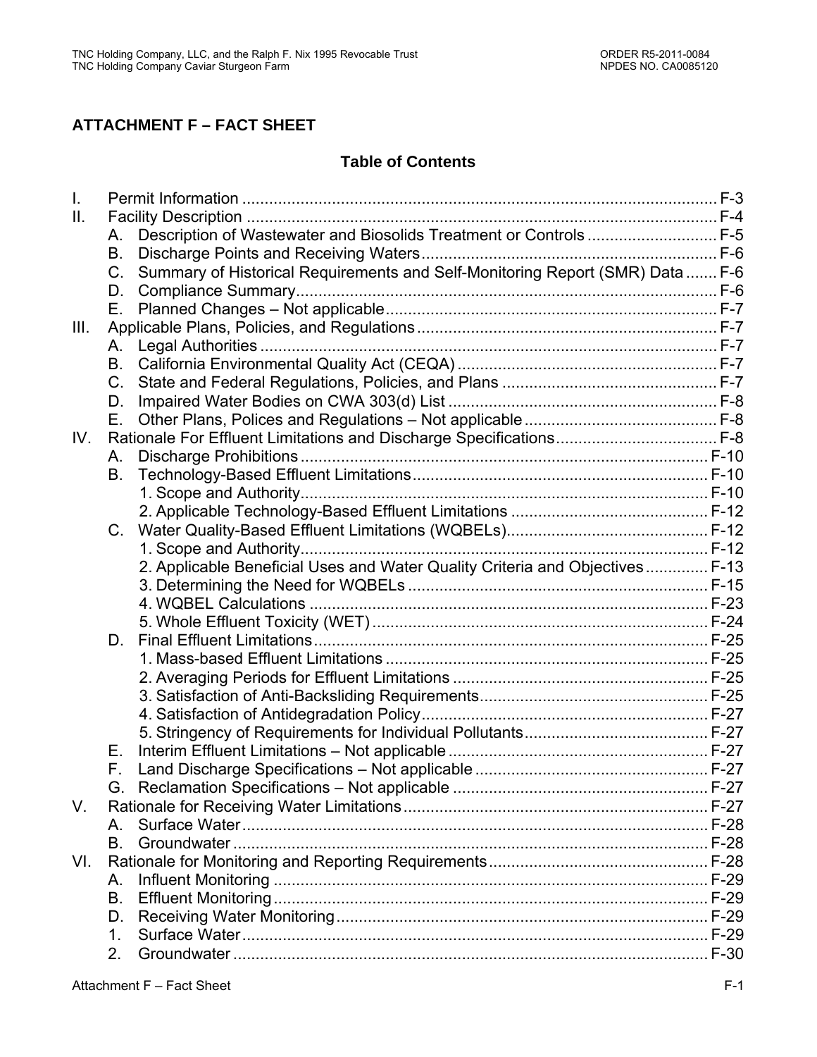## ATTACHMENT F – FACT SHEET

### Table of Contents

- I. Permit Information ........................................................................................................ F-3
- II. Facility Description ........................................................................................................ F-4
  - A. Description of Wastewater and Biosolids Treatment or Controls ............................ F-5
  - B. Discharge Points and Receiving Waters ................................................................. F-6
  - C. Summary of Historical Requirements and Self-Monitoring Report (SMR) Data ....... F-6
  - D. Compliance Summary ............................................................................................. F-6
  - E. Planned Changes – Not applicable .......................................................................... F-7
- III. Applicable Plans, Policies, and Regulations .................................................................. F-7
  - A. Legal Authorities ..................................................................................................... F-7
  - B. California Environmental Quality Act (CEQA) ......................................................... F-7
  - C. State and Federal Regulations, Policies, and Plans ................................................ F-7
  - D. Impaired Water Bodies on CWA 303(d) List ........................................................... F-8
  - E. Other Plans, Polices and Regulations – Not applicable ........................................... F-8
- IV. Rationale For Effluent Limitations and Discharge Specifications .................................... F-8
  - A. Discharge Prohibitions ........................................................................................... F-10
  - B. Technology-Based Effluent Limitations ................................................................. F-10
    - 1. Scope and Authority .......................................................................................... F-10
    - 2. Applicable Technology-Based Effluent Limitations ............................................ F-12
  - C. Water Quality-Based Effluent Limitations (WQBELs) ............................................. F-12
    - 1. Scope and Authority .......................................................................................... F-12
    - 2. Applicable Beneficial Uses and Water Quality Criteria and Objectives ............. F-13
    - 3. Determining the Need for WQBELs .................................................................. F-15
    - 4. WQBEL Calculations ......................................................................................... F-23
    - 5. Whole Effluent Toxicity (WET) .......................................................................... F-24
  - D. Final Effluent Limitations ....................................................................................... F-25
    - 1. Mass-based Effluent Limitations ....................................................................... F-25
    - 2. Averaging Periods for Effluent Limitations ......................................................... F-25
    - 3. Satisfaction of Anti-Backsliding Requirements .................................................. F-25
    - 4. Satisfaction of Antidegradation Policy ................................................................ F-27
    - 5. Stringency of Requirements for Individual Pollutants ......................................... F-27
  - E. Interim Effluent Limitations – Not applicable .......................................................... F-27
  - F. Land Discharge Specifications – Not applicable .................................................... F-27
  - G. Reclamation Specifications – Not applicable ......................................................... F-27
- V. Rationale for Receiving Water Limitations .................................................................... F-27
  - A. Surface Water ........................................................................................................ F-28
  - B. Groundwater .......................................................................................................... F-28
- VI. Rationale for Monitoring and Reporting Requirements ................................................. F-28
  - A. Influent Monitoring ................................................................................................. F-29
  - B. Effluent Monitoring ................................................................................................. F-29
  - D. Receiving Water Monitoring ................................................................................... F-29
  - 1. Surface Water ........................................................................................................ F-29
  - 2. Groundwater .......................................................................................................... F-30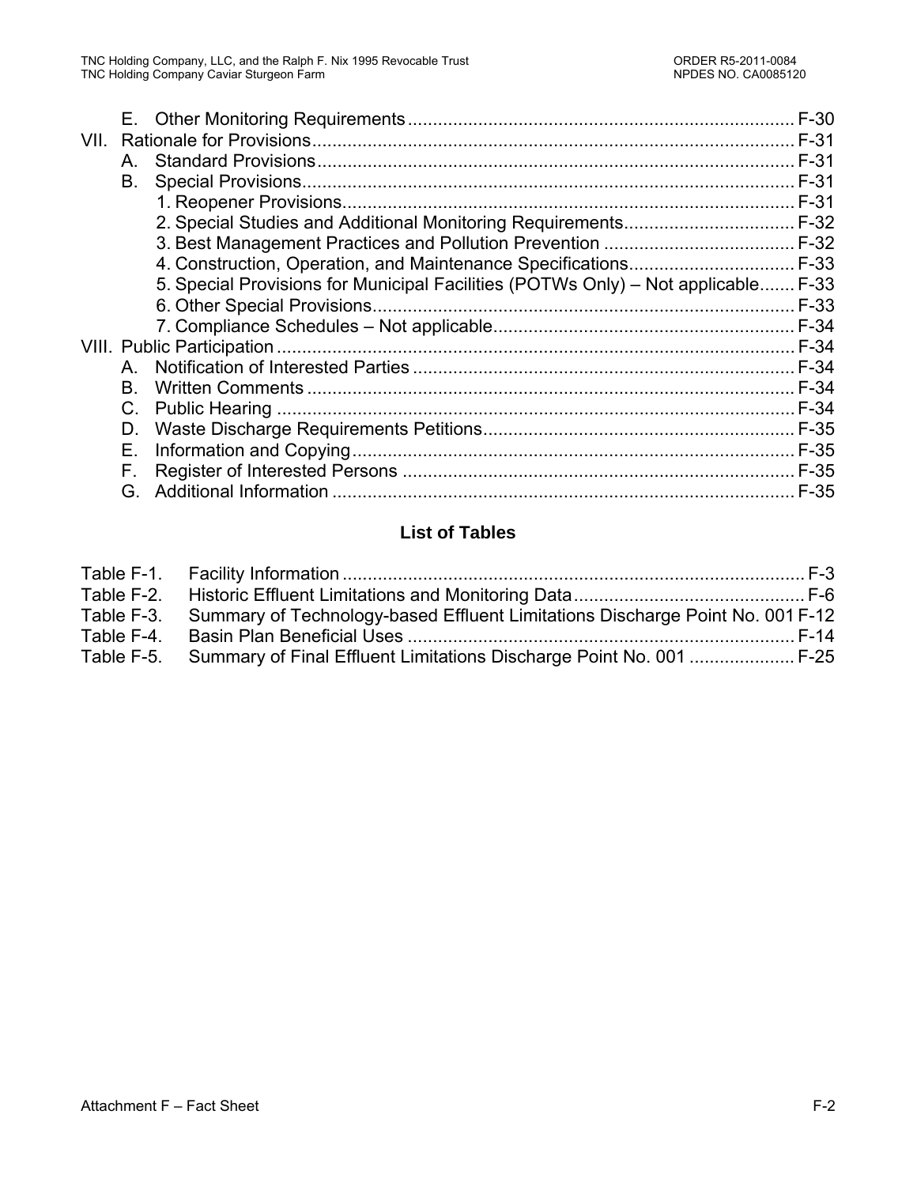E. Other Monitoring Requirements ............................................................................ F-30

VII. Rationale for Provisions ................................................................................................ F-31

A. Standard Provisions ............................................................................................... F-31

B. Special Provisions .................................................................................................. F-31

1. Reopener Provisions .......................................................................................... F-31

2. Special Studies and Additional Monitoring Requirements .................................. F-32

3. Best Management Practices and Pollution Prevention ...................................... F-32

4. Construction, Operation, and Maintenance Specifications ................................. F-33

5. Special Provisions for Municipal Facilities (POTWs Only) – Not applicable ....... F-33

6. Other Special Provisions .................................................................................... F-33

7. Compliance Schedules – Not applicable ............................................................ F-34

VIII. Public Participation ...................................................................................................... F-34

A. Notification of Interested Parties ........................................................................... F-34

B. Written Comments ................................................................................................. F-34

C. Public Hearing ....................................................................................................... F-34

D. Waste Discharge Requirements Petitions ............................................................. F-35

E. Information and Copying ....................................................................................... F-35

F. Register of Interested Persons .............................................................................. F-35

G. Additional Information ............................................................................................ F-35

## List of Tables

Table F-1. Facility Information ........................................................................................... F-3

Table F-2. Historic Effluent Limitations and Monitoring Data ............................................. F-6

Table F-3. Summary of Technology-based Effluent Limitations Discharge Point No. 001 F-12

Table F-4. Basin Plan Beneficial Uses ............................................................................. F-14

Table F-5. Summary of Final Effluent Limitations Discharge Point No. 001 ..................... F-25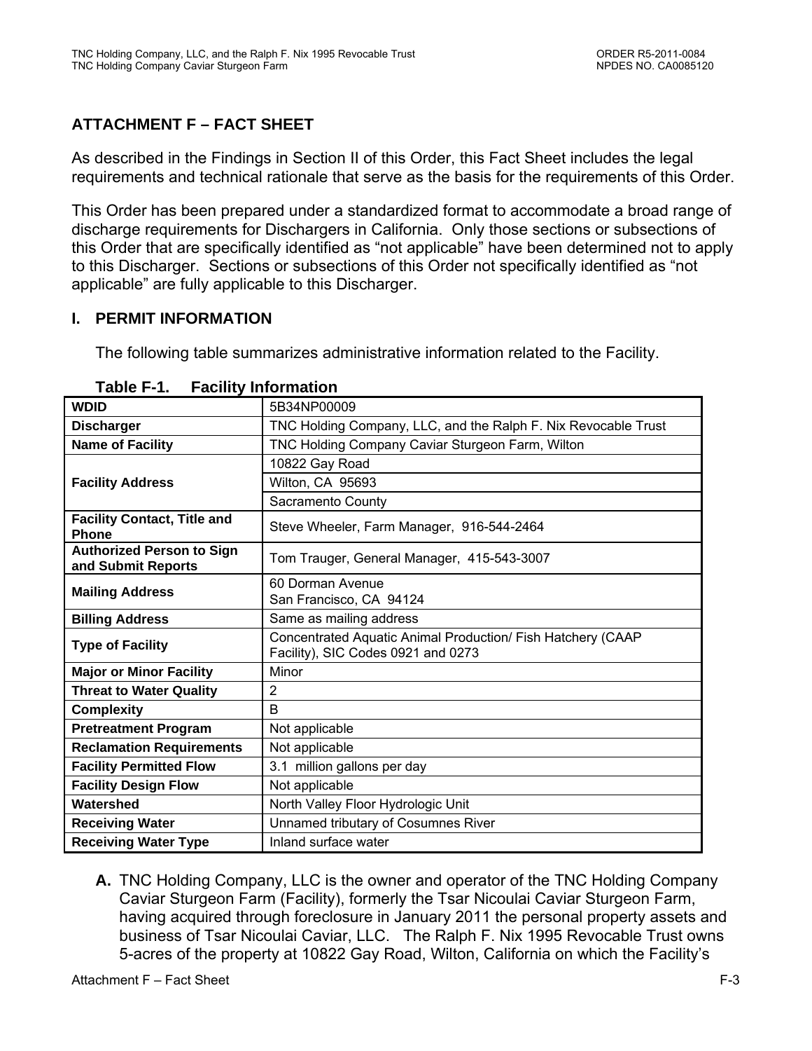## ATTACHMENT F – FACT SHEET

As described in the Findings in Section II of this Order, this Fact Sheet includes the legal requirements and technical rationale that serve as the basis for the requirements of this Order.

This Order has been prepared under a standardized format to accommodate a broad range of discharge requirements for Dischargers in California. Only those sections or subsections of this Order that are specifically identified as "not applicable" have been determined not to apply to this Discharger. Sections or subsections of this Order not specifically identified as "not applicable" are fully applicable to this Discharger.

### I. PERMIT INFORMATION

The following table summarizes administrative information related to the Facility.

**Table F-1. Facility Information**

| | |
|---|---|
| **WDID** | 5B34NP00009 |
| **Discharger** | TNC Holding Company, LLC, and the Ralph F. Nix Revocable Trust |
| **Name of Facility** | TNC Holding Company Caviar Sturgeon Farm, Wilton |
| **Facility Address** | 10822 Gay Road |
| | Wilton, CA 95693 |
| | Sacramento County |
| **Facility Contact, Title and Phone** | Steve Wheeler, Farm Manager, 916-544-2464 |
| **Authorized Person to Sign and Submit Reports** | Tom Trauger, General Manager, 415-543-3007 |
| **Mailing Address** | 60 Dorman Avenue<br>San Francisco, CA 94124 |
| **Billing Address** | Same as mailing address |
| **Type of Facility** | Concentrated Aquatic Animal Production/ Fish Hatchery (CAAP Facility), SIC Codes 0921 and 0273 |
| **Major or Minor Facility** | Minor |
| **Threat to Water Quality** | 2 |
| **Complexity** | B |
| **Pretreatment Program** | Not applicable |
| **Reclamation Requirements** | Not applicable |
| **Facility Permitted Flow** | 3.1 million gallons per day |
| **Facility Design Flow** | Not applicable |
| **Watershed** | North Valley Floor Hydrologic Unit |
| **Receiving Water** | Unnamed tributary of Cosumnes River |
| **Receiving Water Type** | Inland surface water |

**A.** TNC Holding Company, LLC is the owner and operator of the TNC Holding Company Caviar Sturgeon Farm (Facility), formerly the Tsar Nicoulai Caviar Sturgeon Farm, having acquired through foreclosure in January 2011 the personal property assets and business of Tsar Nicoulai Caviar, LLC. The Ralph F. Nix 1995 Revocable Trust owns 5-acres of the property at 10822 Gay Road, Wilton, California on which the Facility's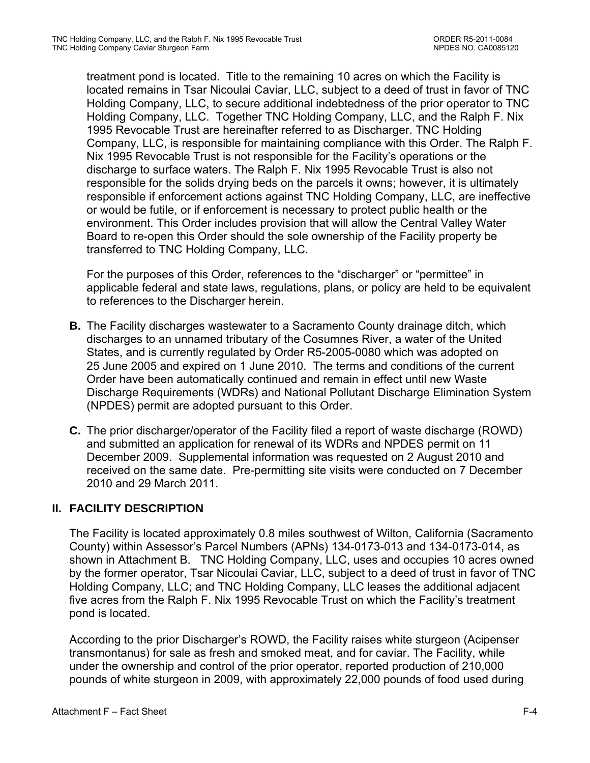treatment pond is located. Title to the remaining 10 acres on which the Facility is located remains in Tsar Nicoulai Caviar, LLC, subject to a deed of trust in favor of TNC Holding Company, LLC, to secure additional indebtedness of the prior operator to TNC Holding Company, LLC. Together TNC Holding Company, LLC, and the Ralph F. Nix 1995 Revocable Trust are hereinafter referred to as Discharger. TNC Holding Company, LLC, is responsible for maintaining compliance with this Order. The Ralph F. Nix 1995 Revocable Trust is not responsible for the Facility's operations or the discharge to surface waters. The Ralph F. Nix 1995 Revocable Trust is also not responsible for the solids drying beds on the parcels it owns; however, it is ultimately responsible if enforcement actions against TNC Holding Company, LLC, are ineffective or would be futile, or if enforcement is necessary to protect public health or the environment. This Order includes provision that will allow the Central Valley Water Board to re-open this Order should the sole ownership of the Facility property be transferred to TNC Holding Company, LLC.

For the purposes of this Order, references to the "discharger" or "permittee" in applicable federal and state laws, regulations, plans, or policy are held to be equivalent to references to the Discharger herein.

**B.** The Facility discharges wastewater to a Sacramento County drainage ditch, which discharges to an unnamed tributary of the Cosumnes River, a water of the United States, and is currently regulated by Order R5-2005-0080 which was adopted on 25 June 2005 and expired on 1 June 2010. The terms and conditions of the current Order have been automatically continued and remain in effect until new Waste Discharge Requirements (WDRs) and National Pollutant Discharge Elimination System (NPDES) permit are adopted pursuant to this Order.

**C.** The prior discharger/operator of the Facility filed a report of waste discharge (ROWD) and submitted an application for renewal of its WDRs and NPDES permit on 11 December 2009. Supplemental information was requested on 2 August 2010 and received on the same date. Pre-permitting site visits were conducted on 7 December 2010 and 29 March 2011.

## II. FACILITY DESCRIPTION

The Facility is located approximately 0.8 miles southwest of Wilton, California (Sacramento County) within Assessor's Parcel Numbers (APNs) 134-0173-013 and 134-0173-014, as shown in Attachment B. TNC Holding Company, LLC, uses and occupies 10 acres owned by the former operator, Tsar Nicoulai Caviar, LLC, subject to a deed of trust in favor of TNC Holding Company, LLC; and TNC Holding Company, LLC leases the additional adjacent five acres from the Ralph F. Nix 1995 Revocable Trust on which the Facility's treatment pond is located.

According to the prior Discharger's ROWD, the Facility raises white sturgeon (Acipenser transmontanus) for sale as fresh and smoked meat, and for caviar. The Facility, while under the ownership and control of the prior operator, reported production of 210,000 pounds of white sturgeon in 2009, with approximately 22,000 pounds of food used during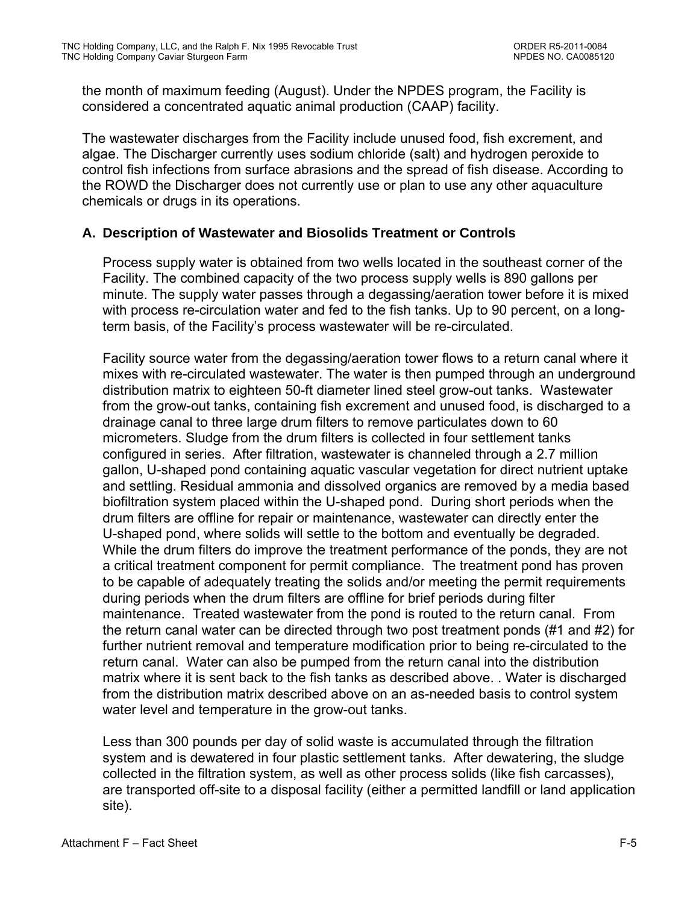the month of maximum feeding (August). Under the NPDES program, the Facility is considered a concentrated aquatic animal production (CAAP) facility.

The wastewater discharges from the Facility include unused food, fish excrement, and algae. The Discharger currently uses sodium chloride (salt) and hydrogen peroxide to control fish infections from surface abrasions and the spread of fish disease. According to the ROWD the Discharger does not currently use or plan to use any other aquaculture chemicals or drugs in its operations.

### A. Description of Wastewater and Biosolids Treatment or Controls

Process supply water is obtained from two wells located in the southeast corner of the Facility. The combined capacity of the two process supply wells is 890 gallons per minute. The supply water passes through a degassing/aeration tower before it is mixed with process re-circulation water and fed to the fish tanks. Up to 90 percent, on a long-term basis, of the Facility's process wastewater will be re-circulated.

Facility source water from the degassing/aeration tower flows to a return canal where it mixes with re-circulated wastewater. The water is then pumped through an underground distribution matrix to eighteen 50-ft diameter lined steel grow-out tanks. Wastewater from the grow-out tanks, containing fish excrement and unused food, is discharged to a drainage canal to three large drum filters to remove particulates down to 60 micrometers. Sludge from the drum filters is collected in four settlement tanks configured in series. After filtration, wastewater is channeled through a 2.7 million gallon, U-shaped pond containing aquatic vascular vegetation for direct nutrient uptake and settling. Residual ammonia and dissolved organics are removed by a media based biofiltration system placed within the U-shaped pond. During short periods when the drum filters are offline for repair or maintenance, wastewater can directly enter the U-shaped pond, where solids will settle to the bottom and eventually be degraded. While the drum filters do improve the treatment performance of the ponds, they are not a critical treatment component for permit compliance. The treatment pond has proven to be capable of adequately treating the solids and/or meeting the permit requirements during periods when the drum filters are offline for brief periods during filter maintenance. Treated wastewater from the pond is routed to the return canal. From the return canal water can be directed through two post treatment ponds (#1 and #2) for further nutrient removal and temperature modification prior to being re-circulated to the return canal. Water can also be pumped from the return canal into the distribution matrix where it is sent back to the fish tanks as described above. . Water is discharged from the distribution matrix described above on an as-needed basis to control system water level and temperature in the grow-out tanks.

Less than 300 pounds per day of solid waste is accumulated through the filtration system and is dewatered in four plastic settlement tanks. After dewatering, the sludge collected in the filtration system, as well as other process solids (like fish carcasses), are transported off-site to a disposal facility (either a permitted landfill or land application site).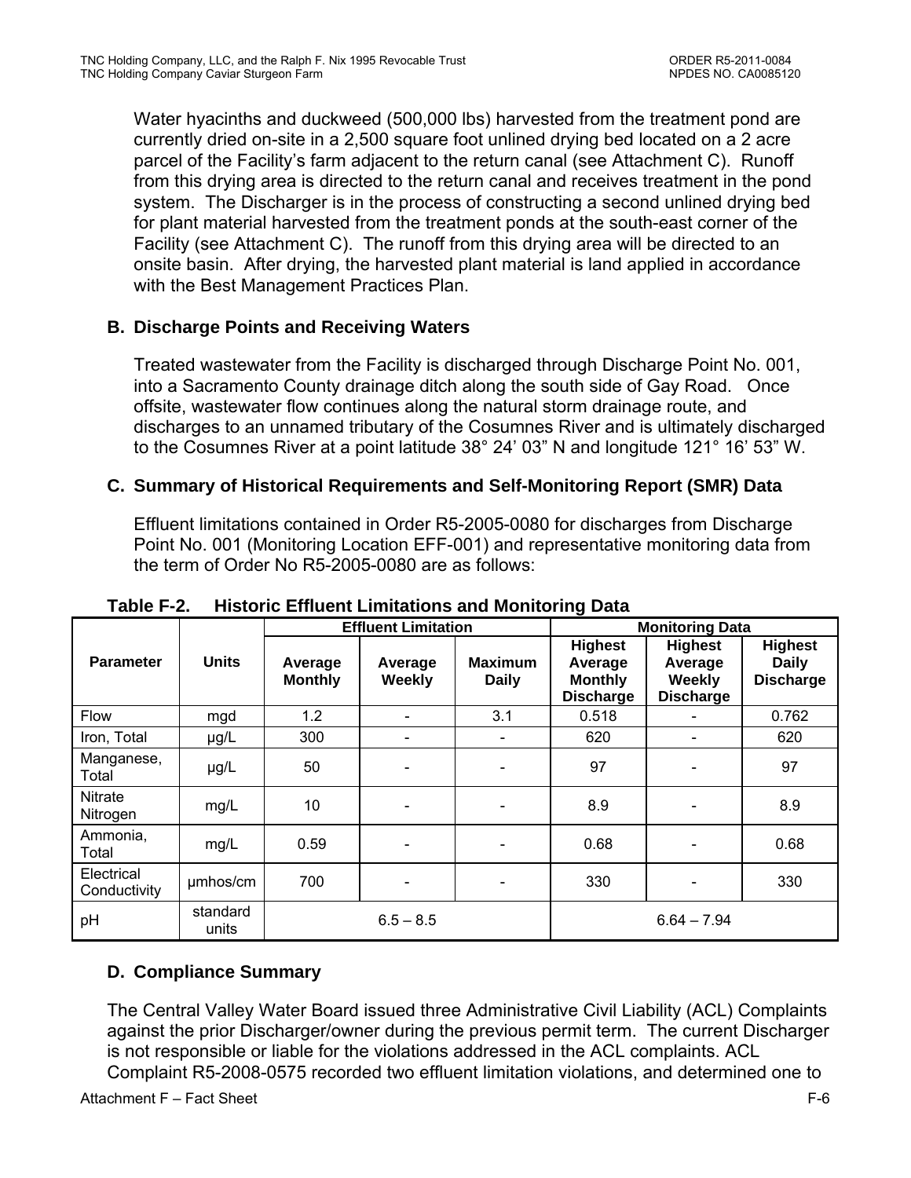Water hyacinths and duckweed (500,000 lbs) harvested from the treatment pond are currently dried on-site in a 2,500 square foot unlined drying bed located on a 2 acre parcel of the Facility's farm adjacent to the return canal (see Attachment C). Runoff from this drying area is directed to the return canal and receives treatment in the pond system. The Discharger is in the process of constructing a second unlined drying bed for plant material harvested from the treatment ponds at the south-east corner of the Facility (see Attachment C). The runoff from this drying area will be directed to an onsite basin. After drying, the harvested plant material is land applied in accordance with the Best Management Practices Plan.

### B. Discharge Points and Receiving Waters

Treated wastewater from the Facility is discharged through Discharge Point No. 001, into a Sacramento County drainage ditch along the south side of Gay Road. Once offsite, wastewater flow continues along the natural storm drainage route, and discharges to an unnamed tributary of the Cosumnes River and is ultimately discharged to the Cosumnes River at a point latitude 38° 24' 03" N and longitude 121° 16' 53" W.

### C. Summary of Historical Requirements and Self-Monitoring Report (SMR) Data

Effluent limitations contained in Order R5-2005-0080 for discharges from Discharge Point No. 001 (Monitoring Location EFF-001) and representative monitoring data from the term of Order No R5-2005-0080 are as follows:

**Table F-2. Historic Effluent Limitations and Monitoring Data**

| Parameter | Units | Effluent Limitation | | | Monitoring Data | | |
|---|---|---|---|---|---|---|---|
| | | Average Monthly | Average Weekly | Maximum Daily | Highest Average Monthly Discharge | Highest Average Weekly Discharge | Highest Daily Discharge |
| Flow | mgd | 1.2 | - | 3.1 | 0.518 | - | 0.762 |
| Iron, Total | µg/L | 300 | - | - | 620 | - | 620 |
| Manganese, Total | µg/L | 50 | - | - | 97 | - | 97 |
| Nitrate Nitrogen | mg/L | 10 | - | - | 8.9 | - | 8.9 |
| Ammonia, Total | mg/L | 0.59 | - | - | 0.68 | - | 0.68 |
| Electrical Conductivity | µmhos/cm | 700 | - | - | 330 | - | 330 |
| pH | standard units | 6.5 – 8.5 | | | 6.64 – 7.94 | | |

### D. Compliance Summary

The Central Valley Water Board issued three Administrative Civil Liability (ACL) Complaints against the prior Discharger/owner during the previous permit term. The current Discharger is not responsible or liable for the violations addressed in the ACL complaints. ACL Complaint R5-2008-0575 recorded two effluent limitation violations, and determined one to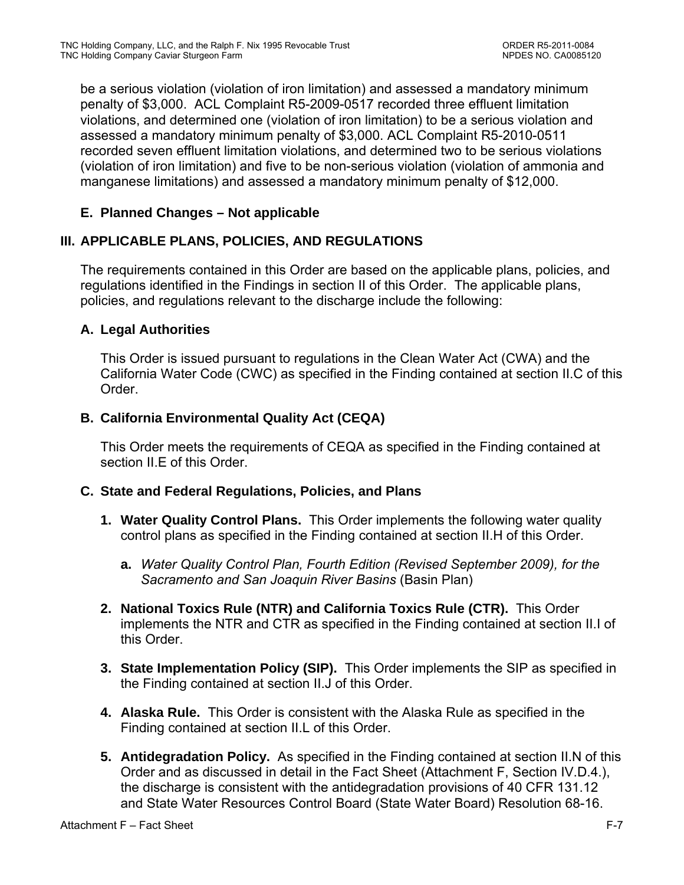be a serious violation (violation of iron limitation) and assessed a mandatory minimum penalty of $3,000. ACL Complaint R5-2009-0517 recorded three effluent limitation violations, and determined one (violation of iron limitation) to be a serious violation and assessed a mandatory minimum penalty of $3,000. ACL Complaint R5-2010-0511 recorded seven effluent limitation violations, and determined two to be serious violations (violation of iron limitation) and five to be non-serious violation (violation of ammonia and manganese limitations) and assessed a mandatory minimum penalty of $12,000.

**E. Planned Changes – Not applicable**

## III. APPLICABLE PLANS, POLICIES, AND REGULATIONS

The requirements contained in this Order are based on the applicable plans, policies, and regulations identified in the Findings in section II of this Order. The applicable plans, policies, and regulations relevant to the discharge include the following:

### A. Legal Authorities

This Order is issued pursuant to regulations in the Clean Water Act (CWA) and the California Water Code (CWC) as specified in the Finding contained at section II.C of this Order.

### B. California Environmental Quality Act (CEQA)

This Order meets the requirements of CEQA as specified in the Finding contained at section II.E of this Order.

### C. State and Federal Regulations, Policies, and Plans

1. **Water Quality Control Plans.** This Order implements the following water quality control plans as specified in the Finding contained at section II.H of this Order.

   a. *Water Quality Control Plan, Fourth Edition (Revised September 2009), for the Sacramento and San Joaquin River Basins* (Basin Plan)

2. **National Toxics Rule (NTR) and California Toxics Rule (CTR).** This Order implements the NTR and CTR as specified in the Finding contained at section II.I of this Order.

3. **State Implementation Policy (SIP).** This Order implements the SIP as specified in the Finding contained at section II.J of this Order.

4. **Alaska Rule.** This Order is consistent with the Alaska Rule as specified in the Finding contained at section II.L of this Order.

5. **Antidegradation Policy.** As specified in the Finding contained at section II.N of this Order and as discussed in detail in the Fact Sheet (Attachment F, Section IV.D.4.), the discharge is consistent with the antidegradation provisions of 40 CFR 131.12 and State Water Resources Control Board (State Water Board) Resolution 68-16.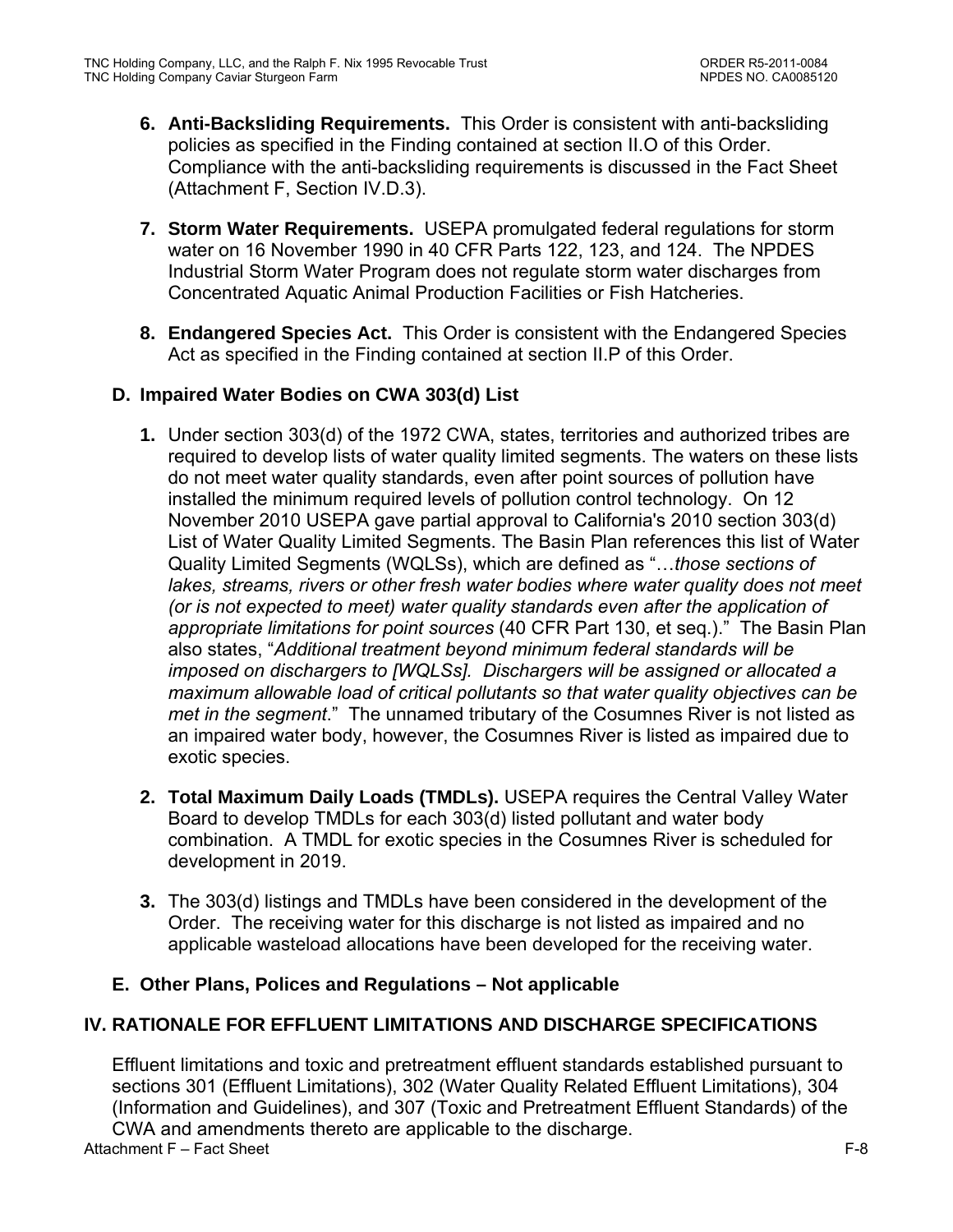6. **Anti-Backsliding Requirements.** This Order is consistent with anti-backsliding policies as specified in the Finding contained at section II.O of this Order. Compliance with the anti-backsliding requirements is discussed in the Fact Sheet (Attachment F, Section IV.D.3).

7. **Storm Water Requirements.** USEPA promulgated federal regulations for storm water on 16 November 1990 in 40 CFR Parts 122, 123, and 124. The NPDES Industrial Storm Water Program does not regulate storm water discharges from Concentrated Aquatic Animal Production Facilities or Fish Hatcheries.

8. **Endangered Species Act.** This Order is consistent with the Endangered Species Act as specified in the Finding contained at section II.P of this Order.

### D. Impaired Water Bodies on CWA 303(d) List

1. Under section 303(d) of the 1972 CWA, states, territories and authorized tribes are required to develop lists of water quality limited segments. The waters on these lists do not meet water quality standards, even after point sources of pollution have installed the minimum required levels of pollution control technology. On 12 November 2010 USEPA gave partial approval to California's 2010 section 303(d) List of Water Quality Limited Segments. The Basin Plan references this list of Water Quality Limited Segments (WQLSs), which are defined as "…*those sections of lakes, streams, rivers or other fresh water bodies where water quality does not meet (or is not expected to meet) water quality standards even after the application of appropriate limitations for point sources* (40 CFR Part 130, et seq.)." The Basin Plan also states, "*Additional treatment beyond minimum federal standards will be imposed on dischargers to [WQLSs]. Dischargers will be assigned or allocated a maximum allowable load of critical pollutants so that water quality objectives can be met in the segment*." The unnamed tributary of the Cosumnes River is not listed as an impaired water body, however, the Cosumnes River is listed as impaired due to exotic species.

2. **Total Maximum Daily Loads (TMDLs).** USEPA requires the Central Valley Water Board to develop TMDLs for each 303(d) listed pollutant and water body combination. A TMDL for exotic species in the Cosumnes River is scheduled for development in 2019.

3. The 303(d) listings and TMDLs have been considered in the development of the Order. The receiving water for this discharge is not listed as impaired and no applicable wasteload allocations have been developed for the receiving water.

### E. Other Plans, Polices and Regulations – Not applicable

## IV. RATIONALE FOR EFFLUENT LIMITATIONS AND DISCHARGE SPECIFICATIONS

Effluent limitations and toxic and pretreatment effluent standards established pursuant to sections 301 (Effluent Limitations), 302 (Water Quality Related Effluent Limitations), 304 (Information and Guidelines), and 307 (Toxic and Pretreatment Effluent Standards) of the CWA and amendments thereto are applicable to the discharge.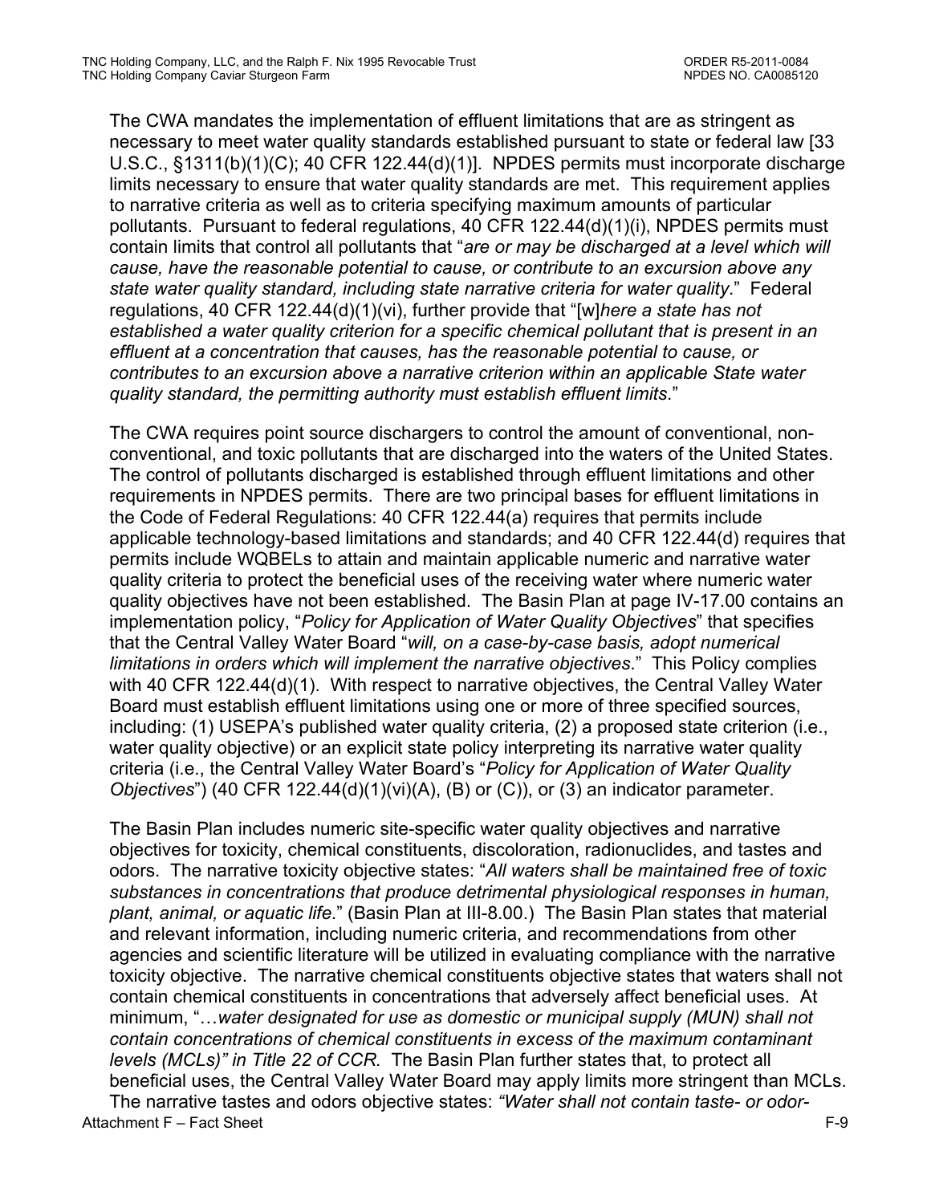The CWA mandates the implementation of effluent limitations that are as stringent as necessary to meet water quality standards established pursuant to state or federal law [33 U.S.C., §1311(b)(1)(C); 40 CFR 122.44(d)(1)]. NPDES permits must incorporate discharge limits necessary to ensure that water quality standards are met. This requirement applies to narrative criteria as well as to criteria specifying maximum amounts of particular pollutants. Pursuant to federal regulations, 40 CFR 122.44(d)(1)(i), NPDES permits must contain limits that control all pollutants that "*are or may be discharged at a level which will cause, have the reasonable potential to cause, or contribute to an excursion above any state water quality standard, including state narrative criteria for water quality*." Federal regulations, 40 CFR 122.44(d)(1)(vi), further provide that "[w]*here a state has not established a water quality criterion for a specific chemical pollutant that is present in an effluent at a concentration that causes, has the reasonable potential to cause, or contributes to an excursion above a narrative criterion within an applicable State water quality standard, the permitting authority must establish effluent limits*."

The CWA requires point source dischargers to control the amount of conventional, non-conventional, and toxic pollutants that are discharged into the waters of the United States. The control of pollutants discharged is established through effluent limitations and other requirements in NPDES permits. There are two principal bases for effluent limitations in the Code of Federal Regulations: 40 CFR 122.44(a) requires that permits include applicable technology-based limitations and standards; and 40 CFR 122.44(d) requires that permits include WQBELs to attain and maintain applicable numeric and narrative water quality criteria to protect the beneficial uses of the receiving water where numeric water quality objectives have not been established. The Basin Plan at page IV-17.00 contains an implementation policy, "*Policy for Application of Water Quality Objectives*" that specifies that the Central Valley Water Board "*will, on a case-by-case basis, adopt numerical limitations in orders which will implement the narrative objectives*." This Policy complies with 40 CFR 122.44(d)(1). With respect to narrative objectives, the Central Valley Water Board must establish effluent limitations using one or more of three specified sources, including: (1) USEPA's published water quality criteria, (2) a proposed state criterion (i.e., water quality objective) or an explicit state policy interpreting its narrative water quality criteria (i.e., the Central Valley Water Board's "*Policy for Application of Water Quality Objectives*") (40 CFR 122.44(d)(1)(vi)(A), (B) or (C)), or (3) an indicator parameter.

The Basin Plan includes numeric site-specific water quality objectives and narrative objectives for toxicity, chemical constituents, discoloration, radionuclides, and tastes and odors. The narrative toxicity objective states: "*All waters shall be maintained free of toxic substances in concentrations that produce detrimental physiological responses in human, plant, animal, or aquatic life*." (Basin Plan at III-8.00.) The Basin Plan states that material and relevant information, including numeric criteria, and recommendations from other agencies and scientific literature will be utilized in evaluating compliance with the narrative toxicity objective. The narrative chemical constituents objective states that waters shall not contain chemical constituents in concentrations that adversely affect beneficial uses. At minimum, "…*water designated for use as domestic or municipal supply (MUN) shall not contain concentrations of chemical constituents in excess of the maximum contaminant levels (MCLs)" in Title 22 of CCR.* The Basin Plan further states that, to protect all beneficial uses, the Central Valley Water Board may apply limits more stringent than MCLs. The narrative tastes and odors objective states: *"Water shall not contain taste- or odor-*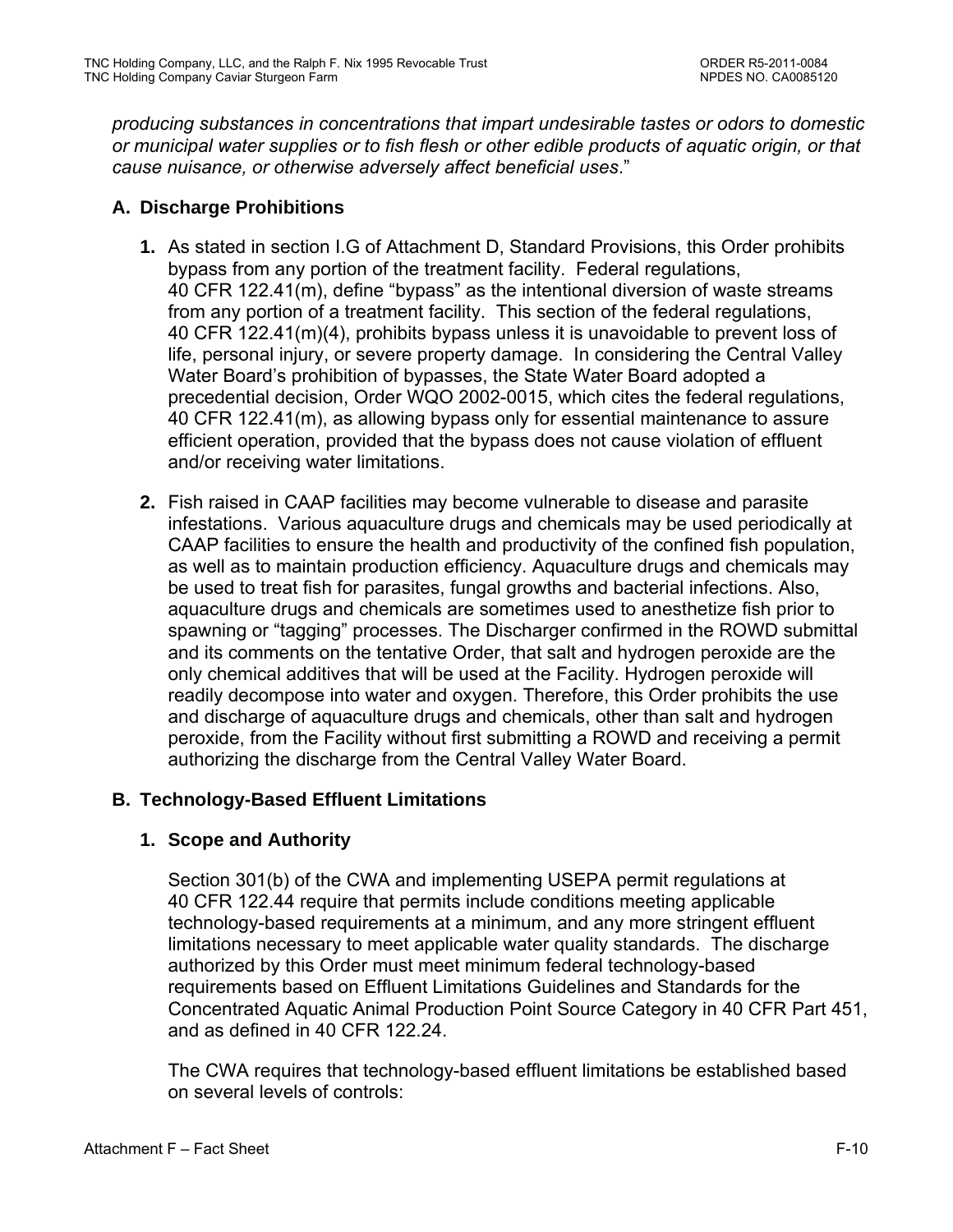*producing substances in concentrations that impart undesirable tastes or odors to domestic or municipal water supplies or to fish flesh or other edible products of aquatic origin, or that cause nuisance, or otherwise adversely affect beneficial uses*."

## A. Discharge Prohibitions

1. As stated in section I.G of Attachment D, Standard Provisions, this Order prohibits bypass from any portion of the treatment facility. Federal regulations, 40 CFR 122.41(m), define "bypass" as the intentional diversion of waste streams from any portion of a treatment facility. This section of the federal regulations, 40 CFR 122.41(m)(4), prohibits bypass unless it is unavoidable to prevent loss of life, personal injury, or severe property damage. In considering the Central Valley Water Board's prohibition of bypasses, the State Water Board adopted a precedential decision, Order WQO 2002-0015, which cites the federal regulations, 40 CFR 122.41(m), as allowing bypass only for essential maintenance to assure efficient operation, provided that the bypass does not cause violation of effluent and/or receiving water limitations.

2. Fish raised in CAAP facilities may become vulnerable to disease and parasite infestations. Various aquaculture drugs and chemicals may be used periodically at CAAP facilities to ensure the health and productivity of the confined fish population, as well as to maintain production efficiency. Aquaculture drugs and chemicals may be used to treat fish for parasites, fungal growths and bacterial infections. Also, aquaculture drugs and chemicals are sometimes used to anesthetize fish prior to spawning or "tagging" processes. The Discharger confirmed in the ROWD submittal and its comments on the tentative Order, that salt and hydrogen peroxide are the only chemical additives that will be used at the Facility. Hydrogen peroxide will readily decompose into water and oxygen. Therefore, this Order prohibits the use and discharge of aquaculture drugs and chemicals, other than salt and hydrogen peroxide, from the Facility without first submitting a ROWD and receiving a permit authorizing the discharge from the Central Valley Water Board.

## B. Technology-Based Effluent Limitations

### 1. Scope and Authority

Section 301(b) of the CWA and implementing USEPA permit regulations at 40 CFR 122.44 require that permits include conditions meeting applicable technology-based requirements at a minimum, and any more stringent effluent limitations necessary to meet applicable water quality standards. The discharge authorized by this Order must meet minimum federal technology-based requirements based on Effluent Limitations Guidelines and Standards for the Concentrated Aquatic Animal Production Point Source Category in 40 CFR Part 451, and as defined in 40 CFR 122.24.

The CWA requires that technology-based effluent limitations be established based on several levels of controls: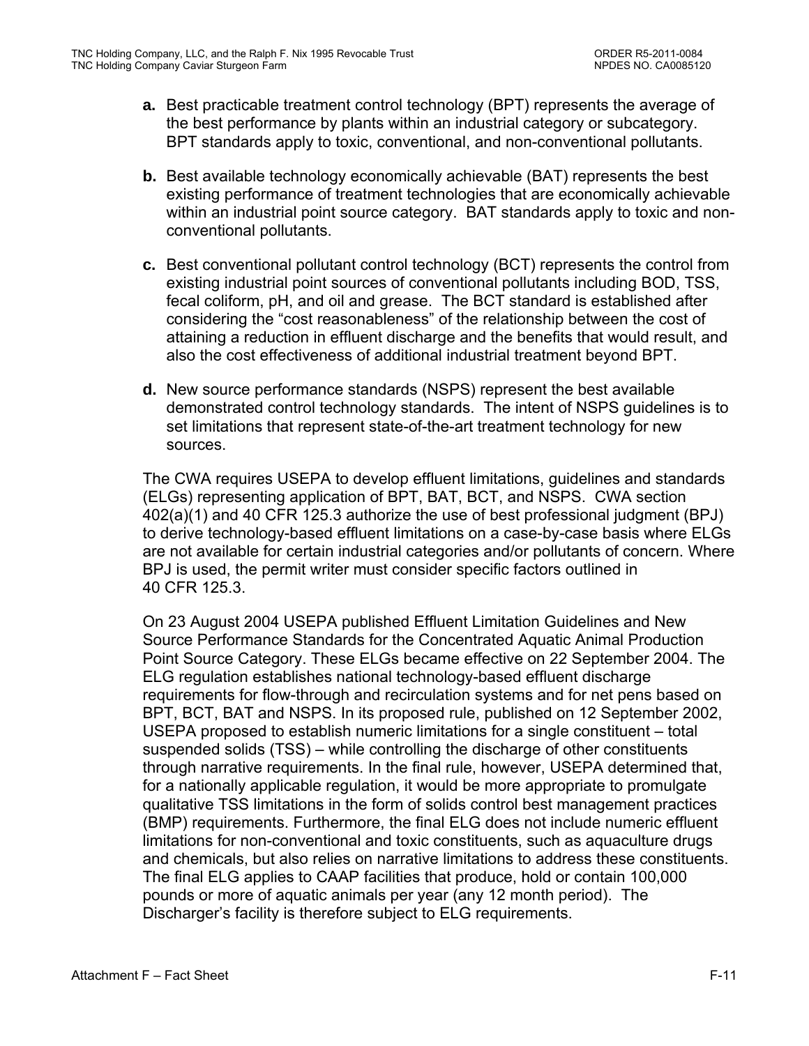**a.** Best practicable treatment control technology (BPT) represents the average of the best performance by plants within an industrial category or subcategory. BPT standards apply to toxic, conventional, and non-conventional pollutants.

**b.** Best available technology economically achievable (BAT) represents the best existing performance of treatment technologies that are economically achievable within an industrial point source category. BAT standards apply to toxic and non-conventional pollutants.

**c.** Best conventional pollutant control technology (BCT) represents the control from existing industrial point sources of conventional pollutants including BOD, TSS, fecal coliform, pH, and oil and grease. The BCT standard is established after considering the "cost reasonableness" of the relationship between the cost of attaining a reduction in effluent discharge and the benefits that would result, and also the cost effectiveness of additional industrial treatment beyond BPT.

**d.** New source performance standards (NSPS) represent the best available demonstrated control technology standards. The intent of NSPS guidelines is to set limitations that represent state-of-the-art treatment technology for new sources.

The CWA requires USEPA to develop effluent limitations, guidelines and standards (ELGs) representing application of BPT, BAT, BCT, and NSPS. CWA section 402(a)(1) and 40 CFR 125.3 authorize the use of best professional judgment (BPJ) to derive technology-based effluent limitations on a case-by-case basis where ELGs are not available for certain industrial categories and/or pollutants of concern. Where BPJ is used, the permit writer must consider specific factors outlined in 40 CFR 125.3.

On 23 August 2004 USEPA published Effluent Limitation Guidelines and New Source Performance Standards for the Concentrated Aquatic Animal Production Point Source Category. These ELGs became effective on 22 September 2004. The ELG regulation establishes national technology-based effluent discharge requirements for flow-through and recirculation systems and for net pens based on BPT, BCT, BAT and NSPS. In its proposed rule, published on 12 September 2002, USEPA proposed to establish numeric limitations for a single constituent – total suspended solids (TSS) – while controlling the discharge of other constituents through narrative requirements. In the final rule, however, USEPA determined that, for a nationally applicable regulation, it would be more appropriate to promulgate qualitative TSS limitations in the form of solids control best management practices (BMP) requirements. Furthermore, the final ELG does not include numeric effluent limitations for non-conventional and toxic constituents, such as aquaculture drugs and chemicals, but also relies on narrative limitations to address these constituents. The final ELG applies to CAAP facilities that produce, hold or contain 100,000 pounds or more of aquatic animals per year (any 12 month period). The Discharger's facility is therefore subject to ELG requirements.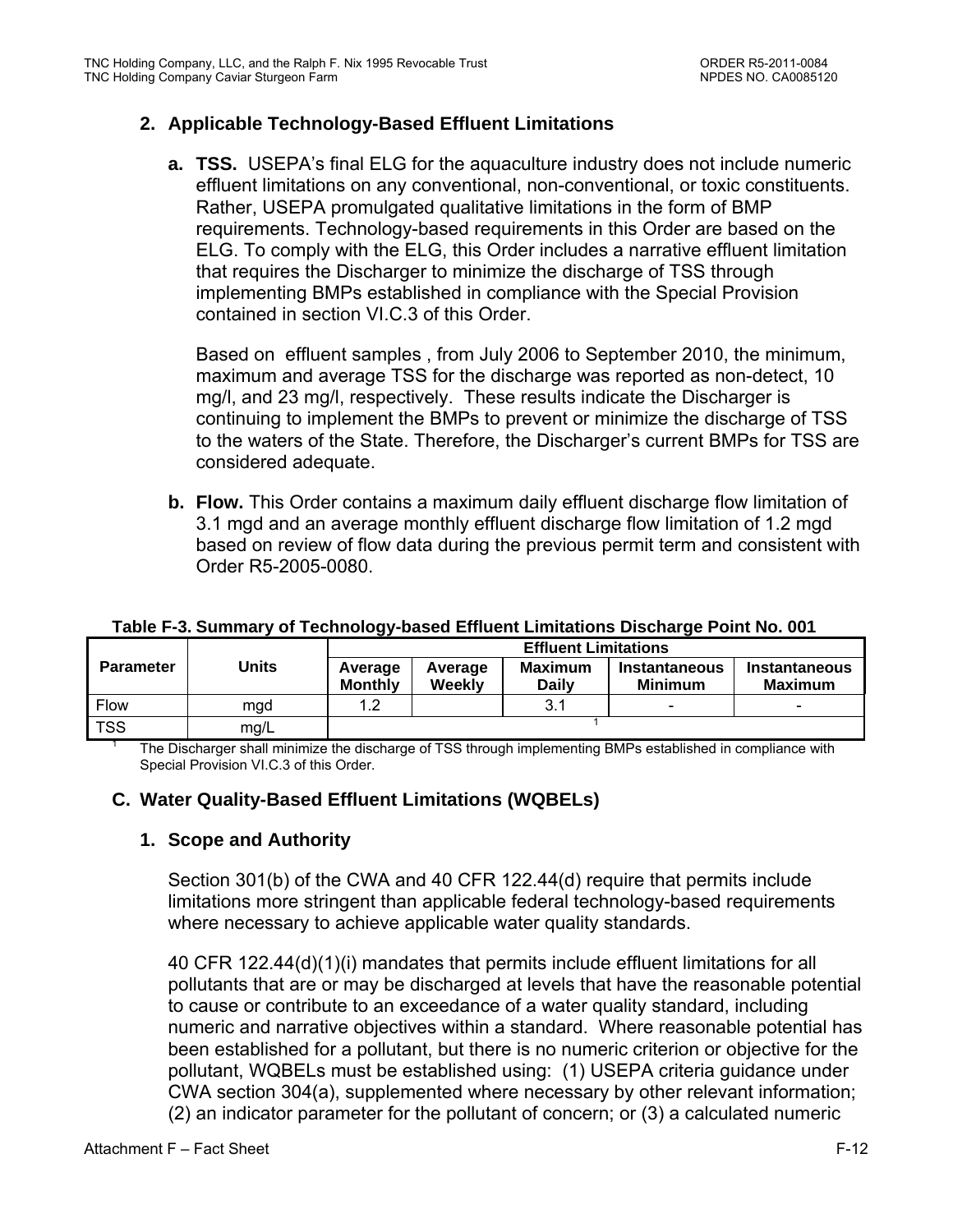### 2. Applicable Technology-Based Effluent Limitations

**a. TSS.** USEPA's final ELG for the aquaculture industry does not include numeric effluent limitations on any conventional, non-conventional, or toxic constituents. Rather, USEPA promulgated qualitative limitations in the form of BMP requirements. Technology-based requirements in this Order are based on the ELG. To comply with the ELG, this Order includes a narrative effluent limitation that requires the Discharger to minimize the discharge of TSS through implementing BMPs established in compliance with the Special Provision contained in section VI.C.3 of this Order.

Based on effluent samples , from July 2006 to September 2010, the minimum, maximum and average TSS for the discharge was reported as non-detect, 10 mg/l, and 23 mg/l, respectively. These results indicate the Discharger is continuing to implement the BMPs to prevent or minimize the discharge of TSS to the waters of the State. Therefore, the Discharger's current BMPs for TSS are considered adequate.

**b. Flow.** This Order contains a maximum daily effluent discharge flow limitation of 3.1 mgd and an average monthly effluent discharge flow limitation of 1.2 mgd based on review of flow data during the previous permit term and consistent with Order R5-2005-0080.

**Table F-3. Summary of Technology-based Effluent Limitations Discharge Point No. 001**

| Parameter | Units | Effluent Limitations | | | | |
|---|---|---|---|---|---|---|
| | | Average Monthly | Average Weekly | Maximum Daily | Instantaneous Minimum | Instantaneous Maximum |
| Flow | mgd | 1.2 | | 3.1 | - | - |
| TSS | mg/L | [1] | | | | |

[1] The Discharger shall minimize the discharge of TSS through implementing BMPs established in compliance with Special Provision VI.C.3 of this Order.

## C. Water Quality-Based Effluent Limitations (WQBELs)

### 1. Scope and Authority

Section 301(b) of the CWA and 40 CFR 122.44(d) require that permits include limitations more stringent than applicable federal technology-based requirements where necessary to achieve applicable water quality standards.

40 CFR 122.44(d)(1)(i) mandates that permits include effluent limitations for all pollutants that are or may be discharged at levels that have the reasonable potential to cause or contribute to an exceedance of a water quality standard, including numeric and narrative objectives within a standard. Where reasonable potential has been established for a pollutant, but there is no numeric criterion or objective for the pollutant, WQBELs must be established using: (1) USEPA criteria guidance under CWA section 304(a), supplemented where necessary by other relevant information; (2) an indicator parameter for the pollutant of concern; or (3) a calculated numeric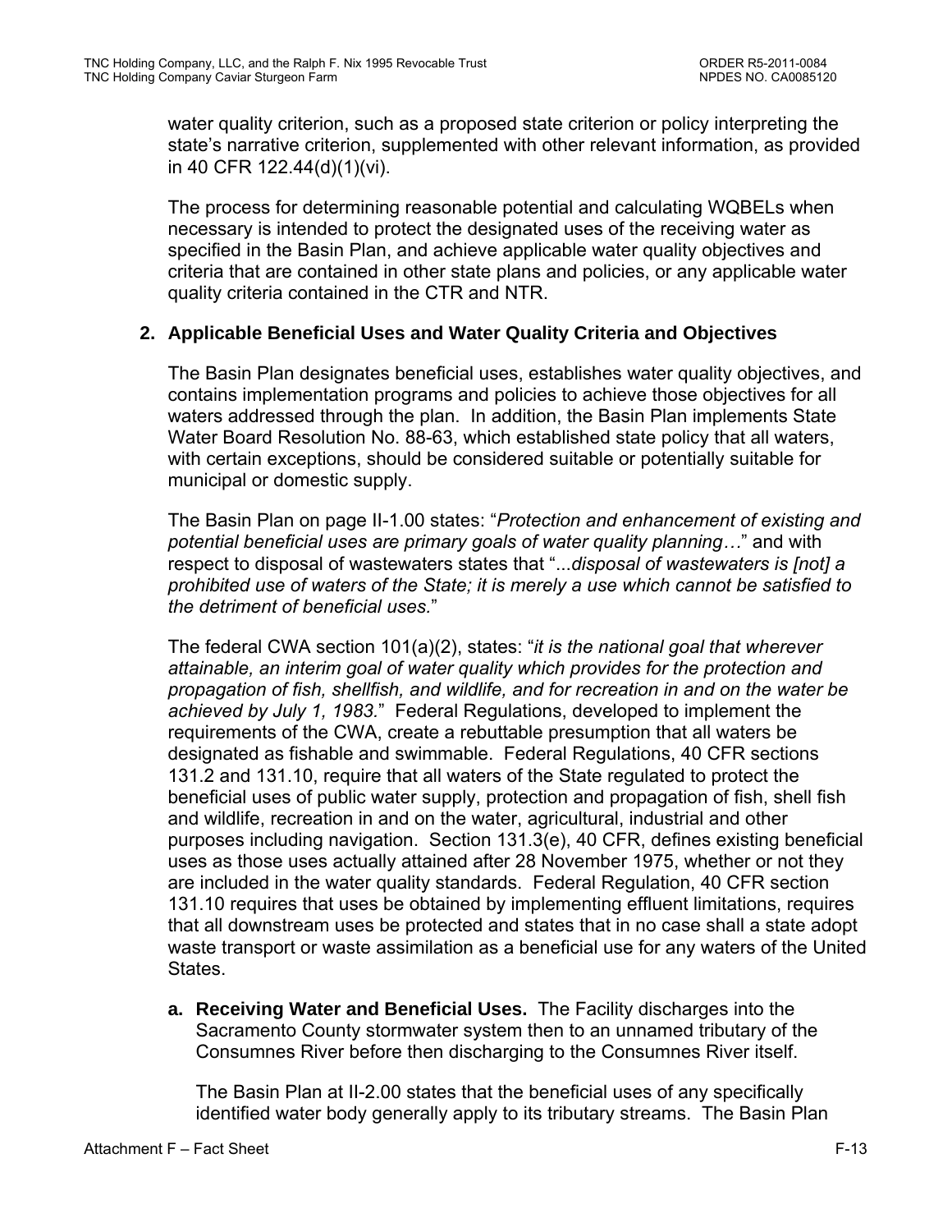water quality criterion, such as a proposed state criterion or policy interpreting the state's narrative criterion, supplemented with other relevant information, as provided in 40 CFR 122.44(d)(1)(vi).

The process for determining reasonable potential and calculating WQBELs when necessary is intended to protect the designated uses of the receiving water as specified in the Basin Plan, and achieve applicable water quality objectives and criteria that are contained in other state plans and policies, or any applicable water quality criteria contained in the CTR and NTR.

**2. Applicable Beneficial Uses and Water Quality Criteria and Objectives**

The Basin Plan designates beneficial uses, establishes water quality objectives, and contains implementation programs and policies to achieve those objectives for all waters addressed through the plan. In addition, the Basin Plan implements State Water Board Resolution No. 88-63, which established state policy that all waters, with certain exceptions, should be considered suitable or potentially suitable for municipal or domestic supply.

The Basin Plan on page II-1.00 states: "*Protection and enhancement of existing and potential beneficial uses are primary goals of water quality planning…*" and with respect to disposal of wastewaters states that "...*disposal of wastewaters is [not] a prohibited use of waters of the State; it is merely a use which cannot be satisfied to the detriment of beneficial uses.*"

The federal CWA section 101(a)(2), states: "*it is the national goal that wherever attainable, an interim goal of water quality which provides for the protection and propagation of fish, shellfish, and wildlife, and for recreation in and on the water be achieved by July 1, 1983.*" Federal Regulations, developed to implement the requirements of the CWA, create a rebuttable presumption that all waters be designated as fishable and swimmable. Federal Regulations, 40 CFR sections 131.2 and 131.10, require that all waters of the State regulated to protect the beneficial uses of public water supply, protection and propagation of fish, shell fish and wildlife, recreation in and on the water, agricultural, industrial and other purposes including navigation. Section 131.3(e), 40 CFR, defines existing beneficial uses as those uses actually attained after 28 November 1975, whether or not they are included in the water quality standards. Federal Regulation, 40 CFR section 131.10 requires that uses be obtained by implementing effluent limitations, requires that all downstream uses be protected and states that in no case shall a state adopt waste transport or waste assimilation as a beneficial use for any waters of the United States.

**a. Receiving Water and Beneficial Uses.** The Facility discharges into the Sacramento County stormwater system then to an unnamed tributary of the Consumnes River before then discharging to the Consumnes River itself.

The Basin Plan at II-2.00 states that the beneficial uses of any specifically identified water body generally apply to its tributary streams. The Basin Plan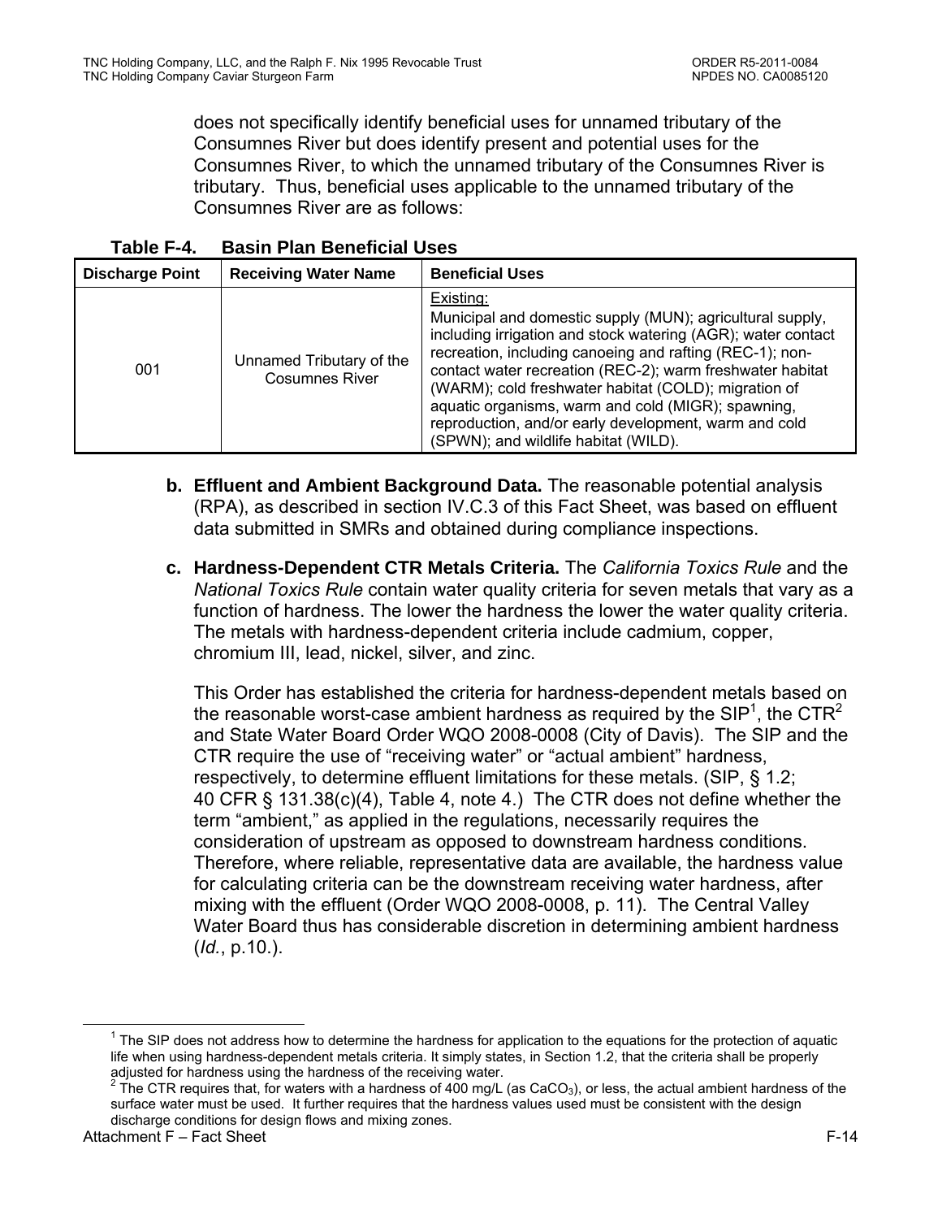does not specifically identify beneficial uses for unnamed tributary of the Consumnes River but does identify present and potential uses for the Consumnes River, to which the unnamed tributary of the Consumnes River is tributary. Thus, beneficial uses applicable to the unnamed tributary of the Consumnes River are as follows:

**Table F-4. Basin Plan Beneficial Uses**

| Discharge Point | Receiving Water Name | Beneficial Uses |
|---|---|---|
| 001 | Unnamed Tributary of the Cosumnes River | Existing: Municipal and domestic supply (MUN); agricultural supply, including irrigation and stock watering (AGR); water contact recreation, including canoeing and rafting (REC-1); non-contact water recreation (REC-2); warm freshwater habitat (WARM); cold freshwater habitat (COLD); migration of aquatic organisms, warm and cold (MIGR); spawning, reproduction, and/or early development, warm and cold (SPWN); and wildlife habitat (WILD). |

**b. Effluent and Ambient Background Data.** The reasonable potential analysis (RPA), as described in section IV.C.3 of this Fact Sheet, was based on effluent data submitted in SMRs and obtained during compliance inspections.

**c. Hardness-Dependent CTR Metals Criteria.** The *California Toxics Rule* and the *National Toxics Rule* contain water quality criteria for seven metals that vary as a function of hardness. The lower the hardness the lower the water quality criteria. The metals with hardness-dependent criteria include cadmium, copper, chromium III, lead, nickel, silver, and zinc.

This Order has established the criteria for hardness-dependent metals based on the reasonable worst-case ambient hardness as required by the SIP[1], the CTR[2] and State Water Board Order WQO 2008-0008 (City of Davis). The SIP and the CTR require the use of "receiving water" or "actual ambient" hardness, respectively, to determine effluent limitations for these metals. (SIP, § 1.2; 40 CFR § 131.38(c)(4), Table 4, note 4.) The CTR does not define whether the term "ambient," as applied in the regulations, necessarily requires the consideration of upstream as opposed to downstream hardness conditions. Therefore, where reliable, representative data are available, the hardness value for calculating criteria can be the downstream receiving water hardness, after mixing with the effluent (Order WQO 2008-0008, p. 11). The Central Valley Water Board thus has considerable discretion in determining ambient hardness (*Id.*, p.10.).

[1] The SIP does not address how to determine the hardness for application to the equations for the protection of aquatic life when using hardness-dependent metals criteria. It simply states, in Section 1.2, that the criteria shall be properly adjusted for hardness using the hardness of the receiving water.

[2] The CTR requires that, for waters with a hardness of 400 mg/L (as $CaCO_3$), or less, the actual ambient hardness of the surface water must be used. It further requires that the hardness values used must be consistent with the design discharge conditions for design flows and mixing zones.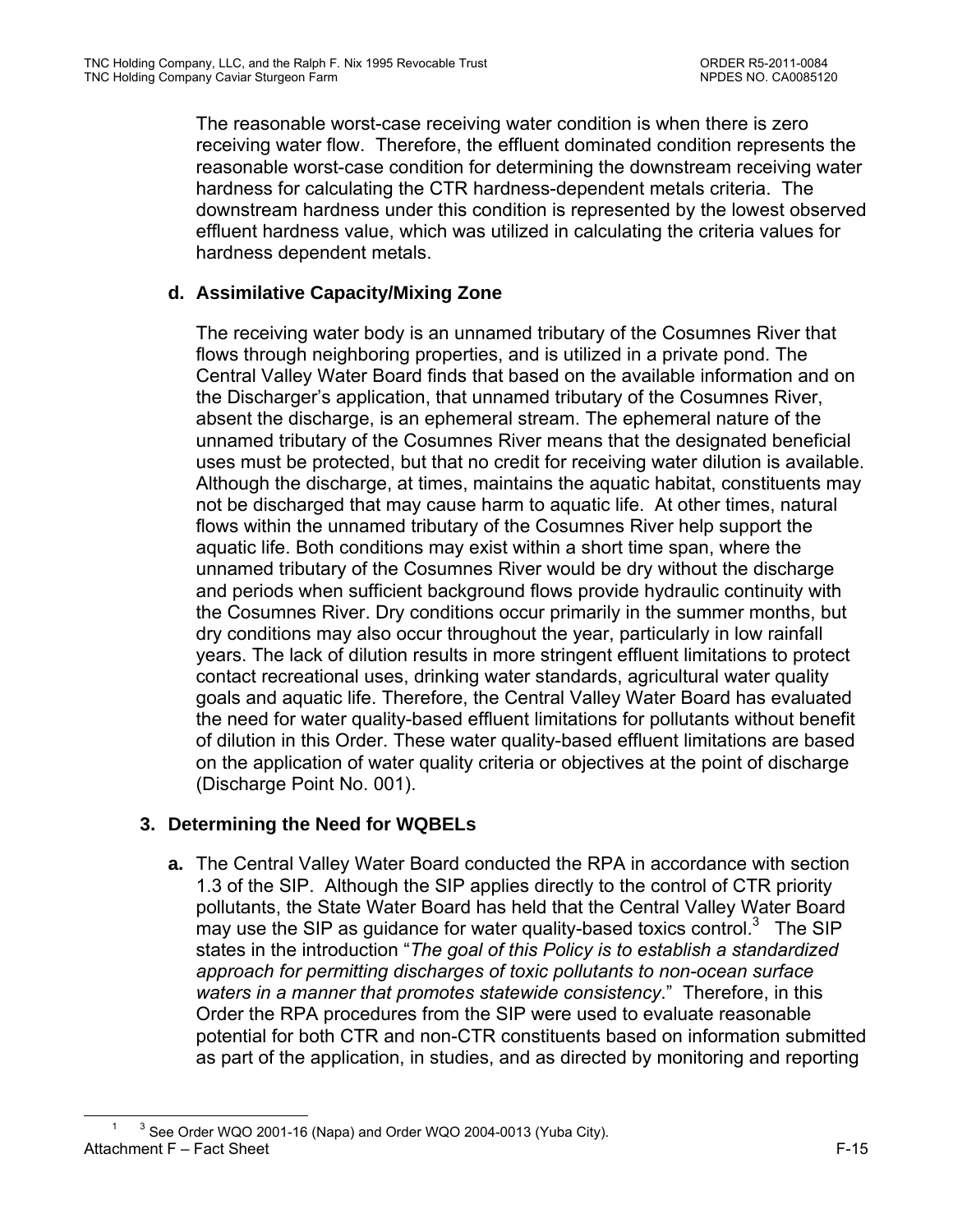The reasonable worst-case receiving water condition is when there is zero receiving water flow. Therefore, the effluent dominated condition represents the reasonable worst-case condition for determining the downstream receiving water hardness for calculating the CTR hardness-dependent metals criteria. The downstream hardness under this condition is represented by the lowest observed effluent hardness value, which was utilized in calculating the criteria values for hardness dependent metals.

**d. Assimilative Capacity/Mixing Zone**

The receiving water body is an unnamed tributary of the Cosumnes River that flows through neighboring properties, and is utilized in a private pond. The Central Valley Water Board finds that based on the available information and on the Discharger's application, that unnamed tributary of the Cosumnes River, absent the discharge, is an ephemeral stream. The ephemeral nature of the unnamed tributary of the Cosumnes River means that the designated beneficial uses must be protected, but that no credit for receiving water dilution is available. Although the discharge, at times, maintains the aquatic habitat, constituents may not be discharged that may cause harm to aquatic life. At other times, natural flows within the unnamed tributary of the Cosumnes River help support the aquatic life. Both conditions may exist within a short time span, where the unnamed tributary of the Cosumnes River would be dry without the discharge and periods when sufficient background flows provide hydraulic continuity with the Cosumnes River. Dry conditions occur primarily in the summer months, but dry conditions may also occur throughout the year, particularly in low rainfall years. The lack of dilution results in more stringent effluent limitations to protect contact recreational uses, drinking water standards, agricultural water quality goals and aquatic life. Therefore, the Central Valley Water Board has evaluated the need for water quality-based effluent limitations for pollutants without benefit of dilution in this Order. These water quality-based effluent limitations are based on the application of water quality criteria or objectives at the point of discharge (Discharge Point No. 001).

**3. Determining the Need for WQBELs**

**a.** The Central Valley Water Board conducted the RPA in accordance with section 1.3 of the SIP. Although the SIP applies directly to the control of CTR priority pollutants, the State Water Board has held that the Central Valley Water Board may use the SIP as guidance for water quality-based toxics control.[3] The SIP states in the introduction "*The goal of this Policy is to establish a standardized approach for permitting discharges of toxic pollutants to non-ocean surface waters in a manner that promotes statewide consistency*." Therefore, in this Order the RPA procedures from the SIP were used to evaluate reasonable potential for both CTR and non-CTR constituents based on information submitted as part of the application, in studies, and as directed by monitoring and reporting

[3] See Order WQO 2001-16 (Napa) and Order WQO 2004-0013 (Yuba City).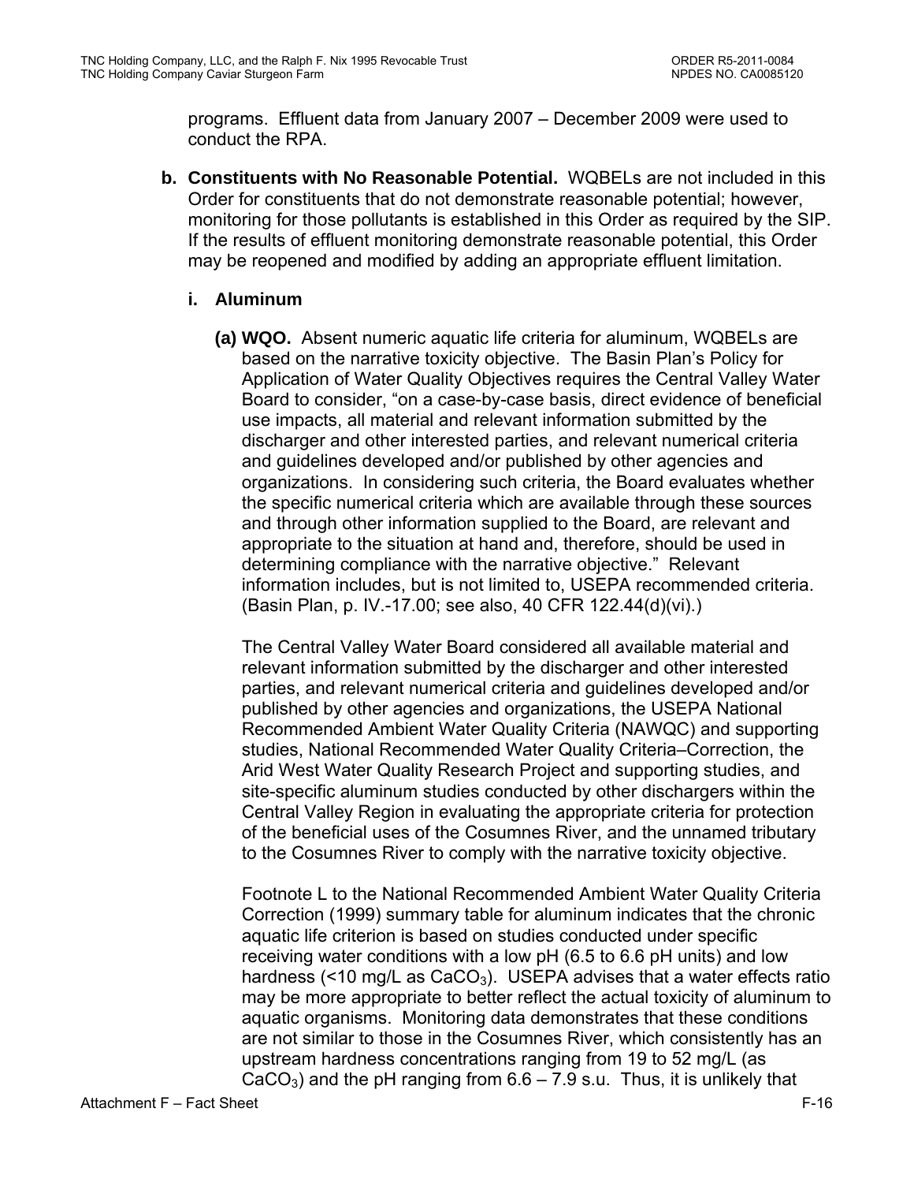programs. Effluent data from January 2007 – December 2009 were used to conduct the RPA.

**b. Constituents with No Reasonable Potential.** WQBELs are not included in this Order for constituents that do not demonstrate reasonable potential; however, monitoring for those pollutants is established in this Order as required by the SIP. If the results of effluent monitoring demonstrate reasonable potential, this Order may be reopened and modified by adding an appropriate effluent limitation.

**i. Aluminum**

**(a) WQO.** Absent numeric aquatic life criteria for aluminum, WQBELs are based on the narrative toxicity objective. The Basin Plan's Policy for Application of Water Quality Objectives requires the Central Valley Water Board to consider, "on a case-by-case basis, direct evidence of beneficial use impacts, all material and relevant information submitted by the discharger and other interested parties, and relevant numerical criteria and guidelines developed and/or published by other agencies and organizations. In considering such criteria, the Board evaluates whether the specific numerical criteria which are available through these sources and through other information supplied to the Board, are relevant and appropriate to the situation at hand and, therefore, should be used in determining compliance with the narrative objective." Relevant information includes, but is not limited to, USEPA recommended criteria. (Basin Plan, p. IV.-17.00; see also, 40 CFR 122.44(d)(vi).)

The Central Valley Water Board considered all available material and relevant information submitted by the discharger and other interested parties, and relevant numerical criteria and guidelines developed and/or published by other agencies and organizations, the USEPA National Recommended Ambient Water Quality Criteria (NAWQC) and supporting studies, National Recommended Water Quality Criteria–Correction, the Arid West Water Quality Research Project and supporting studies, and site-specific aluminum studies conducted by other dischargers within the Central Valley Region in evaluating the appropriate criteria for protection of the beneficial uses of the Cosumnes River, and the unnamed tributary to the Cosumnes River to comply with the narrative toxicity objective.

Footnote L to the National Recommended Ambient Water Quality Criteria Correction (1999) summary table for aluminum indicates that the chronic aquatic life criterion is based on studies conducted under specific receiving water conditions with a low pH (6.5 to 6.6 pH units) and low hardness (<10 mg/L as $CaCO_3$). USEPA advises that a water effects ratio may be more appropriate to better reflect the actual toxicity of aluminum to aquatic organisms. Monitoring data demonstrates that these conditions are not similar to those in the Cosumnes River, which consistently has an upstream hardness concentrations ranging from 19 to 52 mg/L (as $CaCO_3$) and the pH ranging from 6.6 – 7.9 s.u. Thus, it is unlikely that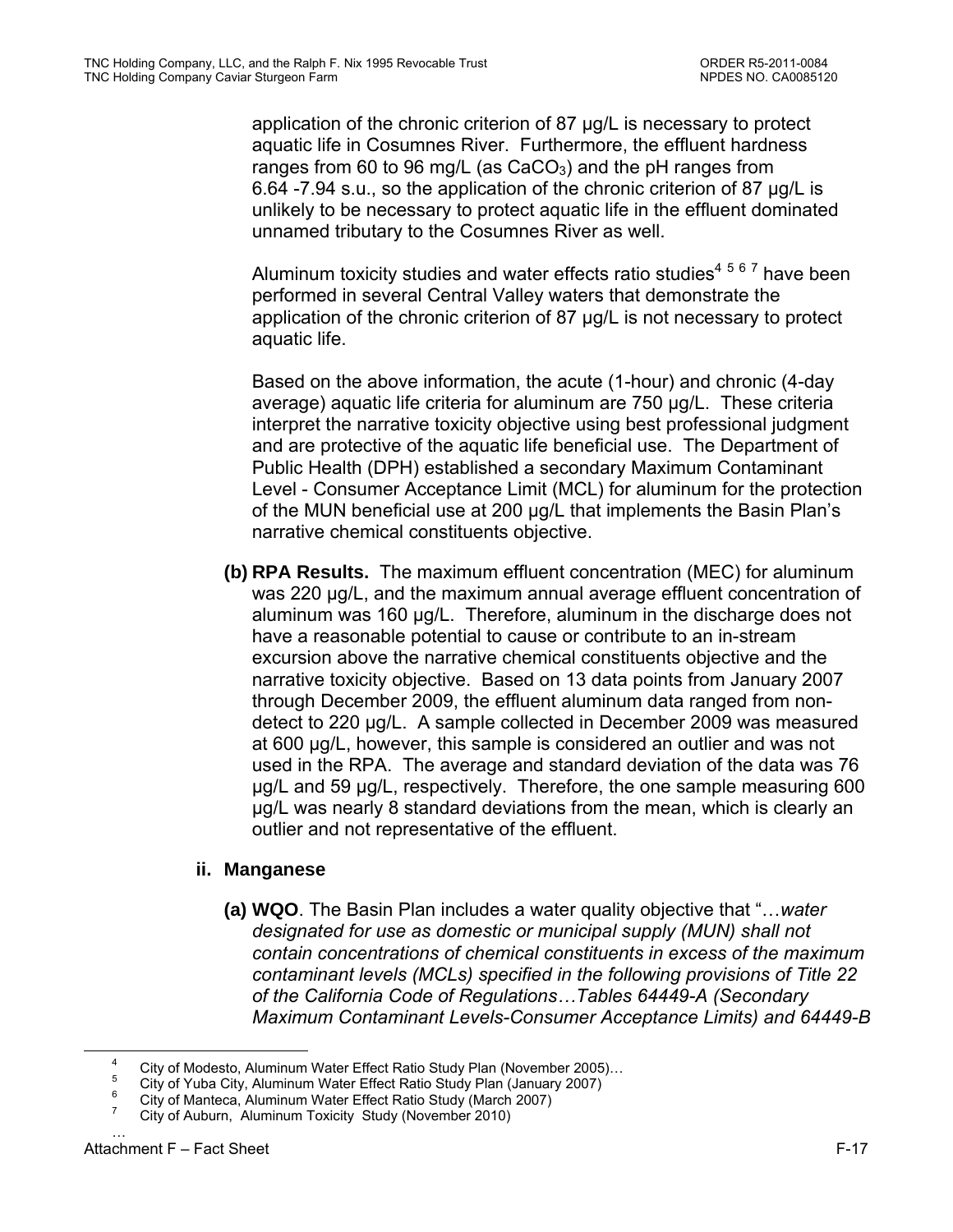application of the chronic criterion of 87 µg/L is necessary to protect aquatic life in Cosumnes River. Furthermore, the effluent hardness ranges from 60 to 96 mg/L (as $CaCO_3$) and the pH ranges from 6.64 -7.94 s.u., so the application of the chronic criterion of 87 µg/L is unlikely to be necessary to protect aquatic life in the effluent dominated unnamed tributary to the Cosumnes River as well.

Aluminum toxicity studies and water effects ratio studies[4 5 6 7] have been performed in several Central Valley waters that demonstrate the application of the chronic criterion of 87 µg/L is not necessary to protect aquatic life.

Based on the above information, the acute (1-hour) and chronic (4-day average) aquatic life criteria for aluminum are 750 µg/L. These criteria interpret the narrative toxicity objective using best professional judgment and are protective of the aquatic life beneficial use. The Department of Public Health (DPH) established a secondary Maximum Contaminant Level - Consumer Acceptance Limit (MCL) for aluminum for the protection of the MUN beneficial use at 200 µg/L that implements the Basin Plan's narrative chemical constituents objective.

**(b) RPA Results.** The maximum effluent concentration (MEC) for aluminum was 220 µg/L, and the maximum annual average effluent concentration of aluminum was 160 µg/L. Therefore, aluminum in the discharge does not have a reasonable potential to cause or contribute to an in-stream excursion above the narrative chemical constituents objective and the narrative toxicity objective. Based on 13 data points from January 2007 through December 2009, the effluent aluminum data ranged from non-detect to 220 µg/L. A sample collected in December 2009 was measured at 600 µg/L, however, this sample is considered an outlier and was not used in the RPA. The average and standard deviation of the data was 76 µg/L and 59 µg/L, respectively. Therefore, the one sample measuring 600 µg/L was nearly 8 standard deviations from the mean, which is clearly an outlier and not representative of the effluent.

**ii. Manganese**

**(a) WQO**. The Basin Plan includes a water quality objective that "…*water designated for use as domestic or municipal supply (MUN) shall not contain concentrations of chemical constituents in excess of the maximum contaminant levels (MCLs) specified in the following provisions of Title 22 of the California Code of Regulations…Tables 64449-A (Secondary Maximum Contaminant Levels-Consumer Acceptance Limits) and 64449-B*

[4] City of Modesto, Aluminum Water Effect Ratio Study Plan (November 2005)…
[5] City of Yuba City, Aluminum Water Effect Ratio Study Plan (January 2007)
[6] City of Manteca, Aluminum Water Effect Ratio Study (March 2007)
[7] City of Auburn, Aluminum Toxicity Study (November 2010)

…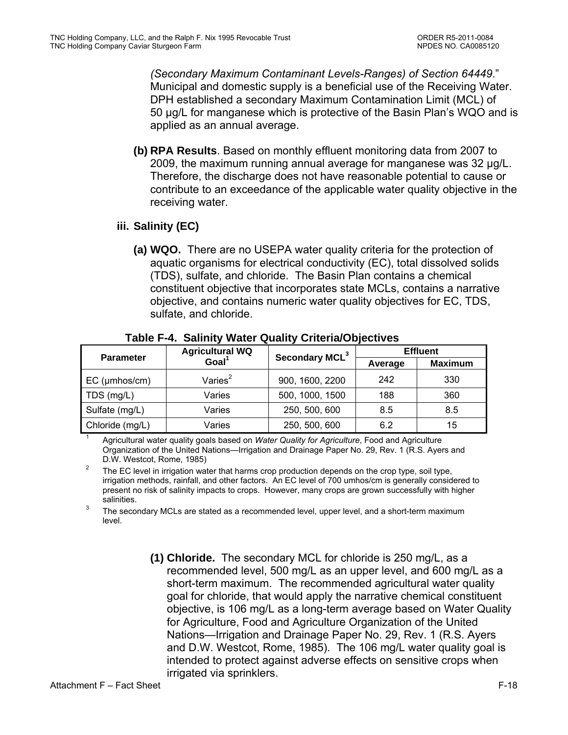*(Secondary Maximum Contaminant Levels-Ranges) of Section 64449*."
Municipal and domestic supply is a beneficial use of the Receiving Water. DPH established a secondary Maximum Contamination Limit (MCL) of 50 µg/L for manganese which is protective of the Basin Plan's WQO and is applied as an annual average.

**(b) RPA Results**. Based on monthly effluent monitoring data from 2007 to 2009, the maximum running annual average for manganese was 32 µg/L. Therefore, the discharge does not have reasonable potential to cause or contribute to an exceedance of the applicable water quality objective in the receiving water.

**iii. Salinity (EC)**

**(a) WQO.** There are no USEPA water quality criteria for the protection of aquatic organisms for electrical conductivity (EC), total dissolved solids (TDS), sulfate, and chloride. The Basin Plan contains a chemical constituent objective that incorporates state MCLs, contains a narrative objective, and contains numeric water quality objectives for EC, TDS, sulfate, and chloride.

**Table F-4. Salinity Water Quality Criteria/Objectives**

| Parameter | Agricultural WQ Goal[1] | Secondary MCL[3] | Effluent | |
|---|---|---|---|---|
| | | | Average | Maximum |
| EC (µmhos/cm) | Varies[2] | 900, 1600, 2200 | 242 | 330 |
| TDS (mg/L) | Varies | 500, 1000, 1500 | 188 | 360 |
| Sulfate (mg/L) | Varies | 250, 500, 600 | 8.5 | 8.5 |
| Chloride (mg/L) | Varies | 250, 500, 600 | 6.2 | 15 |

[1] Agricultural water quality goals based on *Water Quality for Agriculture*, Food and Agriculture Organization of the United Nations—Irrigation and Drainage Paper No. 29, Rev. 1 (R.S. Ayers and D.W. Westcot, Rome, 1985)

[2] The EC level in irrigation water that harms crop production depends on the crop type, soil type, irrigation methods, rainfall, and other factors. An EC level of 700 umhos/cm is generally considered to present no risk of salinity impacts to crops. However, many crops are grown successfully with higher salinities.

[3] The secondary MCLs are stated as a recommended level, upper level, and a short-term maximum level.

**(1) Chloride.** The secondary MCL for chloride is 250 mg/L, as a recommended level, 500 mg/L as an upper level, and 600 mg/L as a short-term maximum. The recommended agricultural water quality goal for chloride, that would apply the narrative chemical constituent objective, is 106 mg/L as a long-term average based on Water Quality for Agriculture, Food and Agriculture Organization of the United Nations—Irrigation and Drainage Paper No. 29, Rev. 1 (R.S. Ayers and D.W. Westcot, Rome, 1985). The 106 mg/L water quality goal is intended to protect against adverse effects on sensitive crops when irrigated via sprinklers.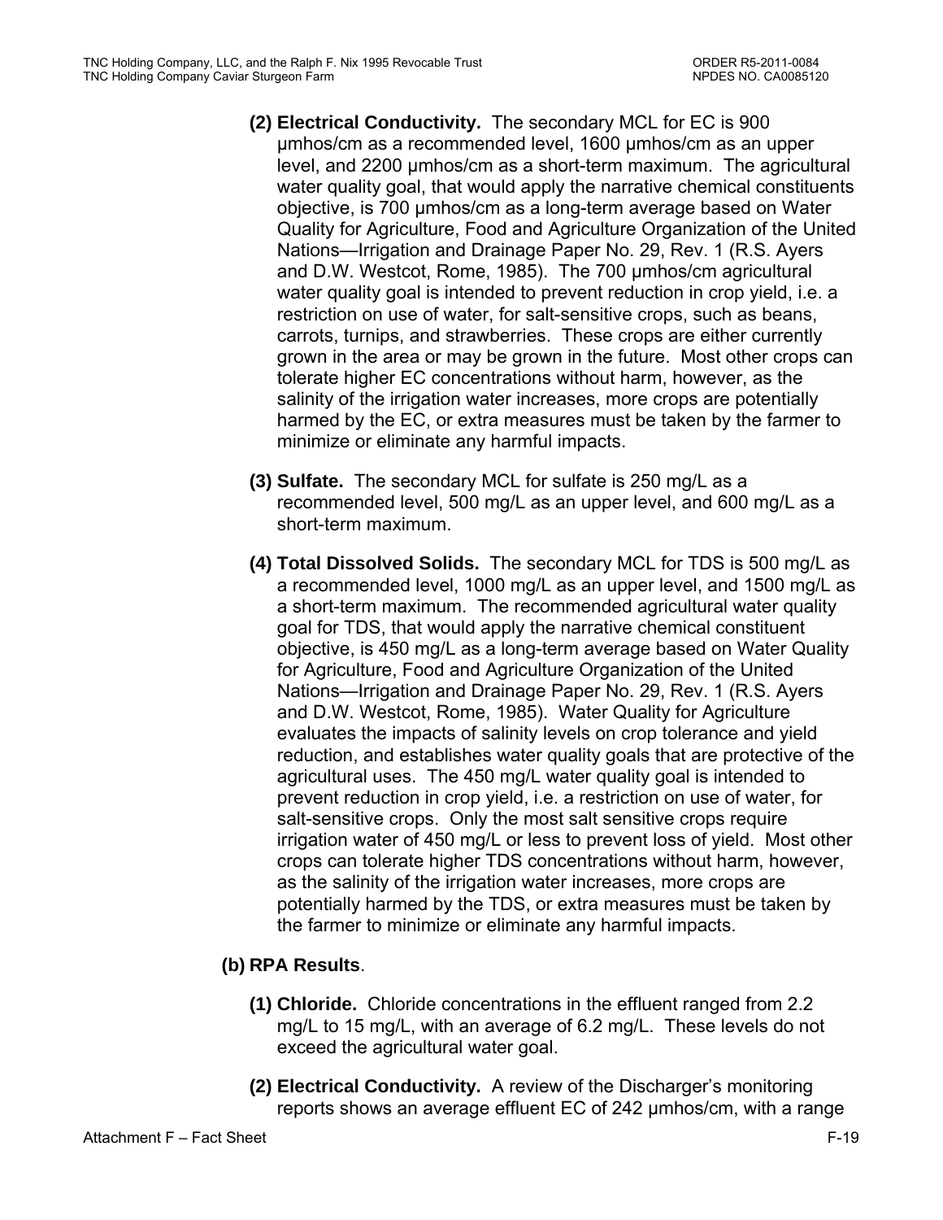**(2) Electrical Conductivity.** The secondary MCL for EC is 900 µmhos/cm as a recommended level, 1600 µmhos/cm as an upper level, and 2200 µmhos/cm as a short-term maximum. The agricultural water quality goal, that would apply the narrative chemical constituents objective, is 700 µmhos/cm as a long-term average based on Water Quality for Agriculture, Food and Agriculture Organization of the United Nations—Irrigation and Drainage Paper No. 29, Rev. 1 (R.S. Ayers and D.W. Westcot, Rome, 1985). The 700 µmhos/cm agricultural water quality goal is intended to prevent reduction in crop yield, i.e. a restriction on use of water, for salt-sensitive crops, such as beans, carrots, turnips, and strawberries. These crops are either currently grown in the area or may be grown in the future. Most other crops can tolerate higher EC concentrations without harm, however, as the salinity of the irrigation water increases, more crops are potentially harmed by the EC, or extra measures must be taken by the farmer to minimize or eliminate any harmful impacts.

**(3) Sulfate.** The secondary MCL for sulfate is 250 mg/L as a recommended level, 500 mg/L as an upper level, and 600 mg/L as a short-term maximum.

**(4) Total Dissolved Solids.** The secondary MCL for TDS is 500 mg/L as a recommended level, 1000 mg/L as an upper level, and 1500 mg/L as a short-term maximum. The recommended agricultural water quality goal for TDS, that would apply the narrative chemical constituent objective, is 450 mg/L as a long-term average based on Water Quality for Agriculture, Food and Agriculture Organization of the United Nations—Irrigation and Drainage Paper No. 29, Rev. 1 (R.S. Ayers and D.W. Westcot, Rome, 1985). Water Quality for Agriculture evaluates the impacts of salinity levels on crop tolerance and yield reduction, and establishes water quality goals that are protective of the agricultural uses. The 450 mg/L water quality goal is intended to prevent reduction in crop yield, i.e. a restriction on use of water, for salt-sensitive crops. Only the most salt sensitive crops require irrigation water of 450 mg/L or less to prevent loss of yield. Most other crops can tolerate higher TDS concentrations without harm, however, as the salinity of the irrigation water increases, more crops are potentially harmed by the TDS, or extra measures must be taken by the farmer to minimize or eliminate any harmful impacts.

**(b) RPA Results**.

**(1) Chloride.** Chloride concentrations in the effluent ranged from 2.2 mg/L to 15 mg/L, with an average of 6.2 mg/L. These levels do not exceed the agricultural water goal.

**(2) Electrical Conductivity.** A review of the Discharger's monitoring reports shows an average effluent EC of 242 µmhos/cm, with a range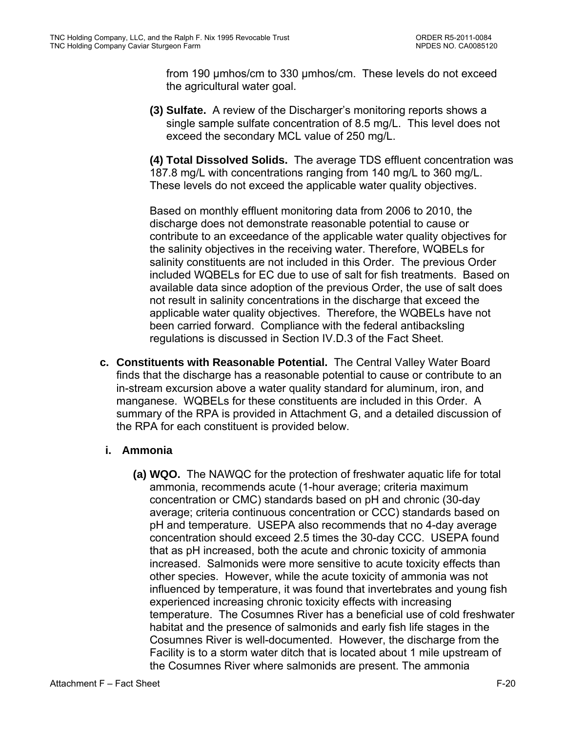from 190 µmhos/cm to 330 µmhos/cm. These levels do not exceed the agricultural water goal.

**(3) Sulfate.** A review of the Discharger's monitoring reports shows a single sample sulfate concentration of 8.5 mg/L. This level does not exceed the secondary MCL value of 250 mg/L.

**(4) Total Dissolved Solids.** The average TDS effluent concentration was 187.8 mg/L with concentrations ranging from 140 mg/L to 360 mg/L. These levels do not exceed the applicable water quality objectives.

Based on monthly effluent monitoring data from 2006 to 2010, the discharge does not demonstrate reasonable potential to cause or contribute to an exceedance of the applicable water quality objectives for the salinity objectives in the receiving water. Therefore, WQBELs for salinity constituents are not included in this Order. The previous Order included WQBELs for EC due to use of salt for fish treatments. Based on available data since adoption of the previous Order, the use of salt does not result in salinity concentrations in the discharge that exceed the applicable water quality objectives. Therefore, the WQBELs have not been carried forward. Compliance with the federal antibacksling regulations is discussed in Section IV.D.3 of the Fact Sheet.

**c. Constituents with Reasonable Potential.** The Central Valley Water Board finds that the discharge has a reasonable potential to cause or contribute to an in-stream excursion above a water quality standard for aluminum, iron, and manganese. WQBELs for these constituents are included in this Order. A summary of the RPA is provided in Attachment G, and a detailed discussion of the RPA for each constituent is provided below.

**i. Ammonia**

**(a) WQO.** The NAWQC for the protection of freshwater aquatic life for total ammonia, recommends acute (1-hour average; criteria maximum concentration or CMC) standards based on pH and chronic (30-day average; criteria continuous concentration or CCC) standards based on pH and temperature. USEPA also recommends that no 4-day average concentration should exceed 2.5 times the 30-day CCC. USEPA found that as pH increased, both the acute and chronic toxicity of ammonia increased. Salmonids were more sensitive to acute toxicity effects than other species. However, while the acute toxicity of ammonia was not influenced by temperature, it was found that invertebrates and young fish experienced increasing chronic toxicity effects with increasing temperature. The Cosumnes River has a beneficial use of cold freshwater habitat and the presence of salmonids and early fish life stages in the Cosumnes River is well-documented. However, the discharge from the Facility is to a storm water ditch that is located about 1 mile upstream of the Cosumnes River where salmonids are present. The ammonia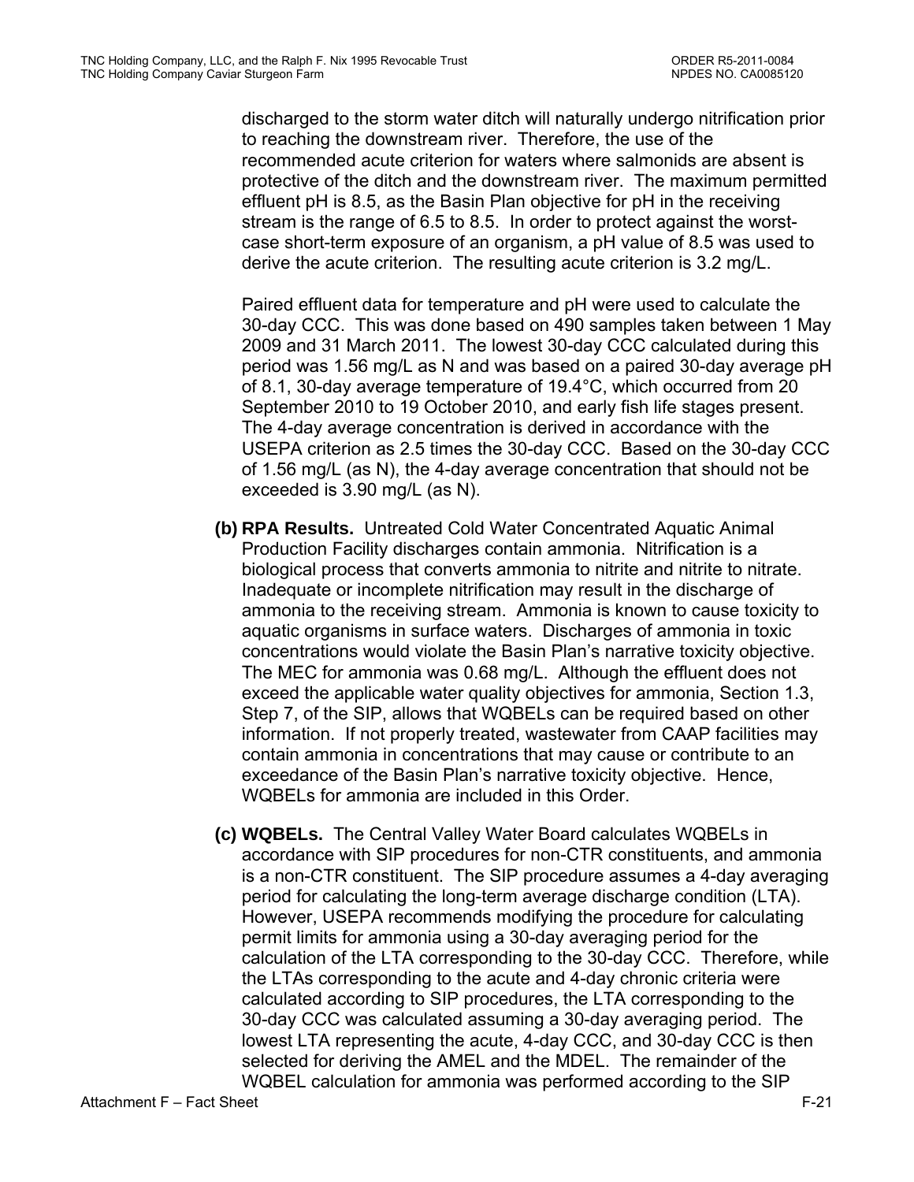discharged to the storm water ditch will naturally undergo nitrification prior to reaching the downstream river. Therefore, the use of the recommended acute criterion for waters where salmonids are absent is protective of the ditch and the downstream river. The maximum permitted effluent pH is 8.5, as the Basin Plan objective for pH in the receiving stream is the range of 6.5 to 8.5. In order to protect against the worst-case short-term exposure of an organism, a pH value of 8.5 was used to derive the acute criterion. The resulting acute criterion is 3.2 mg/L.

Paired effluent data for temperature and pH were used to calculate the 30-day CCC. This was done based on 490 samples taken between 1 May 2009 and 31 March 2011. The lowest 30-day CCC calculated during this period was 1.56 mg/L as N and was based on a paired 30-day average pH of 8.1, 30-day average temperature of 19.4°C, which occurred from 20 September 2010 to 19 October 2010, and early fish life stages present. The 4-day average concentration is derived in accordance with the USEPA criterion as 2.5 times the 30-day CCC. Based on the 30-day CCC of 1.56 mg/L (as N), the 4-day average concentration that should not be exceeded is 3.90 mg/L (as N).

**(b) RPA Results.** Untreated Cold Water Concentrated Aquatic Animal Production Facility discharges contain ammonia. Nitrification is a biological process that converts ammonia to nitrite and nitrite to nitrate. Inadequate or incomplete nitrification may result in the discharge of ammonia to the receiving stream. Ammonia is known to cause toxicity to aquatic organisms in surface waters. Discharges of ammonia in toxic concentrations would violate the Basin Plan's narrative toxicity objective. The MEC for ammonia was 0.68 mg/L. Although the effluent does not exceed the applicable water quality objectives for ammonia, Section 1.3, Step 7, of the SIP, allows that WQBELs can be required based on other information. If not properly treated, wastewater from CAAP facilities may contain ammonia in concentrations that may cause or contribute to an exceedance of the Basin Plan's narrative toxicity objective. Hence, WQBELs for ammonia are included in this Order.

**(c) WQBELs.** The Central Valley Water Board calculates WQBELs in accordance with SIP procedures for non-CTR constituents, and ammonia is a non-CTR constituent. The SIP procedure assumes a 4-day averaging period for calculating the long-term average discharge condition (LTA). However, USEPA recommends modifying the procedure for calculating permit limits for ammonia using a 30-day averaging period for the calculation of the LTA corresponding to the 30-day CCC. Therefore, while the LTAs corresponding to the acute and 4-day chronic criteria were calculated according to SIP procedures, the LTA corresponding to the 30-day CCC was calculated assuming a 30-day averaging period. The lowest LTA representing the acute, 4-day CCC, and 30-day CCC is then selected for deriving the AMEL and the MDEL. The remainder of the WQBEL calculation for ammonia was performed according to the SIP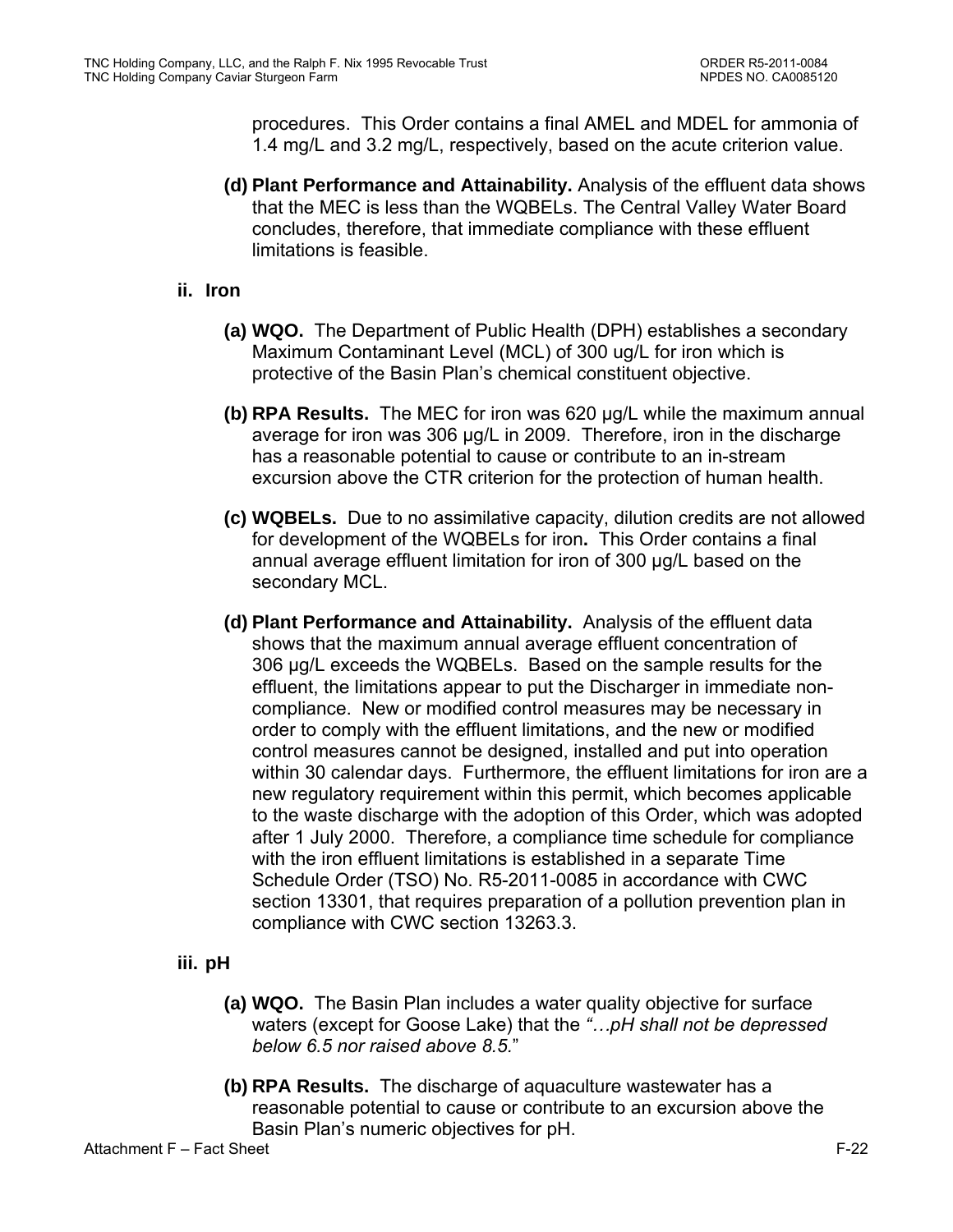procedures. This Order contains a final AMEL and MDEL for ammonia of 1.4 mg/L and 3.2 mg/L, respectively, based on the acute criterion value.

**(d) Plant Performance and Attainability.** Analysis of the effluent data shows that the MEC is less than the WQBELs. The Central Valley Water Board concludes, therefore, that immediate compliance with these effluent limitations is feasible.

**ii. Iron**

**(a) WQO.** The Department of Public Health (DPH) establishes a secondary Maximum Contaminant Level (MCL) of 300 ug/L for iron which is protective of the Basin Plan's chemical constituent objective.

**(b) RPA Results.** The MEC for iron was 620 µg/L while the maximum annual average for iron was 306 µg/L in 2009. Therefore, iron in the discharge has a reasonable potential to cause or contribute to an in-stream excursion above the CTR criterion for the protection of human health.

**(c) WQBELs.** Due to no assimilative capacity, dilution credits are not allowed for development of the WQBELs for iron**.** This Order contains a final annual average effluent limitation for iron of 300 µg/L based on the secondary MCL.

**(d) Plant Performance and Attainability.** Analysis of the effluent data shows that the maximum annual average effluent concentration of 306 µg/L exceeds the WQBELs. Based on the sample results for the effluent, the limitations appear to put the Discharger in immediate non-compliance. New or modified control measures may be necessary in order to comply with the effluent limitations, and the new or modified control measures cannot be designed, installed and put into operation within 30 calendar days. Furthermore, the effluent limitations for iron are a new regulatory requirement within this permit, which becomes applicable to the waste discharge with the adoption of this Order, which was adopted after 1 July 2000. Therefore, a compliance time schedule for compliance with the iron effluent limitations is established in a separate Time Schedule Order (TSO) No. R5-2011-0085 in accordance with CWC section 13301, that requires preparation of a pollution prevention plan in compliance with CWC section 13263.3.

**iii. pH**

**(a) WQO.** The Basin Plan includes a water quality objective for surface waters (except for Goose Lake) that the *"…pH shall not be depressed below 6.5 nor raised above 8.5."*

**(b) RPA Results.** The discharge of aquaculture wastewater has a reasonable potential to cause or contribute to an excursion above the Basin Plan's numeric objectives for pH.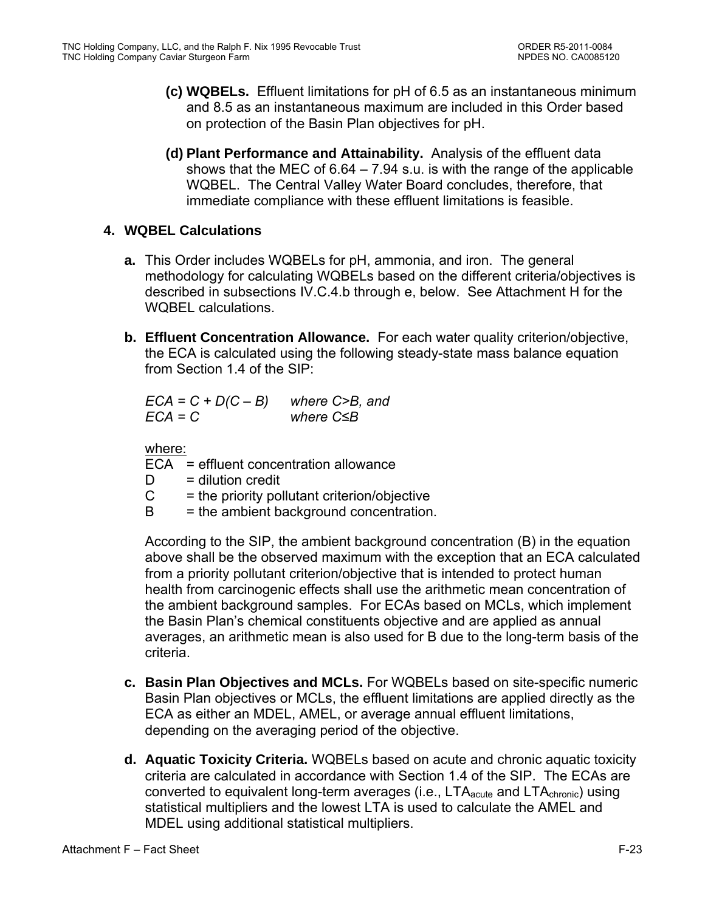**(c) WQBELs.** Effluent limitations for pH of 6.5 as an instantaneous minimum and 8.5 as an instantaneous maximum are included in this Order based on protection of the Basin Plan objectives for pH.

**(d) Plant Performance and Attainability.** Analysis of the effluent data shows that the MEC of 6.64 – 7.94 s.u. is with the range of the applicable WQBEL. The Central Valley Water Board concludes, therefore, that immediate compliance with these effluent limitations is feasible.

### 4. WQBEL Calculations

**a.** This Order includes WQBELs for pH, ammonia, and iron. The general methodology for calculating WQBELs based on the different criteria/objectives is described in subsections IV.C.4.b through e, below. See Attachment H for the WQBEL calculations.

**b. Effluent Concentration Allowance.** For each water quality criterion/objective, the ECA is calculated using the following steady-state mass balance equation from Section 1.4 of the SIP:

$$ECA = C + D(C - B) \quad \text{where } C>B, \text{ and}$$
$$ECA = C \quad \text{where } C \leq B$$

where:
ECA = effluent concentration allowance
D = dilution credit
C = the priority pollutant criterion/objective
B = the ambient background concentration.

According to the SIP, the ambient background concentration (B) in the equation above shall be the observed maximum with the exception that an ECA calculated from a priority pollutant criterion/objective that is intended to protect human health from carcinogenic effects shall use the arithmetic mean concentration of the ambient background samples. For ECAs based on MCLs, which implement the Basin Plan's chemical constituents objective and are applied as annual averages, an arithmetic mean is also used for B due to the long-term basis of the criteria.

**c. Basin Plan Objectives and MCLs.** For WQBELs based on site-specific numeric Basin Plan objectives or MCLs, the effluent limitations are applied directly as the ECA as either an MDEL, AMEL, or average annual effluent limitations, depending on the averaging period of the objective.

**d. Aquatic Toxicity Criteria.** WQBELs based on acute and chronic aquatic toxicity criteria are calculated in accordance with Section 1.4 of the SIP. The ECAs are converted to equivalent long-term averages (i.e., $LTA_{acute}$ and $LTA_{chronic}$) using statistical multipliers and the lowest LTA is used to calculate the AMEL and MDEL using additional statistical multipliers.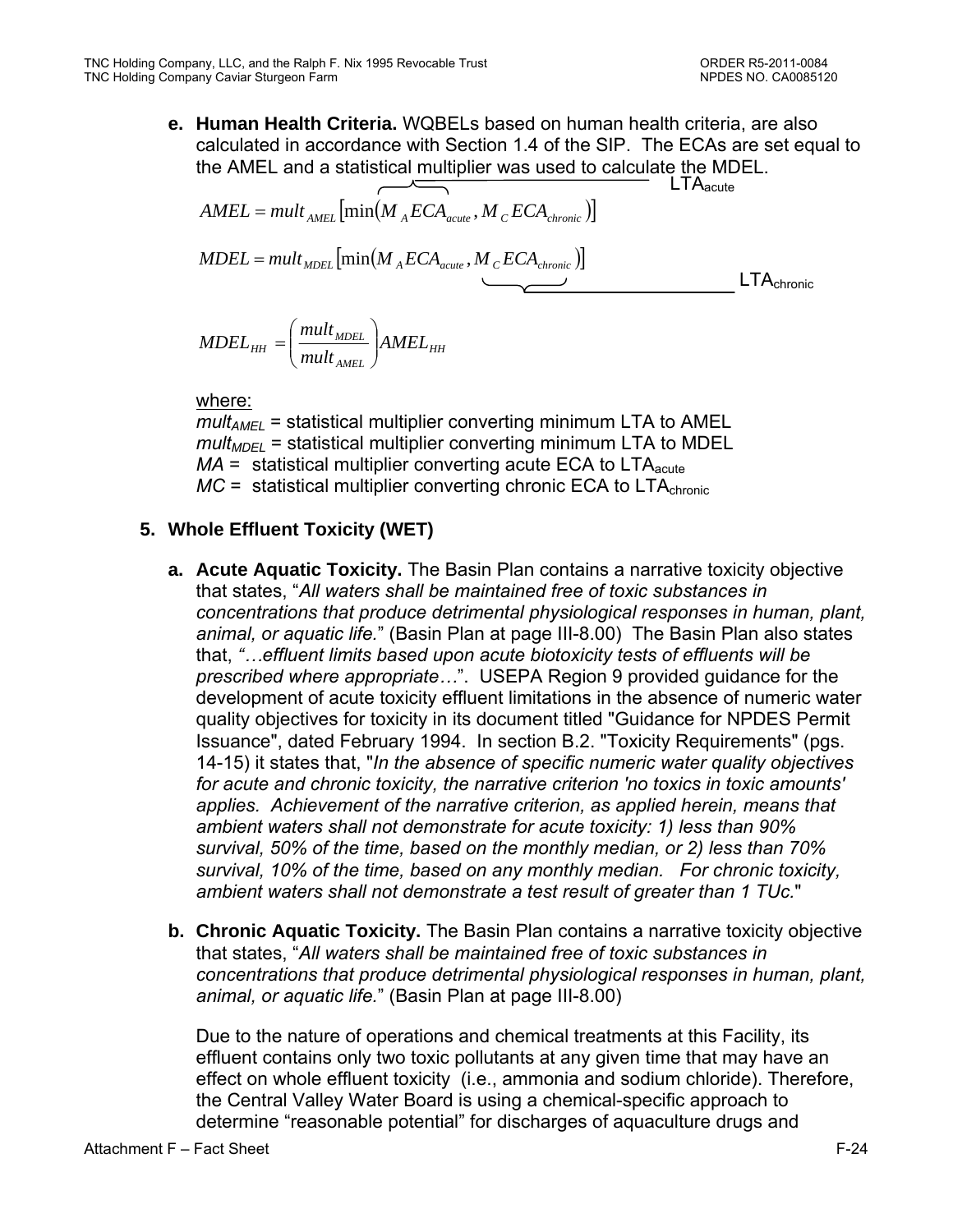**e. Human Health Criteria.** WQBELs based on human health criteria, are also calculated in accordance with Section 1.4 of the SIP. The ECAs are set equal to the AMEL and a statistical multiplier was used to calculate the MDEL.

$$AMEL = mult_{AMEL}\left[\min\left(\underbrace{M_A ECA_{acute}}_{LTA_{acute}}, M_C ECA_{chronic}\right)\right]$$

$$MDEL = mult_{MDEL}\left[\min\left(M_A ECA_{acute}, \underbrace{M_C ECA_{chronic}}_{LTA_{chronic}}\right)\right]$$

$$MDEL_{HH} = \left(\frac{mult_{MDEL}}{mult_{AMEL}}\right) AMEL_{HH}$$

where:

$mult_{AMEL}$ = statistical multiplier converting minimum LTA to AMEL
$mult_{MDEL}$ = statistical multiplier converting minimum LTA to MDEL
$MA$ = statistical multiplier converting acute ECA to $LTA_{acute}$
$MC$ = statistical multiplier converting chronic ECA to $LTA_{chronic}$

### 5. Whole Effluent Toxicity (WET)

**a. Acute Aquatic Toxicity.** The Basin Plan contains a narrative toxicity objective that states, "*All waters shall be maintained free of toxic substances in concentrations that produce detrimental physiological responses in human, plant, animal, or aquatic life.*" (Basin Plan at page III-8.00) The Basin Plan also states that, *"…effluent limits based upon acute biotoxicity tests of effluents will be prescribed where appropriate…"*. USEPA Region 9 provided guidance for the development of acute toxicity effluent limitations in the absence of numeric water quality objectives for toxicity in its document titled "Guidance for NPDES Permit Issuance", dated February 1994. In section B.2. "Toxicity Requirements" (pgs. 14-15) it states that, "*In the absence of specific numeric water quality objectives for acute and chronic toxicity, the narrative criterion 'no toxics in toxic amounts' applies. Achievement of the narrative criterion, as applied herein, means that ambient waters shall not demonstrate for acute toxicity: 1) less than 90% survival, 50% of the time, based on the monthly median, or 2) less than 70% survival, 10% of the time, based on any monthly median. For chronic toxicity, ambient waters shall not demonstrate a test result of greater than 1 TUc.*"

**b. Chronic Aquatic Toxicity.** The Basin Plan contains a narrative toxicity objective that states, "*All waters shall be maintained free of toxic substances in concentrations that produce detrimental physiological responses in human, plant, animal, or aquatic life.*" (Basin Plan at page III-8.00)

Due to the nature of operations and chemical treatments at this Facility, its effluent contains only two toxic pollutants at any given time that may have an effect on whole effluent toxicity (i.e., ammonia and sodium chloride). Therefore, the Central Valley Water Board is using a chemical-specific approach to determine "reasonable potential" for discharges of aquaculture drugs and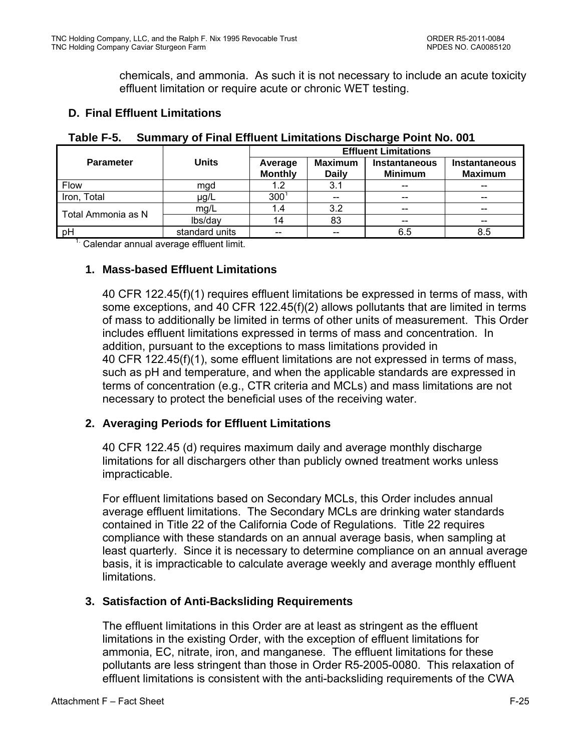chemicals, and ammonia. As such it is not necessary to include an acute toxicity effluent limitation or require acute or chronic WET testing.

## D. Final Effluent Limitations

**Table F-5. Summary of Final Effluent Limitations Discharge Point No. 001**

| Parameter | Units | Effluent Limitations | | | |
|---|---|---|---|---|---|
| | | Average Monthly | Maximum Daily | Instantaneous Minimum | Instantaneous Maximum |
| Flow | mgd | 1.2 | 3.1 | -- | -- |
| Iron, Total | μg/L | 300[1] | -- | -- | -- |
| Total Ammonia as N | mg/L | 1.4 | 3.2 | -- | -- |
| | lbs/day | 14 | 83 | -- | -- |
| pH | standard units | -- | -- | 6.5 | 8.5 |

[1] Calendar annual average effluent limit.

### 1. Mass-based Effluent Limitations

40 CFR 122.45(f)(1) requires effluent limitations be expressed in terms of mass, with some exceptions, and 40 CFR 122.45(f)(2) allows pollutants that are limited in terms of mass to additionally be limited in terms of other units of measurement. This Order includes effluent limitations expressed in terms of mass and concentration. In addition, pursuant to the exceptions to mass limitations provided in 40 CFR 122.45(f)(1), some effluent limitations are not expressed in terms of mass, such as pH and temperature, and when the applicable standards are expressed in terms of concentration (e.g., CTR criteria and MCLs) and mass limitations are not necessary to protect the beneficial uses of the receiving water.

### 2. Averaging Periods for Effluent Limitations

40 CFR 122.45 (d) requires maximum daily and average monthly discharge limitations for all dischargers other than publicly owned treatment works unless impracticable.

For effluent limitations based on Secondary MCLs, this Order includes annual average effluent limitations. The Secondary MCLs are drinking water standards contained in Title 22 of the California Code of Regulations. Title 22 requires compliance with these standards on an annual average basis, when sampling at least quarterly. Since it is necessary to determine compliance on an annual average basis, it is impracticable to calculate average weekly and average monthly effluent limitations.

### 3. Satisfaction of Anti-Backsliding Requirements

The effluent limitations in this Order are at least as stringent as the effluent limitations in the existing Order, with the exception of effluent limitations for ammonia, EC, nitrate, iron, and manganese. The effluent limitations for these pollutants are less stringent than those in Order R5-2005-0080. This relaxation of effluent limitations is consistent with the anti-backsliding requirements of the CWA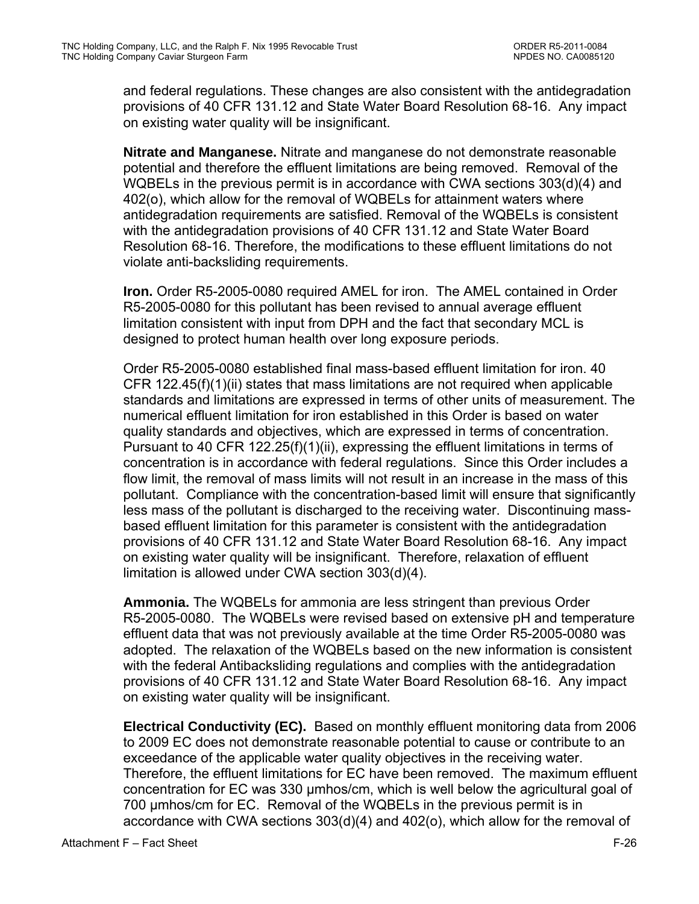and federal regulations. These changes are also consistent with the antidegradation provisions of 40 CFR 131.12 and State Water Board Resolution 68-16. Any impact on existing water quality will be insignificant.

**Nitrate and Manganese.** Nitrate and manganese do not demonstrate reasonable potential and therefore the effluent limitations are being removed. Removal of the WQBELs in the previous permit is in accordance with CWA sections 303(d)(4) and 402(o), which allow for the removal of WQBELs for attainment waters where antidegradation requirements are satisfied. Removal of the WQBELs is consistent with the antidegradation provisions of 40 CFR 131.12 and State Water Board Resolution 68-16. Therefore, the modifications to these effluent limitations do not violate anti-backsliding requirements.

**Iron.** Order R5-2005-0080 required AMEL for iron. The AMEL contained in Order R5-2005-0080 for this pollutant has been revised to annual average effluent limitation consistent with input from DPH and the fact that secondary MCL is designed to protect human health over long exposure periods.

Order R5-2005-0080 established final mass-based effluent limitation for iron. 40 CFR 122.45(f)(1)(ii) states that mass limitations are not required when applicable standards and limitations are expressed in terms of other units of measurement. The numerical effluent limitation for iron established in this Order is based on water quality standards and objectives, which are expressed in terms of concentration. Pursuant to 40 CFR 122.25(f)(1)(ii), expressing the effluent limitations in terms of concentration is in accordance with federal regulations. Since this Order includes a flow limit, the removal of mass limits will not result in an increase in the mass of this pollutant. Compliance with the concentration-based limit will ensure that significantly less mass of the pollutant is discharged to the receiving water. Discontinuing mass-based effluent limitation for this parameter is consistent with the antidegradation provisions of 40 CFR 131.12 and State Water Board Resolution 68-16. Any impact on existing water quality will be insignificant. Therefore, relaxation of effluent limitation is allowed under CWA section 303(d)(4).

**Ammonia.** The WQBELs for ammonia are less stringent than previous Order R5-2005-0080. The WQBELs were revised based on extensive pH and temperature effluent data that was not previously available at the time Order R5-2005-0080 was adopted. The relaxation of the WQBELs based on the new information is consistent with the federal Antibacksliding regulations and complies with the antidegradation provisions of 40 CFR 131.12 and State Water Board Resolution 68-16. Any impact on existing water quality will be insignificant.

**Electrical Conductivity (EC).** Based on monthly effluent monitoring data from 2006 to 2009 EC does not demonstrate reasonable potential to cause or contribute to an exceedance of the applicable water quality objectives in the receiving water. Therefore, the effluent limitations for EC have been removed. The maximum effluent concentration for EC was 330 μmhos/cm, which is well below the agricultural goal of 700 μmhos/cm for EC. Removal of the WQBELs in the previous permit is in accordance with CWA sections 303(d)(4) and 402(o), which allow for the removal of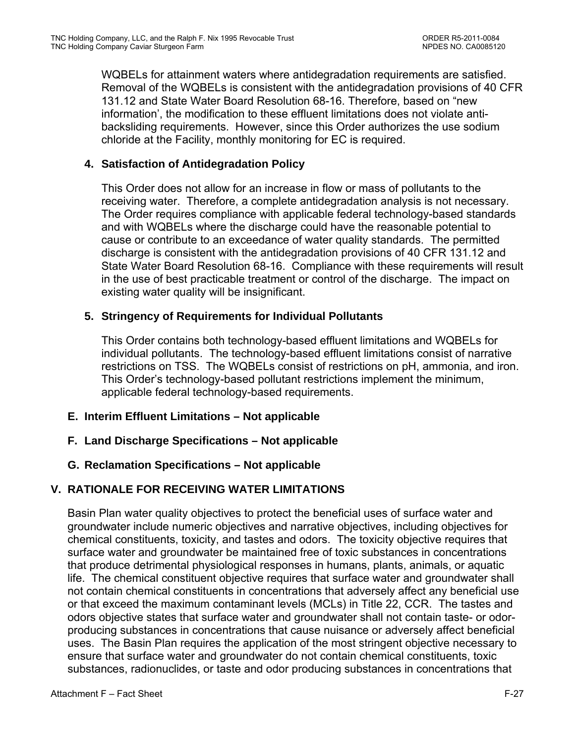WQBELs for attainment waters where antidegradation requirements are satisfied. Removal of the WQBELs is consistent with the antidegradation provisions of 40 CFR 131.12 and State Water Board Resolution 68-16. Therefore, based on "new information', the modification to these effluent limitations does not violate anti-backsliding requirements. However, since this Order authorizes the use sodium chloride at the Facility, monthly monitoring for EC is required.

**4. Satisfaction of Antidegradation Policy**

This Order does not allow for an increase in flow or mass of pollutants to the receiving water. Therefore, a complete antidegradation analysis is not necessary. The Order requires compliance with applicable federal technology-based standards and with WQBELs where the discharge could have the reasonable potential to cause or contribute to an exceedance of water quality standards. The permitted discharge is consistent with the antidegradation provisions of 40 CFR 131.12 and State Water Board Resolution 68-16. Compliance with these requirements will result in the use of best practicable treatment or control of the discharge. The impact on existing water quality will be insignificant.

**5. Stringency of Requirements for Individual Pollutants**

This Order contains both technology-based effluent limitations and WQBELs for individual pollutants. The technology-based effluent limitations consist of narrative restrictions on TSS. The WQBELs consist of restrictions on pH, ammonia, and iron. This Order's technology-based pollutant restrictions implement the minimum, applicable federal technology-based requirements.

### E. Interim Effluent Limitations – Not applicable

### F. Land Discharge Specifications – Not applicable

### G. Reclamation Specifications – Not applicable

## V. RATIONALE FOR RECEIVING WATER LIMITATIONS

Basin Plan water quality objectives to protect the beneficial uses of surface water and groundwater include numeric objectives and narrative objectives, including objectives for chemical constituents, toxicity, and tastes and odors. The toxicity objective requires that surface water and groundwater be maintained free of toxic substances in concentrations that produce detrimental physiological responses in humans, plants, animals, or aquatic life. The chemical constituent objective requires that surface water and groundwater shall not contain chemical constituents in concentrations that adversely affect any beneficial use or that exceed the maximum contaminant levels (MCLs) in Title 22, CCR. The tastes and odors objective states that surface water and groundwater shall not contain taste- or odor-producing substances in concentrations that cause nuisance or adversely affect beneficial uses. The Basin Plan requires the application of the most stringent objective necessary to ensure that surface water and groundwater do not contain chemical constituents, toxic substances, radionuclides, or taste and odor producing substances in concentrations that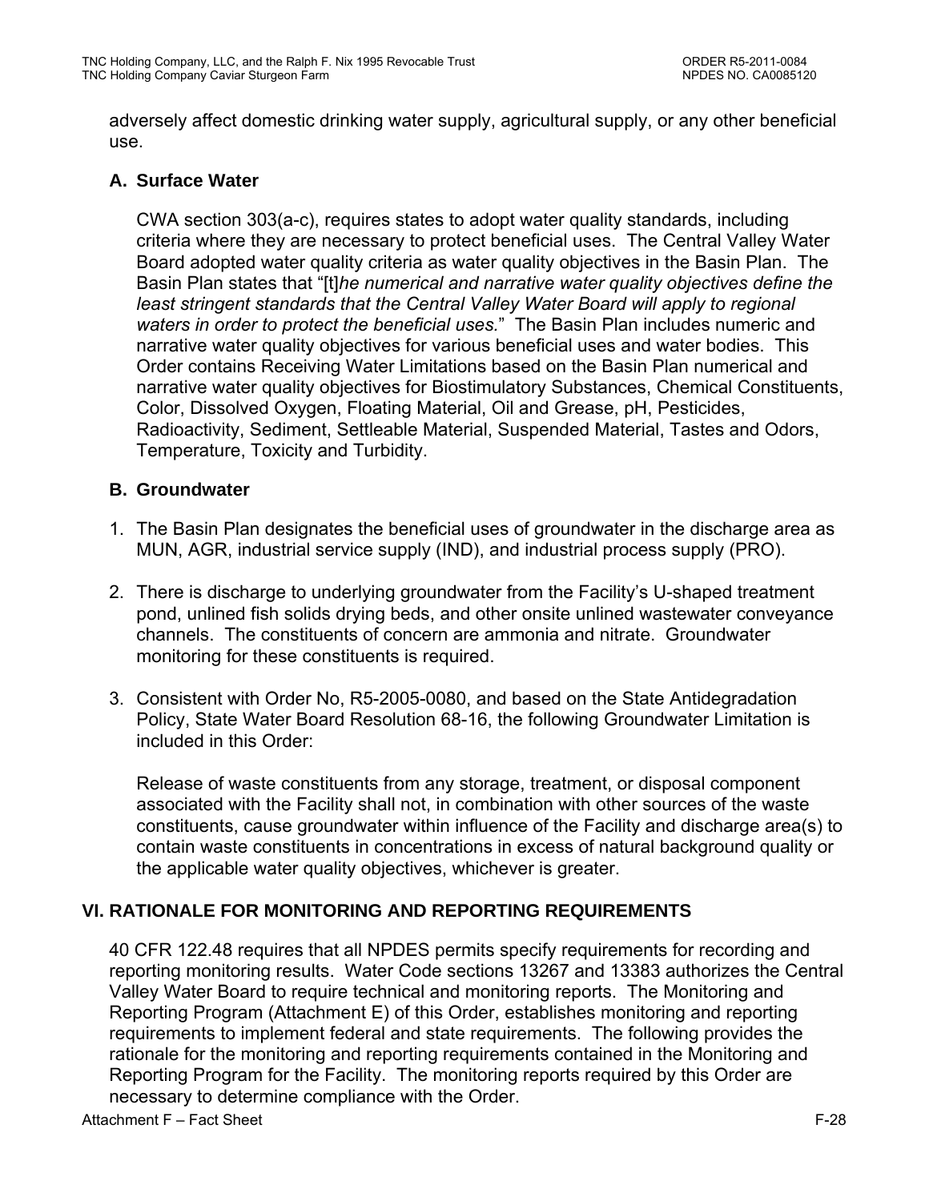adversely affect domestic drinking water supply, agricultural supply, or any other beneficial use.

### A. Surface Water

CWA section 303(a-c), requires states to adopt water quality standards, including criteria where they are necessary to protect beneficial uses. The Central Valley Water Board adopted water quality criteria as water quality objectives in the Basin Plan. The Basin Plan states that "[t]*he numerical and narrative water quality objectives define the least stringent standards that the Central Valley Water Board will apply to regional waters in order to protect the beneficial uses.*" The Basin Plan includes numeric and narrative water quality objectives for various beneficial uses and water bodies. This Order contains Receiving Water Limitations based on the Basin Plan numerical and narrative water quality objectives for Biostimulatory Substances, Chemical Constituents, Color, Dissolved Oxygen, Floating Material, Oil and Grease, pH, Pesticides, Radioactivity, Sediment, Settleable Material, Suspended Material, Tastes and Odors, Temperature, Toxicity and Turbidity.

### B. Groundwater

1. The Basin Plan designates the beneficial uses of groundwater in the discharge area as MUN, AGR, industrial service supply (IND), and industrial process supply (PRO).

2. There is discharge to underlying groundwater from the Facility's U-shaped treatment pond, unlined fish solids drying beds, and other onsite unlined wastewater conveyance channels. The constituents of concern are ammonia and nitrate. Groundwater monitoring for these constituents is required.

3. Consistent with Order No, R5-2005-0080, and based on the State Antidegradation Policy, State Water Board Resolution 68-16, the following Groundwater Limitation is included in this Order:

   Release of waste constituents from any storage, treatment, or disposal component associated with the Facility shall not, in combination with other sources of the waste constituents, cause groundwater within influence of the Facility and discharge area(s) to contain waste constituents in concentrations in excess of natural background quality or the applicable water quality objectives, whichever is greater.

## VI. RATIONALE FOR MONITORING AND REPORTING REQUIREMENTS

40 CFR 122.48 requires that all NPDES permits specify requirements for recording and reporting monitoring results. Water Code sections 13267 and 13383 authorizes the Central Valley Water Board to require technical and monitoring reports. The Monitoring and Reporting Program (Attachment E) of this Order, establishes monitoring and reporting requirements to implement federal and state requirements. The following provides the rationale for the monitoring and reporting requirements contained in the Monitoring and Reporting Program for the Facility. The monitoring reports required by this Order are necessary to determine compliance with the Order.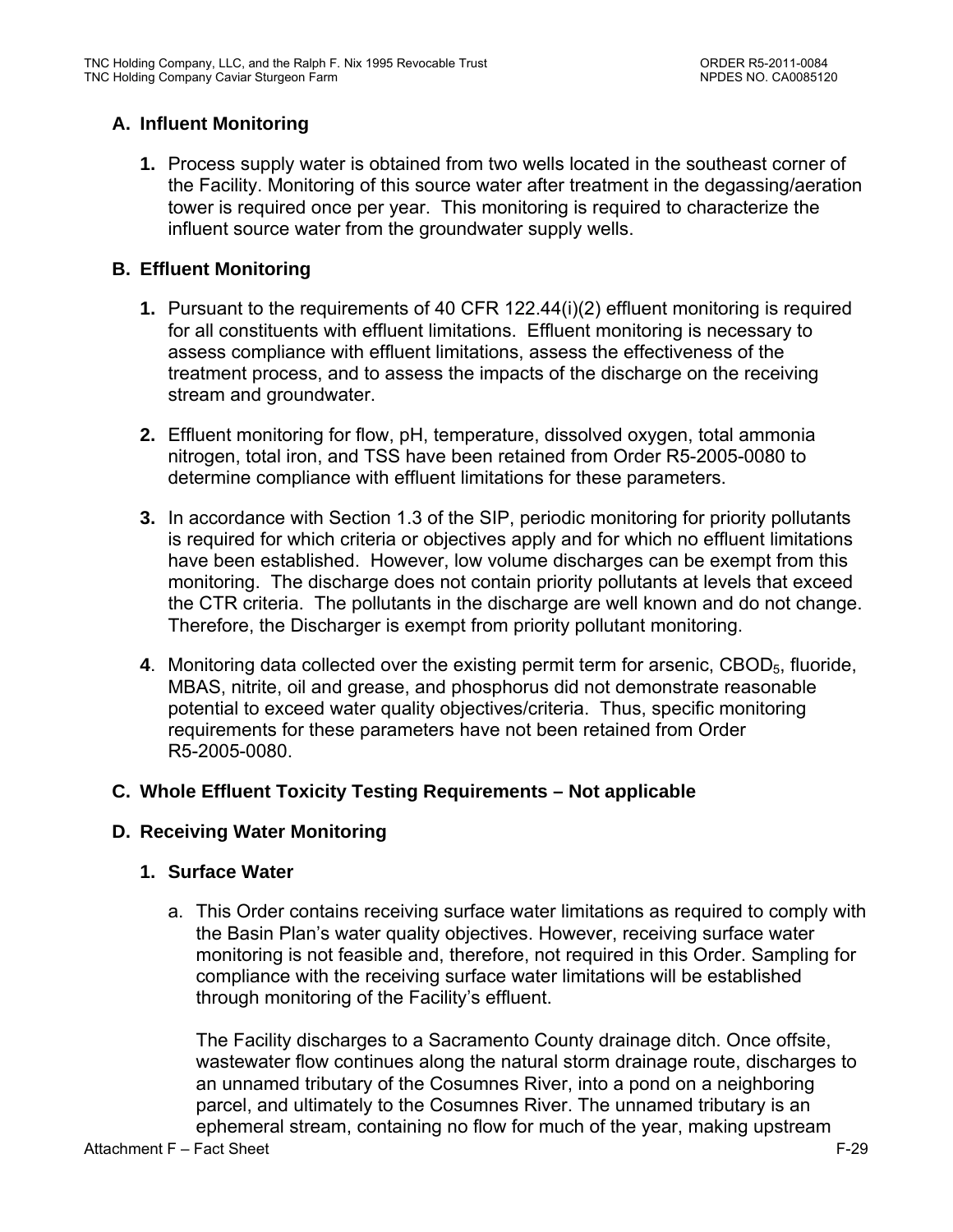## A. Influent Monitoring

**1.** Process supply water is obtained from two wells located in the southeast corner of the Facility. Monitoring of this source water after treatment in the degassing/aeration tower is required once per year. This monitoring is required to characterize the influent source water from the groundwater supply wells.

## B. Effluent Monitoring

**1.** Pursuant to the requirements of 40 CFR 122.44(i)(2) effluent monitoring is required for all constituents with effluent limitations. Effluent monitoring is necessary to assess compliance with effluent limitations, assess the effectiveness of the treatment process, and to assess the impacts of the discharge on the receiving stream and groundwater.

**2.** Effluent monitoring for flow, pH, temperature, dissolved oxygen, total ammonia nitrogen, total iron, and TSS have been retained from Order R5-2005-0080 to determine compliance with effluent limitations for these parameters.

**3.** In accordance with Section 1.3 of the SIP, periodic monitoring for priority pollutants is required for which criteria or objectives apply and for which no effluent limitations have been established. However, low volume discharges can be exempt from this monitoring. The discharge does not contain priority pollutants at levels that exceed the CTR criteria. The pollutants in the discharge are well known and do not change. Therefore, the Discharger is exempt from priority pollutant monitoring.

**4**. Monitoring data collected over the existing permit term for arsenic, $CBOD_5$, fluoride, MBAS, nitrite, oil and grease, and phosphorus did not demonstrate reasonable potential to exceed water quality objectives/criteria. Thus, specific monitoring requirements for these parameters have not been retained from Order R5-2005-0080.

## C. Whole Effluent Toxicity Testing Requirements – Not applicable

## D. Receiving Water Monitoring

### 1. Surface Water

a. This Order contains receiving surface water limitations as required to comply with the Basin Plan's water quality objectives. However, receiving surface water monitoring is not feasible and, therefore, not required in this Order. Sampling for compliance with the receiving surface water limitations will be established through monitoring of the Facility's effluent.

The Facility discharges to a Sacramento County drainage ditch. Once offsite, wastewater flow continues along the natural storm drainage route, discharges to an unnamed tributary of the Cosumnes River, into a pond on a neighboring parcel, and ultimately to the Cosumnes River. The unnamed tributary is an ephemeral stream, containing no flow for much of the year, making upstream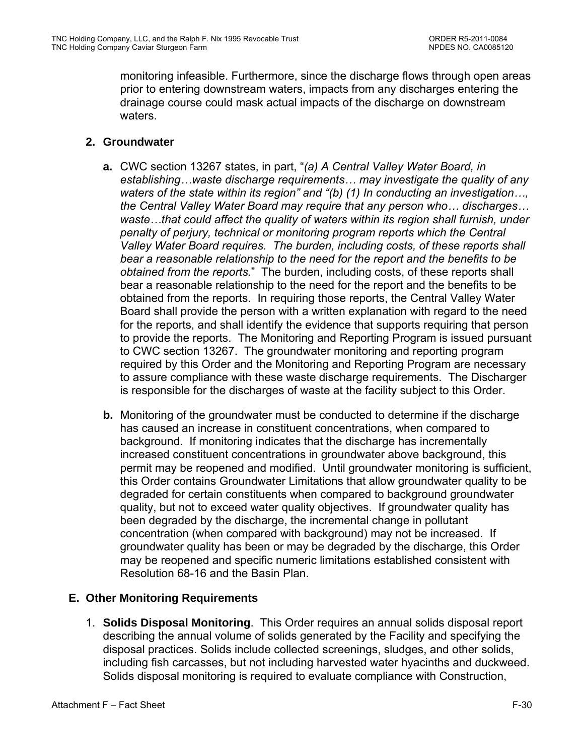monitoring infeasible. Furthermore, since the discharge flows through open areas prior to entering downstream waters, impacts from any discharges entering the drainage course could mask actual impacts of the discharge on downstream waters.

**2. Groundwater**

**a.** CWC section 13267 states, in part, "*(a) A Central Valley Water Board, in establishing…waste discharge requirements… may investigate the quality of any waters of the state within its region" and "(b) (1) In conducting an investigation…, the Central Valley Water Board may require that any person who… discharges… waste…that could affect the quality of waters within its region shall furnish, under penalty of perjury, technical or monitoring program reports which the Central Valley Water Board requires. The burden, including costs, of these reports shall bear a reasonable relationship to the need for the report and the benefits to be obtained from the reports.*" The burden, including costs, of these reports shall bear a reasonable relationship to the need for the report and the benefits to be obtained from the reports. In requiring those reports, the Central Valley Water Board shall provide the person with a written explanation with regard to the need for the reports, and shall identify the evidence that supports requiring that person to provide the reports. The Monitoring and Reporting Program is issued pursuant to CWC section 13267. The groundwater monitoring and reporting program required by this Order and the Monitoring and Reporting Program are necessary to assure compliance with these waste discharge requirements. The Discharger is responsible for the discharges of waste at the facility subject to this Order.

**b.** Monitoring of the groundwater must be conducted to determine if the discharge has caused an increase in constituent concentrations, when compared to background. If monitoring indicates that the discharge has incrementally increased constituent concentrations in groundwater above background, this permit may be reopened and modified. Until groundwater monitoring is sufficient, this Order contains Groundwater Limitations that allow groundwater quality to be degraded for certain constituents when compared to background groundwater quality, but not to exceed water quality objectives. If groundwater quality has been degraded by the discharge, the incremental change in pollutant concentration (when compared with background) may not be increased. If groundwater quality has been or may be degraded by the discharge, this Order may be reopened and specific numeric limitations established consistent with Resolution 68-16 and the Basin Plan.

**E. Other Monitoring Requirements**

1. **Solids Disposal Monitoring**. This Order requires an annual solids disposal report describing the annual volume of solids generated by the Facility and specifying the disposal practices. Solids include collected screenings, sludges, and other solids, including fish carcasses, but not including harvested water hyacinths and duckweed. Solids disposal monitoring is required to evaluate compliance with Construction,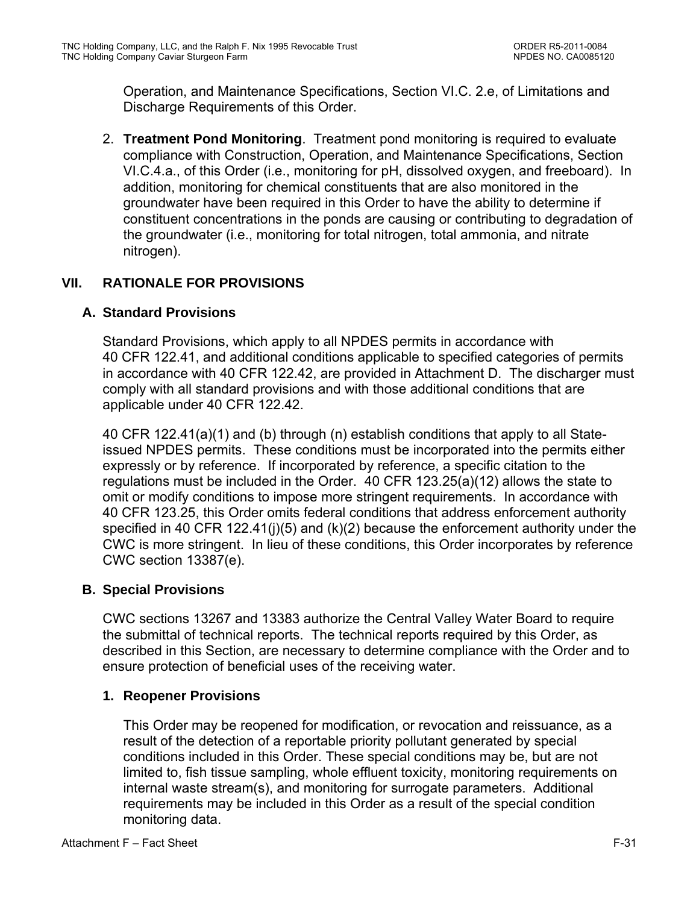Operation, and Maintenance Specifications, Section VI.C. 2.e, of Limitations and Discharge Requirements of this Order.

2. **Treatment Pond Monitoring**. Treatment pond monitoring is required to evaluate compliance with Construction, Operation, and Maintenance Specifications, Section VI.C.4.a., of this Order (i.e., monitoring for pH, dissolved oxygen, and freeboard). In addition, monitoring for chemical constituents that are also monitored in the groundwater have been required in this Order to have the ability to determine if constituent concentrations in the ponds are causing or contributing to degradation of the groundwater (i.e., monitoring for total nitrogen, total ammonia, and nitrate nitrogen).

## VII. RATIONALE FOR PROVISIONS

### A. Standard Provisions

Standard Provisions, which apply to all NPDES permits in accordance with 40 CFR 122.41, and additional conditions applicable to specified categories of permits in accordance with 40 CFR 122.42, are provided in Attachment D. The discharger must comply with all standard provisions and with those additional conditions that are applicable under 40 CFR 122.42.

40 CFR 122.41(a)(1) and (b) through (n) establish conditions that apply to all State-issued NPDES permits. These conditions must be incorporated into the permits either expressly or by reference. If incorporated by reference, a specific citation to the regulations must be included in the Order. 40 CFR 123.25(a)(12) allows the state to omit or modify conditions to impose more stringent requirements. In accordance with 40 CFR 123.25, this Order omits federal conditions that address enforcement authority specified in 40 CFR 122.41(j)(5) and (k)(2) because the enforcement authority under the CWC is more stringent. In lieu of these conditions, this Order incorporates by reference CWC section 13387(e).

### B. Special Provisions

CWC sections 13267 and 13383 authorize the Central Valley Water Board to require the submittal of technical reports. The technical reports required by this Order, as described in this Section, are necessary to determine compliance with the Order and to ensure protection of beneficial uses of the receiving water.

#### 1. Reopener Provisions

This Order may be reopened for modification, or revocation and reissuance, as a result of the detection of a reportable priority pollutant generated by special conditions included in this Order. These special conditions may be, but are not limited to, fish tissue sampling, whole effluent toxicity, monitoring requirements on internal waste stream(s), and monitoring for surrogate parameters. Additional requirements may be included in this Order as a result of the special condition monitoring data.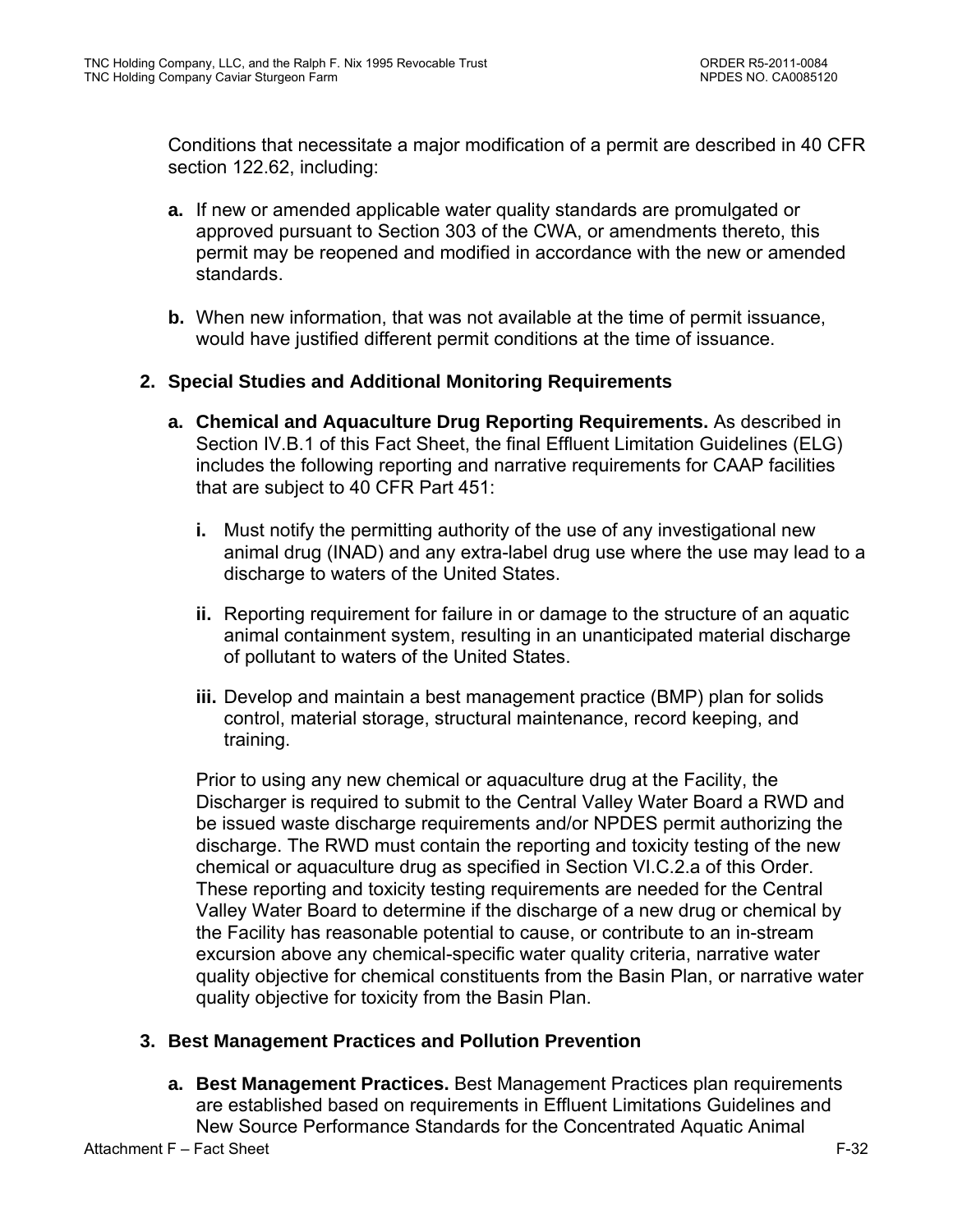Conditions that necessitate a major modification of a permit are described in 40 CFR section 122.62, including:

**a.** If new or amended applicable water quality standards are promulgated or approved pursuant to Section 303 of the CWA, or amendments thereto, this permit may be reopened and modified in accordance with the new or amended standards.

**b.** When new information, that was not available at the time of permit issuance, would have justified different permit conditions at the time of issuance.

**2. Special Studies and Additional Monitoring Requirements**

**a. Chemical and Aquaculture Drug Reporting Requirements.** As described in Section IV.B.1 of this Fact Sheet, the final Effluent Limitation Guidelines (ELG) includes the following reporting and narrative requirements for CAAP facilities that are subject to 40 CFR Part 451:

**i.** Must notify the permitting authority of the use of any investigational new animal drug (INAD) and any extra-label drug use where the use may lead to a discharge to waters of the United States.

**ii.** Reporting requirement for failure in or damage to the structure of an aquatic animal containment system, resulting in an unanticipated material discharge of pollutant to waters of the United States.

**iii.** Develop and maintain a best management practice (BMP) plan for solids control, material storage, structural maintenance, record keeping, and training.

Prior to using any new chemical or aquaculture drug at the Facility, the Discharger is required to submit to the Central Valley Water Board a RWD and be issued waste discharge requirements and/or NPDES permit authorizing the discharge. The RWD must contain the reporting and toxicity testing of the new chemical or aquaculture drug as specified in Section VI.C.2.a of this Order. These reporting and toxicity testing requirements are needed for the Central Valley Water Board to determine if the discharge of a new drug or chemical by the Facility has reasonable potential to cause, or contribute to an in-stream excursion above any chemical-specific water quality criteria, narrative water quality objective for chemical constituents from the Basin Plan, or narrative water quality objective for toxicity from the Basin Plan.

**3. Best Management Practices and Pollution Prevention**

**a. Best Management Practices.** Best Management Practices plan requirements are established based on requirements in Effluent Limitations Guidelines and New Source Performance Standards for the Concentrated Aquatic Animal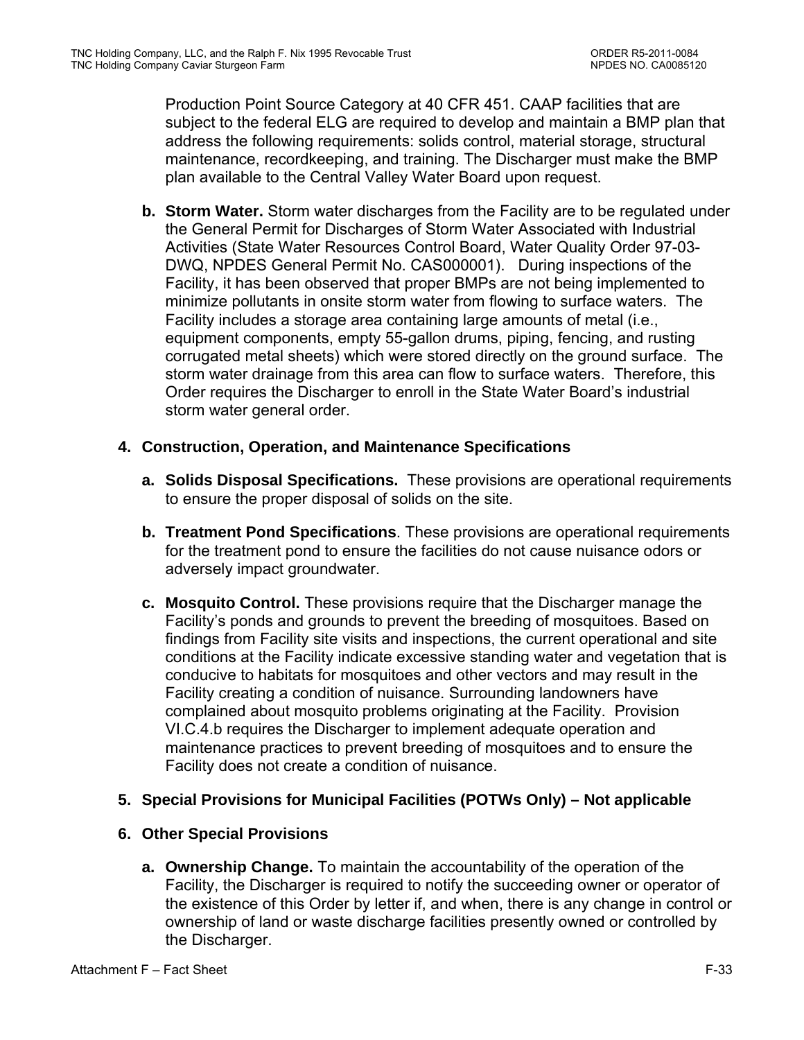Production Point Source Category at 40 CFR 451. CAAP facilities that are subject to the federal ELG are required to develop and maintain a BMP plan that address the following requirements: solids control, material storage, structural maintenance, recordkeeping, and training. The Discharger must make the BMP plan available to the Central Valley Water Board upon request.

**b. Storm Water.** Storm water discharges from the Facility are to be regulated under the General Permit for Discharges of Storm Water Associated with Industrial Activities (State Water Resources Control Board, Water Quality Order 97-03-DWQ, NPDES General Permit No. CAS000001). During inspections of the Facility, it has been observed that proper BMPs are not being implemented to minimize pollutants in onsite storm water from flowing to surface waters. The Facility includes a storage area containing large amounts of metal (i.e., equipment components, empty 55-gallon drums, piping, fencing, and rusting corrugated metal sheets) which were stored directly on the ground surface. The storm water drainage from this area can flow to surface waters. Therefore, this Order requires the Discharger to enroll in the State Water Board's industrial storm water general order.

**4. Construction, Operation, and Maintenance Specifications**

**a. Solids Disposal Specifications.** These provisions are operational requirements to ensure the proper disposal of solids on the site.

**b. Treatment Pond Specifications**. These provisions are operational requirements for the treatment pond to ensure the facilities do not cause nuisance odors or adversely impact groundwater.

**c. Mosquito Control.** These provisions require that the Discharger manage the Facility's ponds and grounds to prevent the breeding of mosquitoes. Based on findings from Facility site visits and inspections, the current operational and site conditions at the Facility indicate excessive standing water and vegetation that is conducive to habitats for mosquitoes and other vectors and may result in the Facility creating a condition of nuisance. Surrounding landowners have complained about mosquito problems originating at the Facility. Provision VI.C.4.b requires the Discharger to implement adequate operation and maintenance practices to prevent breeding of mosquitoes and to ensure the Facility does not create a condition of nuisance.

**5. Special Provisions for Municipal Facilities (POTWs Only) – Not applicable**

**6. Other Special Provisions**

**a. Ownership Change.** To maintain the accountability of the operation of the Facility, the Discharger is required to notify the succeeding owner or operator of the existence of this Order by letter if, and when, there is any change in control or ownership of land or waste discharge facilities presently owned or controlled by the Discharger.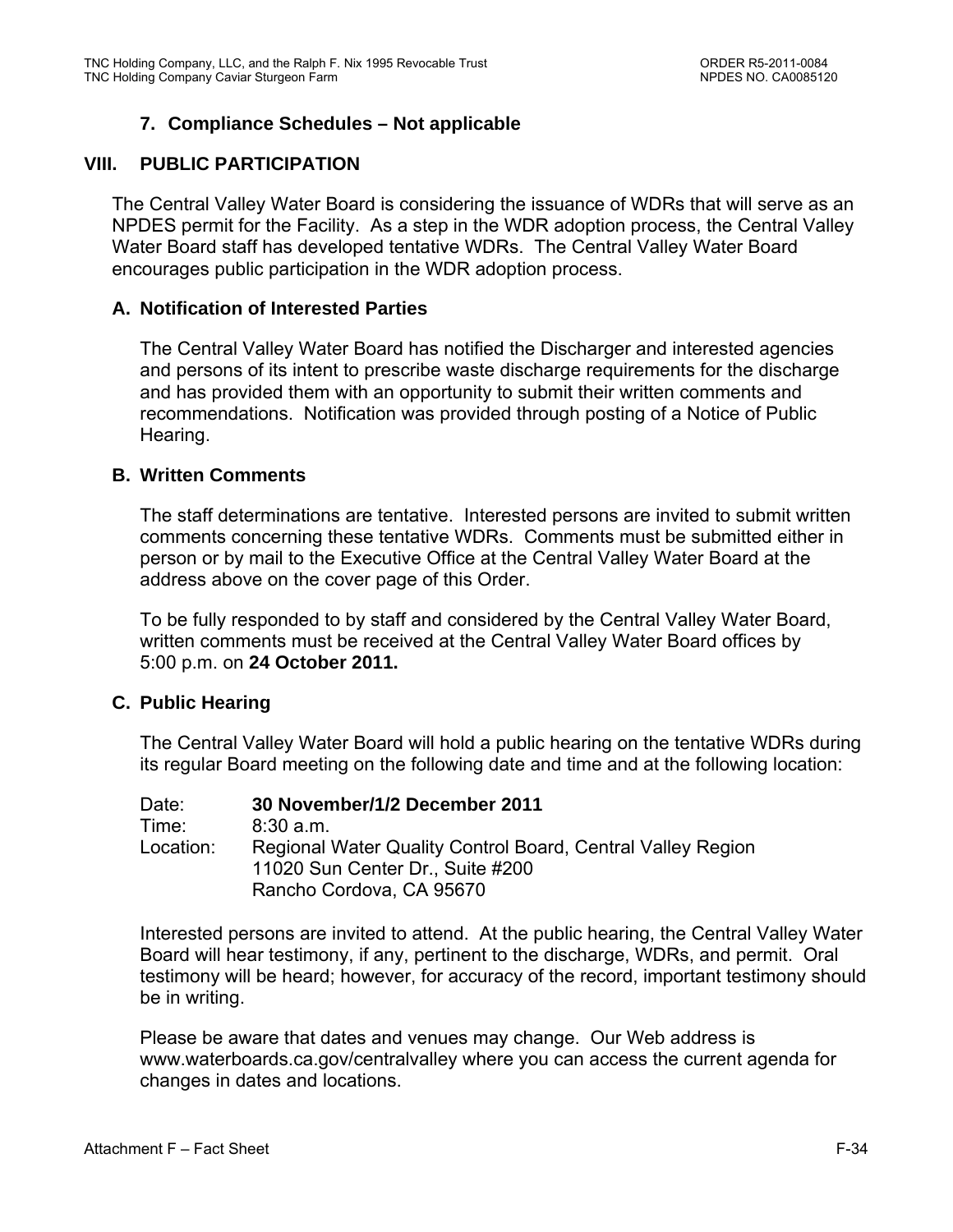### 7. Compliance Schedules – Not applicable

## VIII. PUBLIC PARTICIPATION

The Central Valley Water Board is considering the issuance of WDRs that will serve as an NPDES permit for the Facility. As a step in the WDR adoption process, the Central Valley Water Board staff has developed tentative WDRs. The Central Valley Water Board encourages public participation in the WDR adoption process.

### A. Notification of Interested Parties

The Central Valley Water Board has notified the Discharger and interested agencies and persons of its intent to prescribe waste discharge requirements for the discharge and has provided them with an opportunity to submit their written comments and recommendations. Notification was provided through posting of a Notice of Public Hearing.

### B. Written Comments

The staff determinations are tentative. Interested persons are invited to submit written comments concerning these tentative WDRs. Comments must be submitted either in person or by mail to the Executive Office at the Central Valley Water Board at the address above on the cover page of this Order.

To be fully responded to by staff and considered by the Central Valley Water Board, written comments must be received at the Central Valley Water Board offices by 5:00 p.m. on **24 October 2011.**

### C. Public Hearing

The Central Valley Water Board will hold a public hearing on the tentative WDRs during its regular Board meeting on the following date and time and at the following location:

Date: **30 November/1/2 December 2011**
Time: 8:30 a.m.
Location: Regional Water Quality Control Board, Central Valley Region
11020 Sun Center Dr., Suite #200
Rancho Cordova, CA 95670

Interested persons are invited to attend. At the public hearing, the Central Valley Water Board will hear testimony, if any, pertinent to the discharge, WDRs, and permit. Oral testimony will be heard; however, for accuracy of the record, important testimony should be in writing.

Please be aware that dates and venues may change. Our Web address is www.waterboards.ca.gov/centralvalley where you can access the current agenda for changes in dates and locations.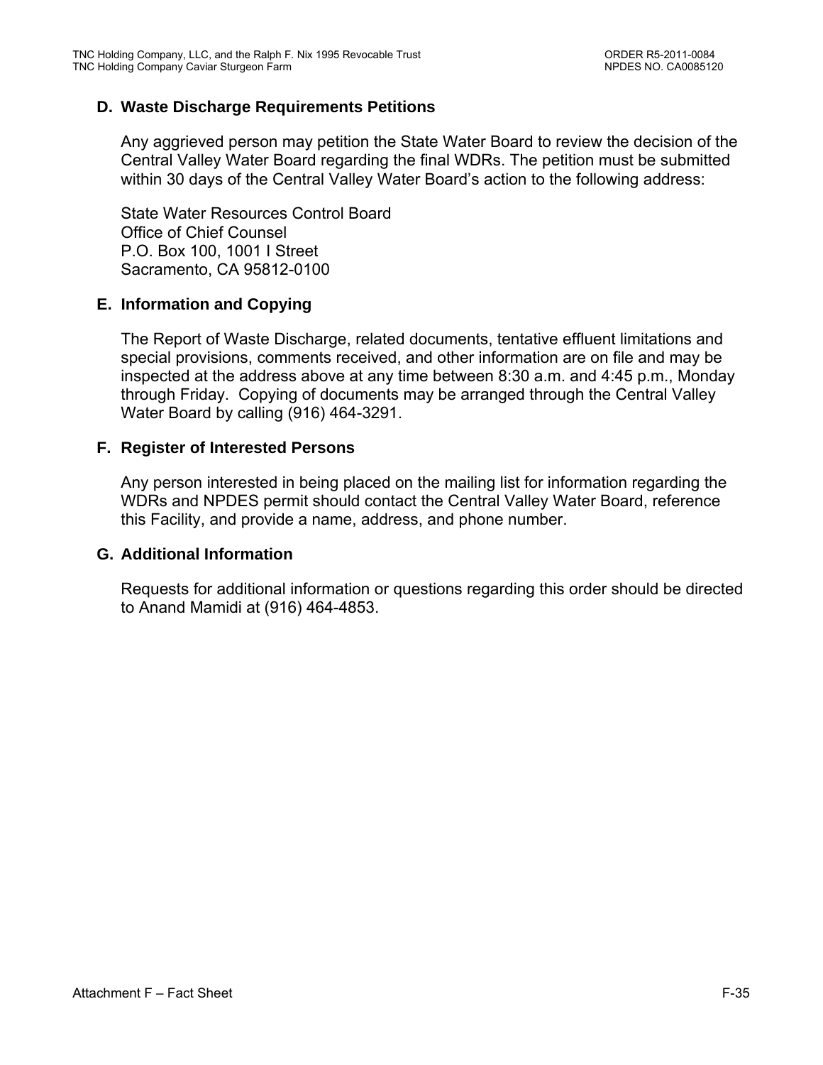### D. Waste Discharge Requirements Petitions

Any aggrieved person may petition the State Water Board to review the decision of the Central Valley Water Board regarding the final WDRs. The petition must be submitted within 30 days of the Central Valley Water Board's action to the following address:

State Water Resources Control Board
Office of Chief Counsel
P.O. Box 100, 1001 I Street
Sacramento, CA 95812-0100

### E. Information and Copying

The Report of Waste Discharge, related documents, tentative effluent limitations and special provisions, comments received, and other information are on file and may be inspected at the address above at any time between 8:30 a.m. and 4:45 p.m., Monday through Friday. Copying of documents may be arranged through the Central Valley Water Board by calling (916) 464-3291.

### F. Register of Interested Persons

Any person interested in being placed on the mailing list for information regarding the WDRs and NPDES permit should contact the Central Valley Water Board, reference this Facility, and provide a name, address, and phone number.

### G. Additional Information

Requests for additional information or questions regarding this order should be directed to Anand Mamidi at (916) 464-4853.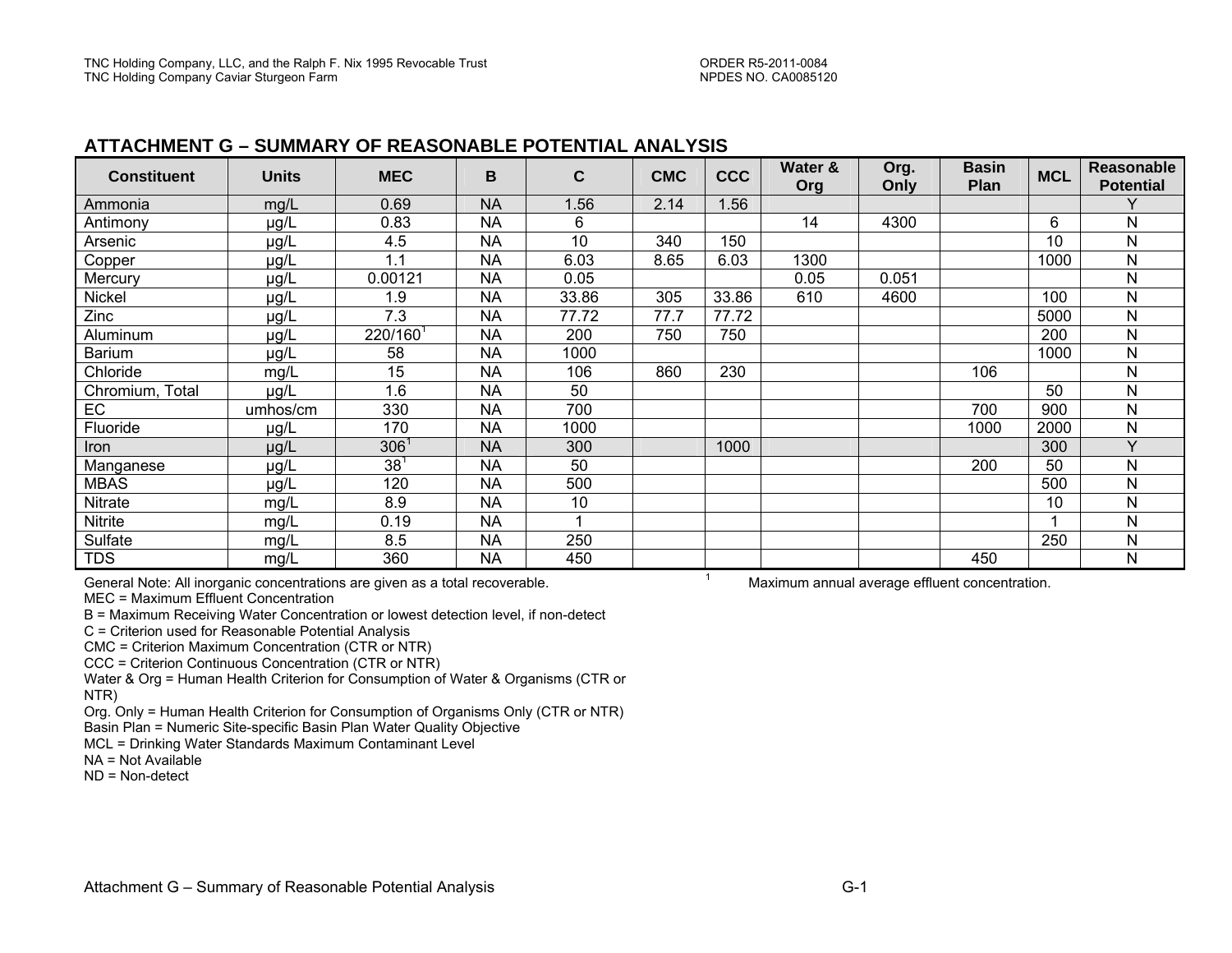## ATTACHMENT G – SUMMARY OF REASONABLE POTENTIAL ANALYSIS

| Constituent | Units | MEC | B | C | CMC | CCC | Water & Org | Org. Only | Basin Plan | MCL | Reasonable Potential |
|---|---|---|---|---|---|---|---|---|---|---|---|
| Ammonia | mg/L | 0.69 | NA | 1.56 | 2.14 | 1.56 | | | | | Y |
| Antimony | µg/L | 0.83 | NA | 6 | | | 14 | 4300 | | 6 | N |
| Arsenic | µg/L | 4.5 | NA | 10 | 340 | 150 | | | | 10 | N |
| Copper | µg/L | 1.1 | NA | 6.03 | 8.65 | 6.03 | 1300 | | | 1000 | N |
| Mercury | µg/L | 0.00121 | NA | 0.05 | | | 0.05 | 0.051 | | | N |
| Nickel | µg/L | 1.9 | NA | 33.86 | 305 | 33.86 | 610 | 4600 | | 100 | N |
| Zinc | µg/L | 7.3 | NA | 77.72 | 77.7 | 77.72 | | | | 5000 | N |
| Aluminum | µg/L | 220/160[1] | NA | 200 | 750 | 750 | | | | 200 | N |
| Barium | µg/L | 58 | NA | 1000 | | | | | | 1000 | N |
| Chloride | mg/L | 15 | NA | 106 | 860 | 230 | | | 106 | | N |
| Chromium, Total | µg/L | 1.6 | NA | 50 | | | | | | 50 | N |
| EC | umhos/cm | 330 | NA | 700 | | | | | 700 | 900 | N |
| Fluoride | µg/L | 170 | NA | 1000 | | | | | 1000 | 2000 | N |
| Iron | µg/L | 306[1] | NA | 300 | | 1000 | | | | 300 | Y |
| Manganese | µg/L | 38[1] | NA | 50 | | | | | 200 | 50 | N |
| MBAS | µg/L | 120 | NA | 500 | | | | | | 500 | N |
| Nitrate | mg/L | 8.9 | NA | 10 | | | | | | 10 | N |
| Nitrite | mg/L | 0.19 | NA | 1 | | | | | | 1 | N |
| Sulfate | mg/L | 8.5 | NA | 250 | | | | | | 250 | N |
| TDS | mg/L | 360 | NA | 450 | | | | | 450 | | N |

General Note: All inorganic concentrations are given as a total recoverable.

[1] Maximum annual average effluent concentration.

MEC = Maximum Effluent Concentration

B = Maximum Receiving Water Concentration or lowest detection level, if non-detect

C = Criterion used for Reasonable Potential Analysis

CMC = Criterion Maximum Concentration (CTR or NTR)

CCC = Criterion Continuous Concentration (CTR or NTR)

Water & Org = Human Health Criterion for Consumption of Water & Organisms (CTR or NTR)

Org. Only = Human Health Criterion for Consumption of Organisms Only (CTR or NTR)

Basin Plan = Numeric Site-specific Basin Plan Water Quality Objective

MCL = Drinking Water Standards Maximum Contaminant Level

NA = Not Available

ND = Non-detect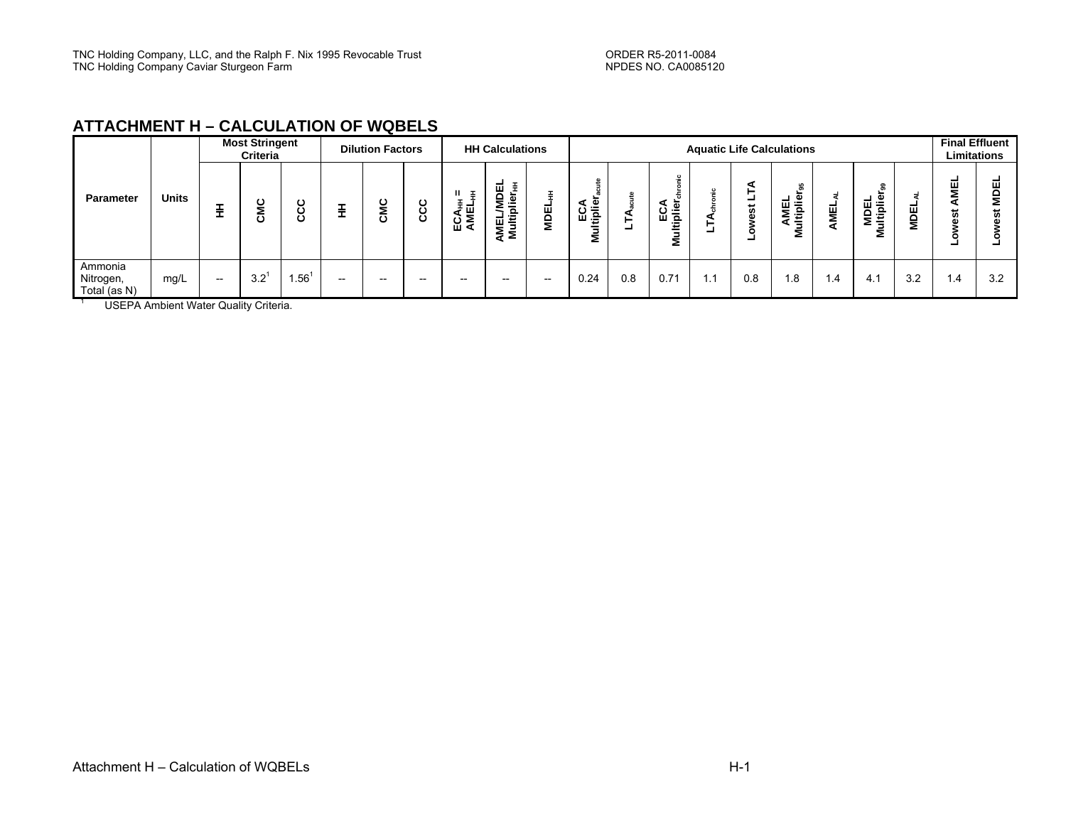## ATTACHMENT H – CALCULATION OF WQBELS

| Parameter | Units | Most Stringent Criteria | | | Dilution Factors | | | HH Calculations | | | Aquatic Life Calculations | | | | | | | | | Final Effluent Limitations | |
|---|---|---|---|---|---|---|---|---|---|---|---|---|---|---|---|---|---|---|---|---|---|
| | | HH | CMC | CCC | HH | CMC | CCC | $ECA_{HH}$ = $AMEL_{HH}$ | AMEL/MDEL $Multiplier_{HH}$ | $MDEL_{HH}$ | ECA $Multiplier_{acute}$ | $LTA_{acute}$ | ECA $Multiplier_{chronic}$ | $LTA_{chronic}$ | Lowest LTA | AMEL $Multiplier_{95}$ | $AMEL_{AL}$ | MDEL $Multiplier_{99}$ | $MDEL_{AL}$ | Lowest AMEL | Lowest MDEL |
| Ammonia Nitrogen, Total (as N) | mg/L | -- | 3.2[1] | 1.56[1] | -- | -- | -- | -- | -- | -- | 0.24 | 0.8 | 0.71 | 1.1 | 0.8 | 1.8 | 1.4 | 4.1 | 3.2 | 1.4 | 3.2 |

[1] USEPA Ambient Water Quality Criteria.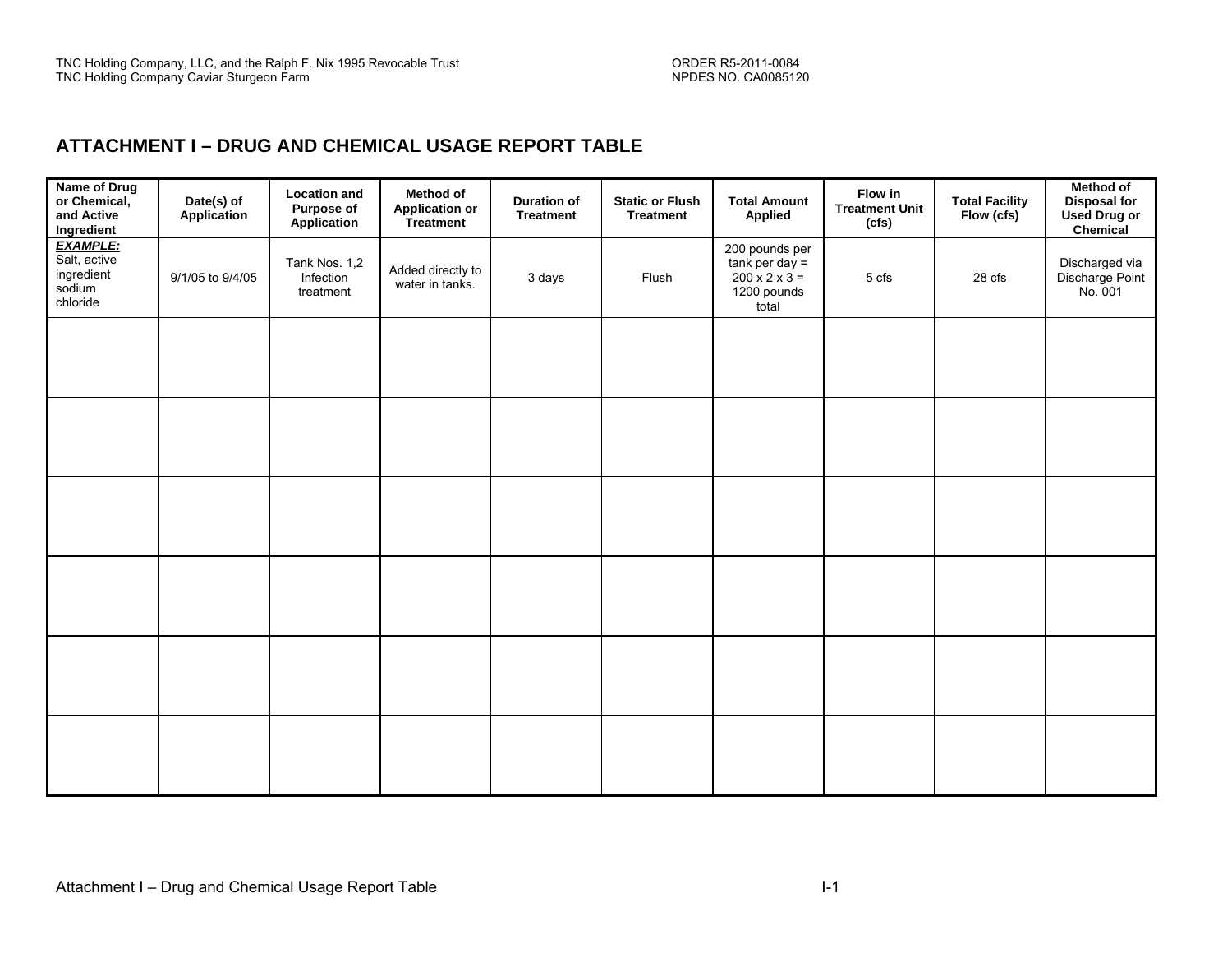## ATTACHMENT I – DRUG AND CHEMICAL USAGE REPORT TABLE

| Name of Drug or Chemical, and Active Ingredient | Date(s) of Application | Location and Purpose of Application | Method of Application or Treatment | Duration of Treatment | Static or Flush Treatment | Total Amount Applied | Flow in Treatment Unit (cfs) | Total Facility Flow (cfs) | Method of Disposal for Used Drug or Chemical |
|---|---|---|---|---|---|---|---|---|---|
| ***EXAMPLE:*** Salt, active ingredient sodium chloride | 9/1/05 to 9/4/05 | Tank Nos. 1,2 Infection treatment | Added directly to water in tanks. | 3 days | Flush | 200 pounds per tank per day = 200 x 2 x 3 = 1200 pounds total | 5 cfs | 28 cfs | Discharged via Discharge Point No. 001 |
| | | | | | | | | | |
| | | | | | | | | | |
| | | | | | | | | | |
| | | | | | | | | | |
| | | | | | | | | | |
| | | | | | | | | | |